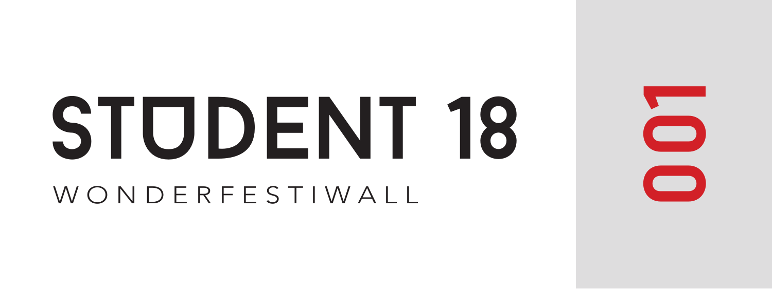# STUDENT 18

WONDERFESTIWALL

001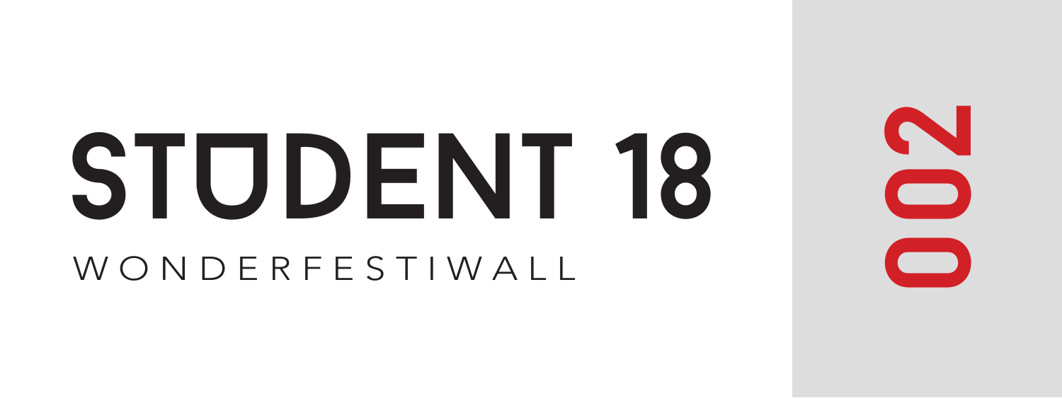# STUDENT 18

WONDERFESTIWALL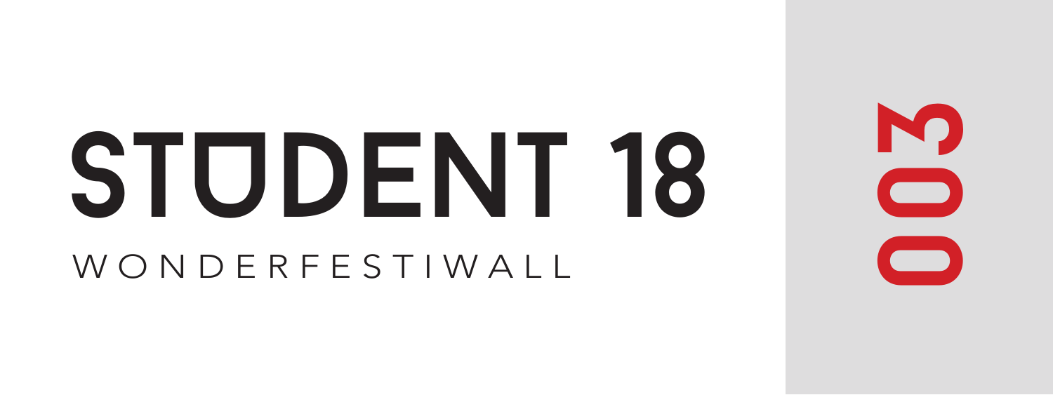# STUDENT 18

WONDERFESTIWALL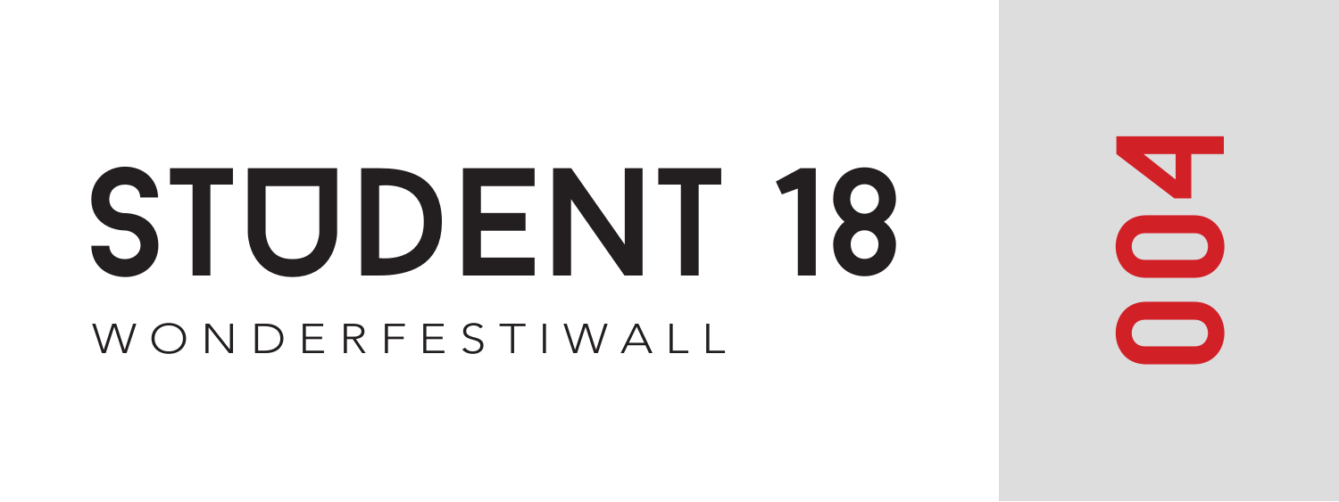# STUDENT 18

WONDERFESTIWALL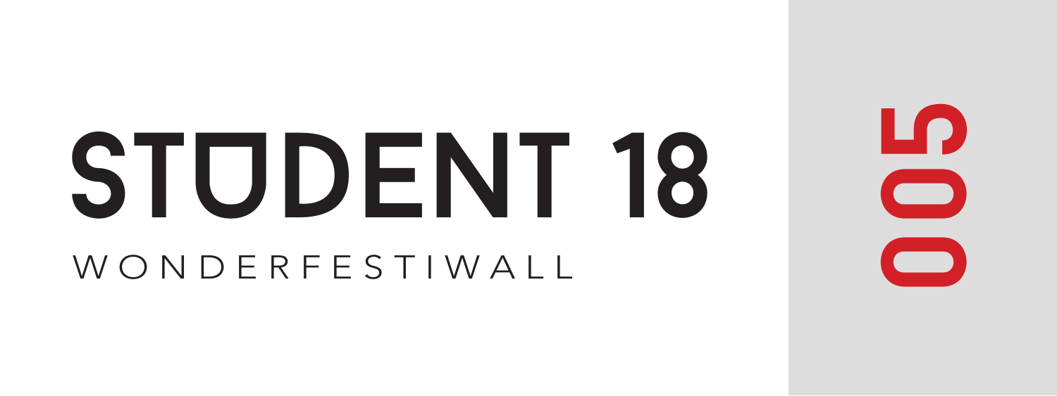# STUDENT 18

WONDERFESTIWALL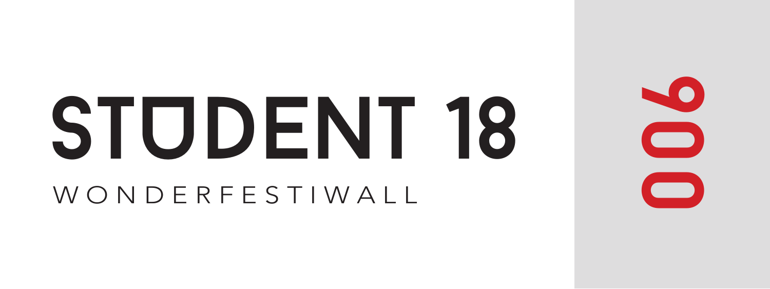# STUDENT 18

WONDERFESTIWALL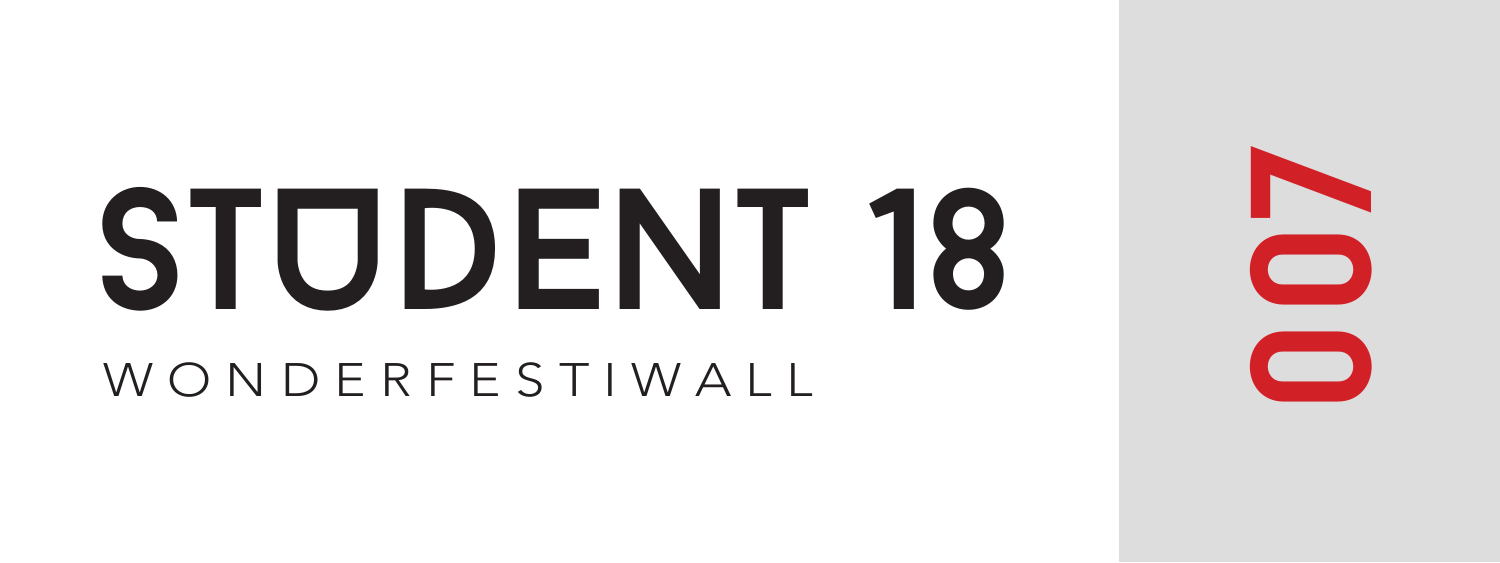# STUDENT 18

WONDERFESTIWALL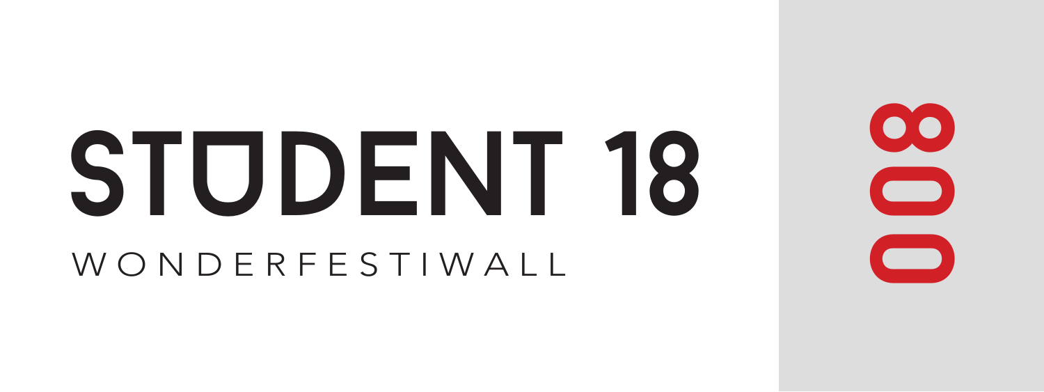# STUDENT 18

WONDERFESTIWALL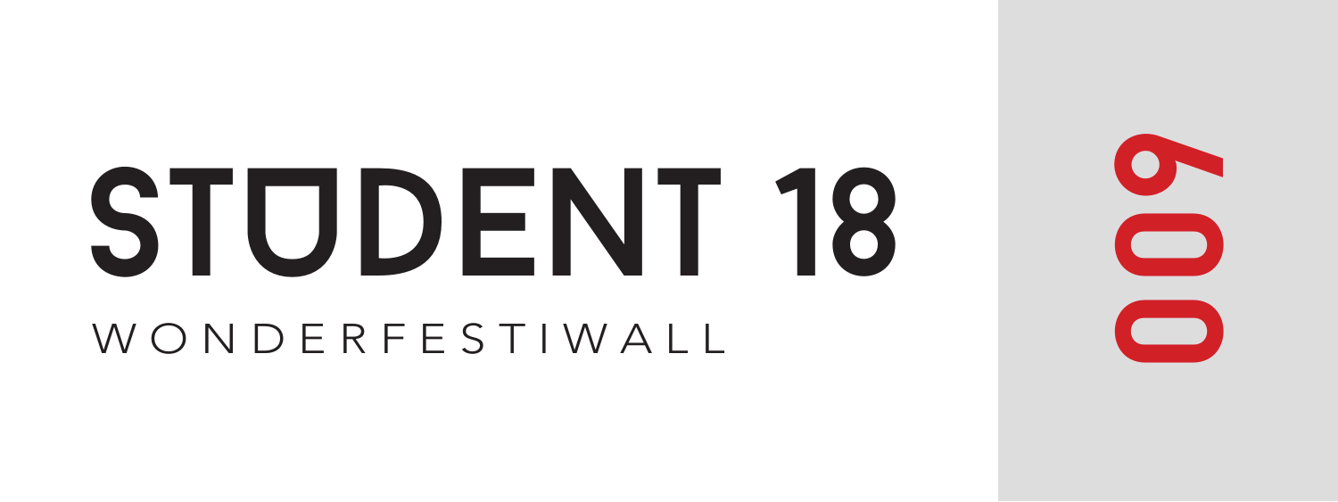# STUDENT 18

WONDERFESTIWALL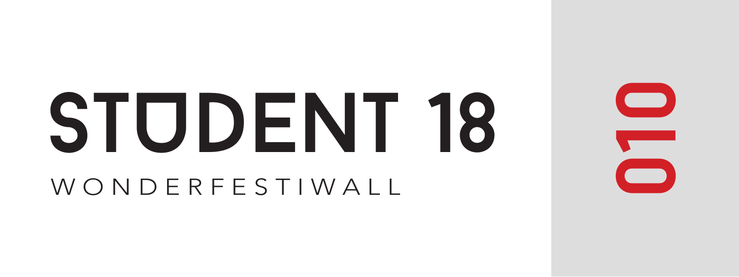# STUDENT 18

WONDERFESTIWALL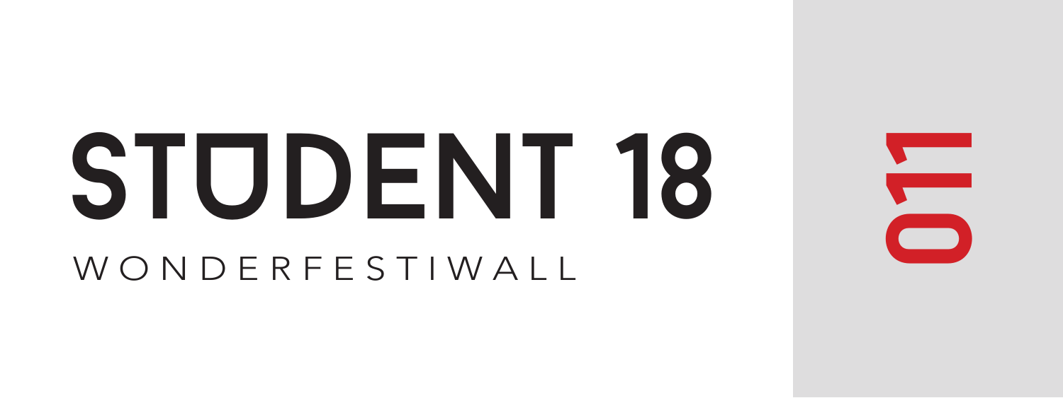# STUDENT 18

WONDERFESTIWALL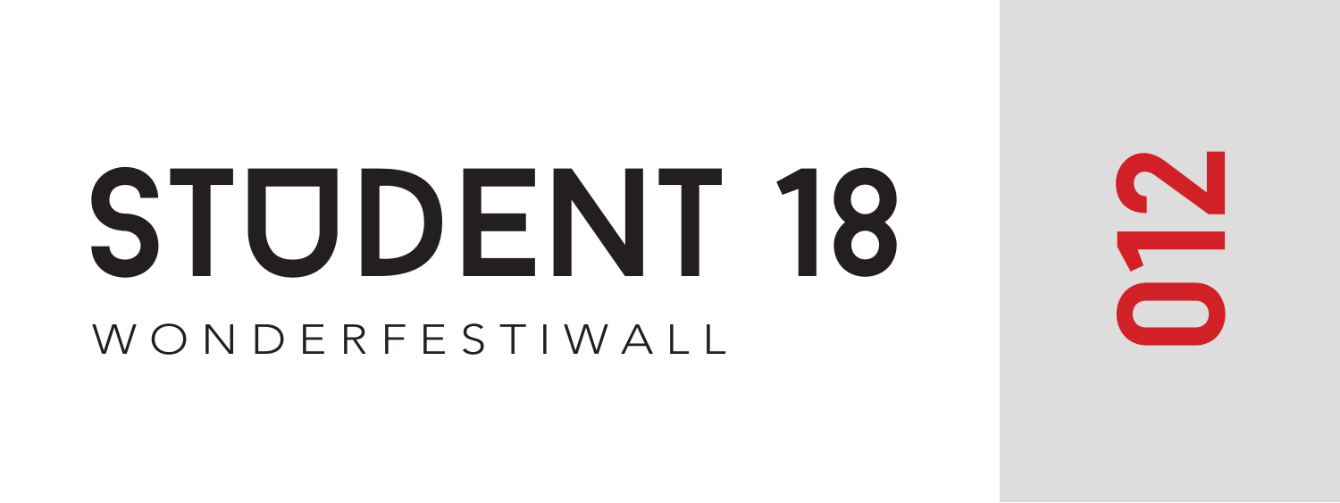# STUDENT 18

WONDERFESTIWALL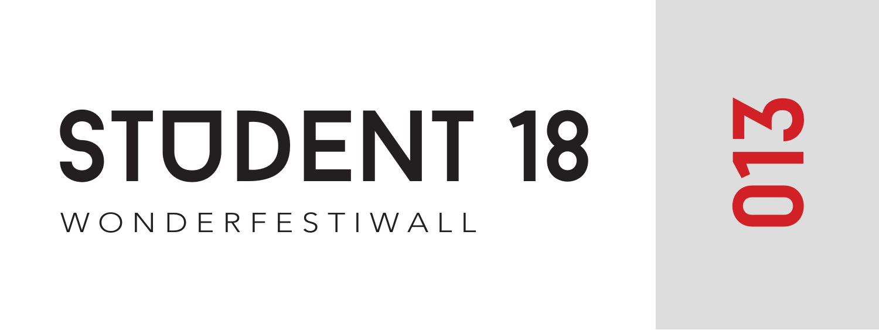# STUDENT 18

WONDERFESTIWALL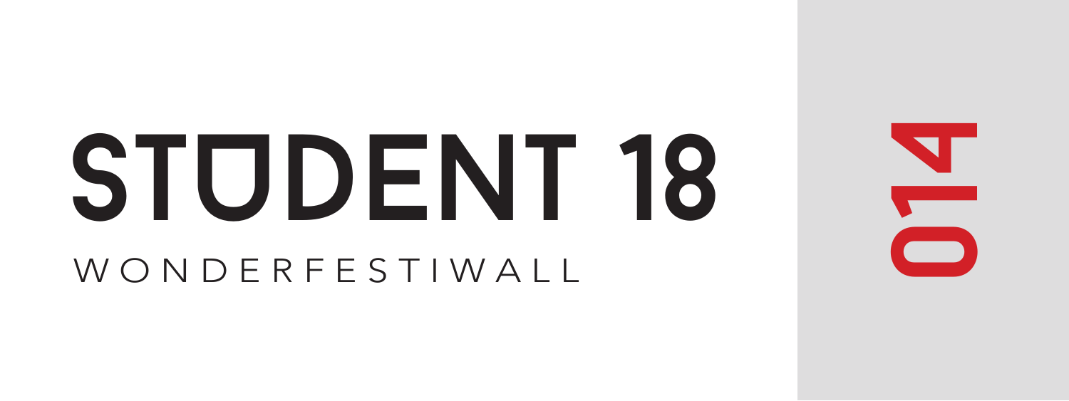# STUDENT 18

WONDERFESTIWALL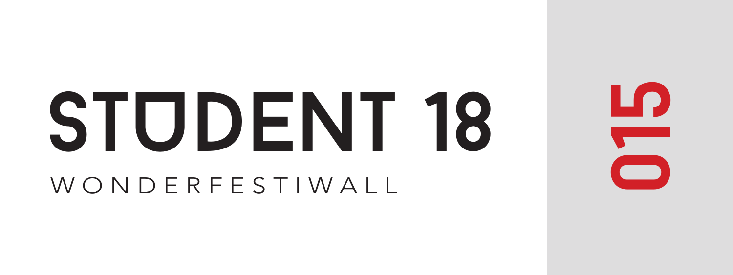# STUDENT 18

WONDERFESTIWALL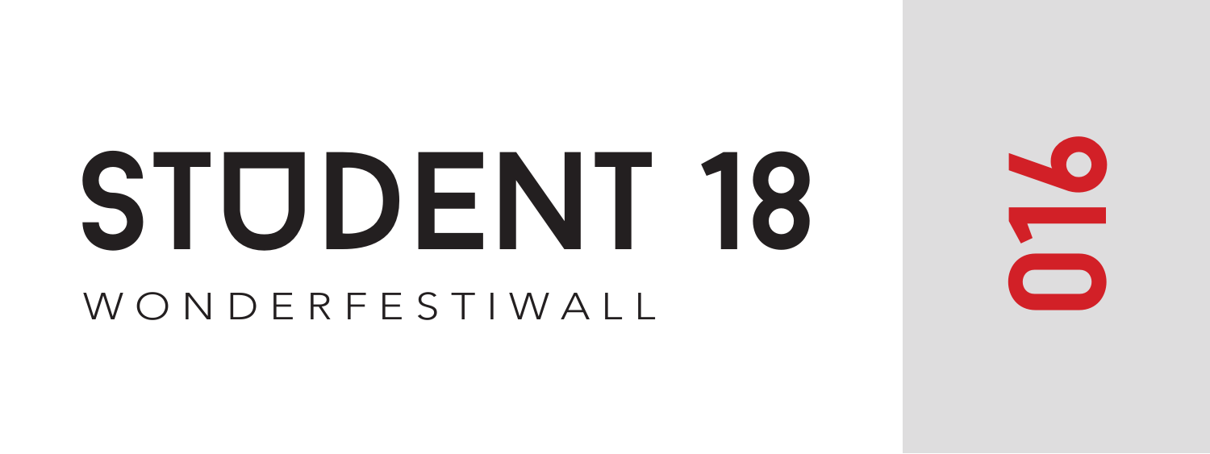# STUDENT 18

WONDERFESTIWALL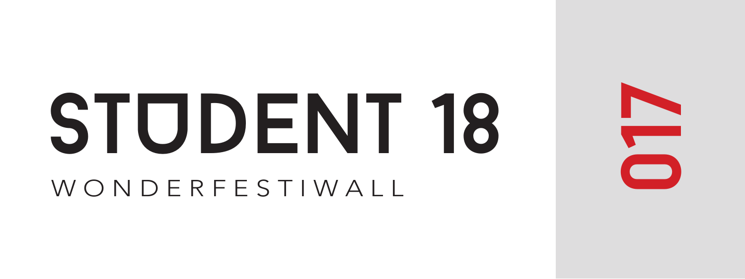# STUDENT 18

WONDERFESTIWALL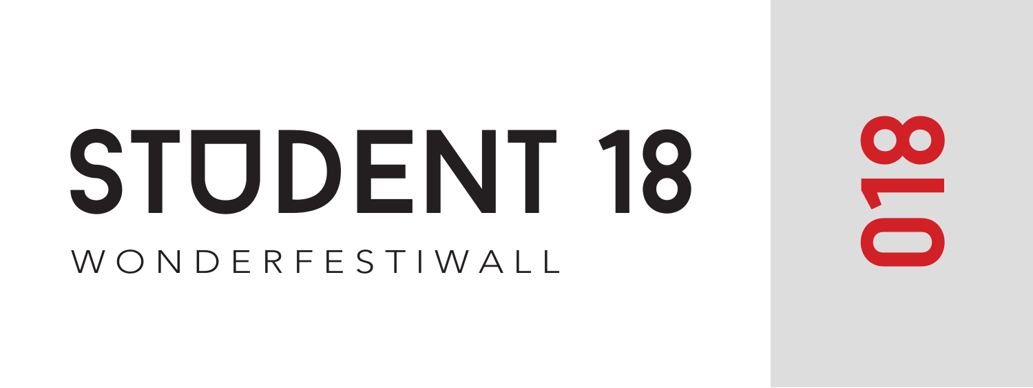# STUDENT 18

WONDERFESTIWALL

018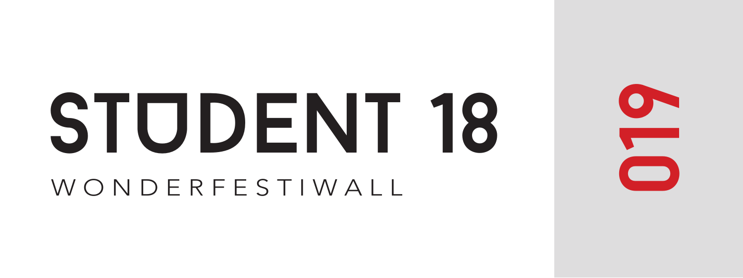# STUDENT 18

WONDERFESTIWALL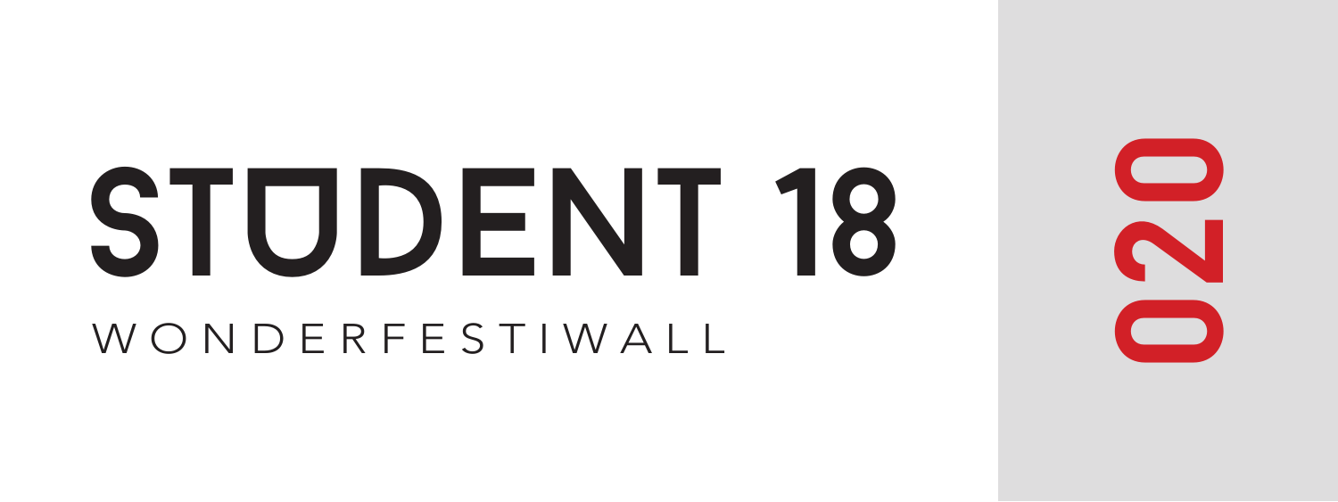# STUDENT 18

WONDERFESTIWALL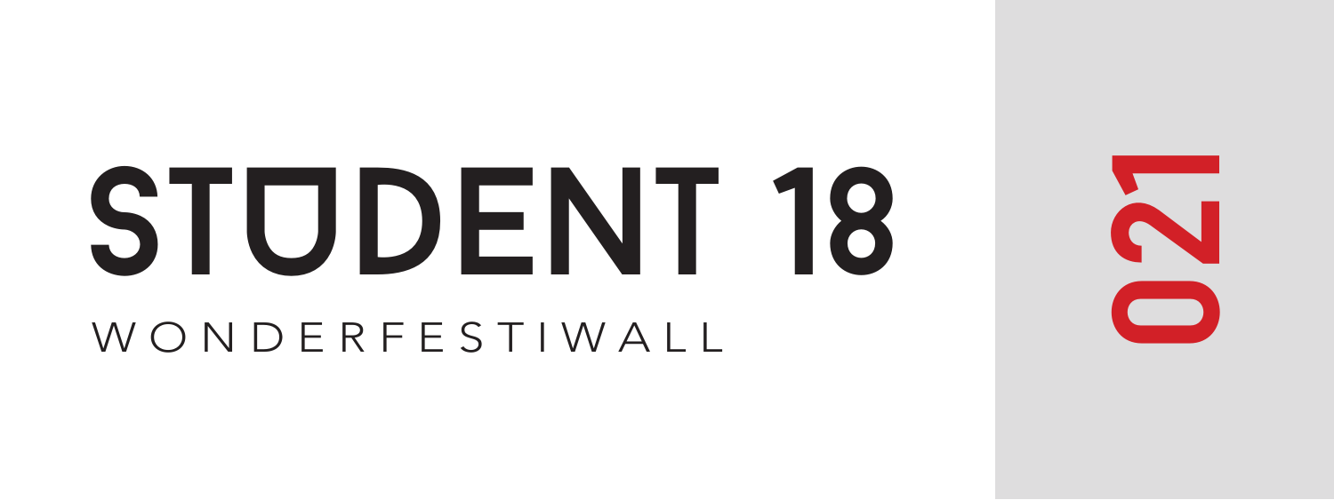# STUDENT 18

WONDERFESTIWALL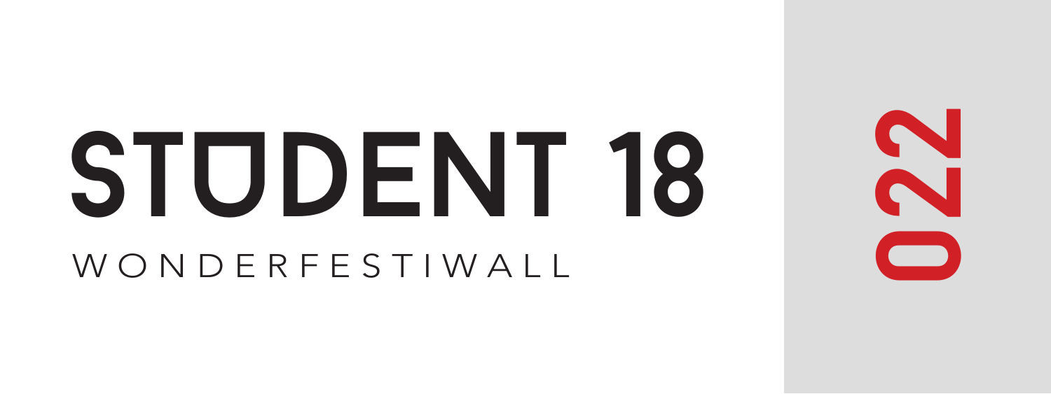# STUDENT 18

WONDERFESTIWALL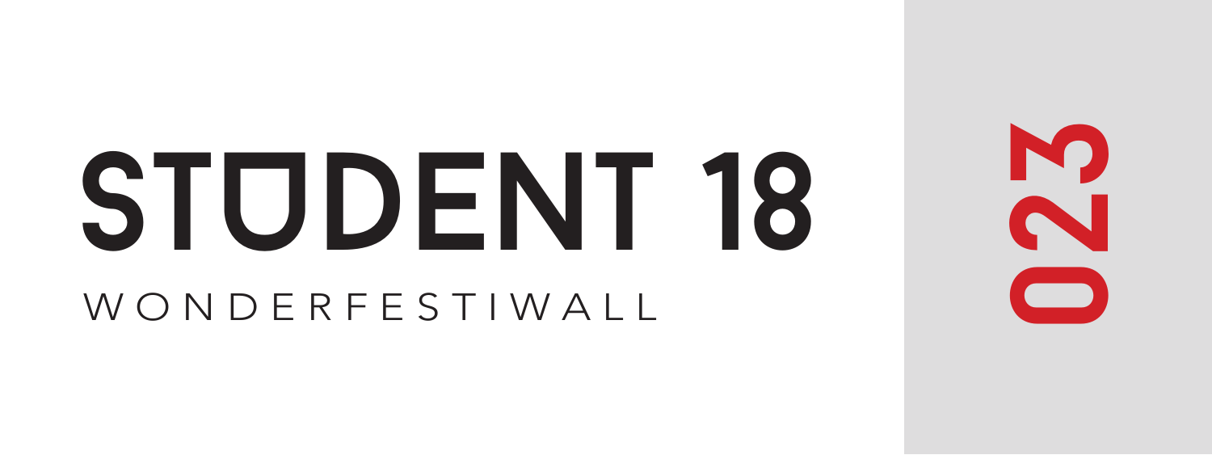# STUDENT 18

WONDERFESTIWALL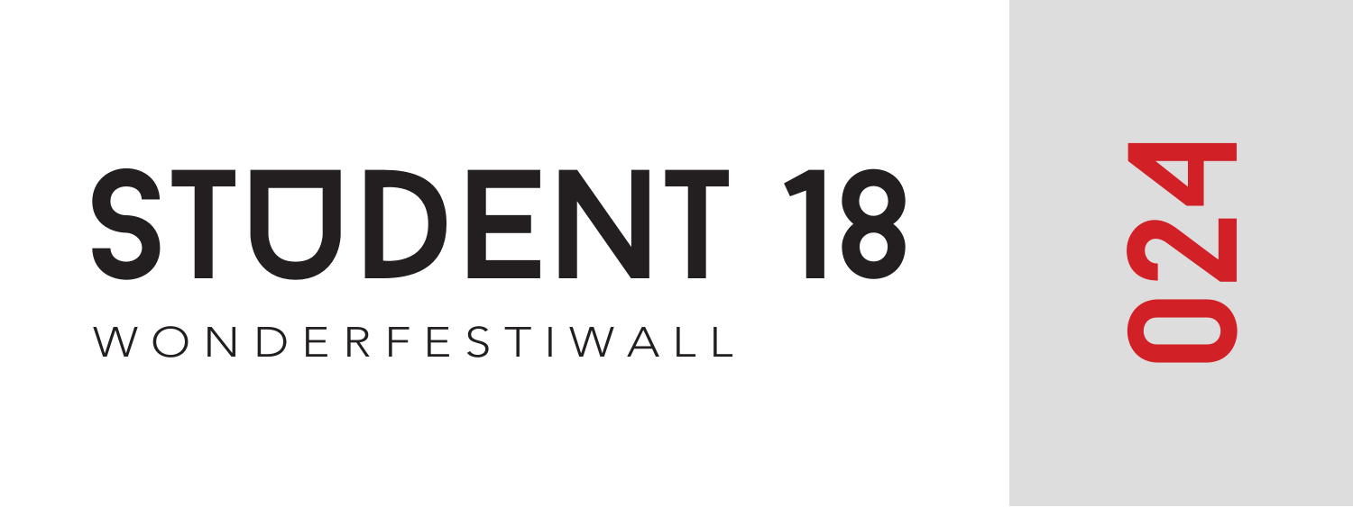# STUDENT 18

WONDERFESTIWALL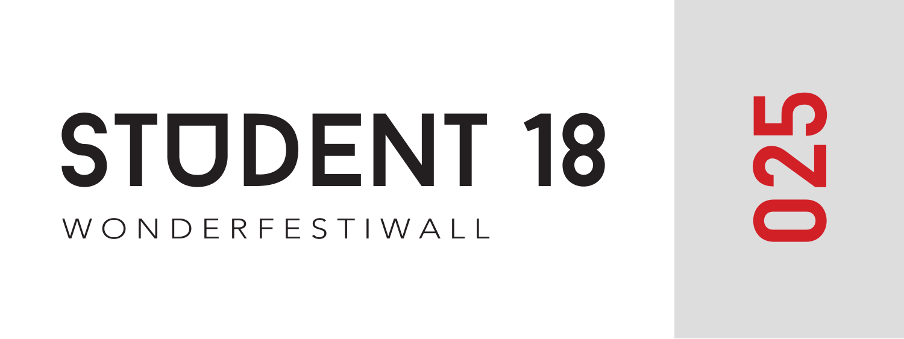# STUDENT 18

WONDERFESTIWALL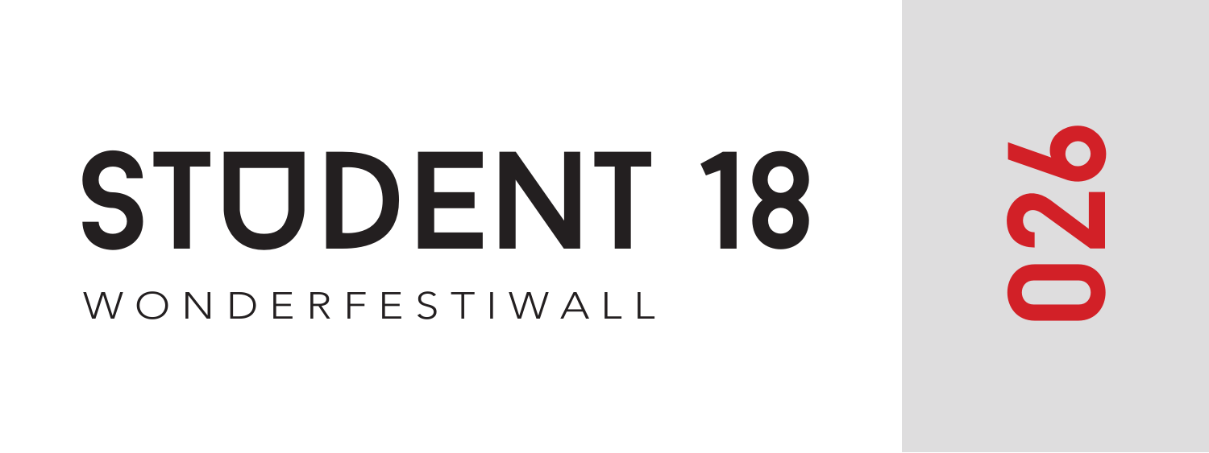# STUDENT 18

WONDERFESTIWALL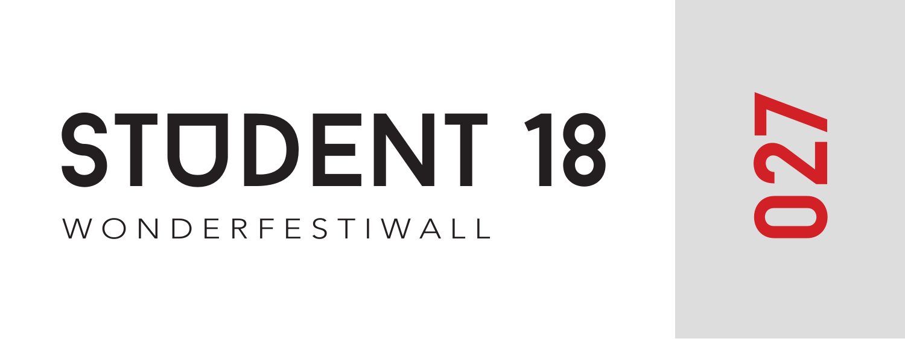# STUDENT 18

WONDERFESTIWALL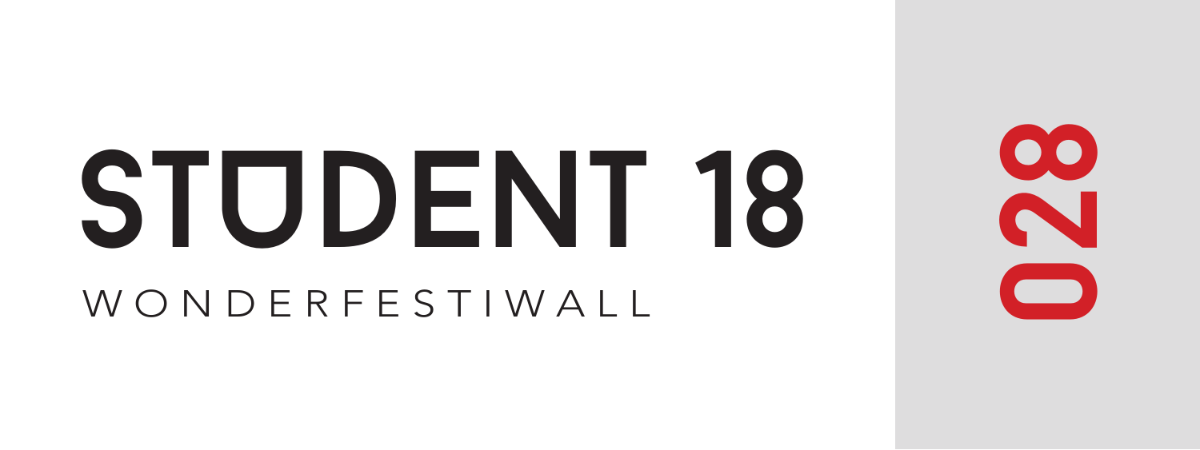# STUDENT 18

WONDERFESTIWALL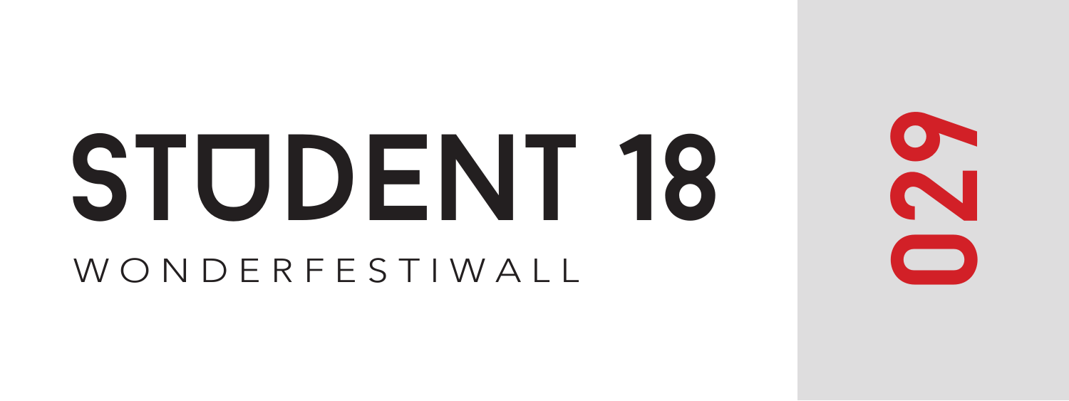# STUDENT 18

WONDERFESTIWALL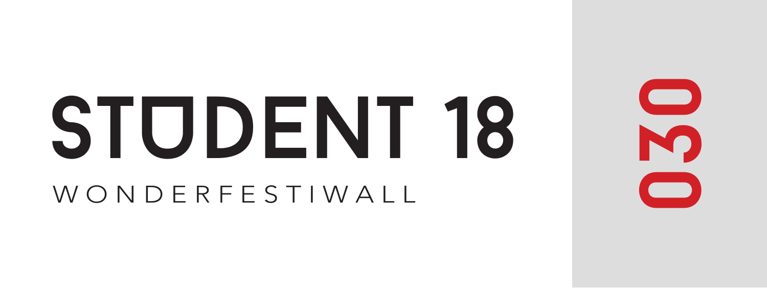# STUDENT 18

WONDERFESTIWALL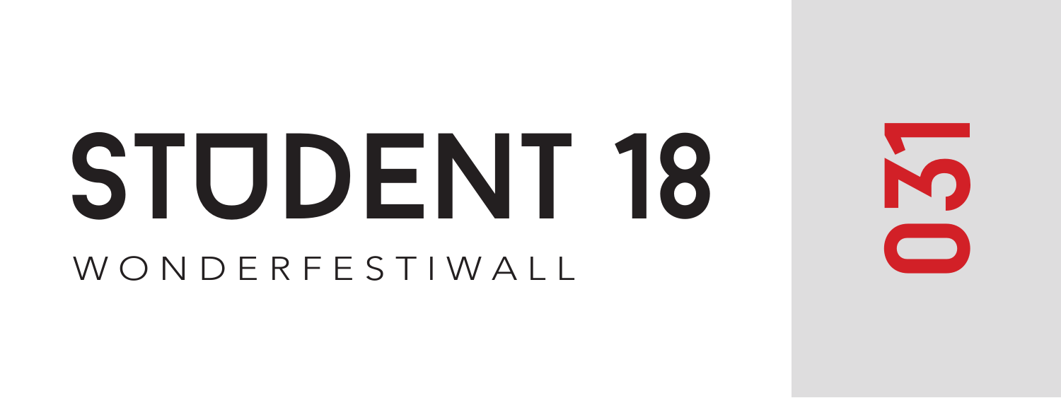# STUDENT 18

WONDERFESTIWALL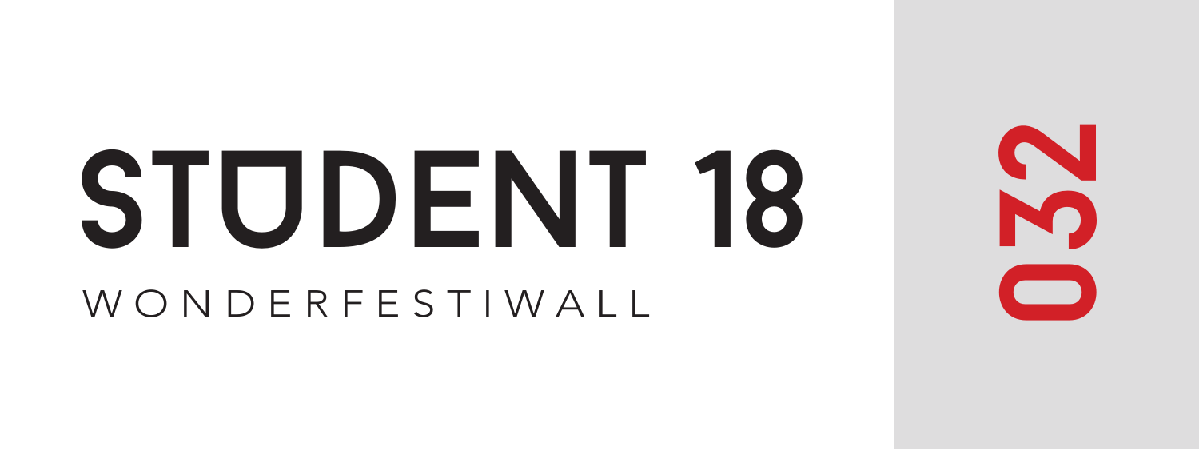# STUDENT 18

WONDERFESTIWALL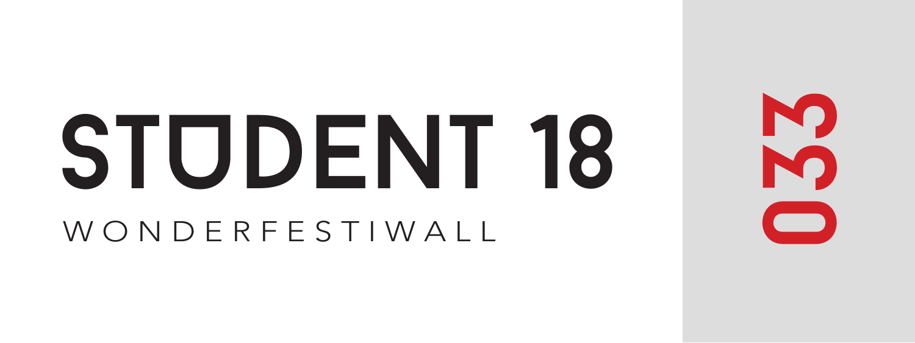# STUDENT 18

WONDERFESTIWALL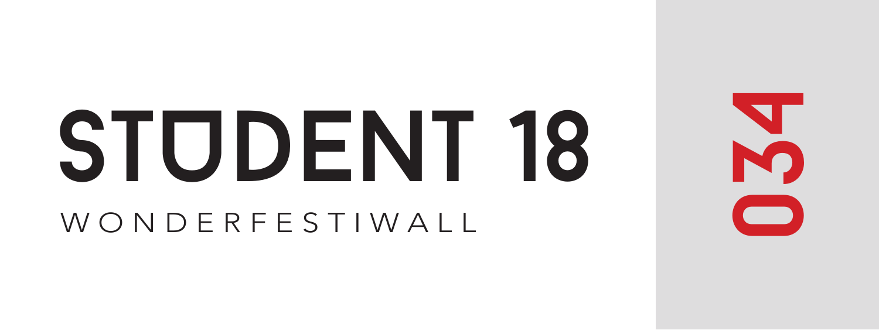# STUDENT 18

WONDERFESTIWALL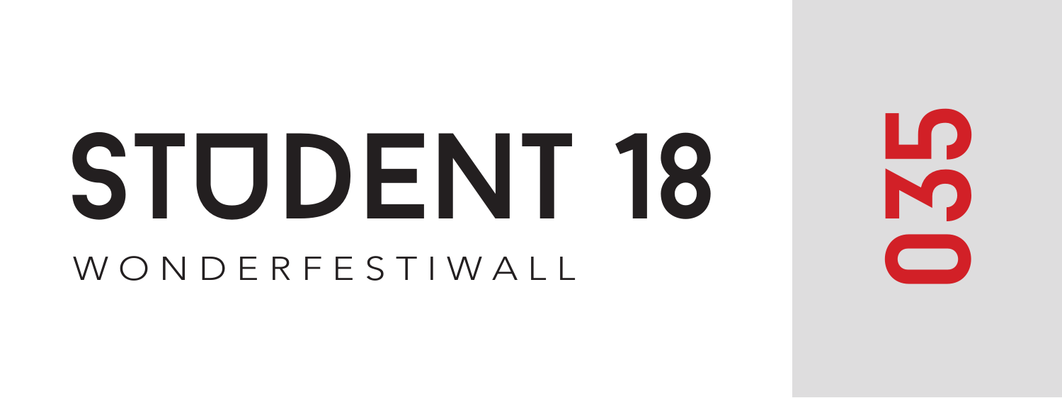# STUDENT 18

WONDERFESTIWALL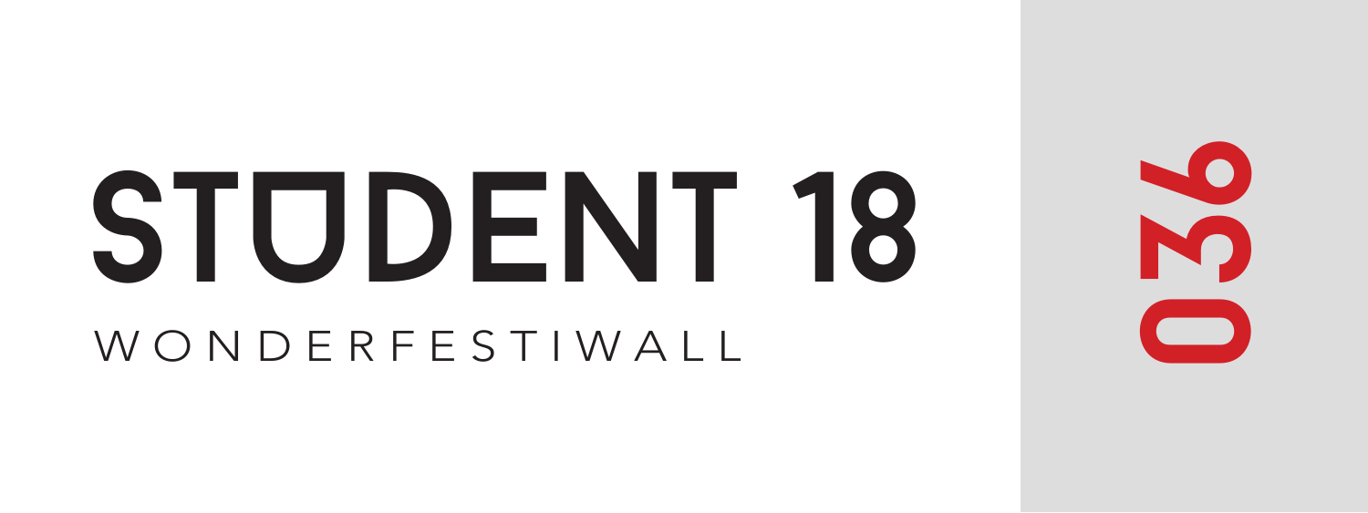# STUDENT 18

WONDERFESTIWALL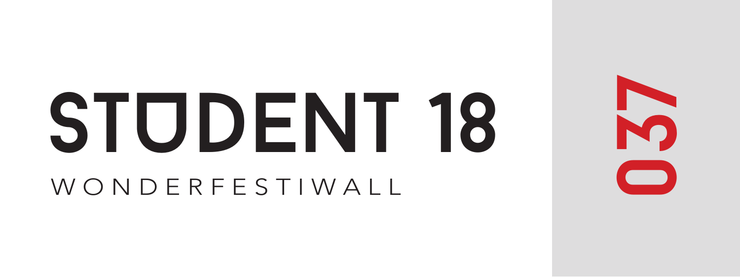# STUDENT 18

WONDERFESTIWALL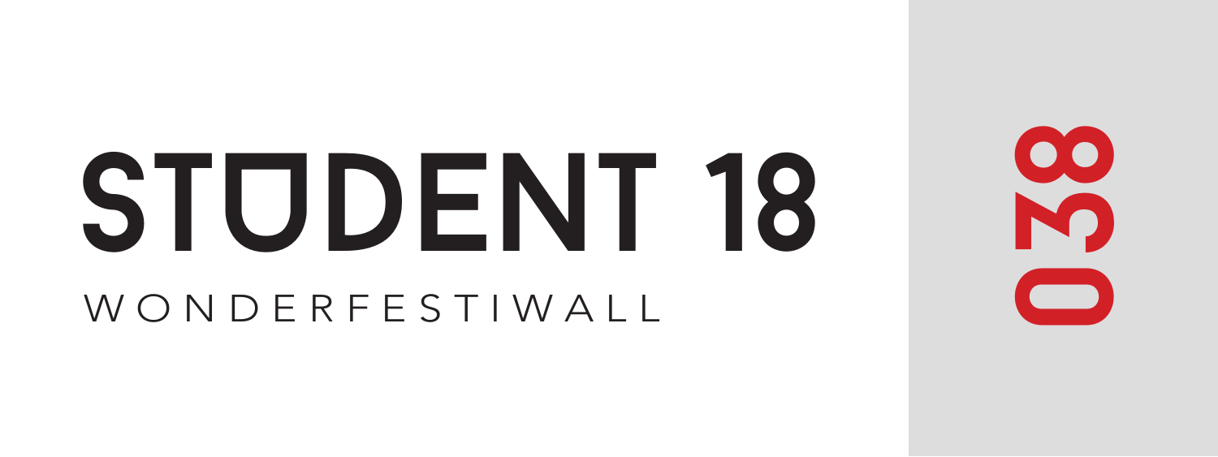# STUDENT 18

WONDERFESTIWALL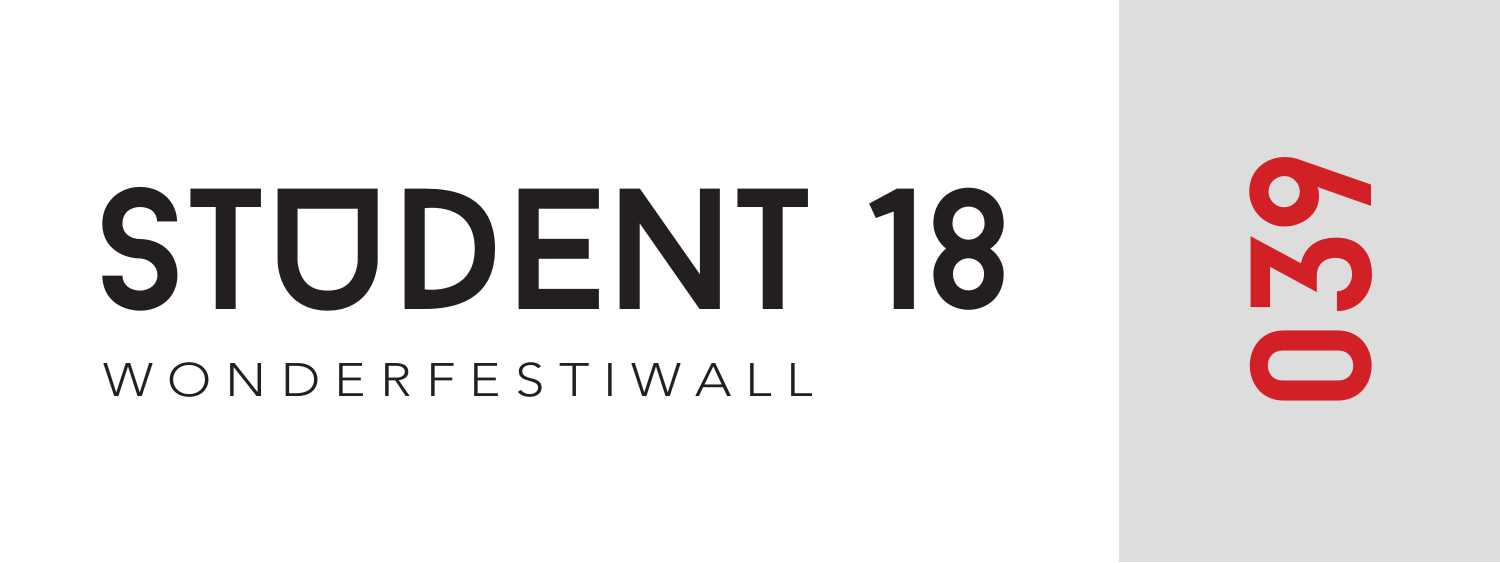# STUDENT 18

WONDERFESTIWALL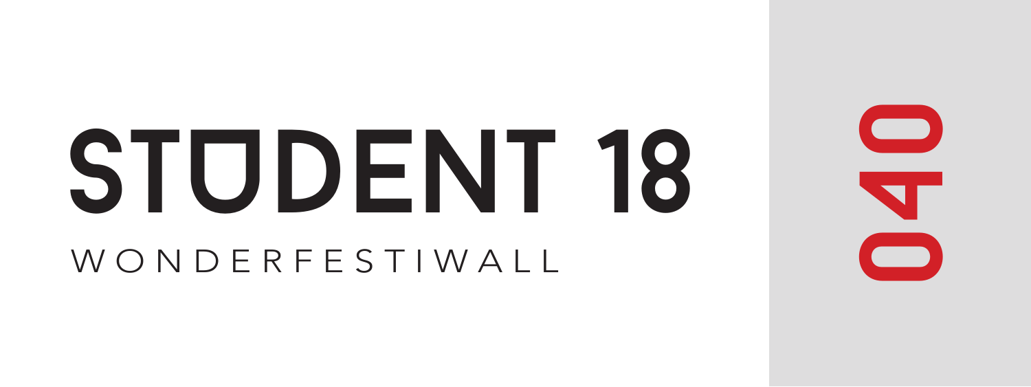# STUDENT 18

WONDERFESTIWALL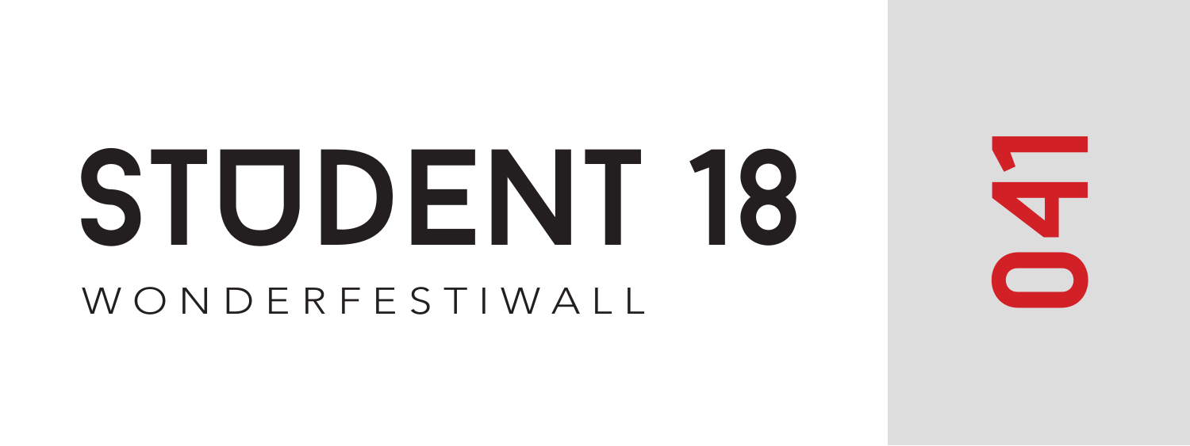# STUDENT 18

WONDERFESTIWALL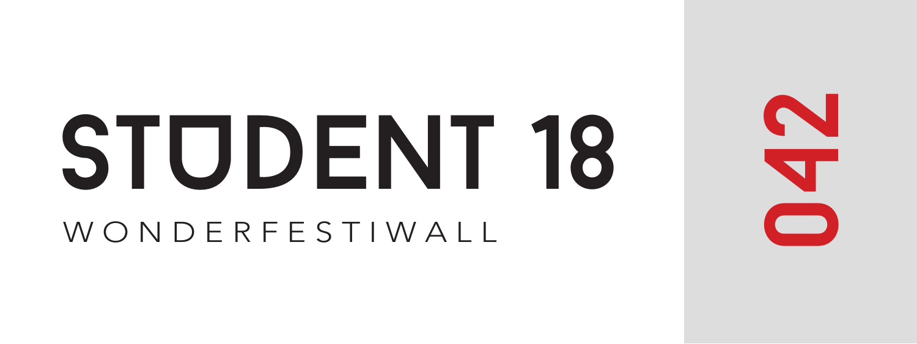# STUDENT 18

WONDERFESTIWALL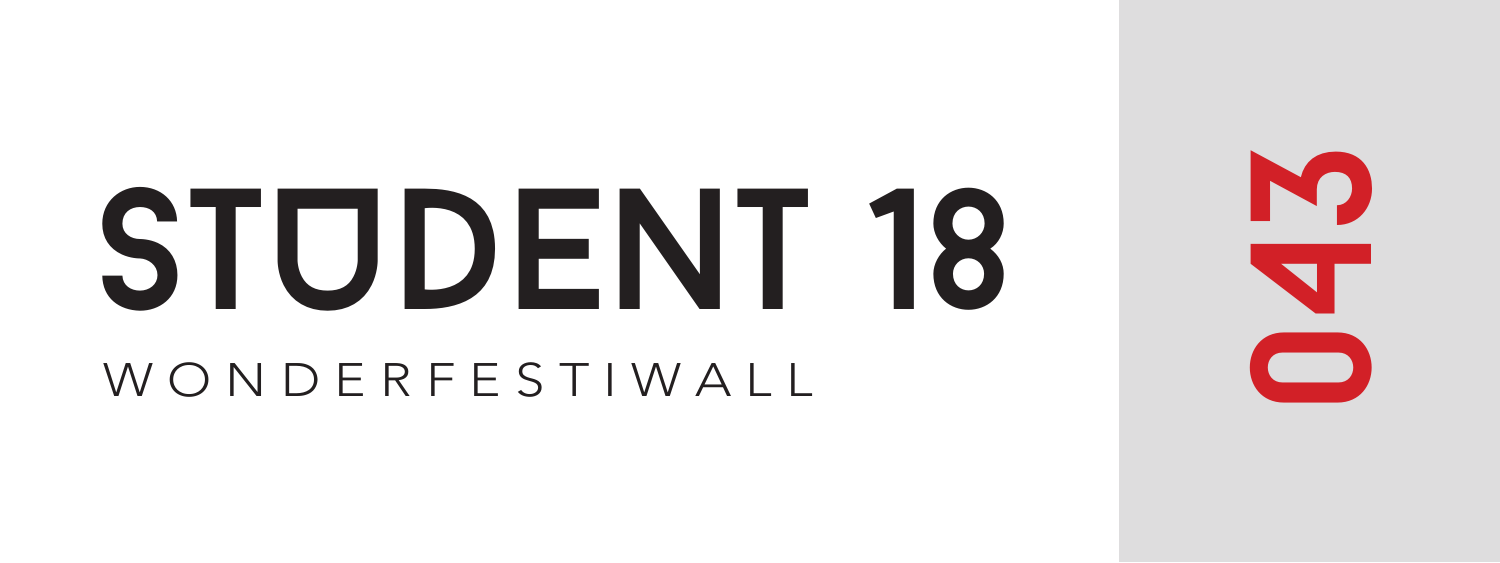# STUDENT 18

WONDERFESTIWALL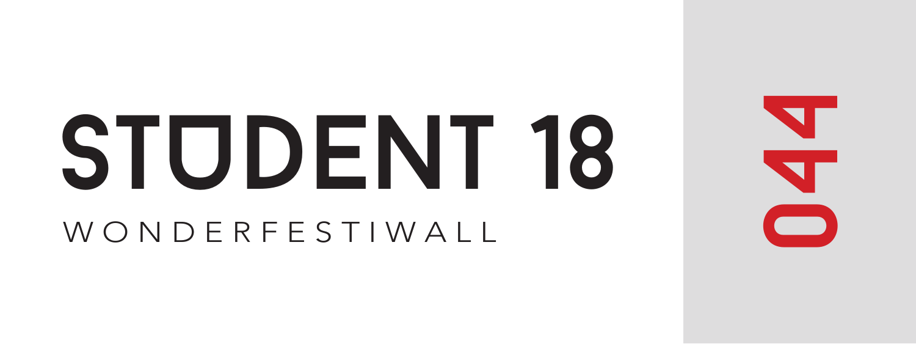# STUDENT 18

WONDERFESTIWALL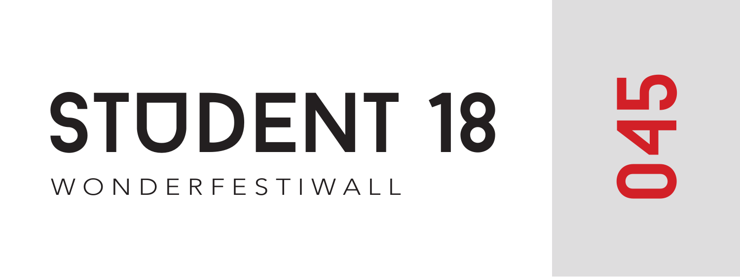# STUDENT 18

WONDERFESTIWALL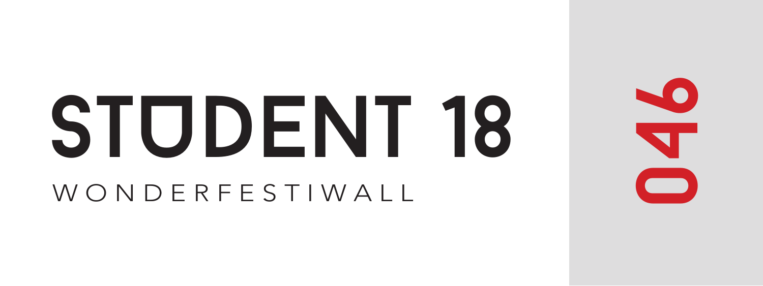# STUDENT 18

WONDERFESTIWALL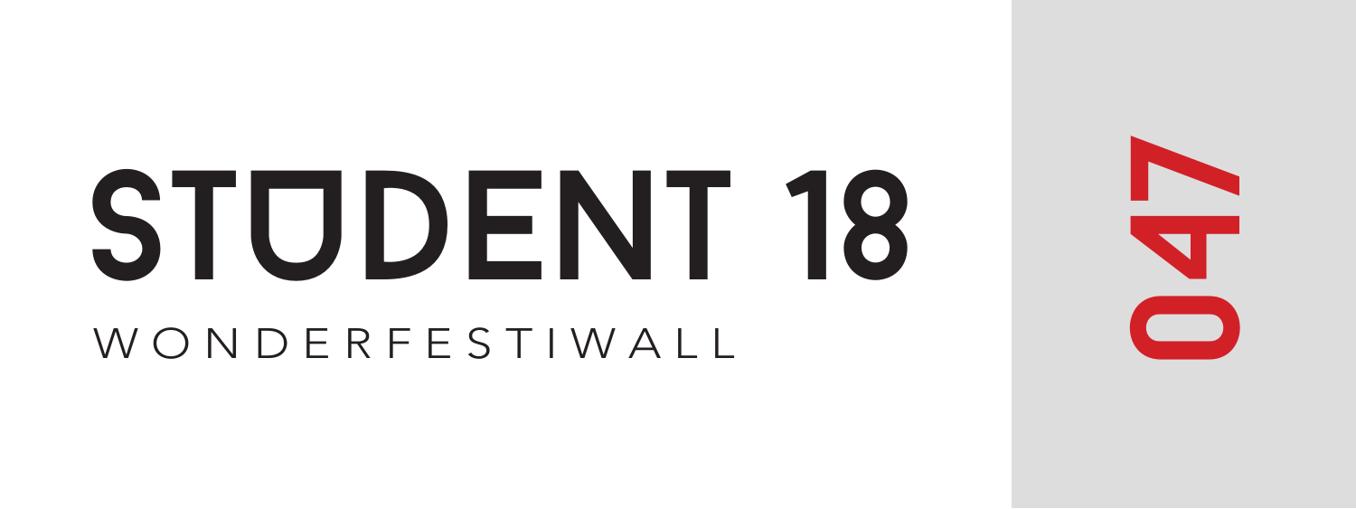# STUDENT 18

WONDERFESTIWALL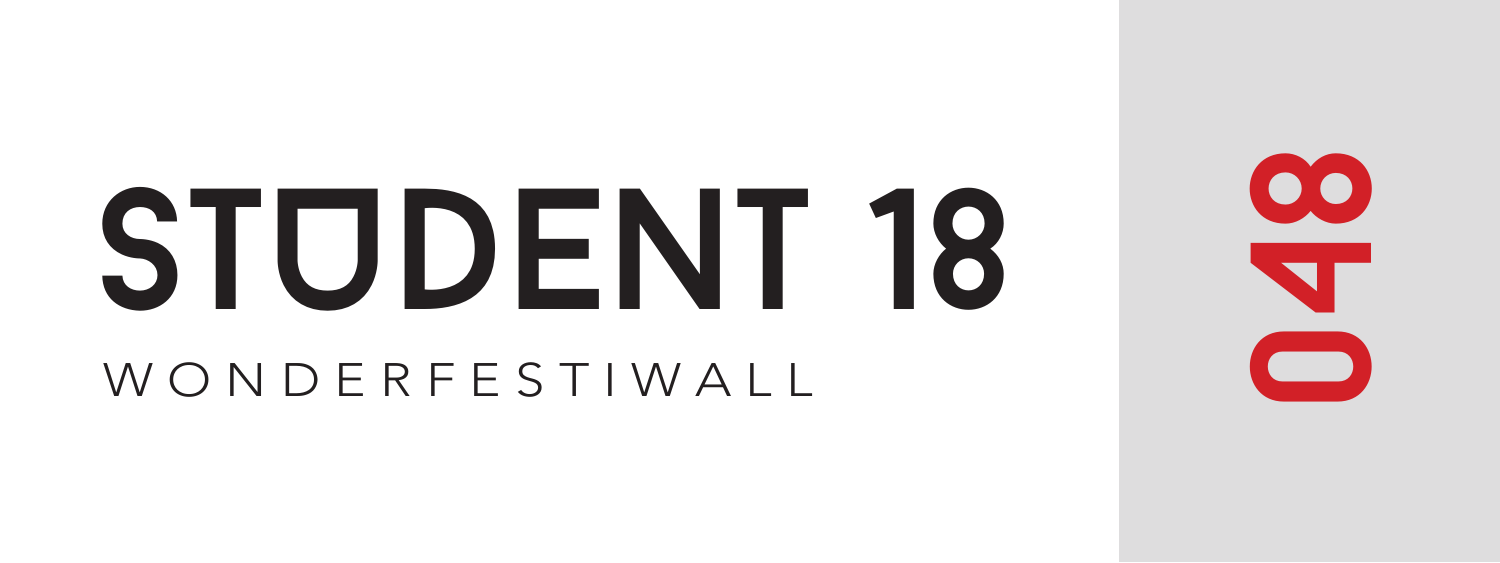# STUDENT 18

WONDERFESTIWALL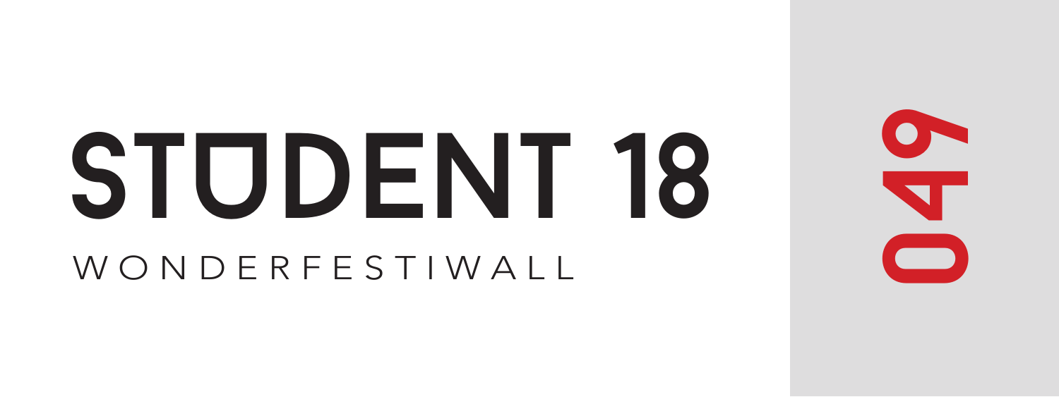# STUDENT 18

WONDERFESTIWALL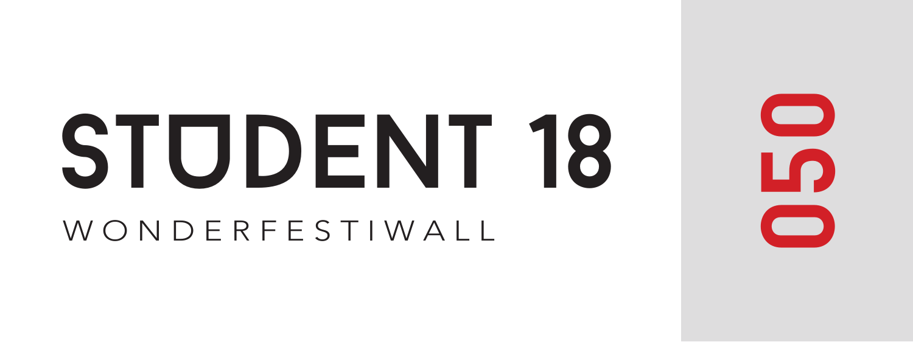# STUDENT 18

WONDERFESTIWALL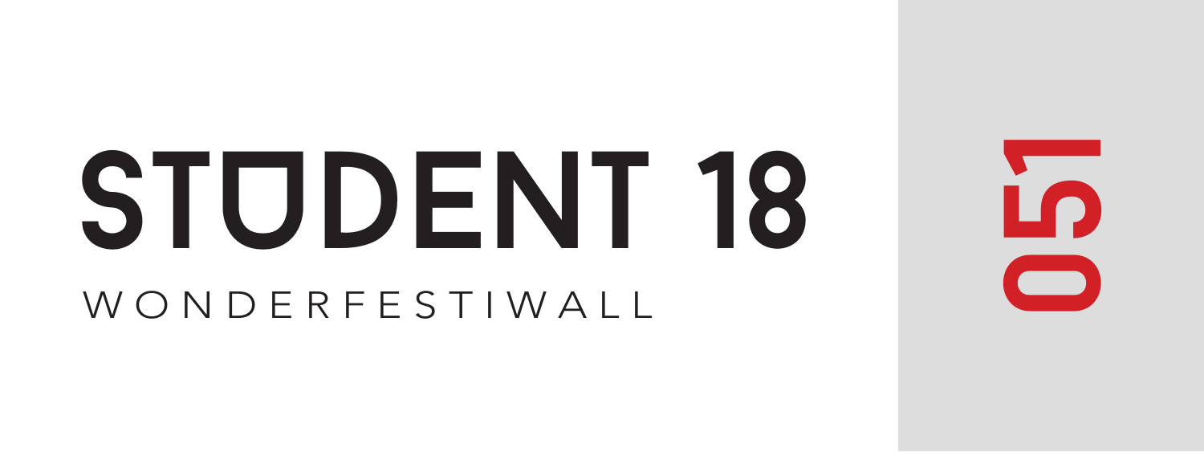# STUDENT 18

WONDERFESTIWALL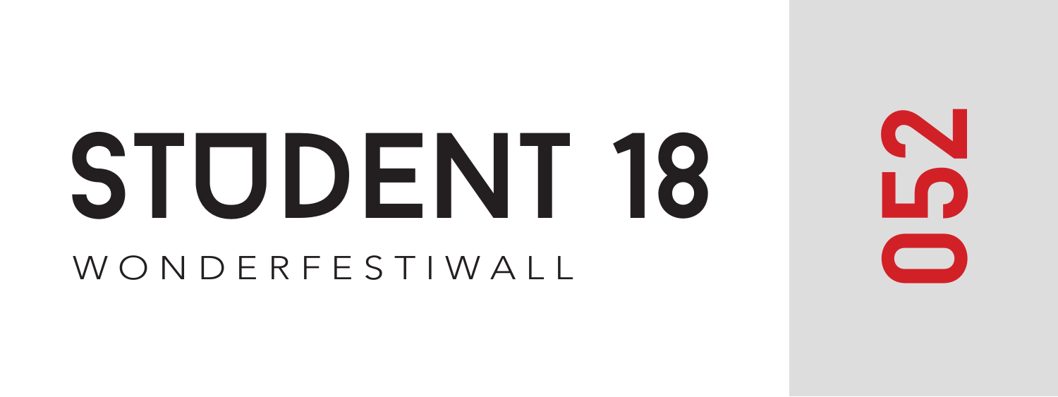# STUDENT 18

WONDERFESTIWALL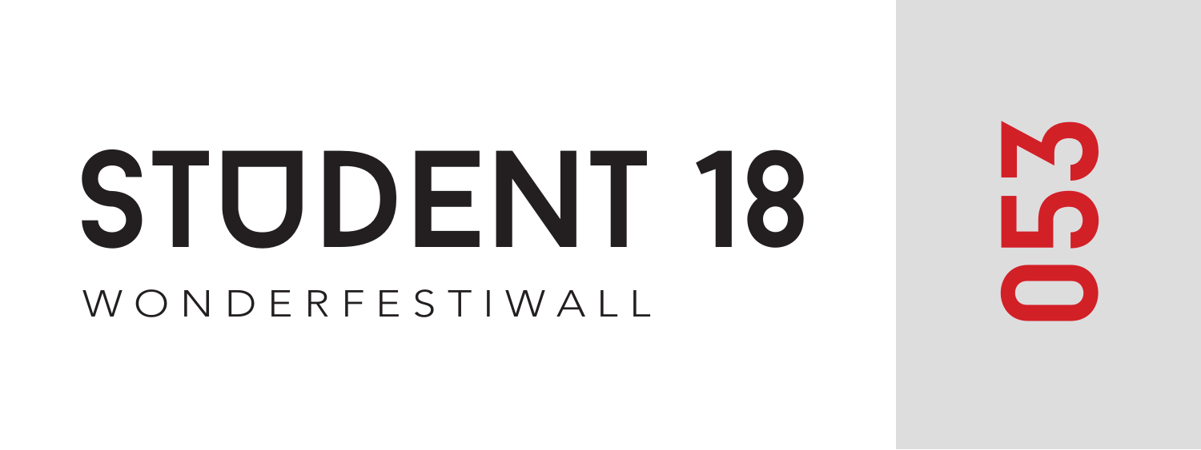# STUDENT 18

WONDERFESTIWALL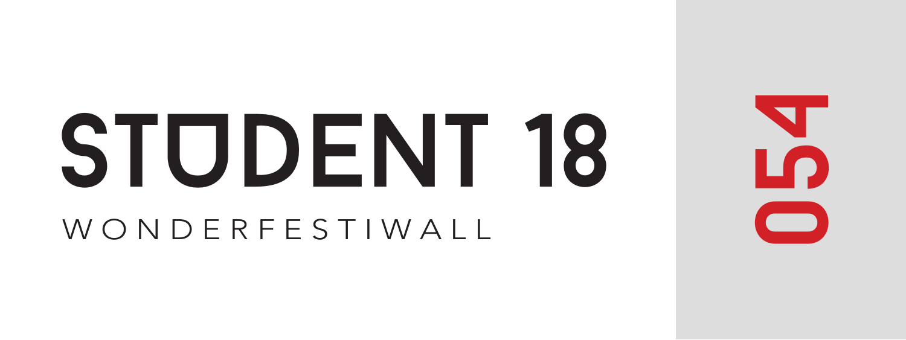# STUDENT 18

WONDERFESTIWALL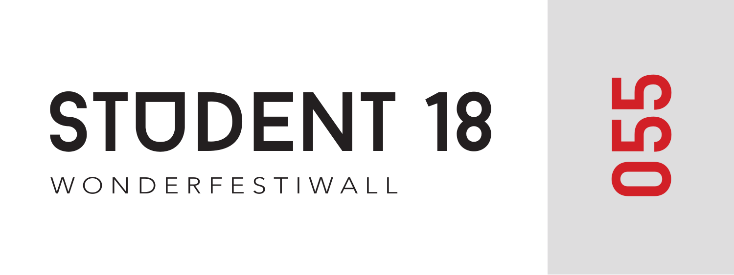# STUDENT 18

WONDERFESTIWALL

055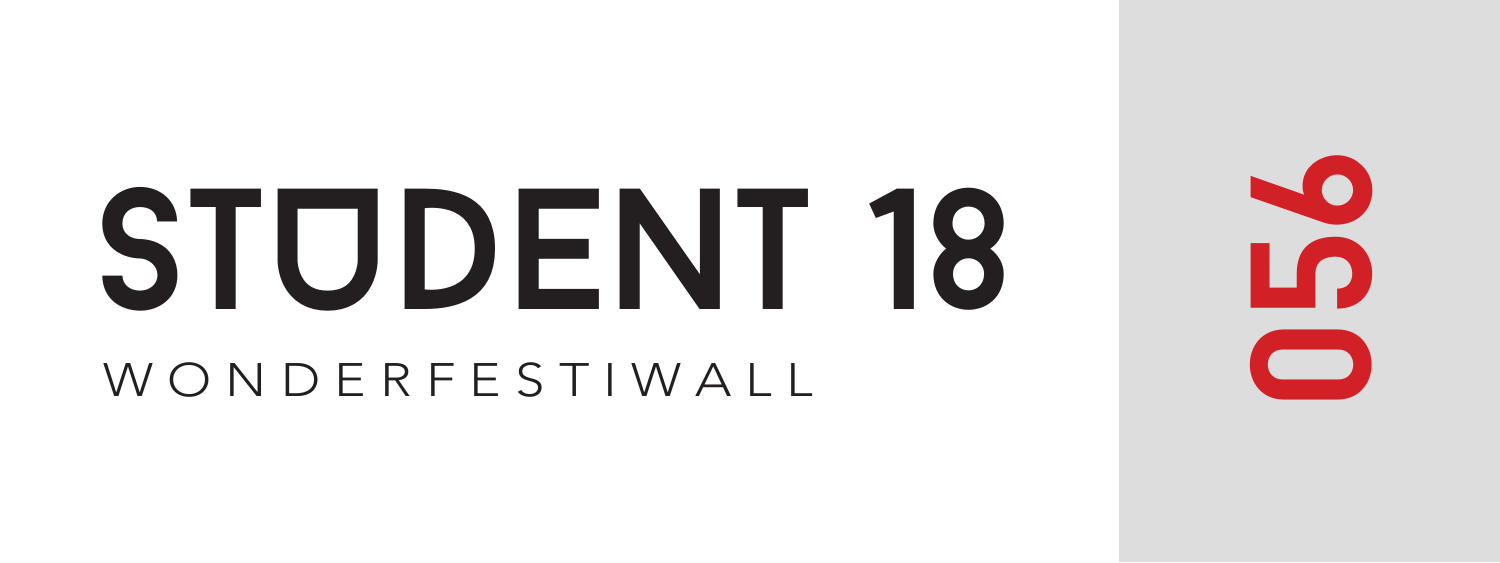# STUDENT 18

WONDERFESTIWALL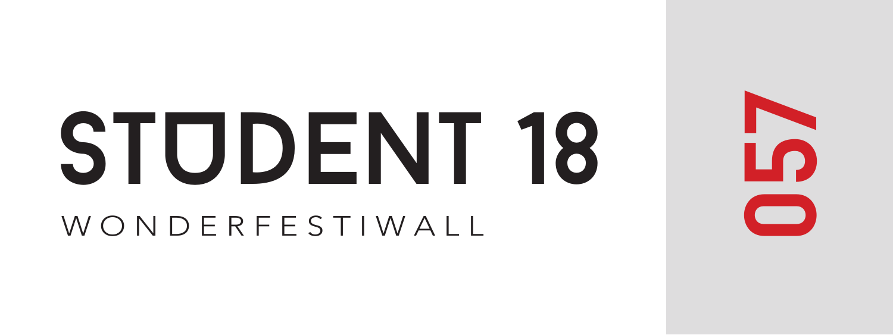# STUDENT 18

WONDERFESTIWALL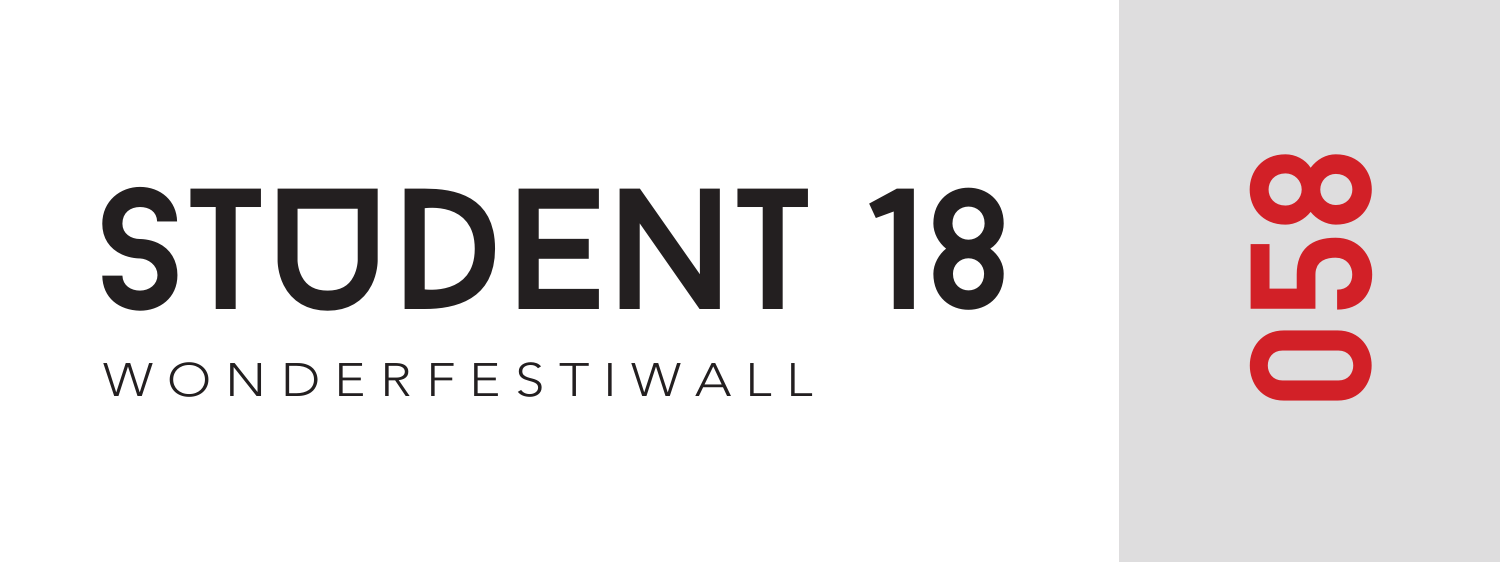# STUDENT 18

WONDERFESTIWALL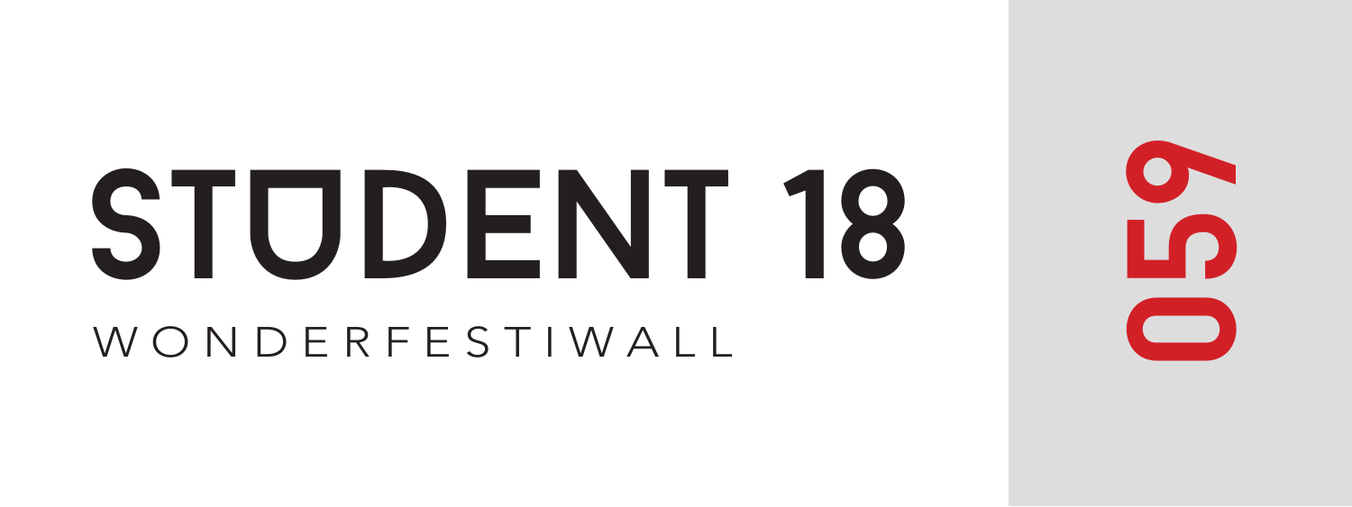# STUDENT 18

WONDERFESTIWALL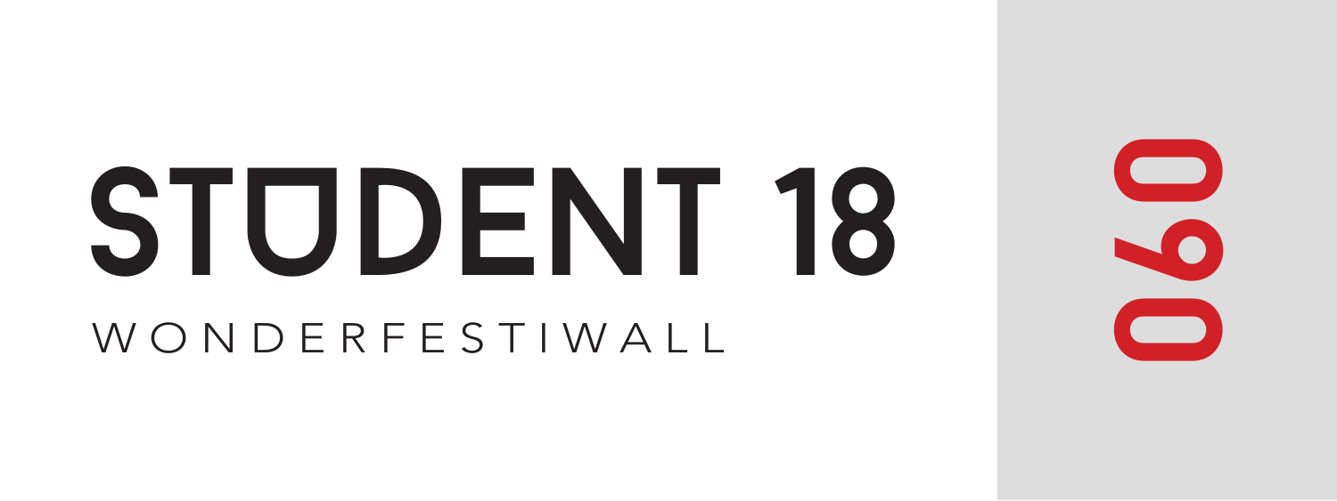# STUDENT 18

WONDERFESTIWALL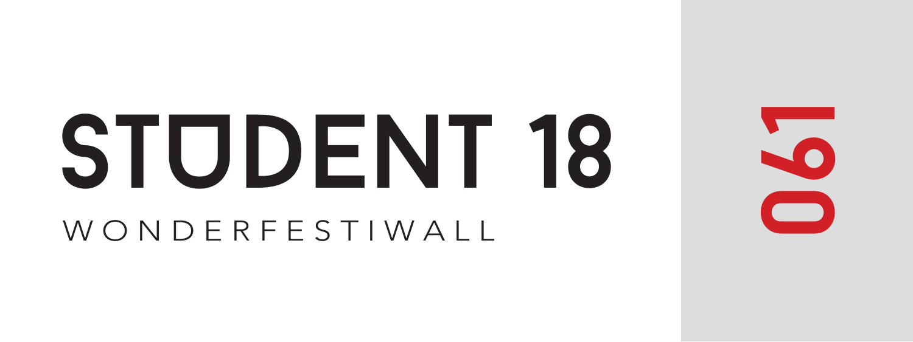# STUDENT 18

WONDERFESTIWALL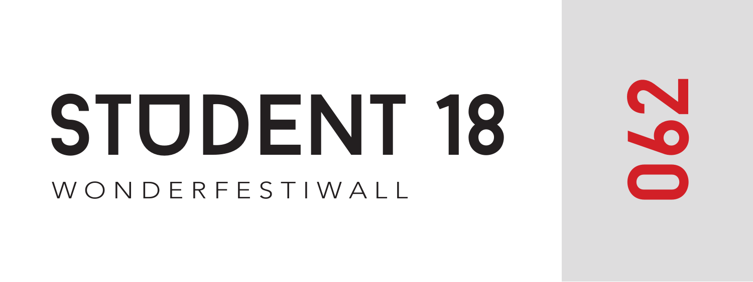# STUDENT 18

WONDERFESTIWALL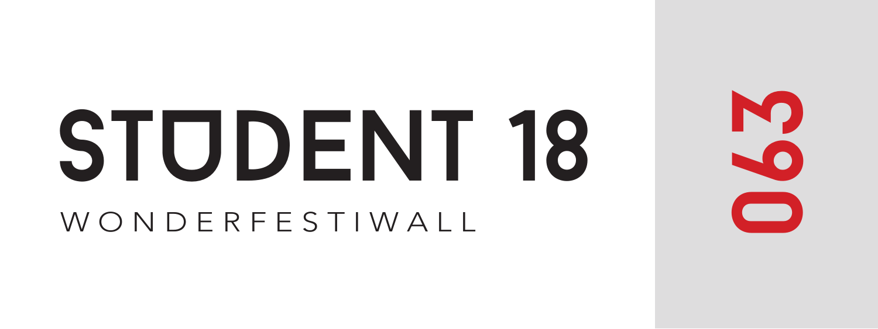# STUDENT 18

WONDERFESTIWALL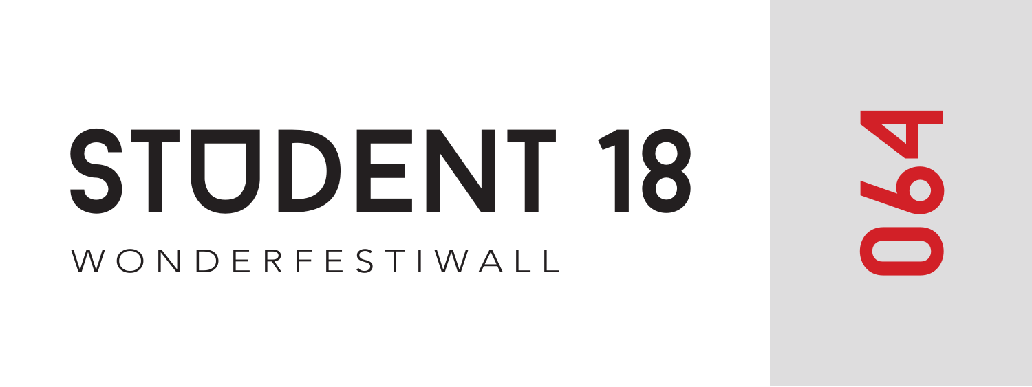# STUDENT 18

WONDERFESTIWALL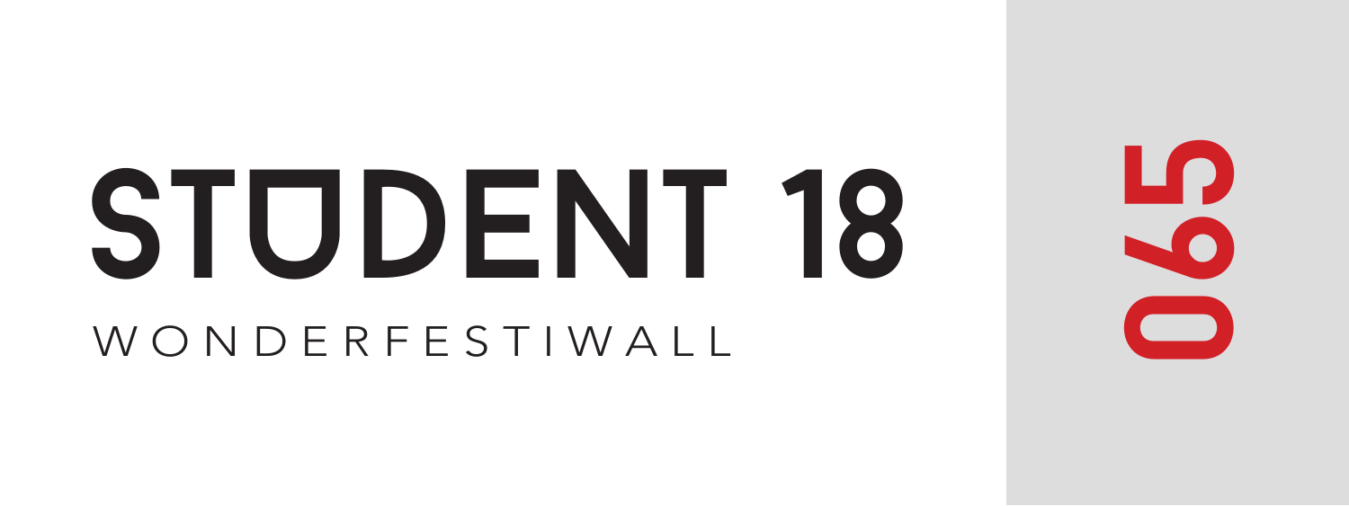# STUDENT 18

WONDERFESTIWALL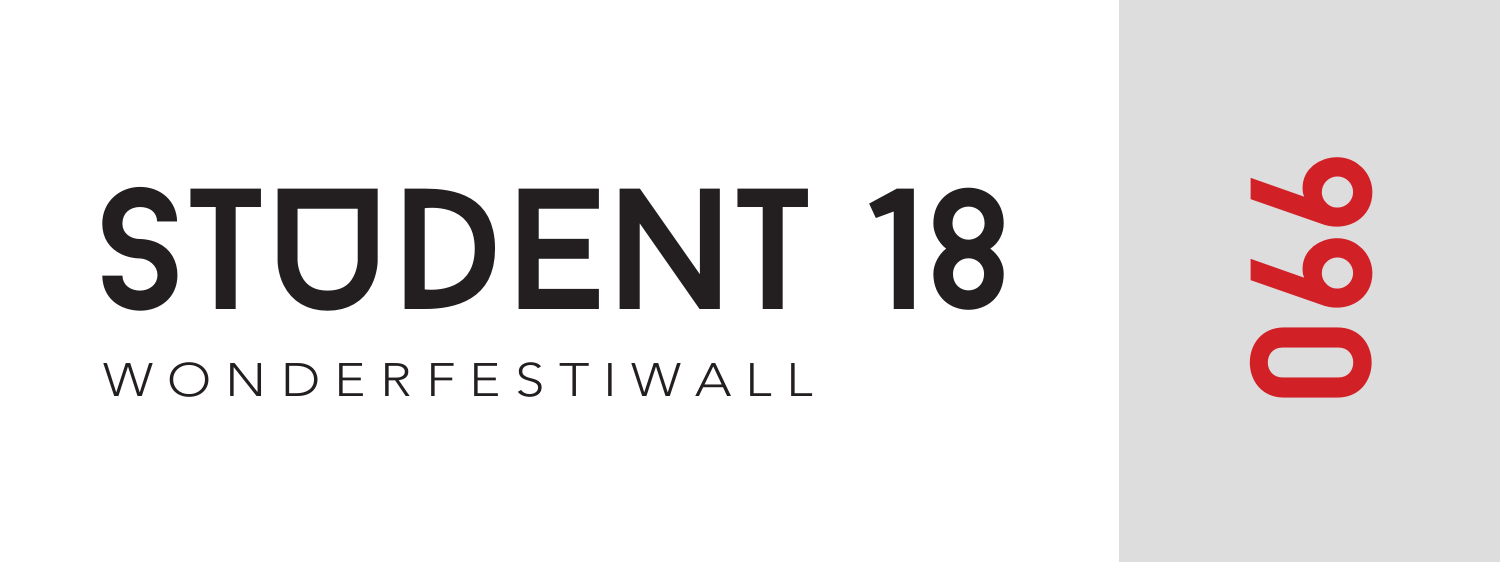# STUDENT 18

WONDERFESTIWALL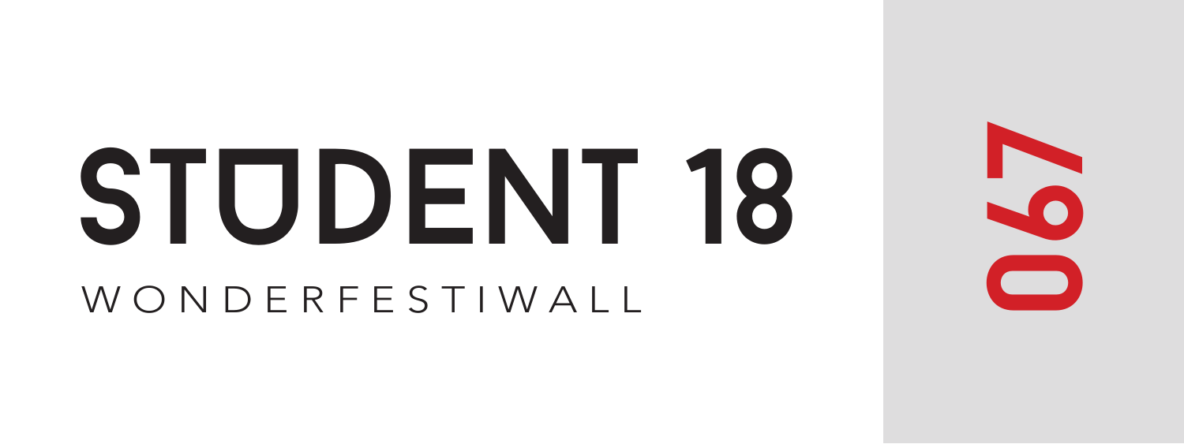# STUDENT 18

WONDERFESTIWALL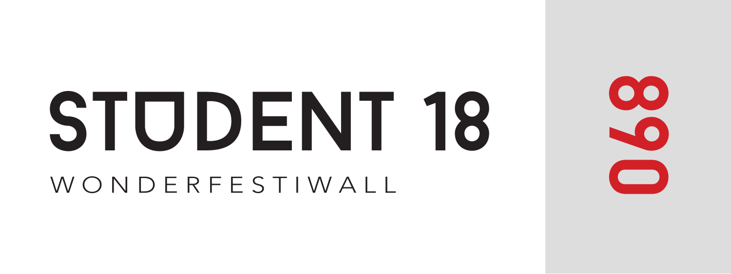# STUDENT 18

WONDERFESTIWALL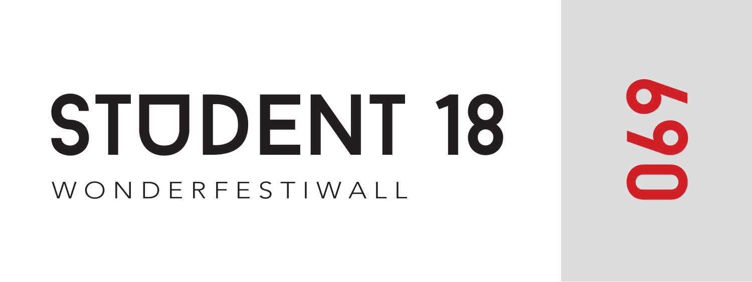# STUDENT 18

WONDERFESTIWALL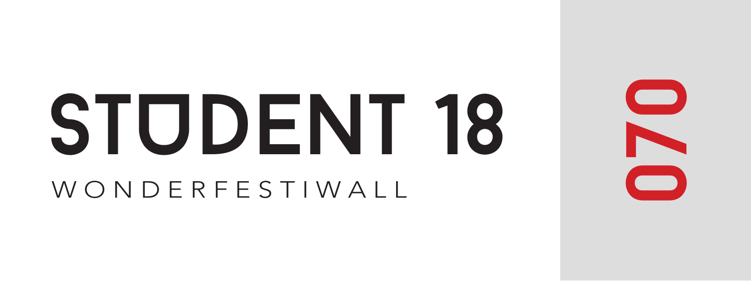# STUDENT 18

WONDERFESTIWALL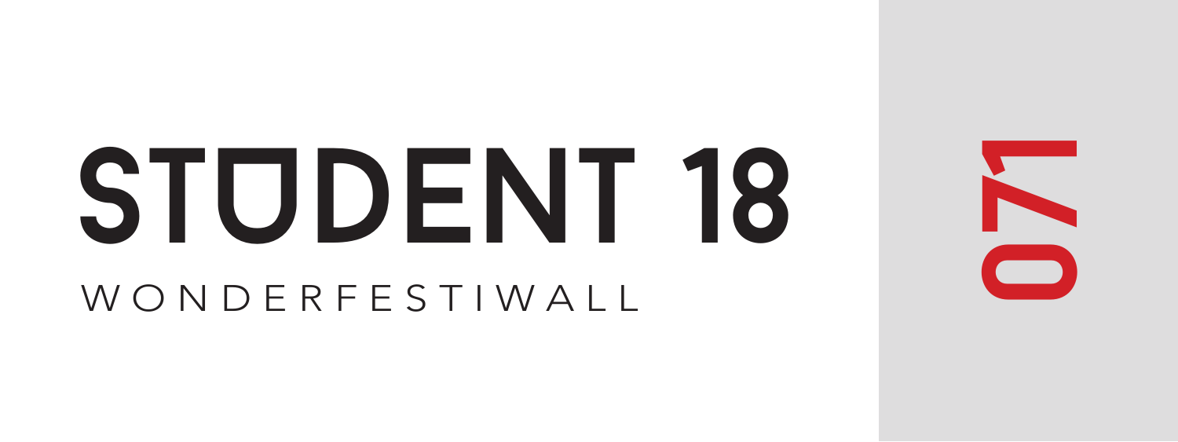# STUDENT 18

WONDERFESTIWALL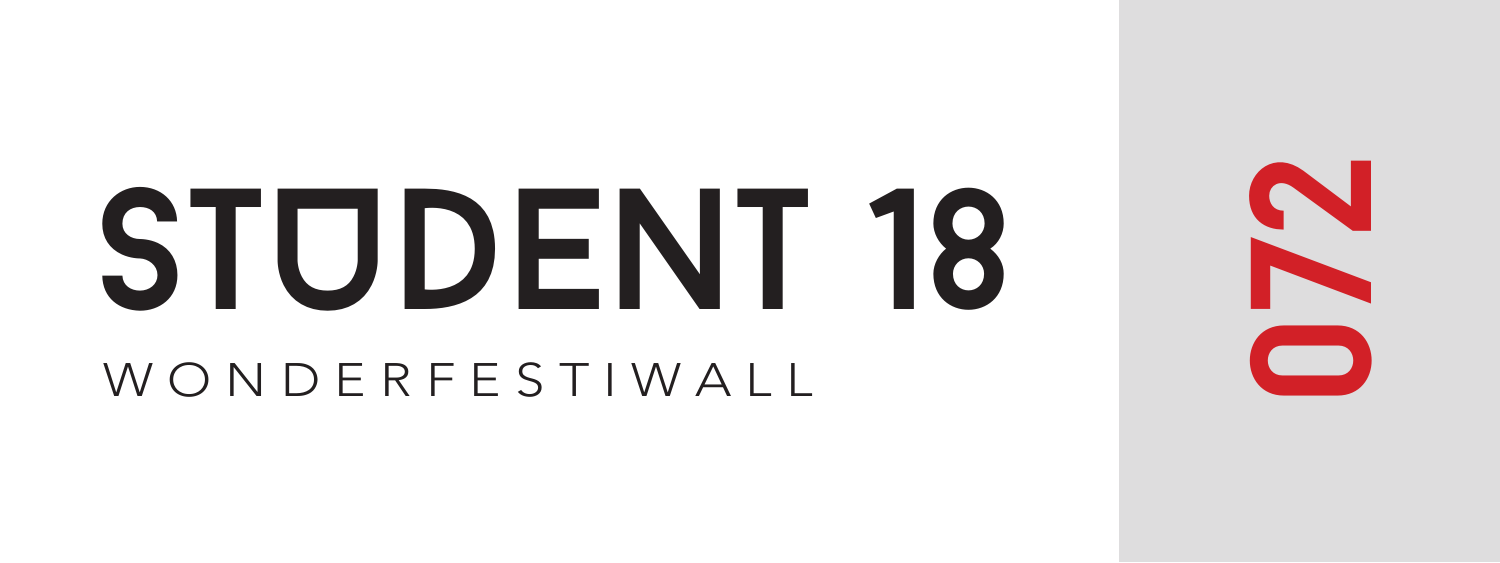# STUDENT 18

WONDERFESTIWALL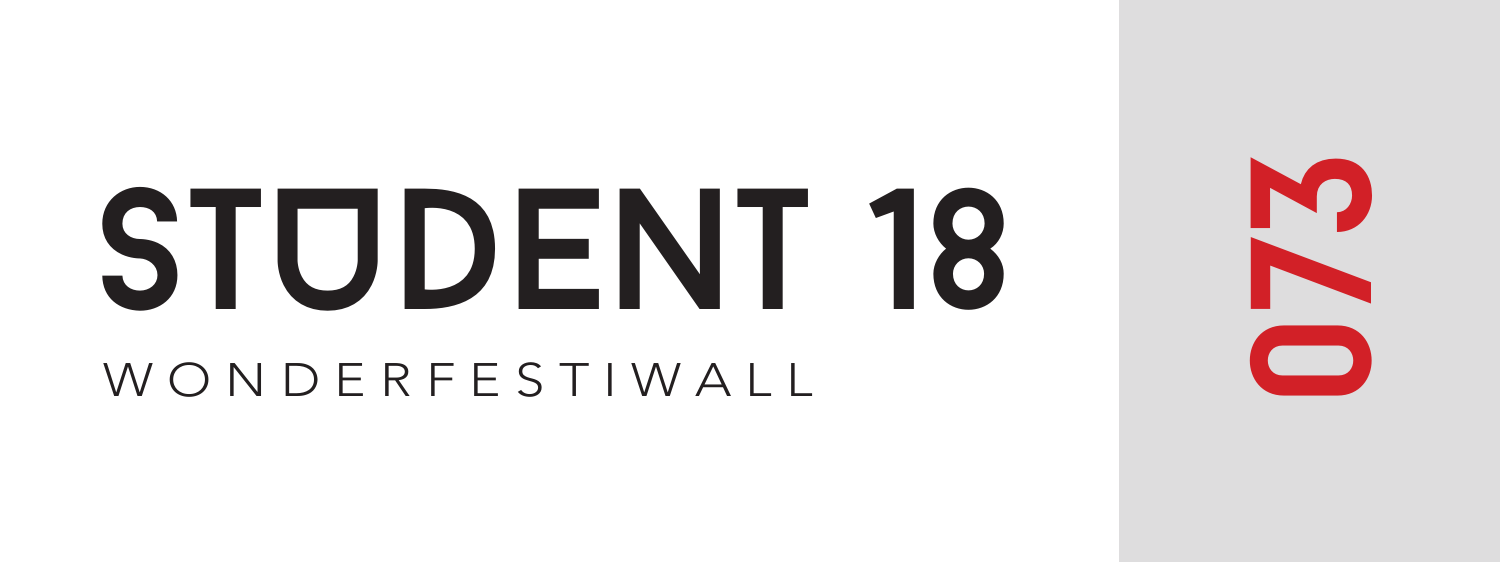# STUDENT 18

WONDERFESTIWALL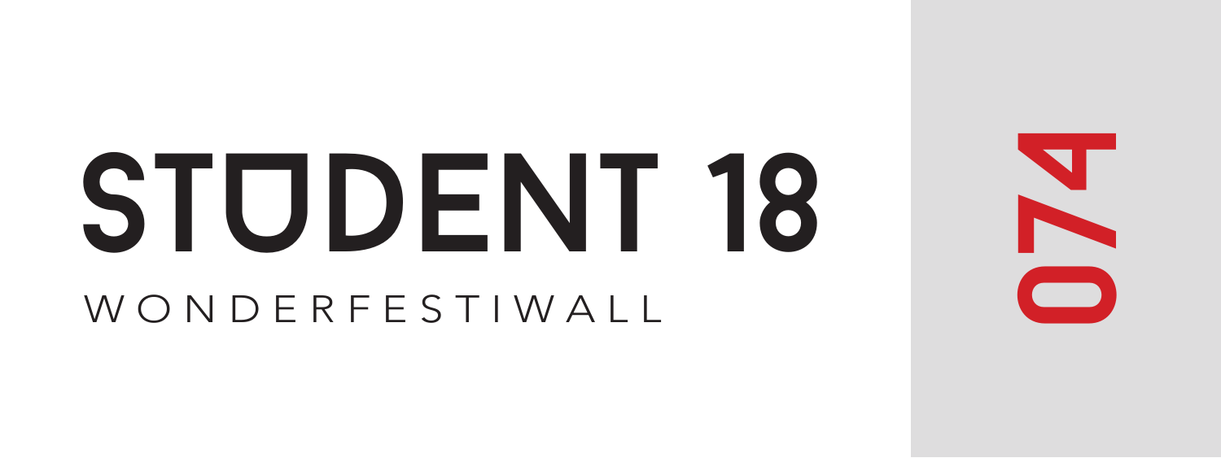# STUDENT 18

WONDERFESTIWALL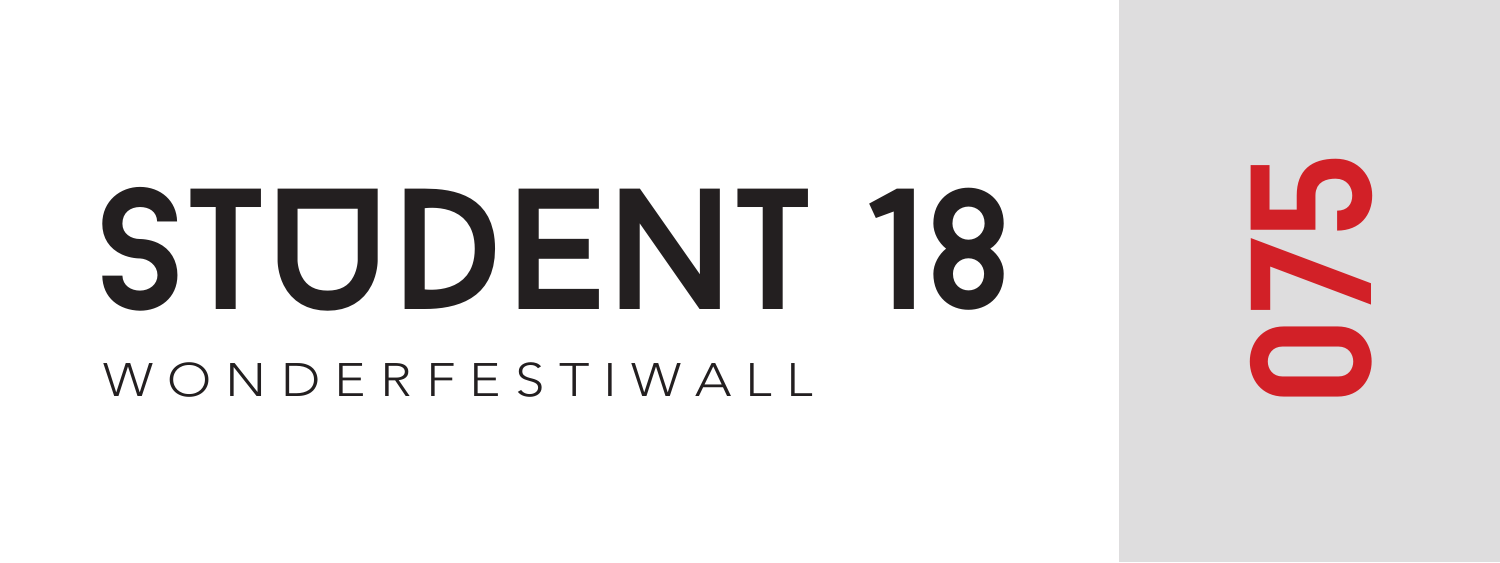# STUDENT 18

WONDERFESTIWALL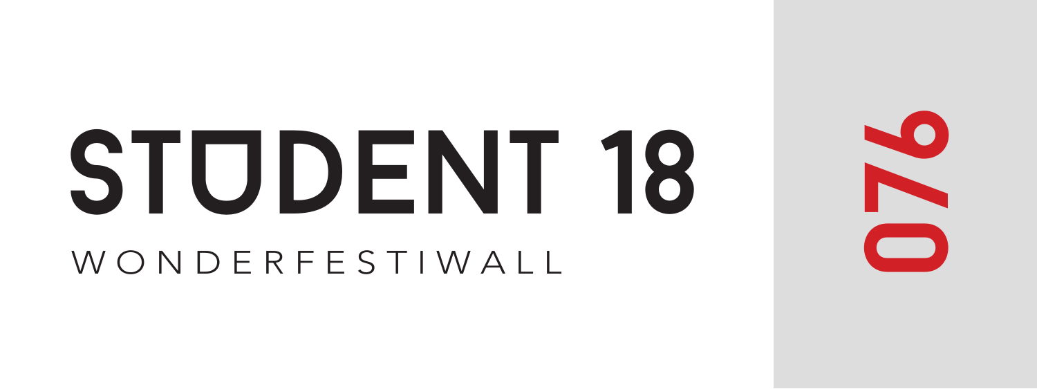# STUDENT 18

WONDERFESTIWALL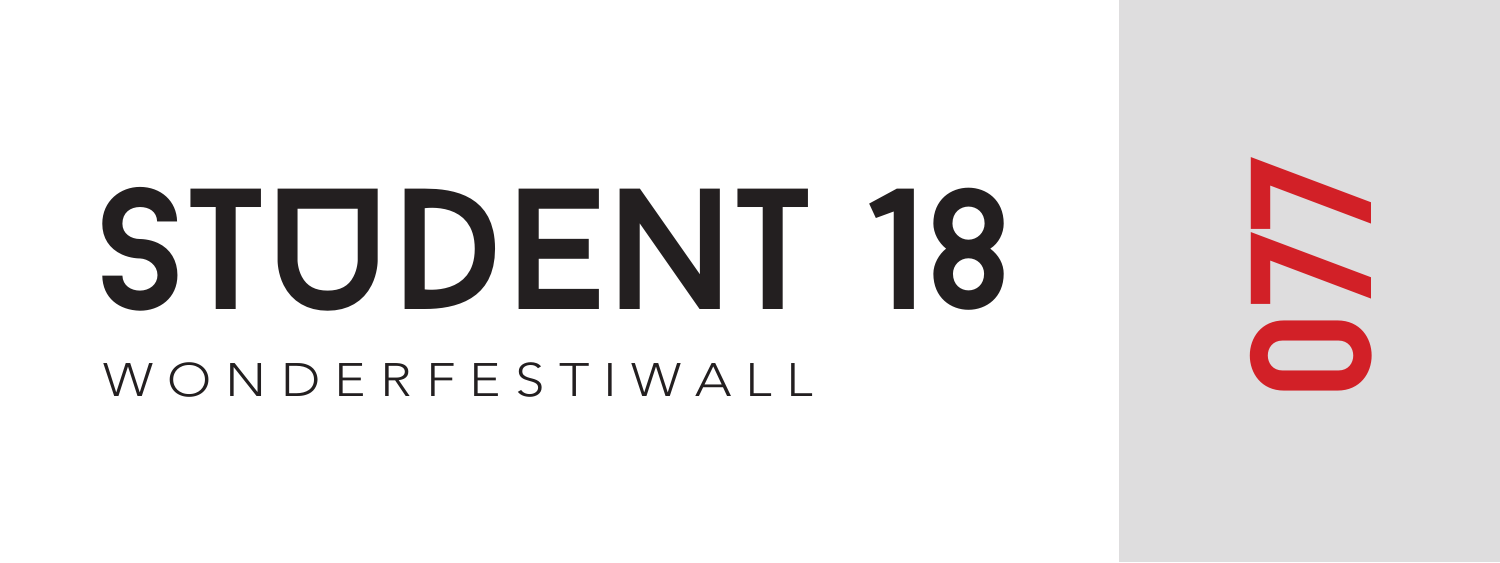# STUDENT 18

WONDERFESTIWALL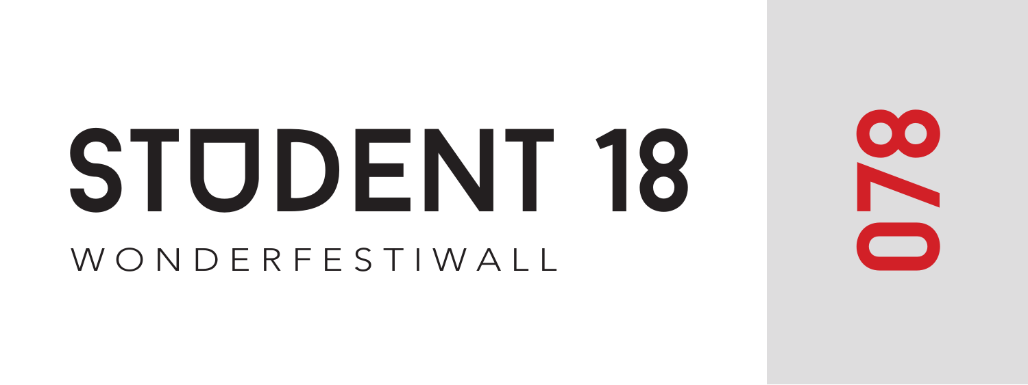# STUDENT 18

WONDERFESTIWALL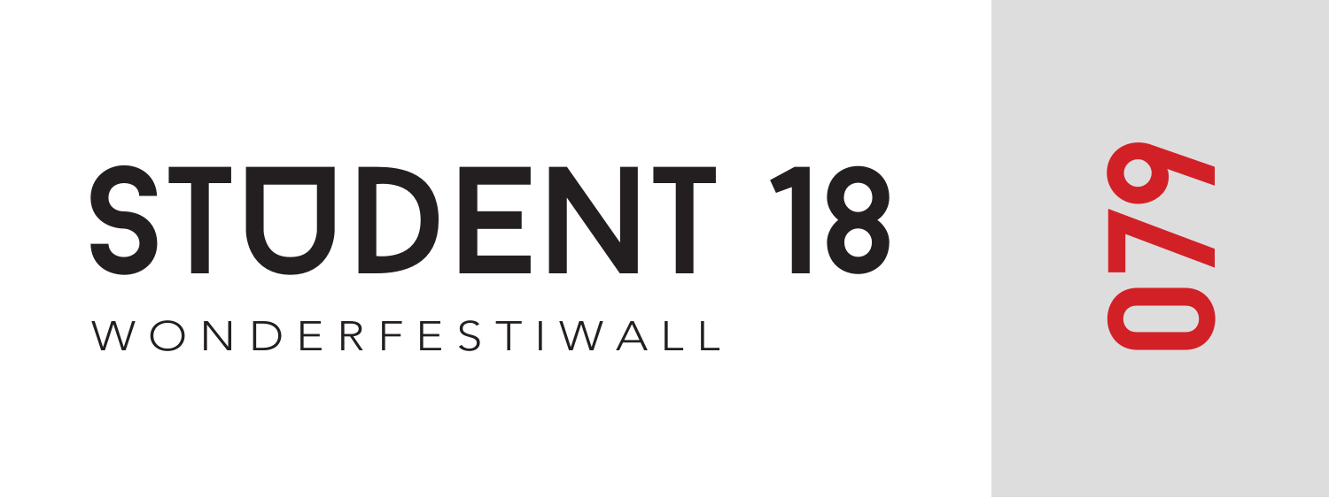# STUDENT 18

WONDERFESTIWALL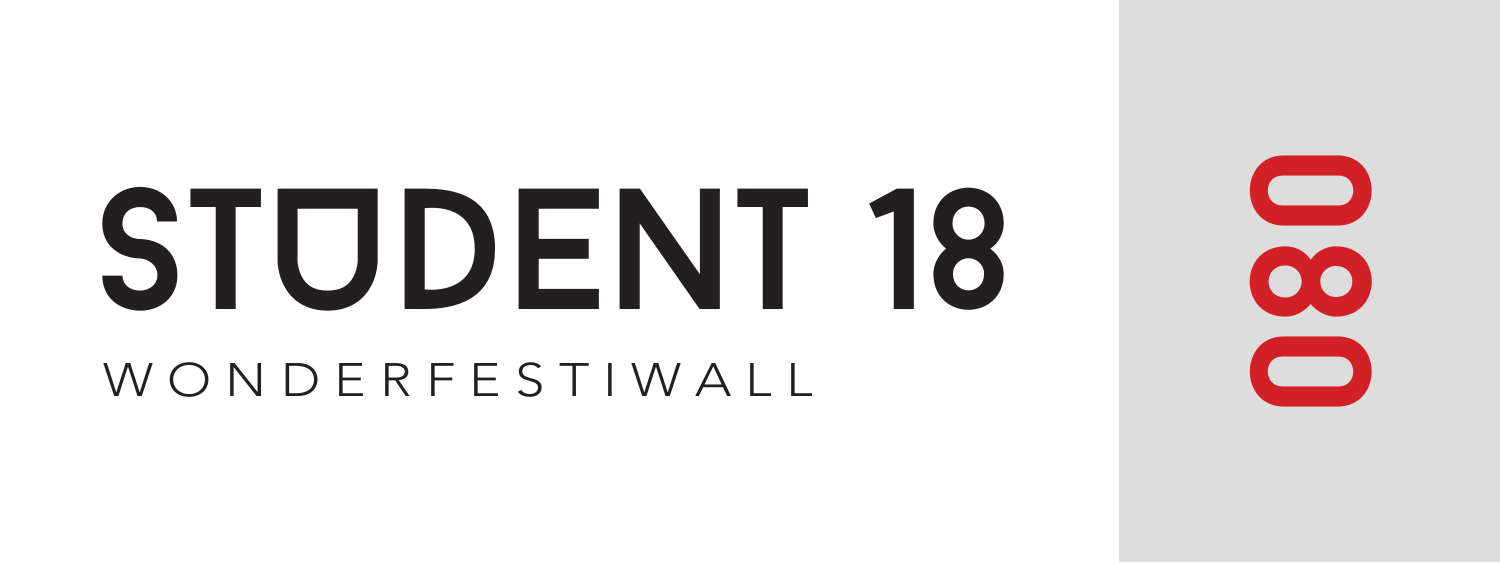# STUDENT 18

WONDERFESTIWALL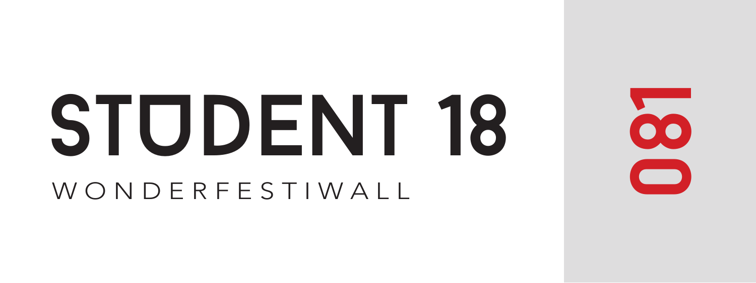# STUDENT 18

WONDERFESTIWALL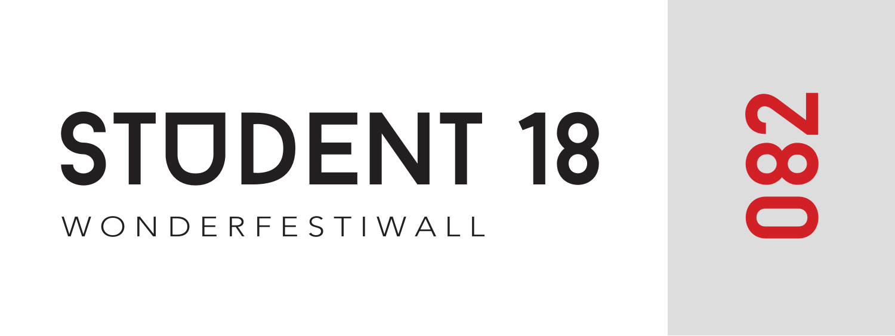# STUDENT 18

WONDERFESTIWALL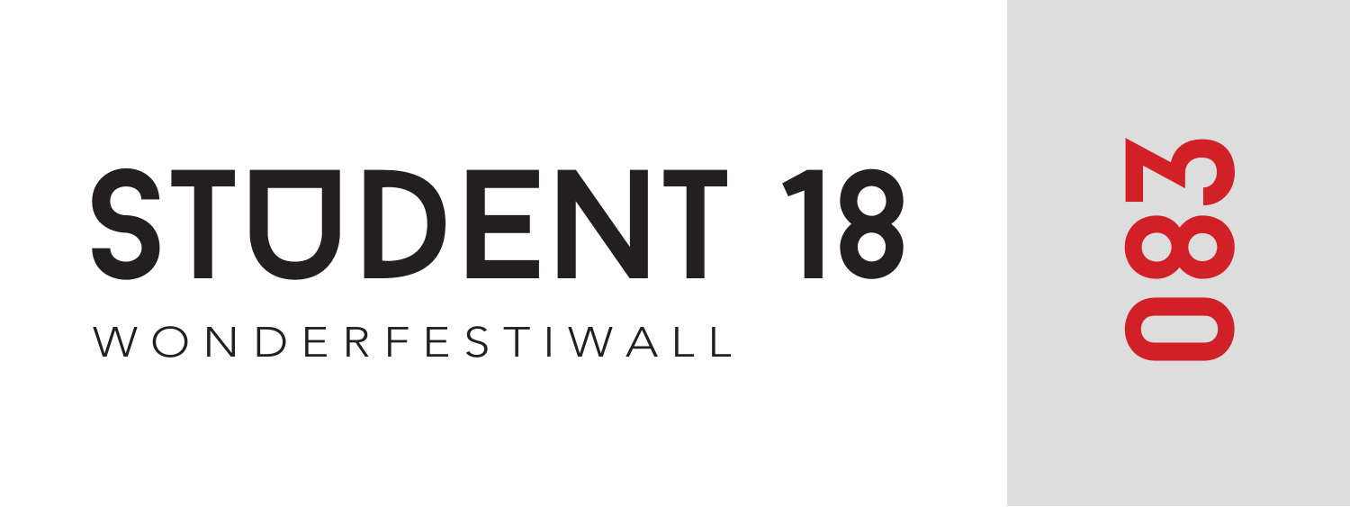# STUDENT 18

WONDERFESTIWALL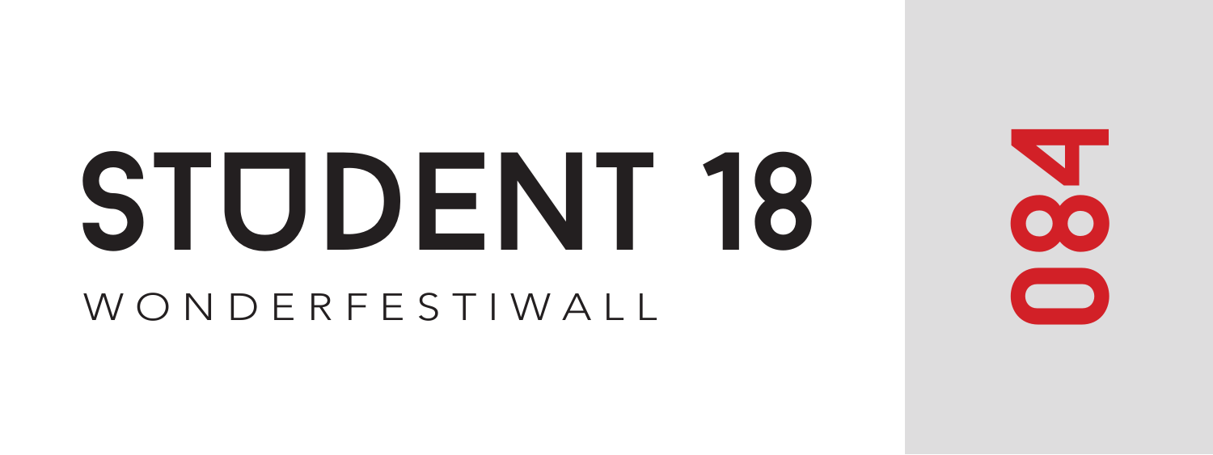# STUDENT 18

WONDERFESTIWALL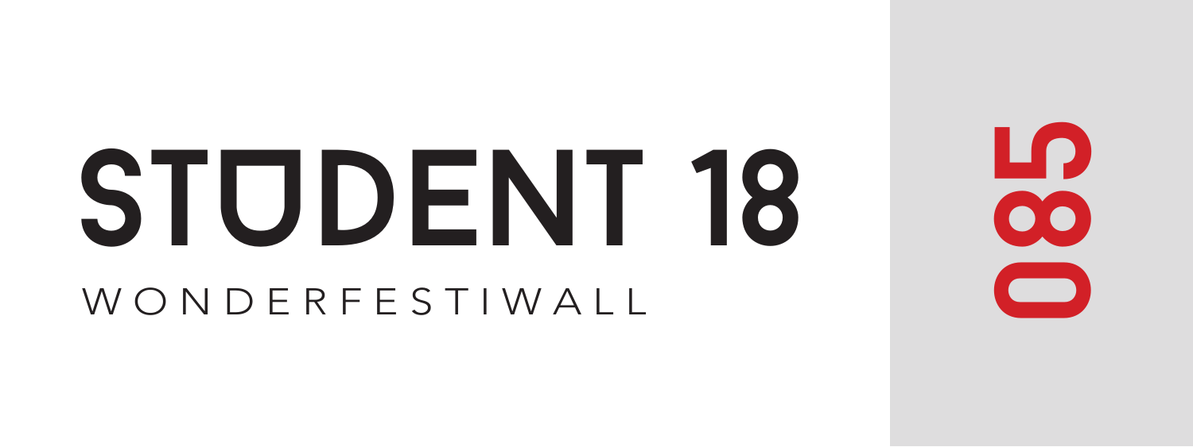# STUDENT 18

WONDERFESTIWALL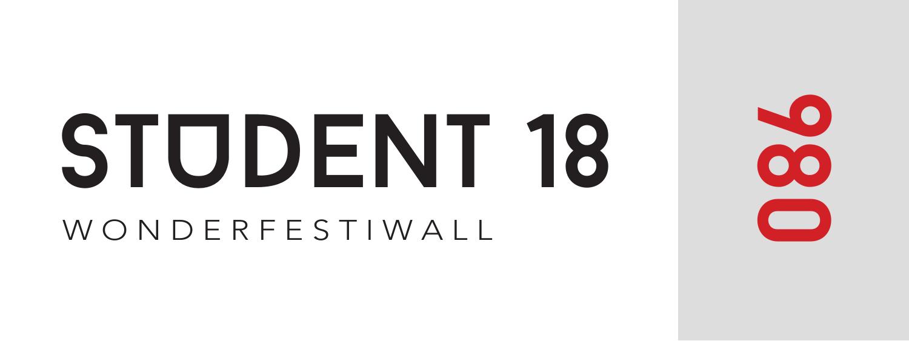# STUDENT 18

WONDERFESTIWALL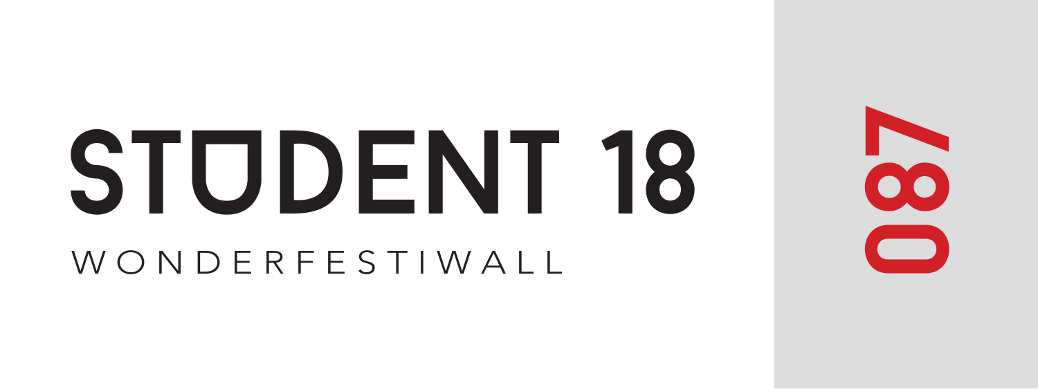# STUDENT 18

WONDERFESTIWALL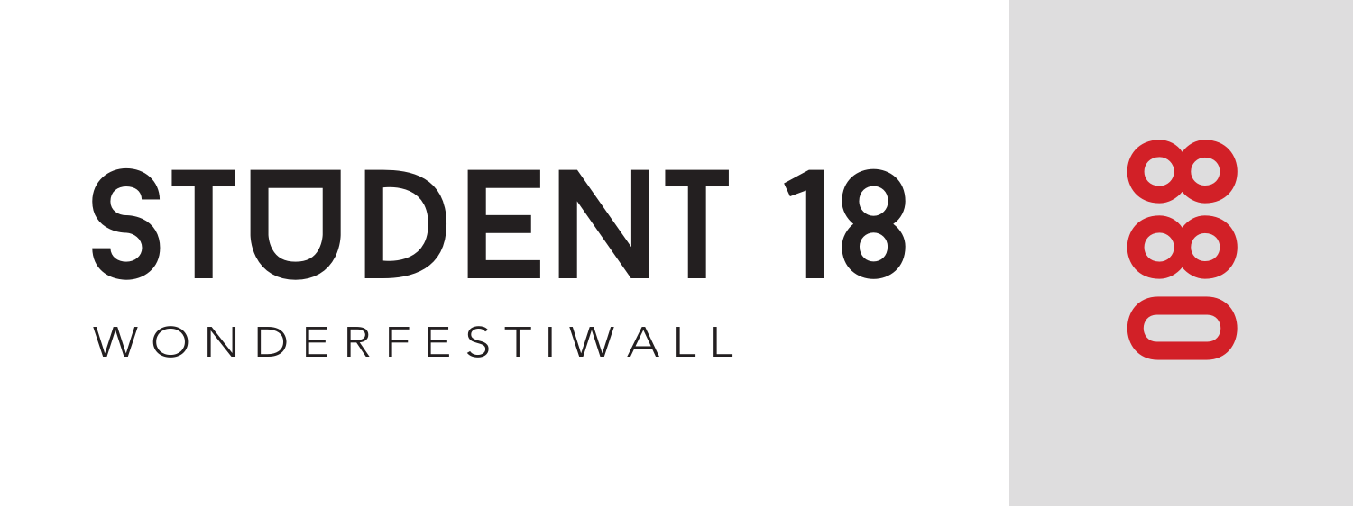# STUDENT 18

WONDERFESTIWALL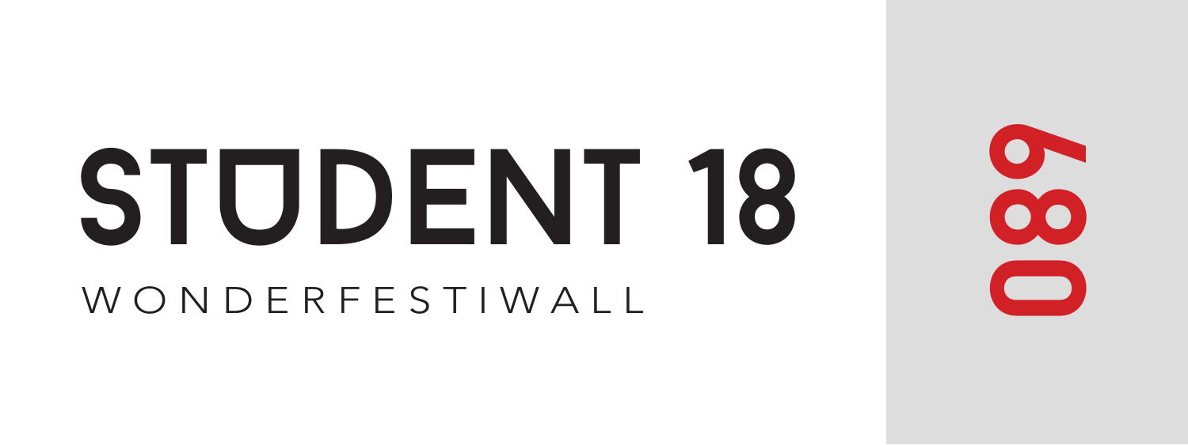# STUDENT 18

WONDERFESTIWALL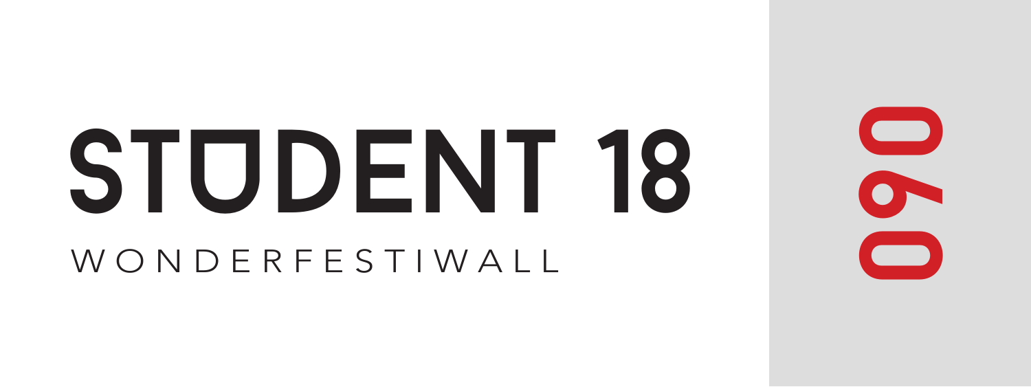# STUDENT 18

WONDERFESTIWALL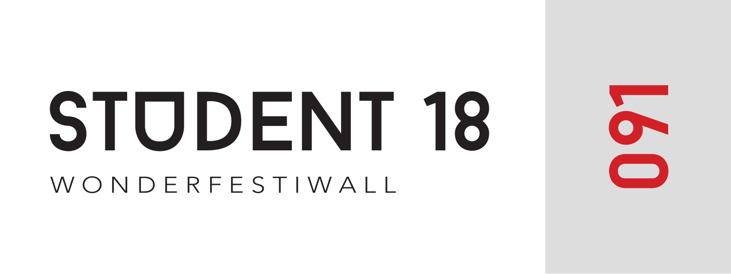# STUDENT 18

WONDERFESTIWALL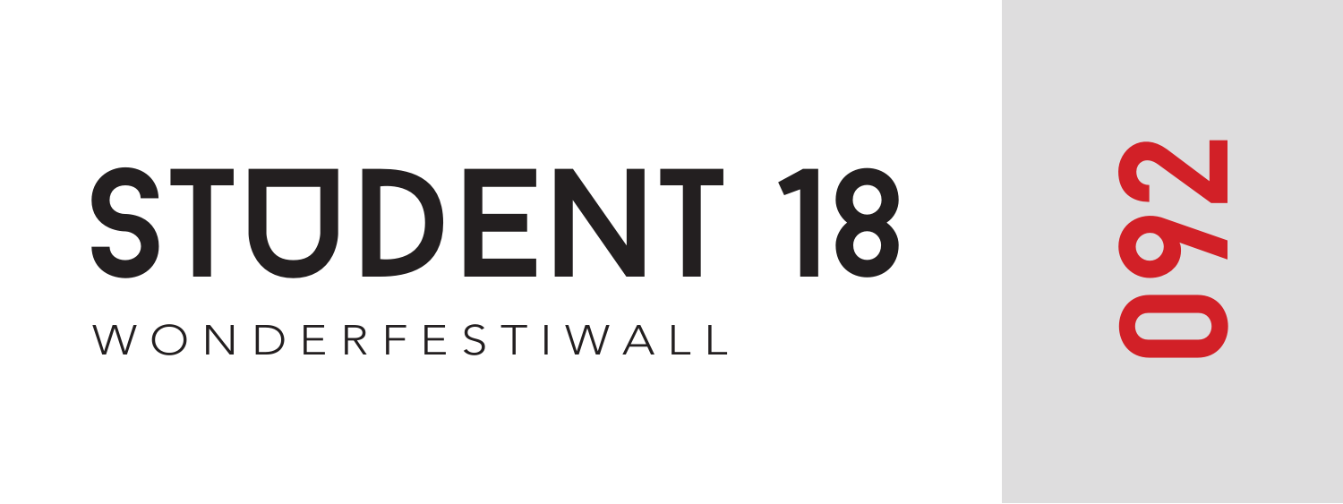# STUDENT 18

WONDERFESTIWALL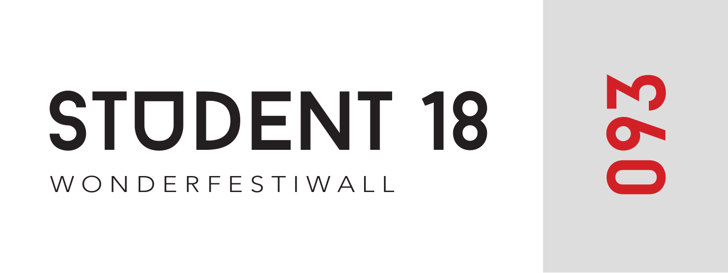# STUDENT 18

WONDERFESTIWALL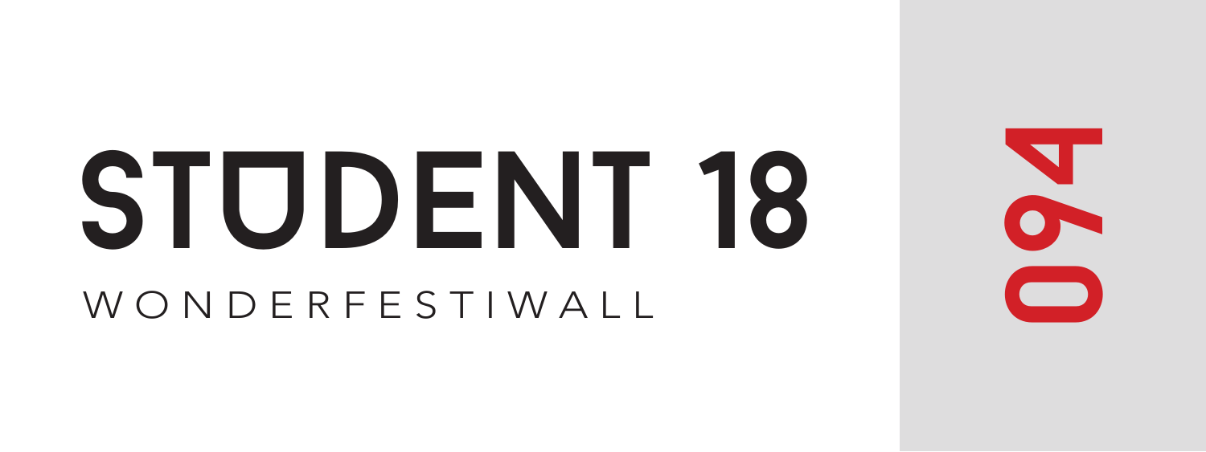# STUDENT 18

WONDERFESTIWALL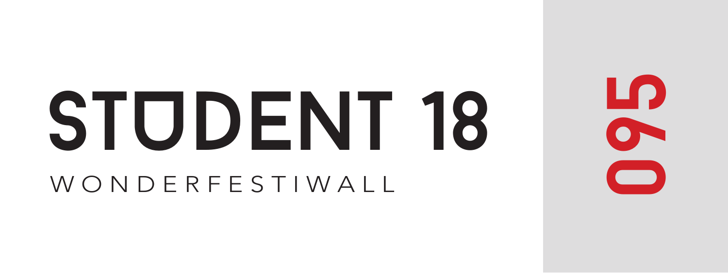# STUDENT 18

WONDERFESTIWALL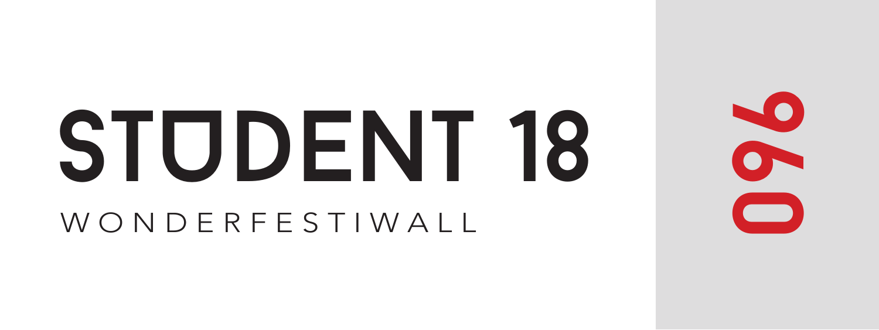# STUDENT 18

WONDERFESTIWALL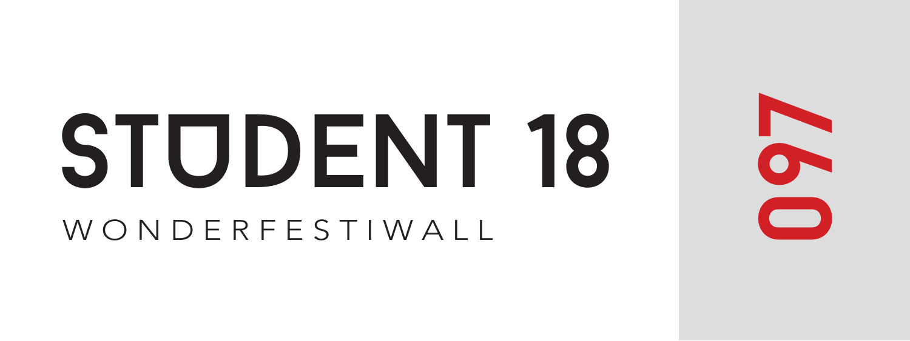# STUDENT 18

WONDERFESTIWALL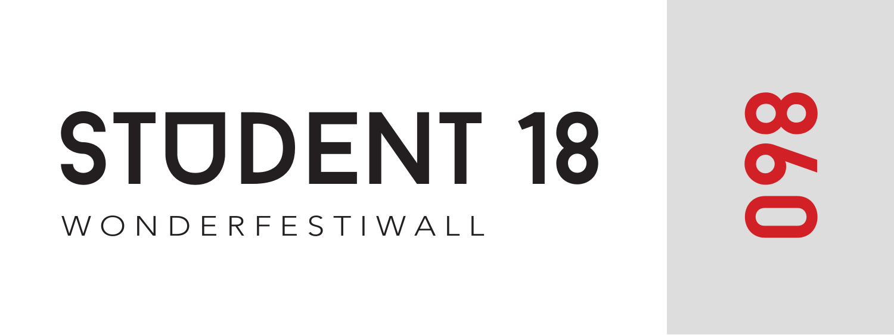# STUDENT 18

WONDERFESTIWALL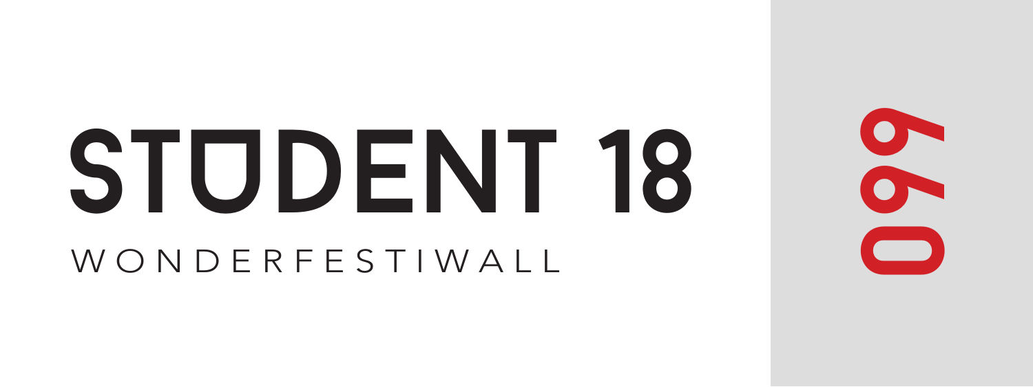# STUDENT 18

WONDERFESTIWALL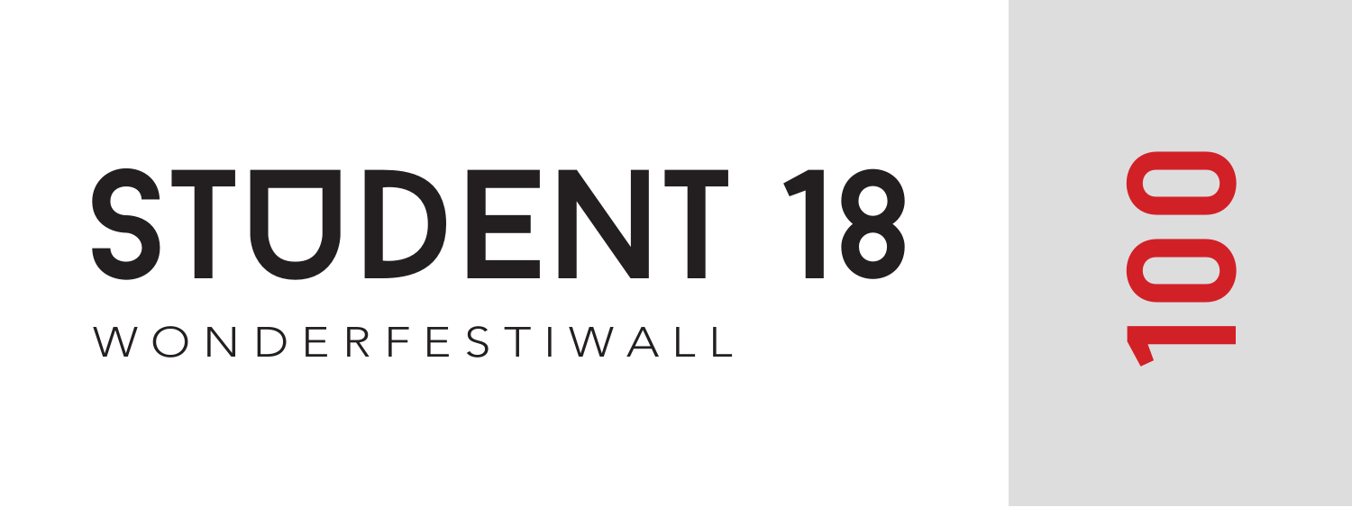# STUDENT 18

WONDERFESTIWALL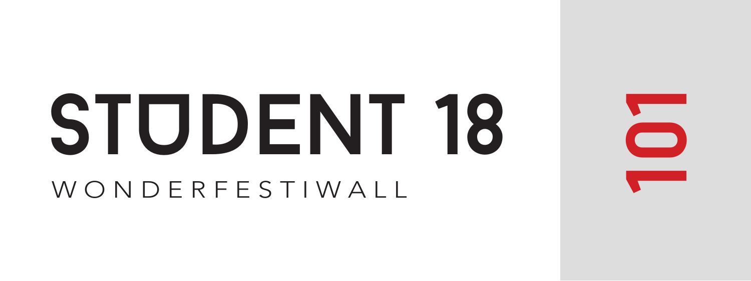# STUDENT 18

WONDERFESTIWALL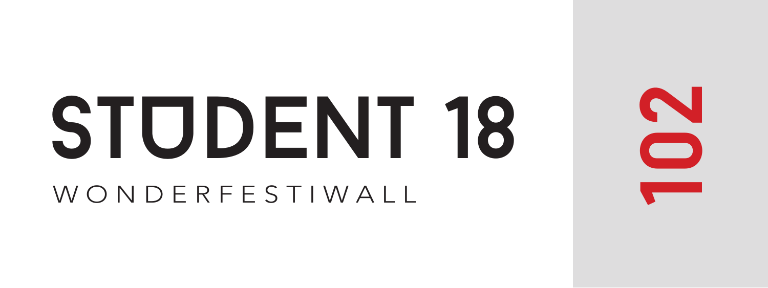# STUDENT 18

WONDERFESTIWALL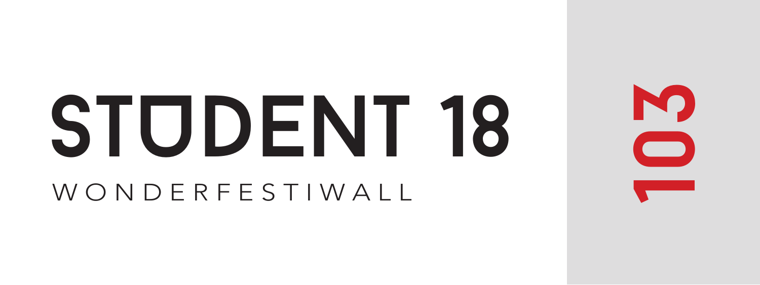# STUDENT 18

WONDERFESTIWALL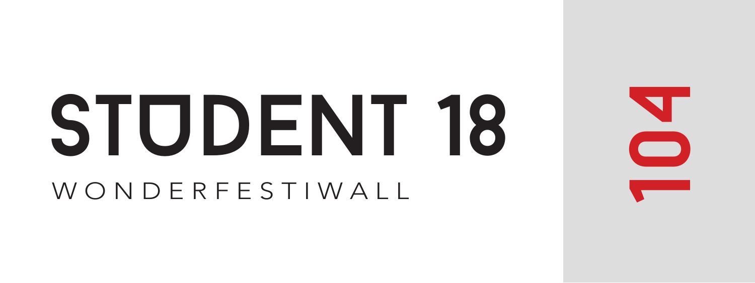# STUDENT 18

WONDERFESTIWALL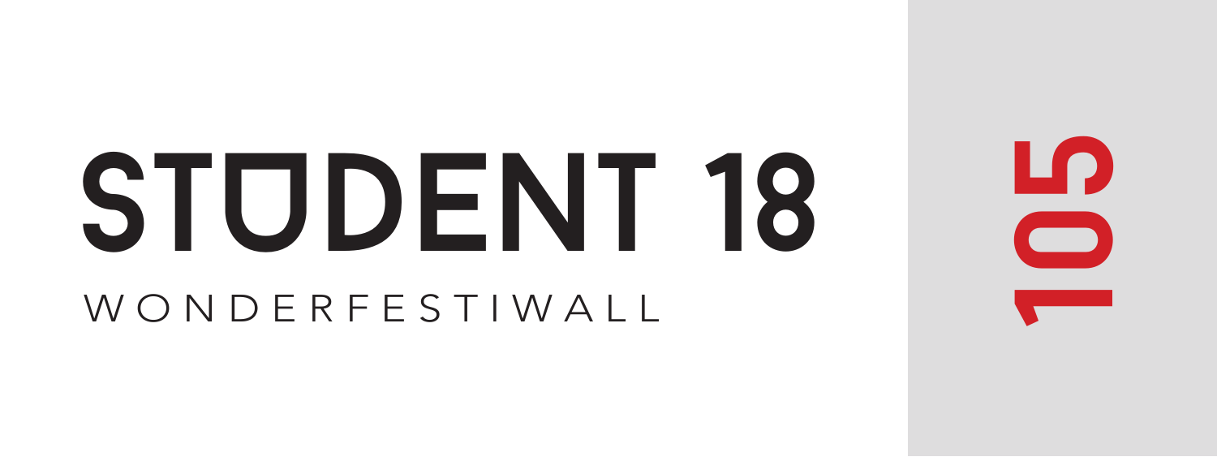# STUDENT 18

WONDERFESTIWALL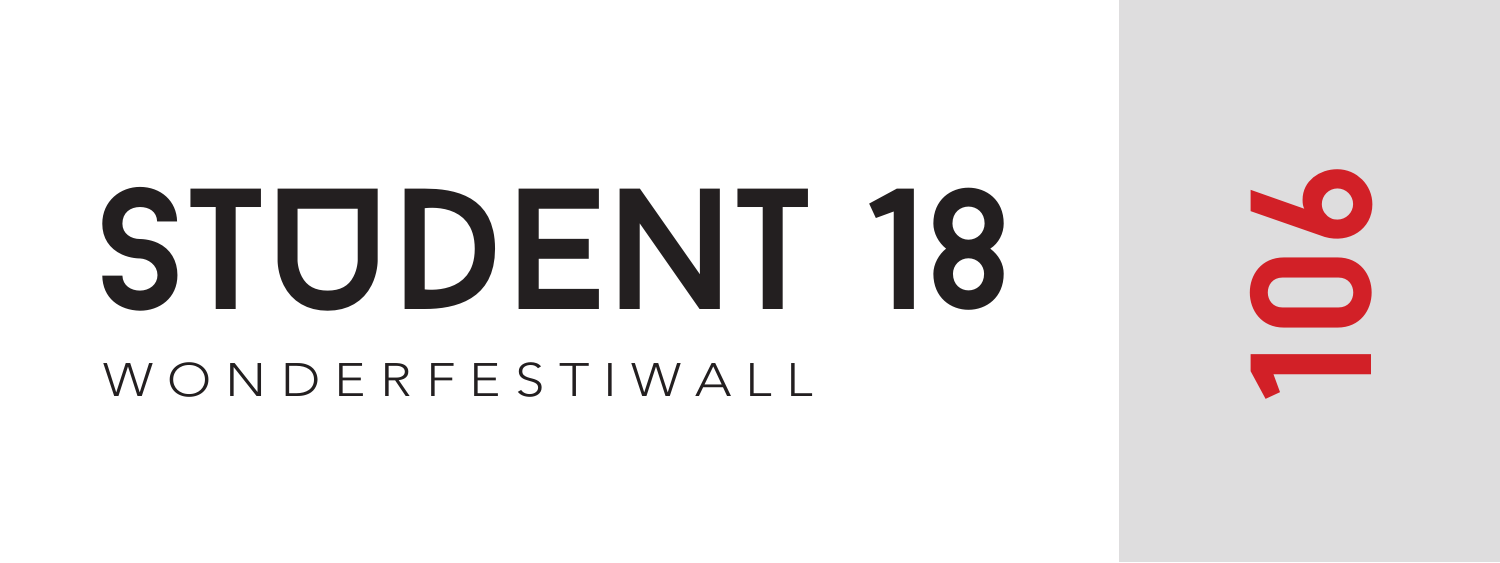# STUDENT 18

WONDERFESTIWALL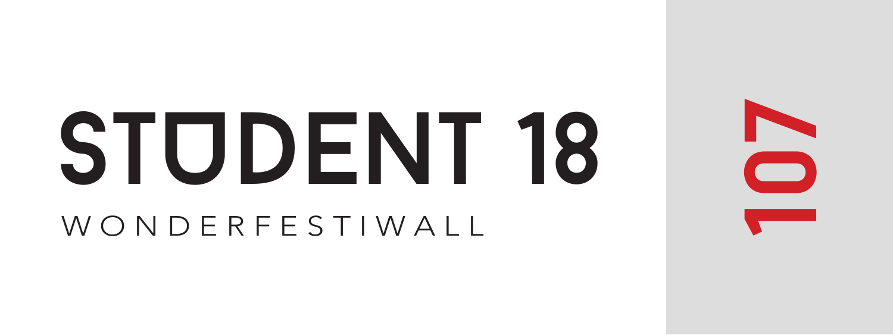# STUDENT 18

WONDERFESTIWALL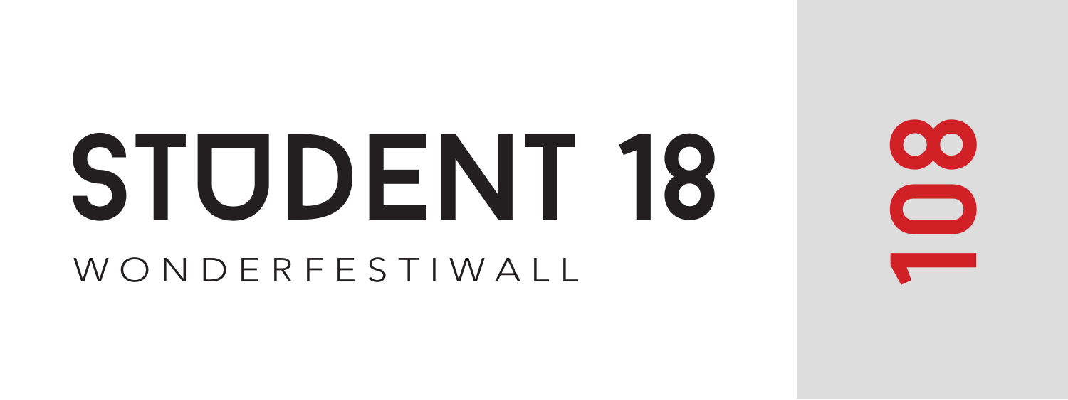# STUDENT 18

WONDERFESTIWALL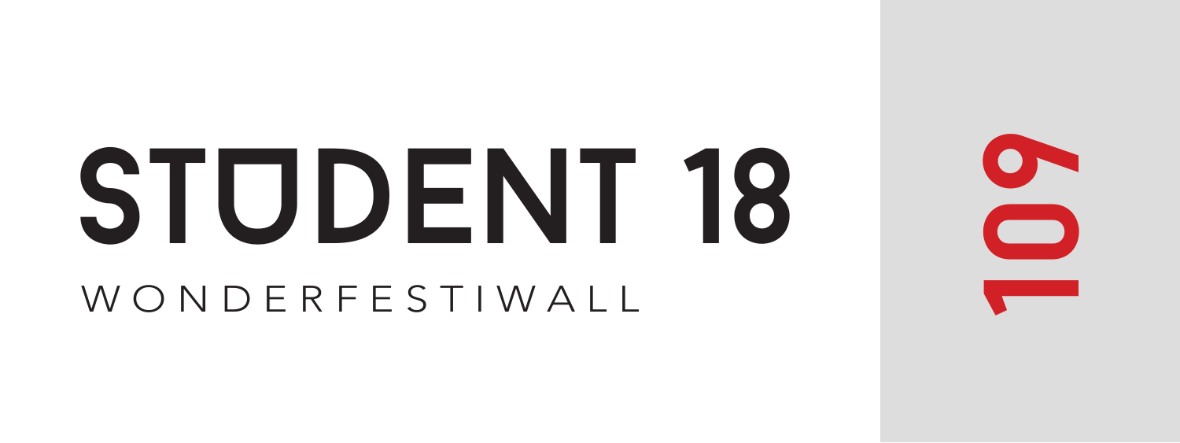# STUDENT 18

WONDERFESTIWALL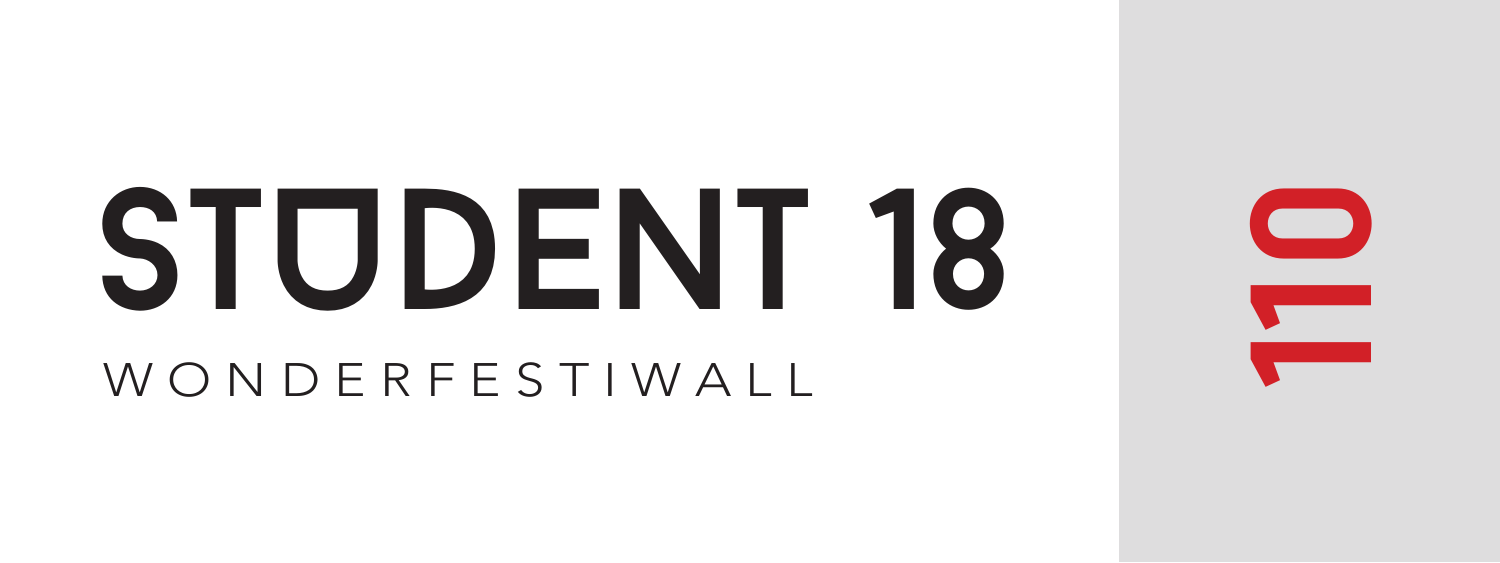# STUDENT 18

WONDERFESTIWALL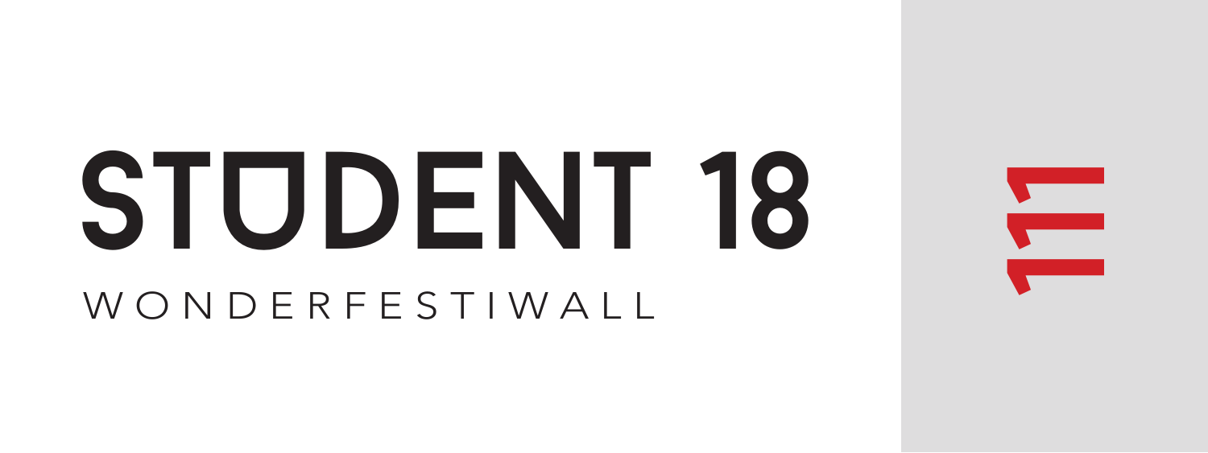# STUDENT 18

WONDERFESTIWALL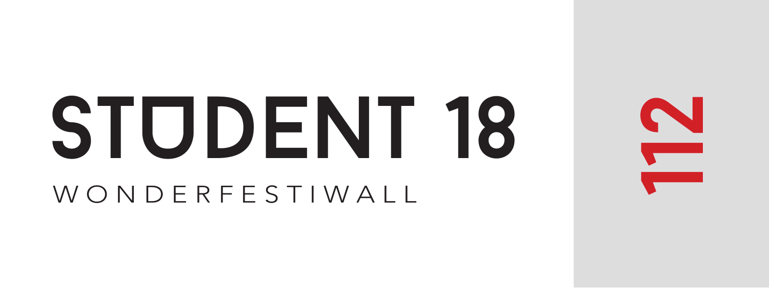# STUDENT 18

WONDERFESTIWALL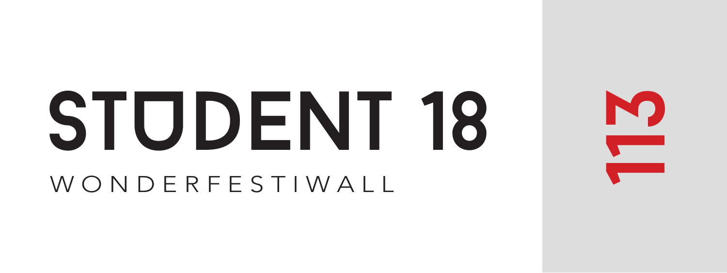# STUDENT 18

WONDERFESTIWALL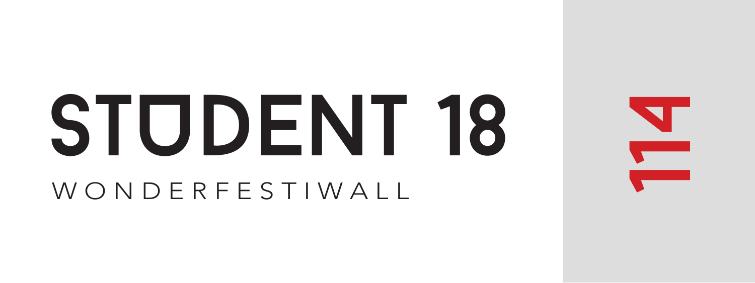# STUDENT 18

WONDERFESTIWALL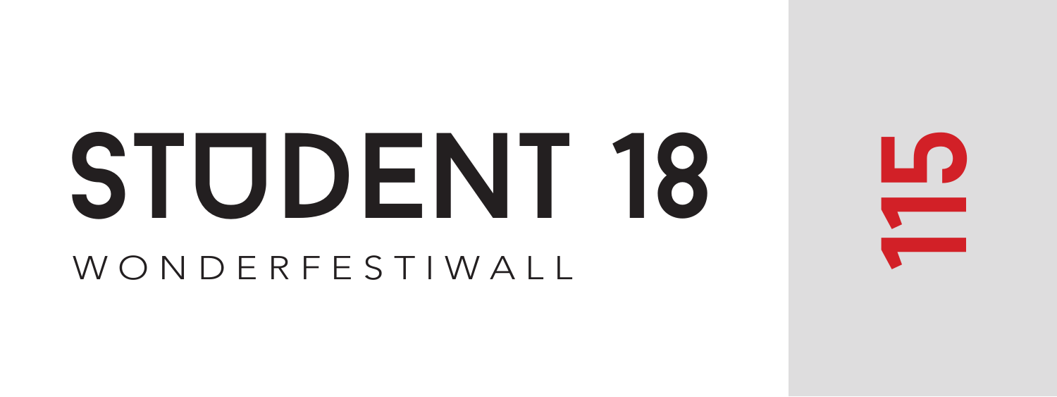# STUDENT 18

WONDERFESTIWALL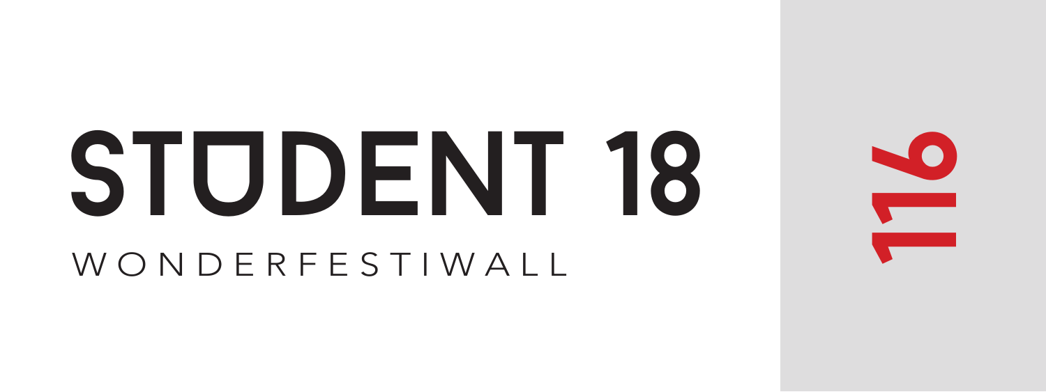# STUDENT 18

WONDERFESTIWALL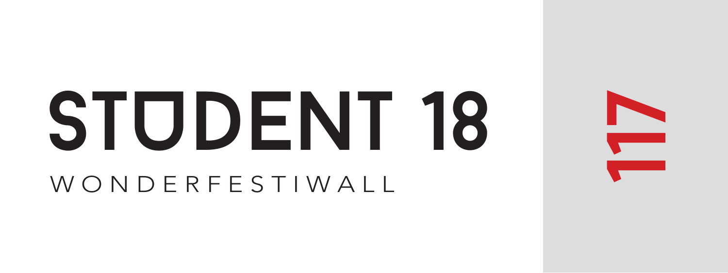# STUDENT 18

WONDERFESTIWALL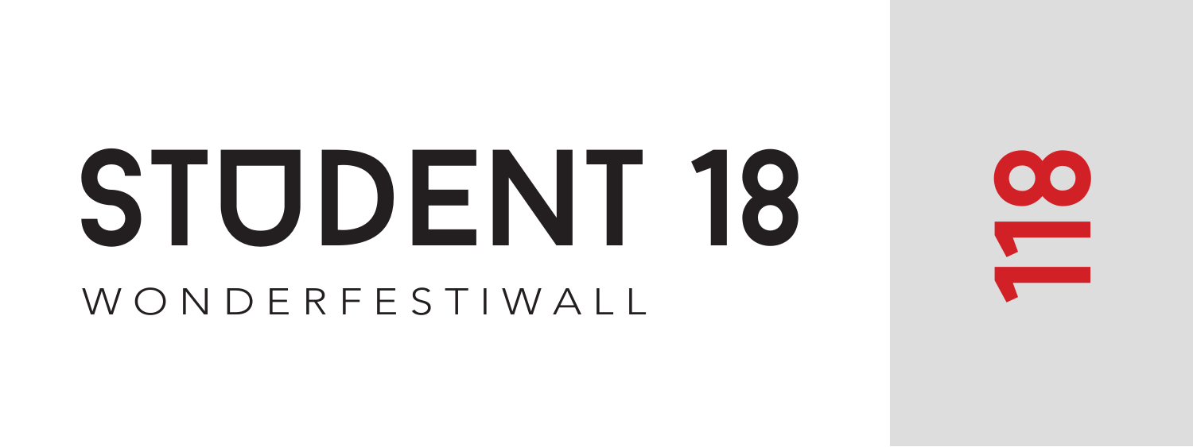# STUDENT 18

WONDERFESTIWALL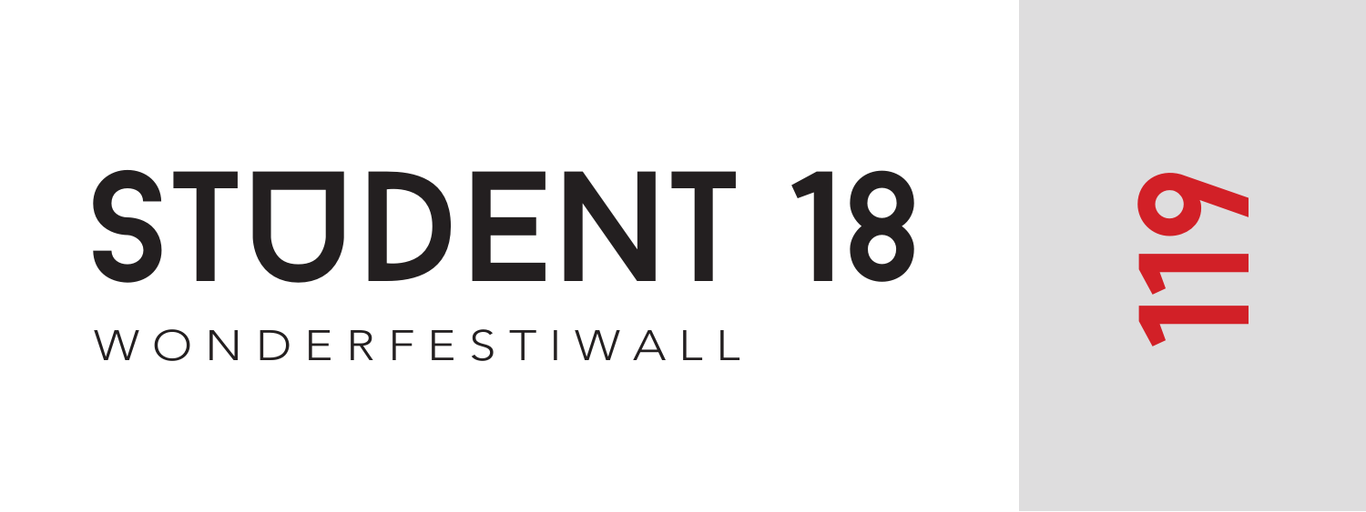# STUDENT 18

WONDERFESTIWALL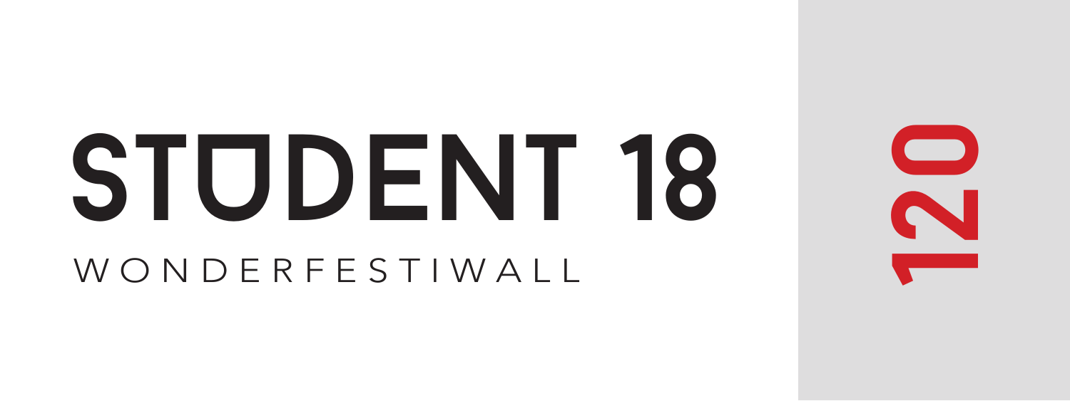# STUDENT 18

WONDERFESTIWALL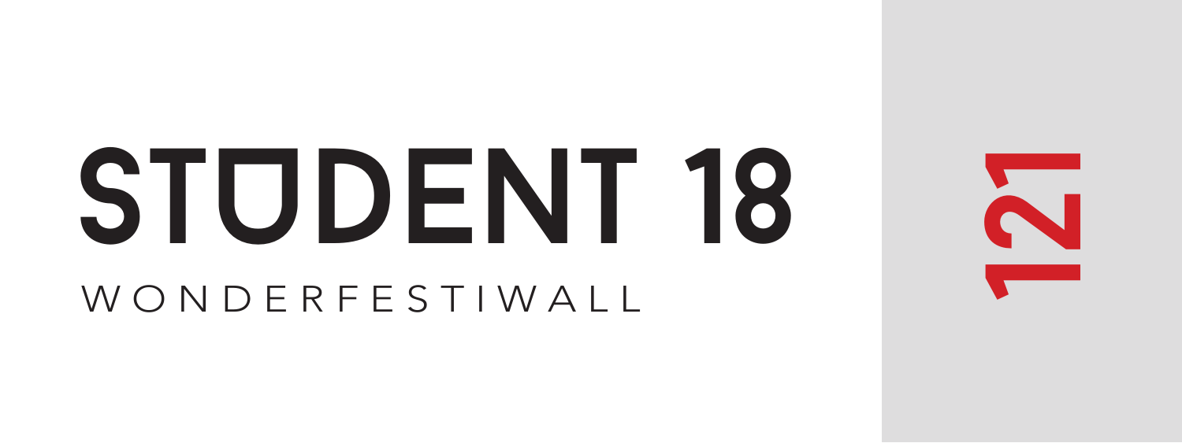# STUDENT 18

WONDERFESTIWALL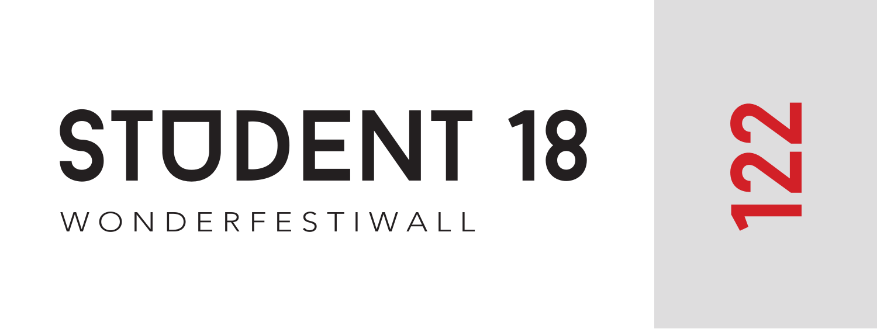# STUDENT 18

WONDERFESTIWALL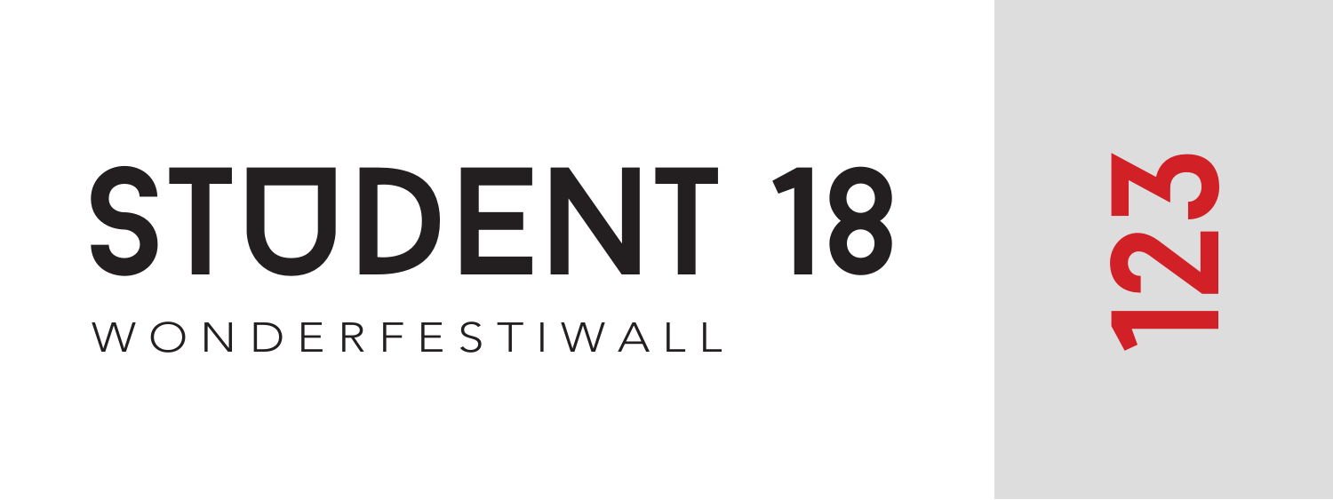# STUDENT 18

WONDERFESTIWALL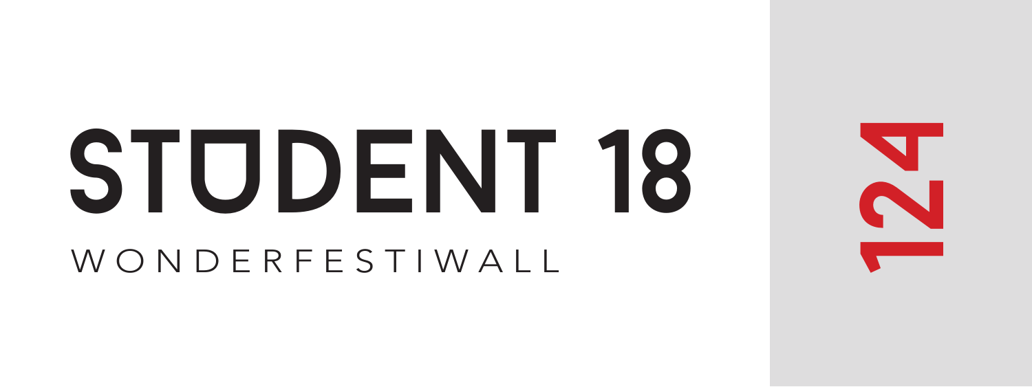# STUDENT 18

WONDERFESTIWALL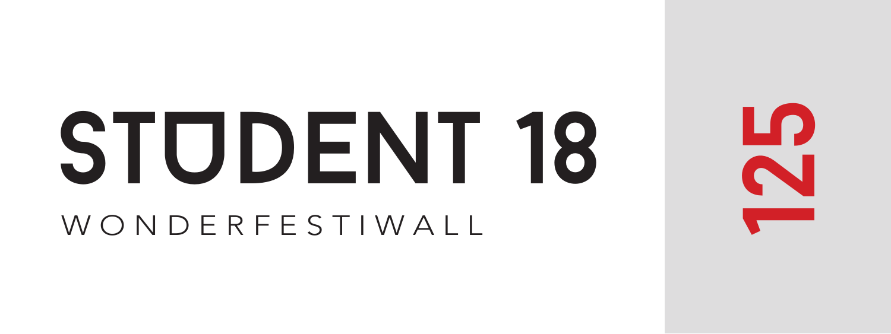# STUDENT 18

WONDERFESTIWALL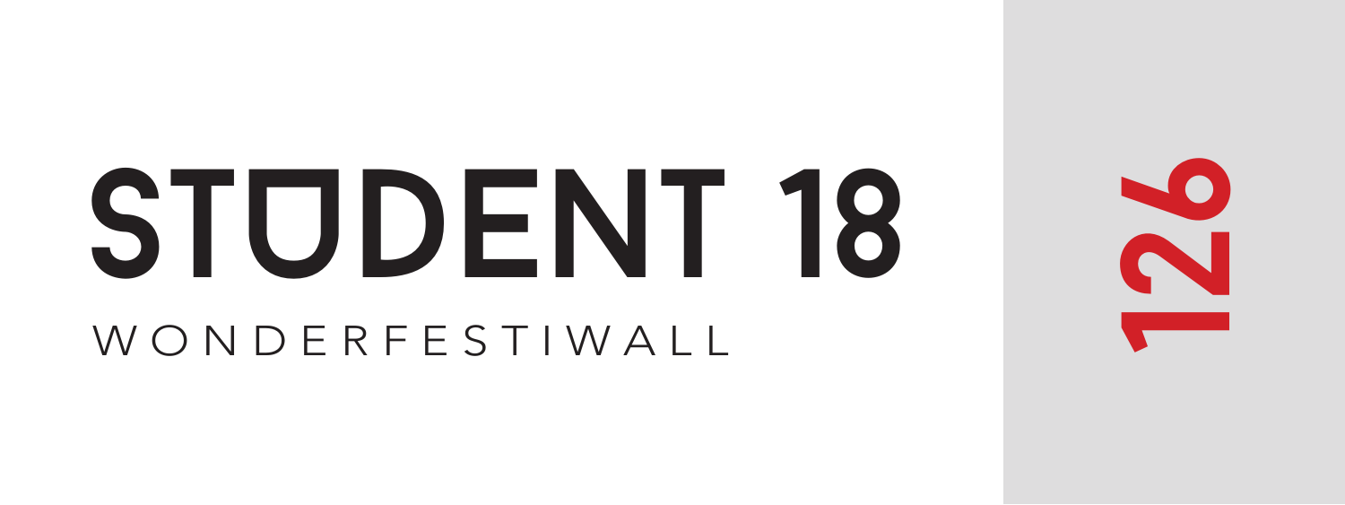# STUDENT 18

WONDERFESTIWALL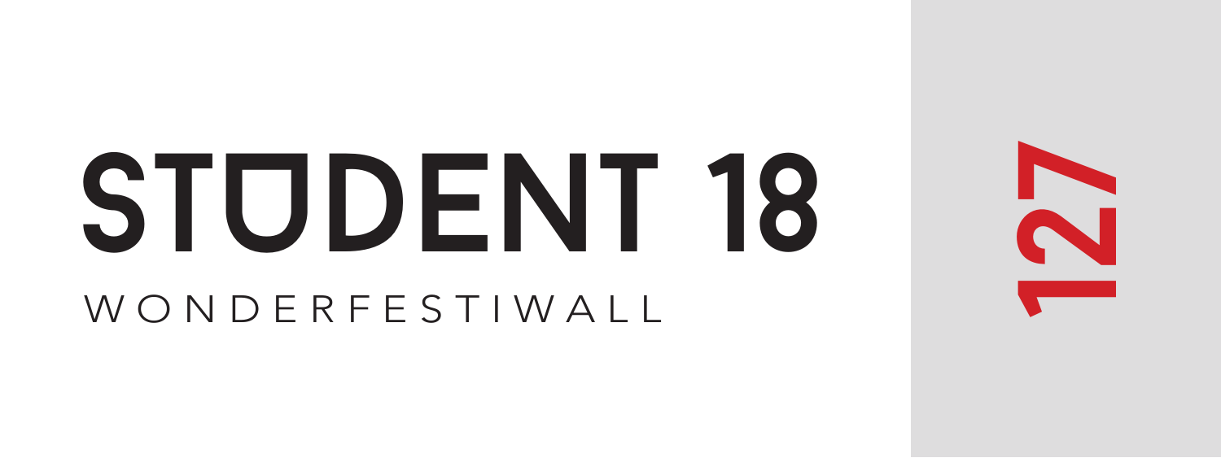# STUDENT 18

WONDERFESTIWALL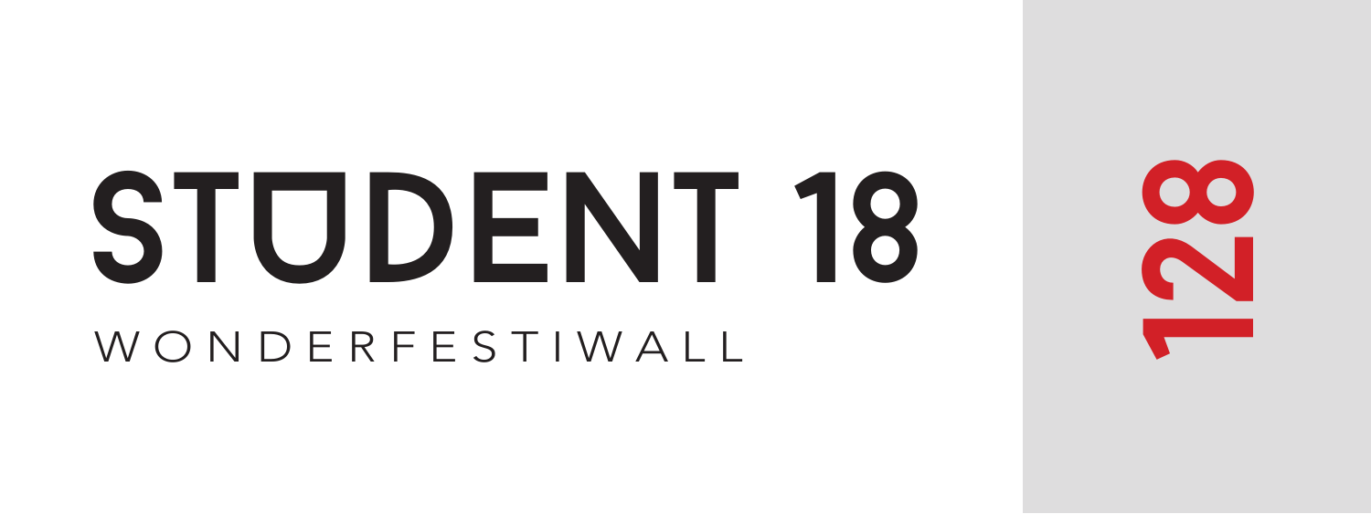# STUDENT 18

WONDERFESTIWALL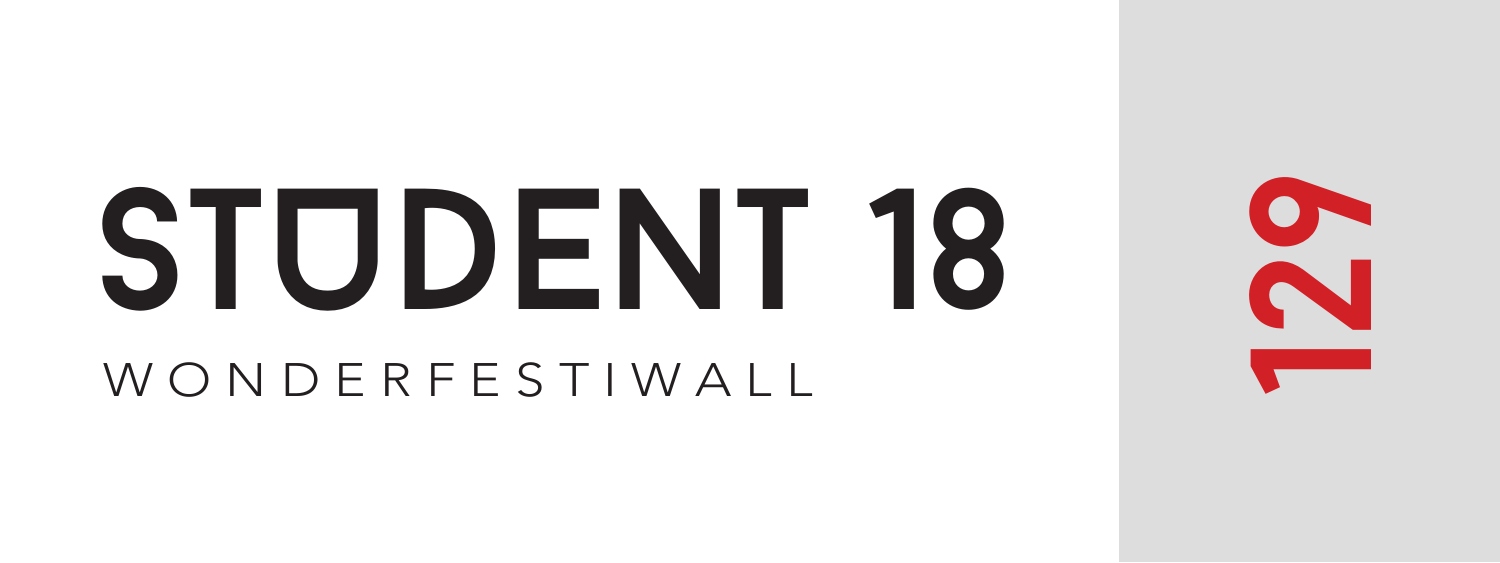# STUDENT 18

WONDERFESTIWALL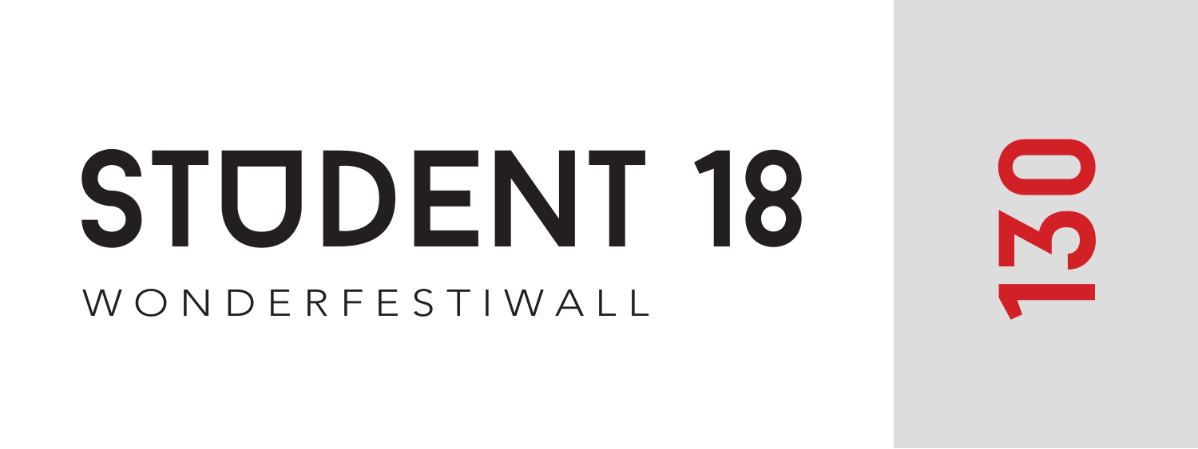# STUDENT 18

WONDERFESTIWALL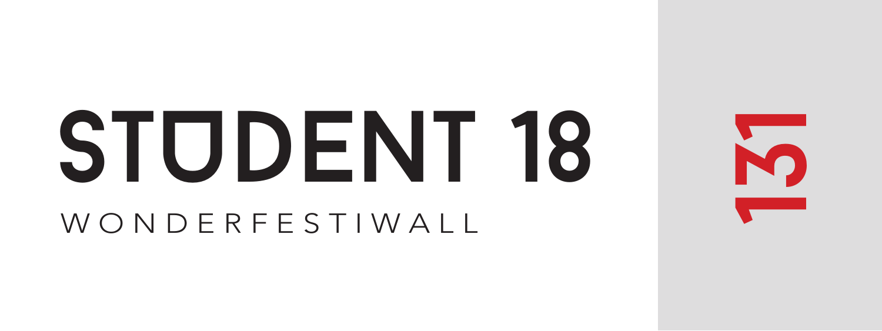# STUDENT 18

WONDERFESTIWALL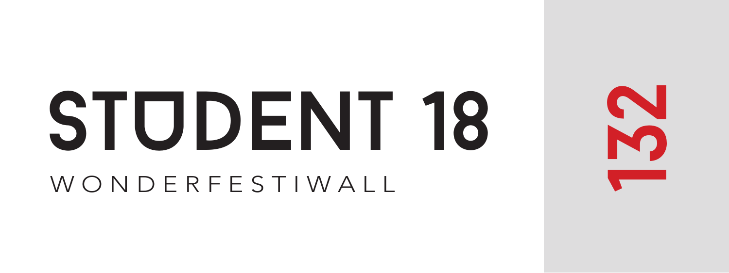# STUDENT 18

WONDERFESTIWALL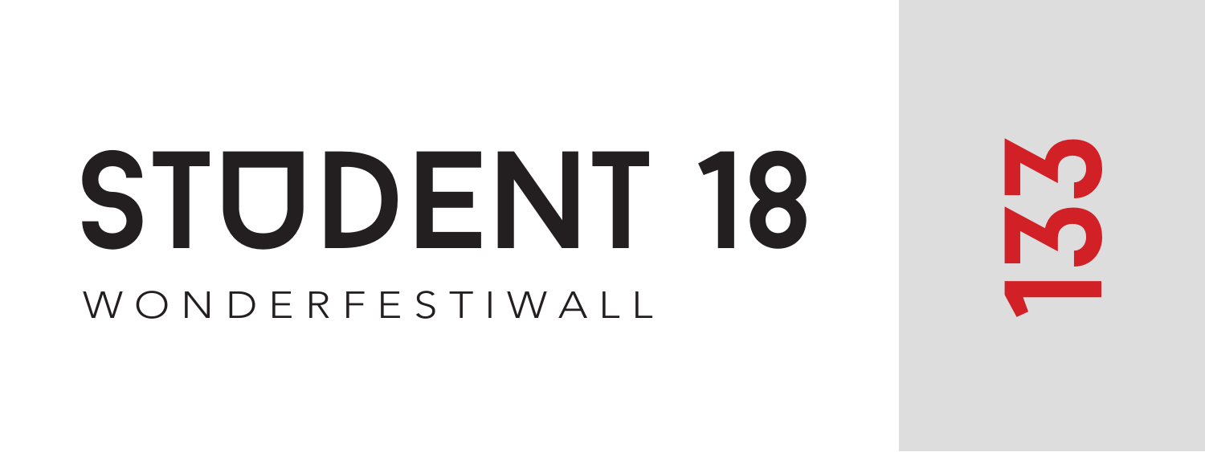# STUDENT 18

WONDERFESTIWALL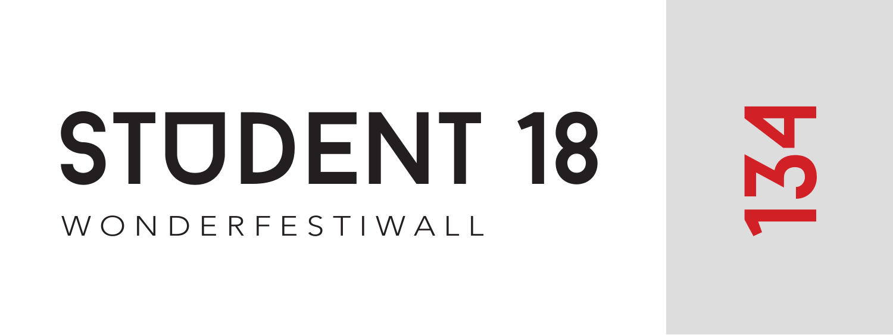# STUDENT 18

WONDERFESTIWALL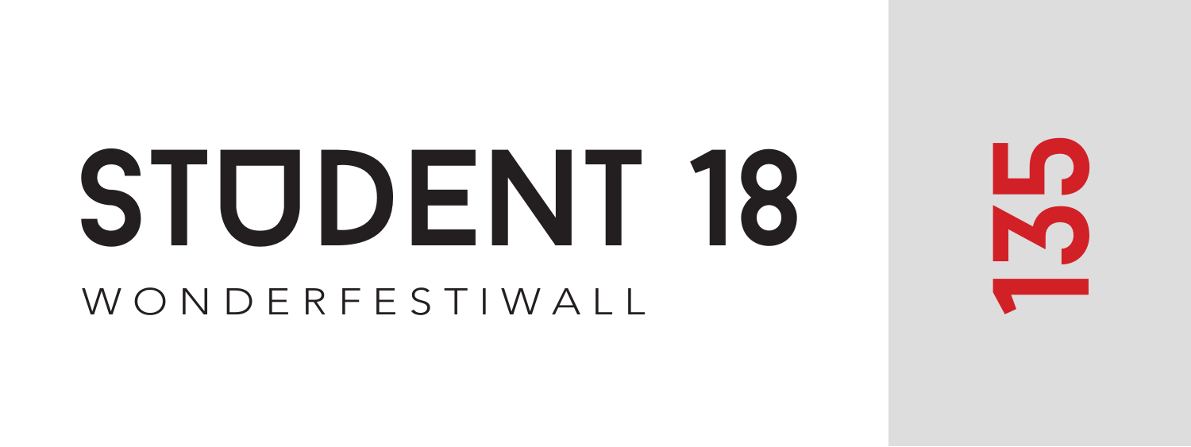# STUDENT 18

WONDERFESTIWALL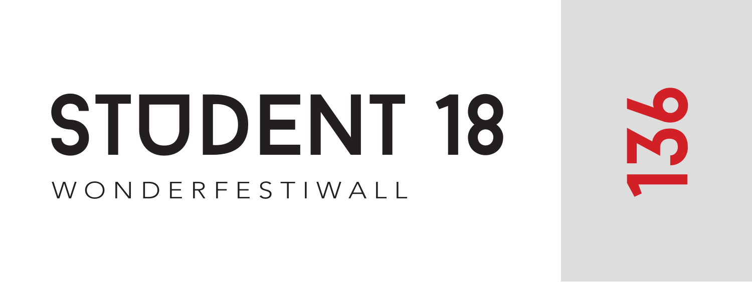# STUDENT 18

WONDERFESTIWALL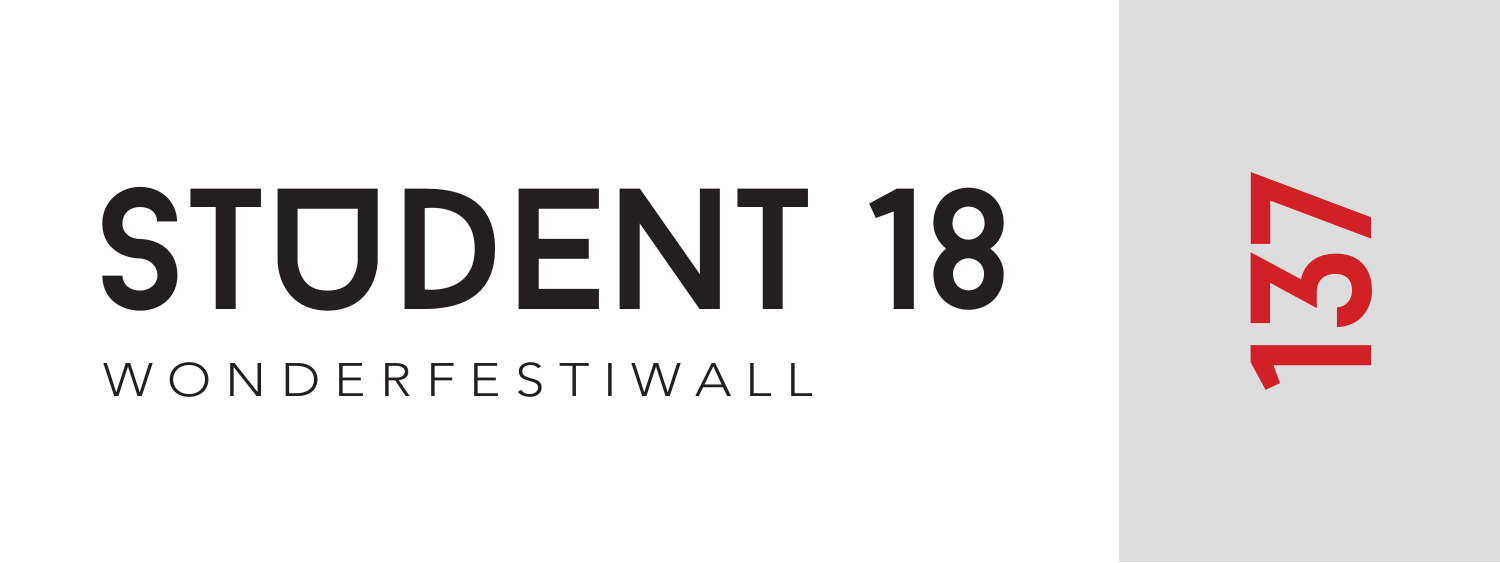# STUDENT 18

WONDERFESTIWALL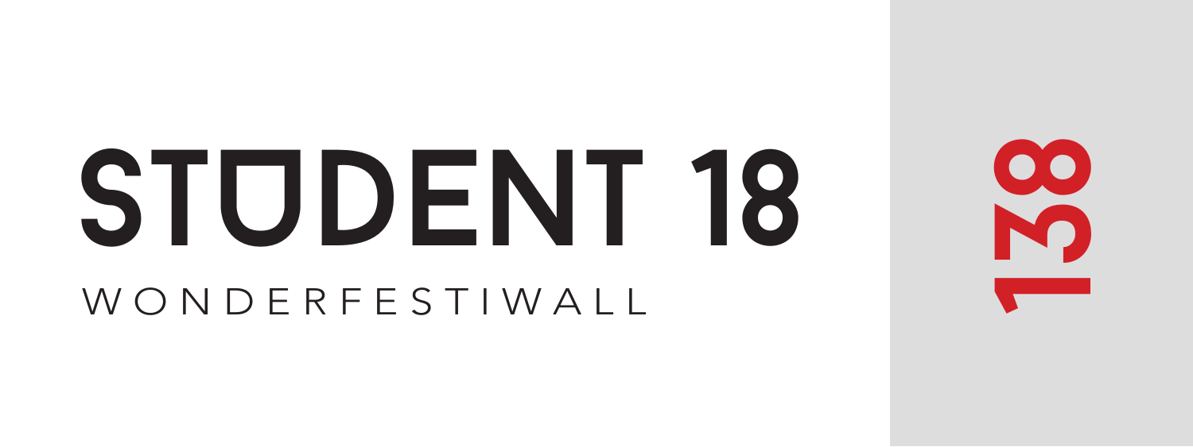# STUDENT 18

WONDERFESTIWALL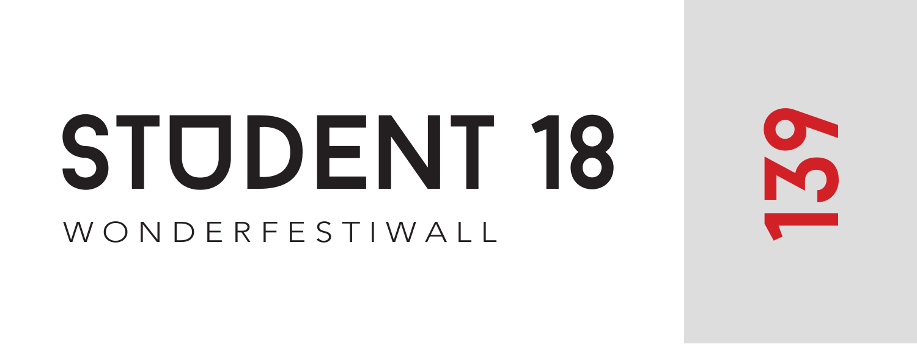# STUDENT 18

WONDERFESTIWALL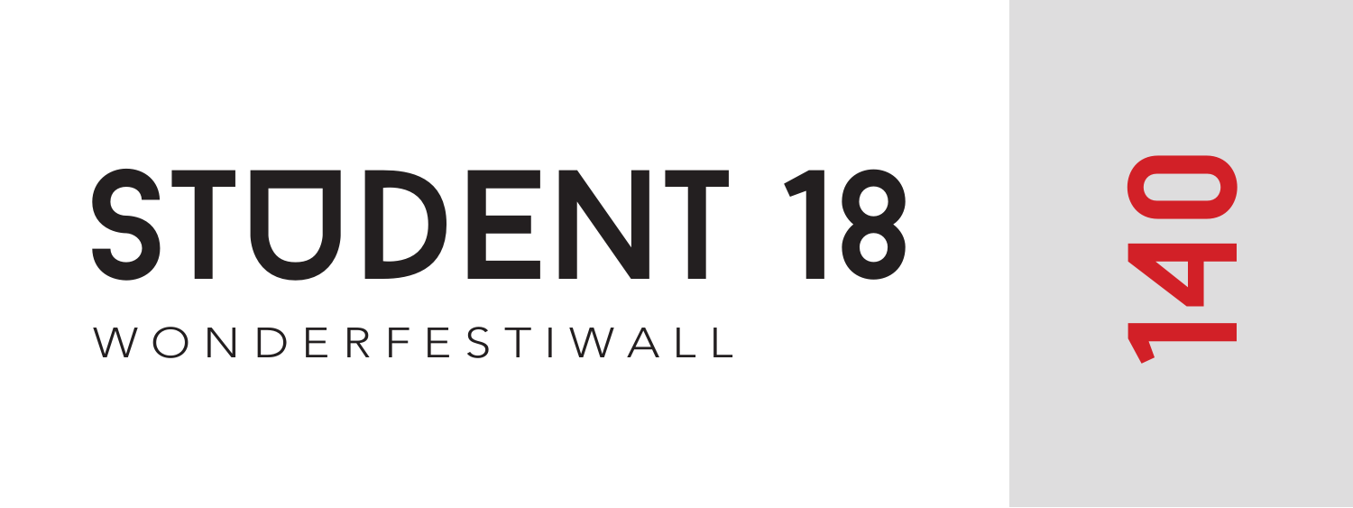# STUDENT 18

WONDERFESTIWALL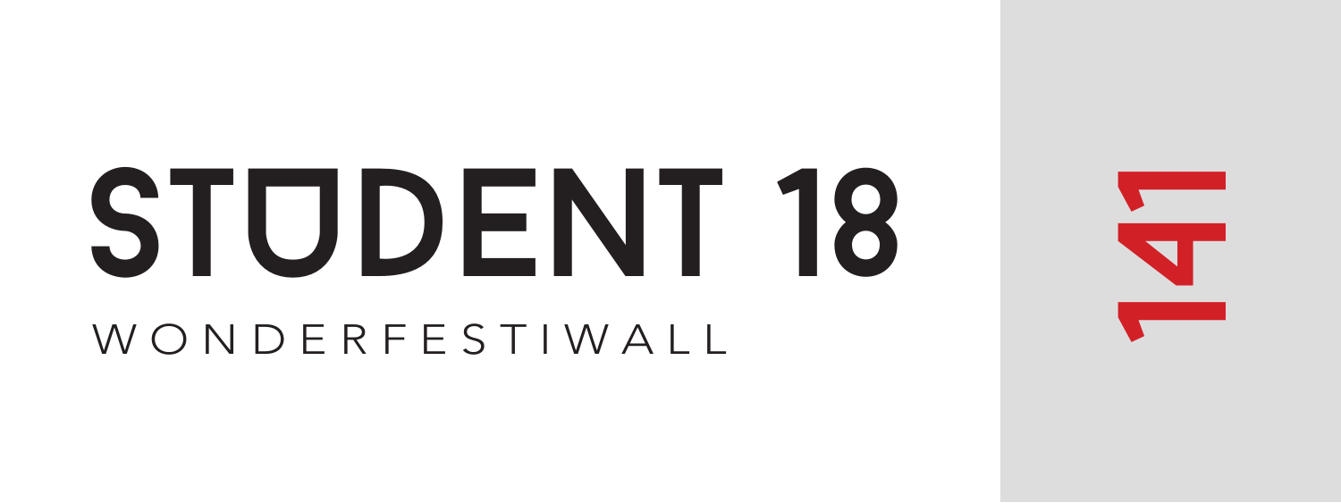# STUDENT 18

WONDERFESTIWALL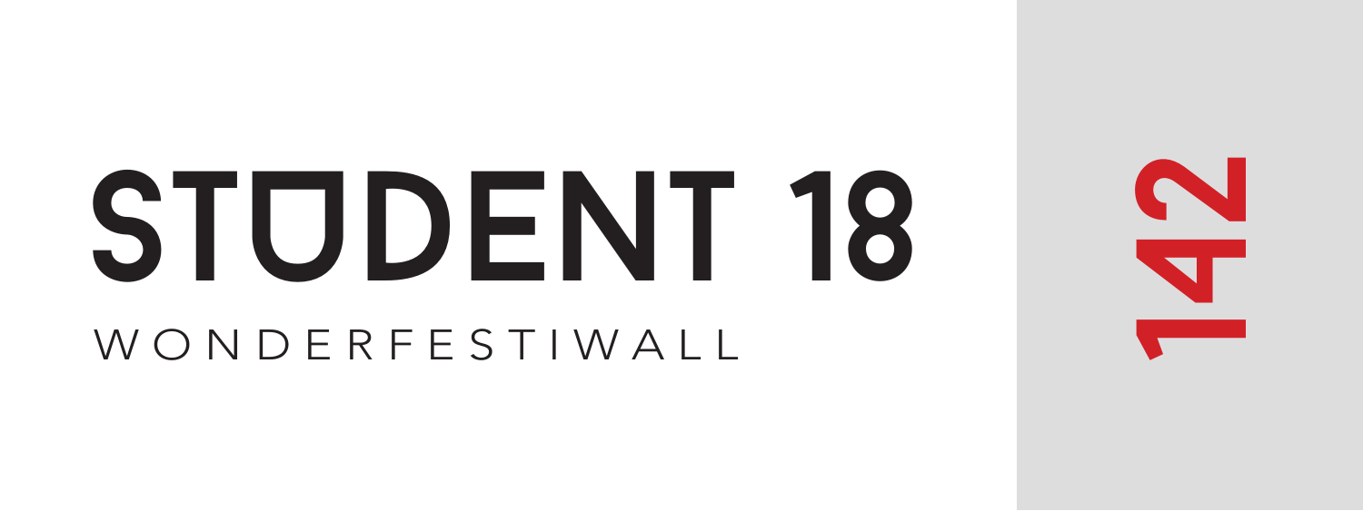# STUDENT 18

WONDERFESTIWALL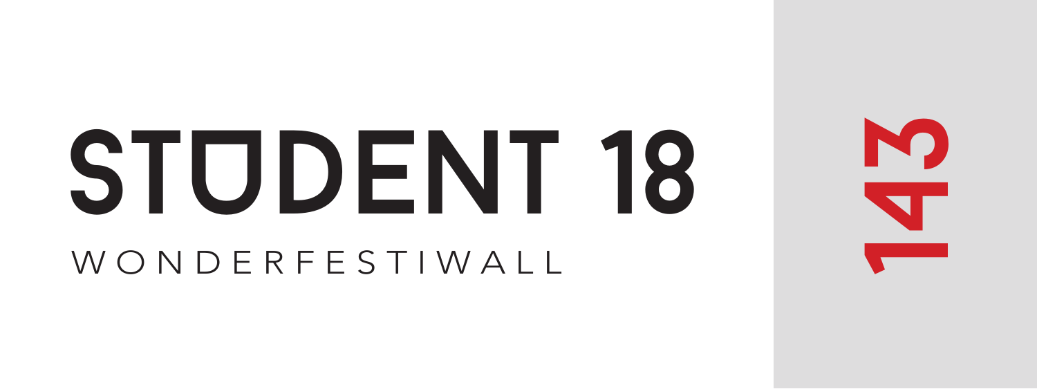# STUDENT 18

WONDERFESTIWALL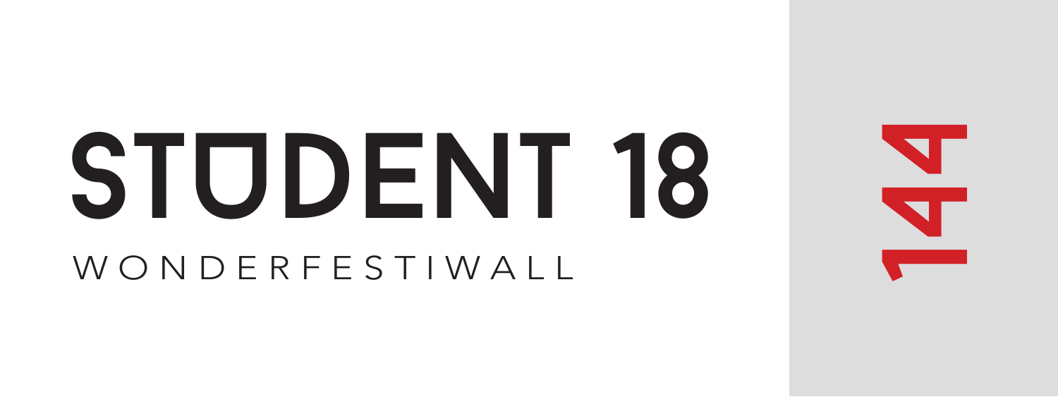# STUDENT 18

WONDERFESTIWALL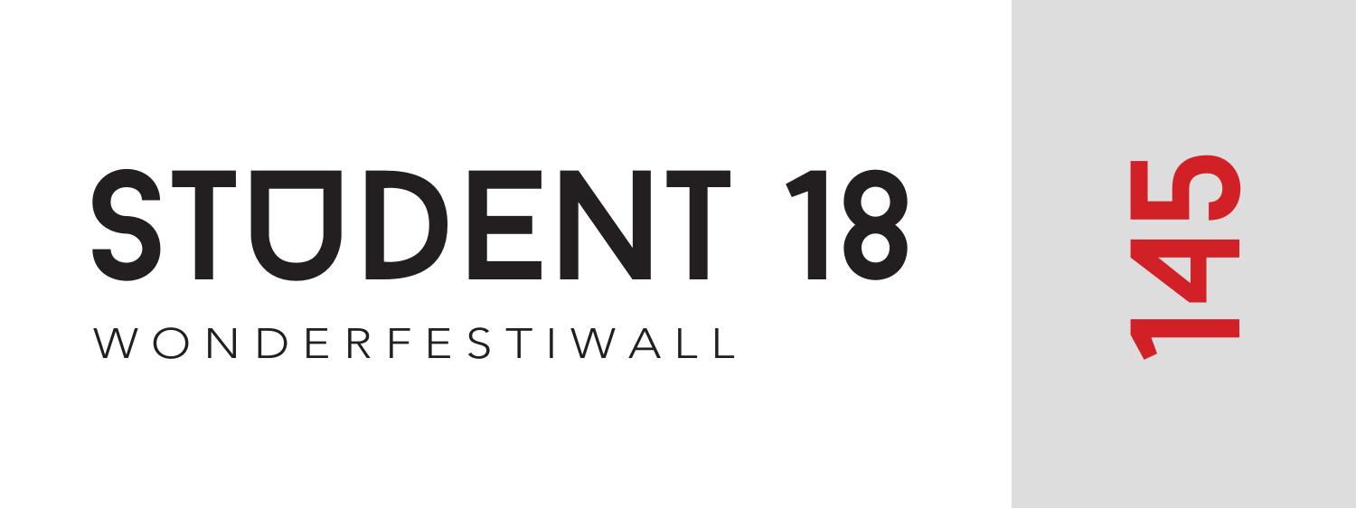# STUDENT 18

WONDERFESTIWALL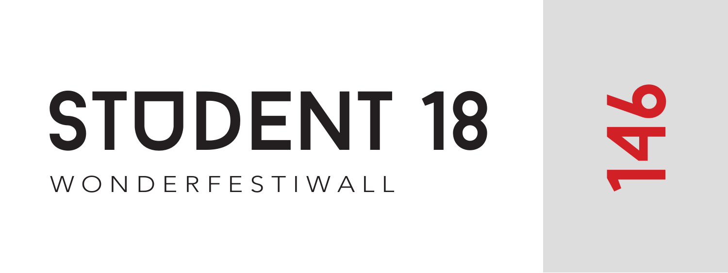# STUDENT 18

WONDERFESTIWALL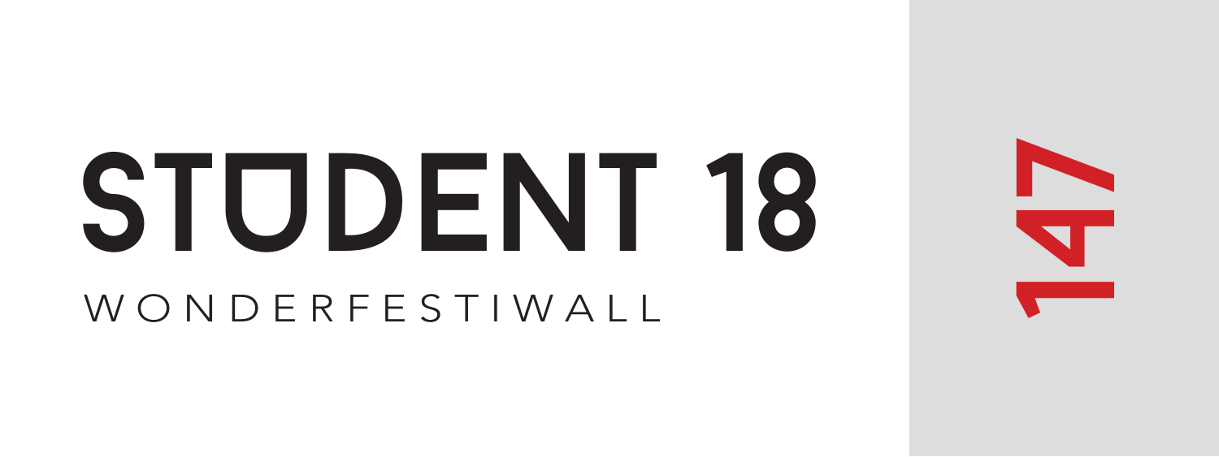# STUDENT 18

WONDERFESTIWALL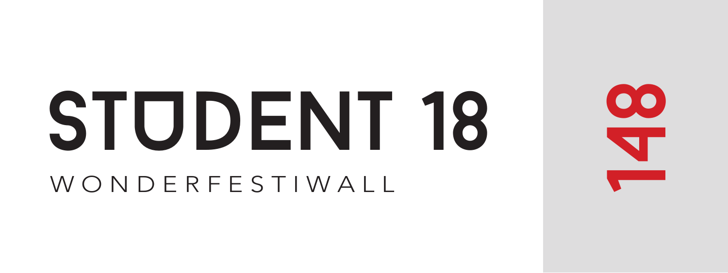# STUDENT 18

WONDERFESTIWALL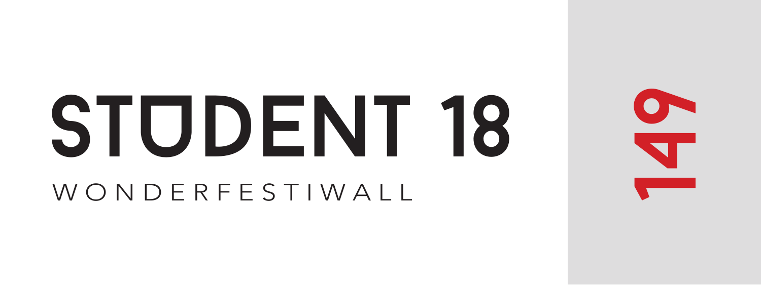# STUDENT 18

WONDERFESTIWALL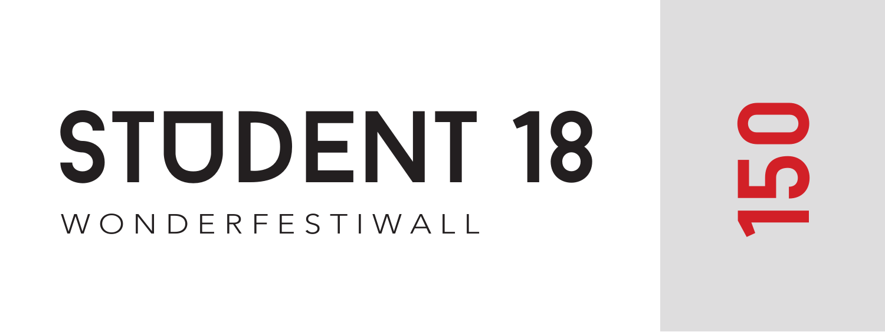# STUDENT 18

WONDERFESTIWALL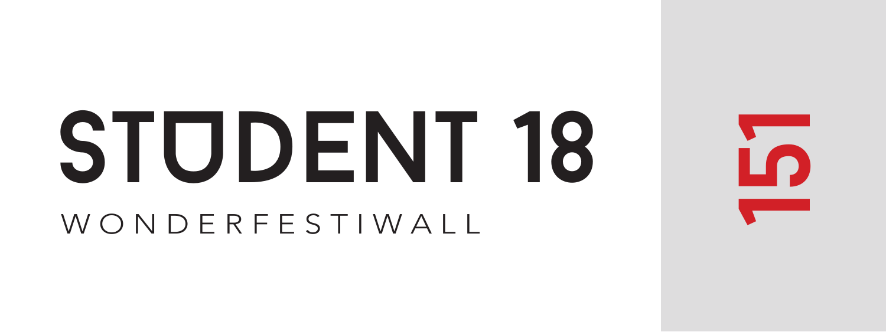# STUDENT 18

WONDERFESTIWALL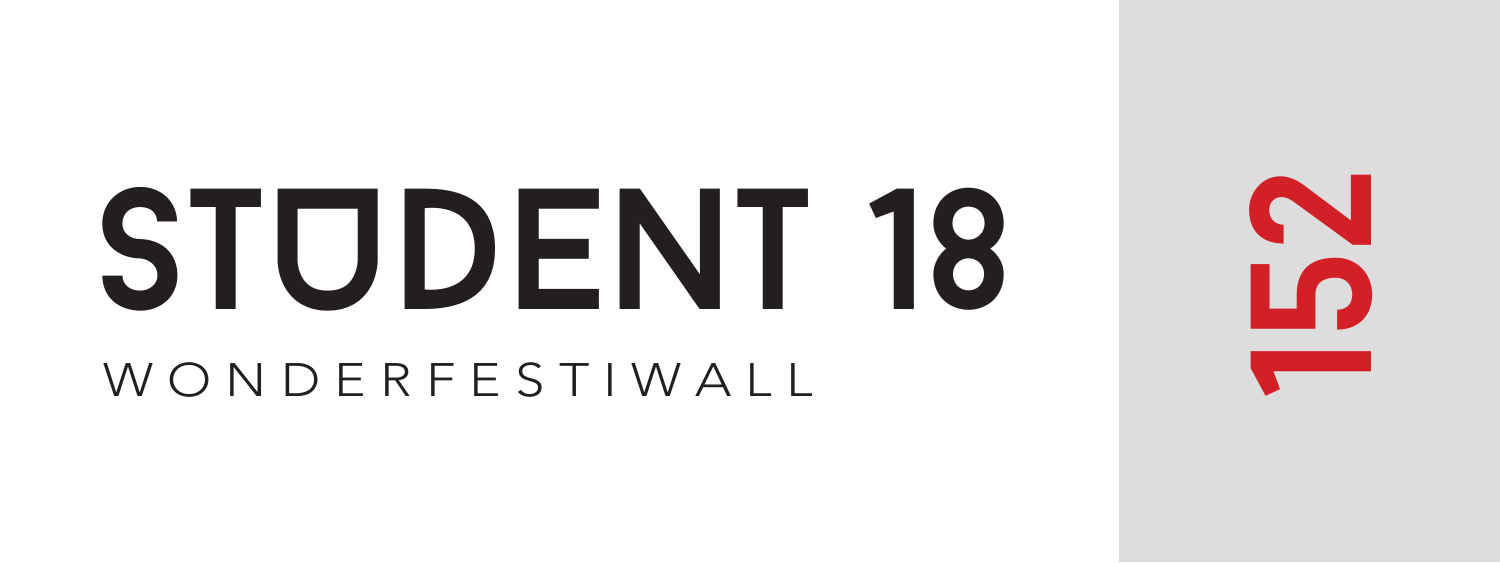# STUDENT 18

WONDERFESTIWALL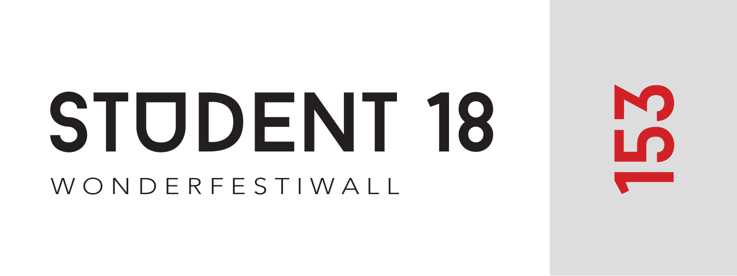# STUDENT 18

WONDERFESTIWALL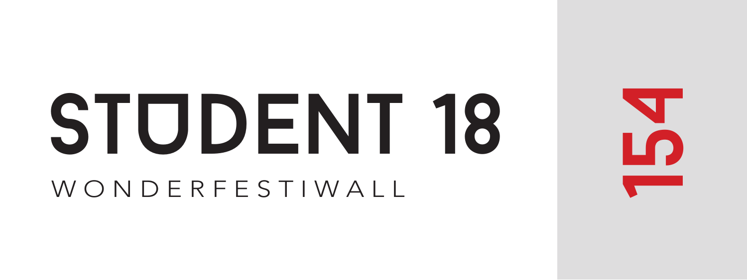# STUDENT 18

WONDERFESTIWALL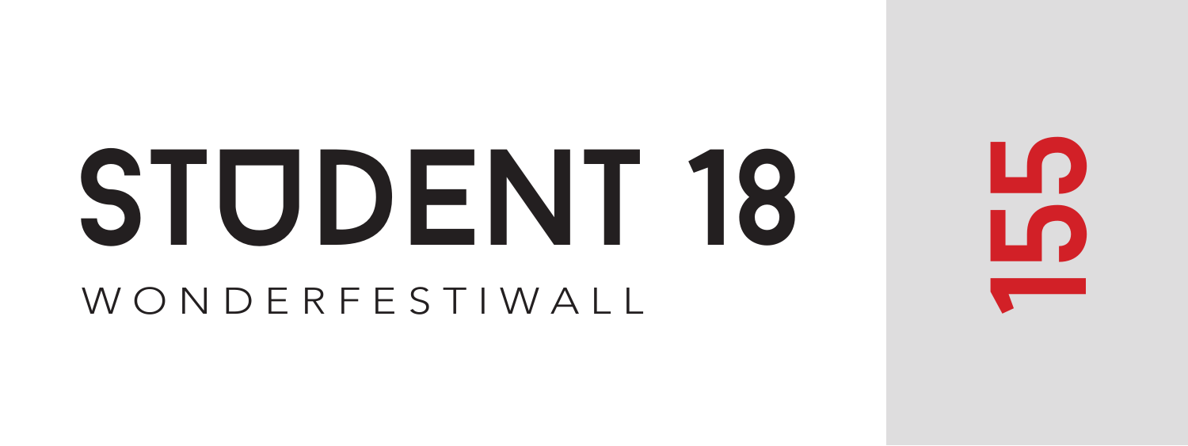# STUDENT 18

WONDERFESTIWALL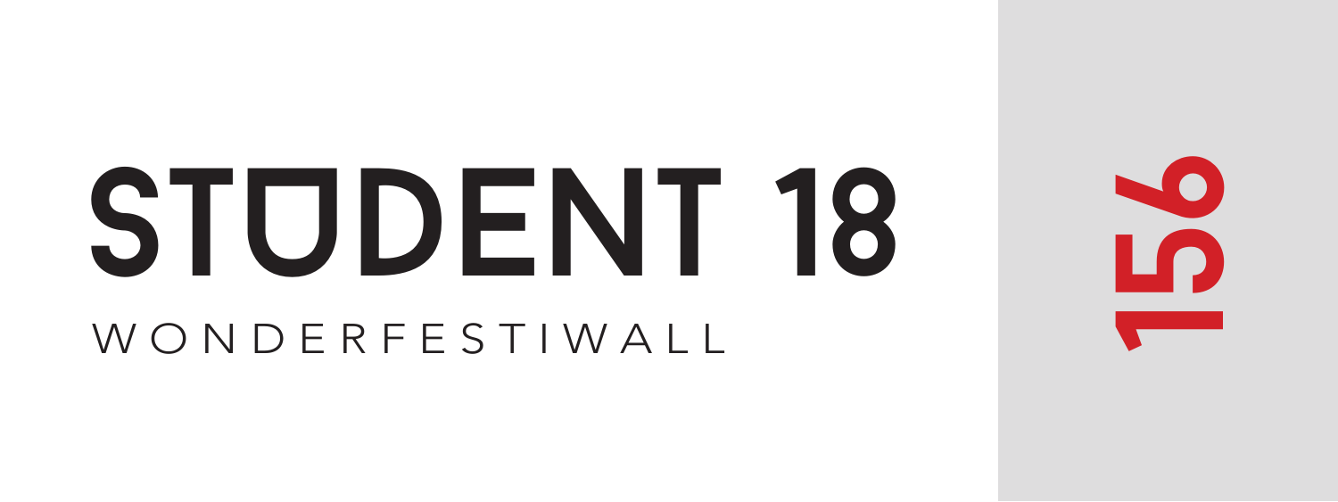# STUDENT 18

WONDERFESTIWALL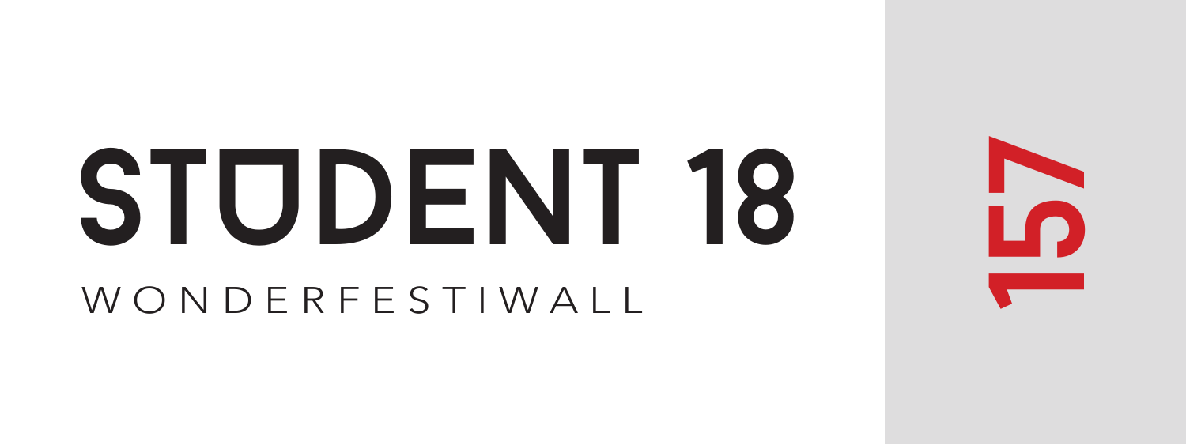# STUDENT 18

WONDERFESTIWALL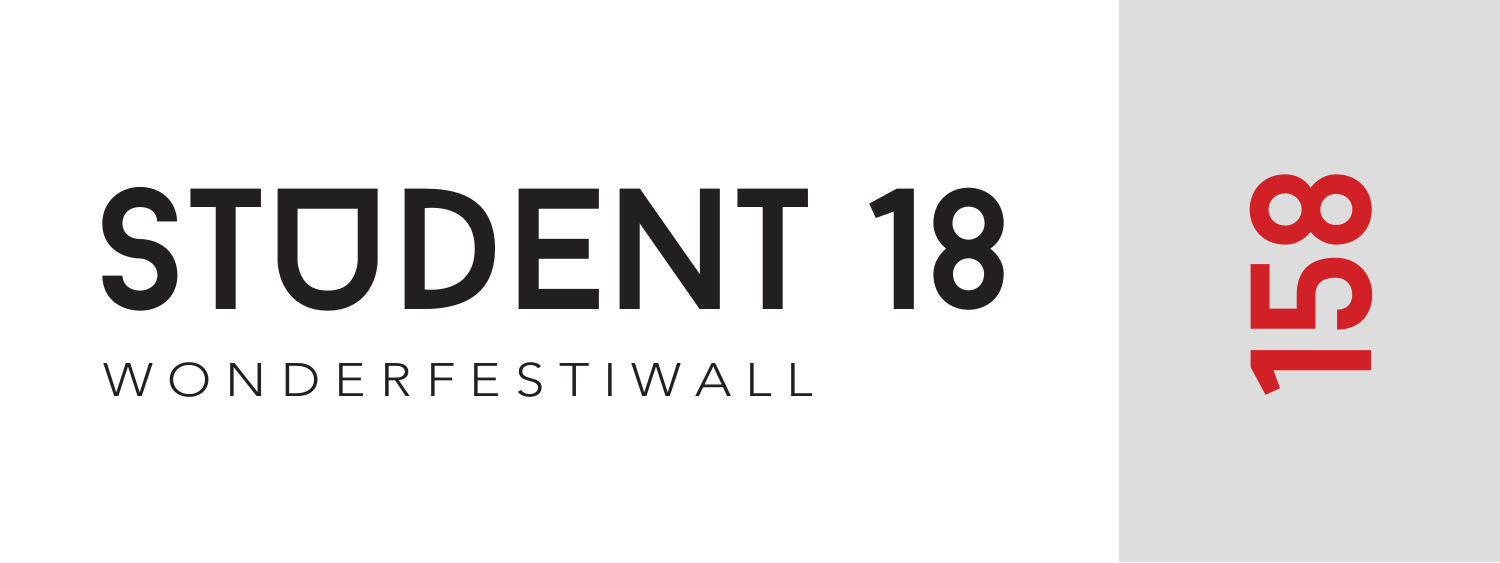# STUDENT 18

WONDERFESTIWALL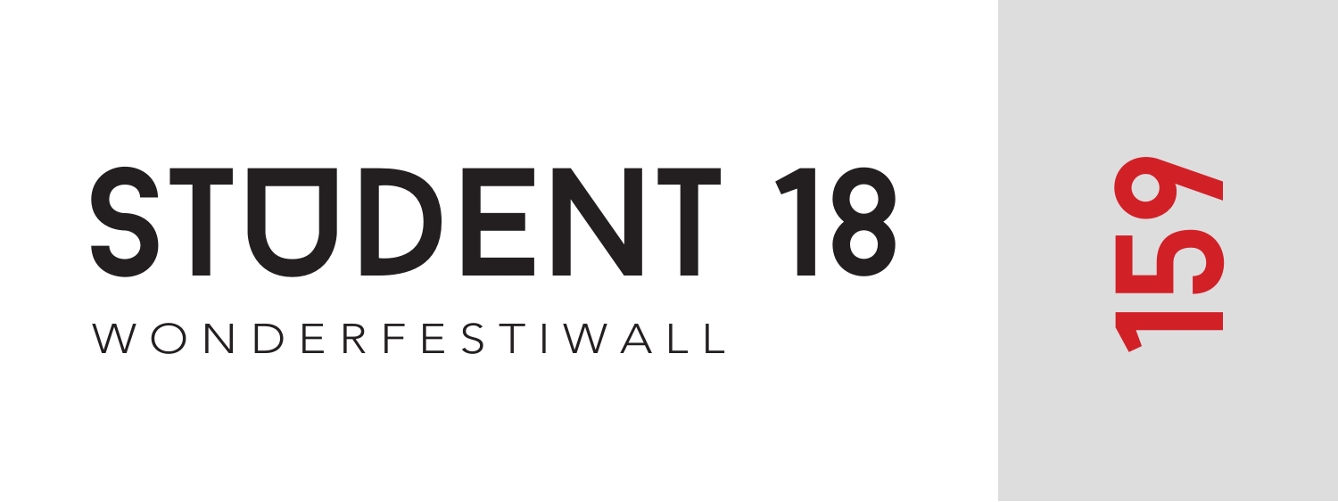# STUDENT 18

WONDERFESTIWALL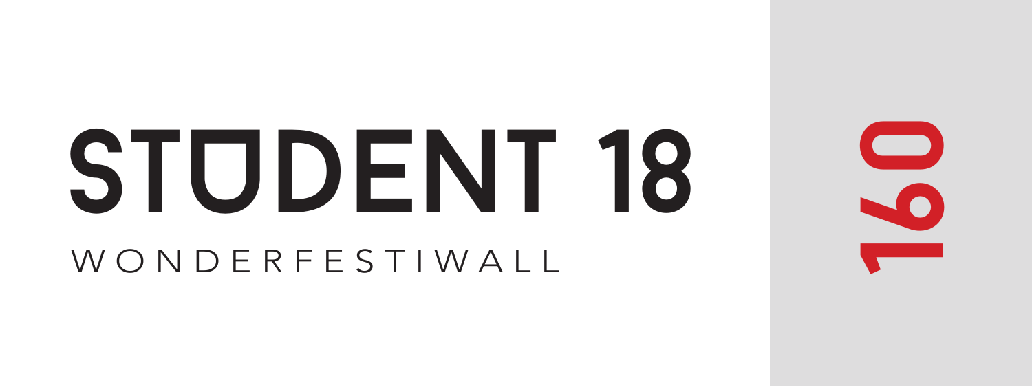# STUDENT 18

WONDERFESTIWALL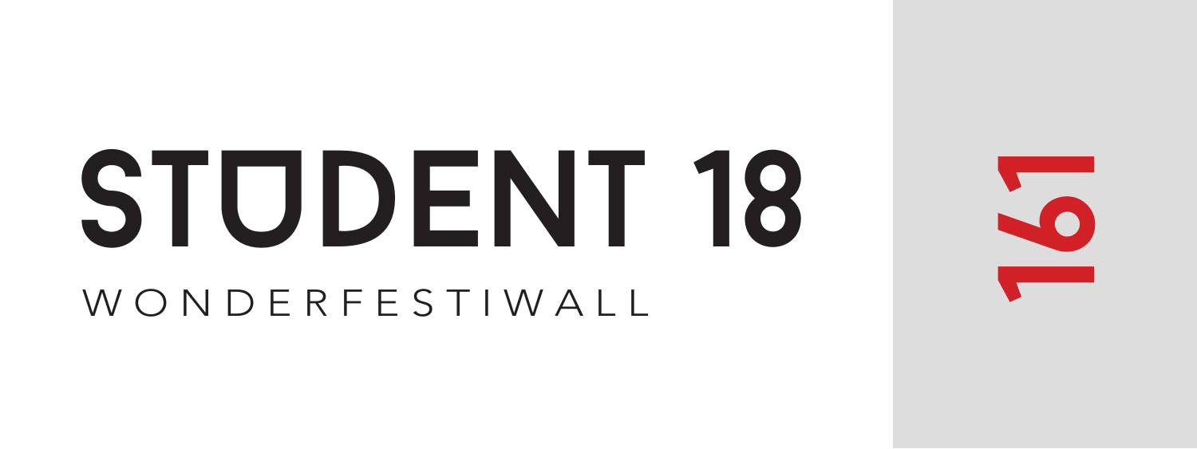# STUDENT 18

WONDERFESTIWALL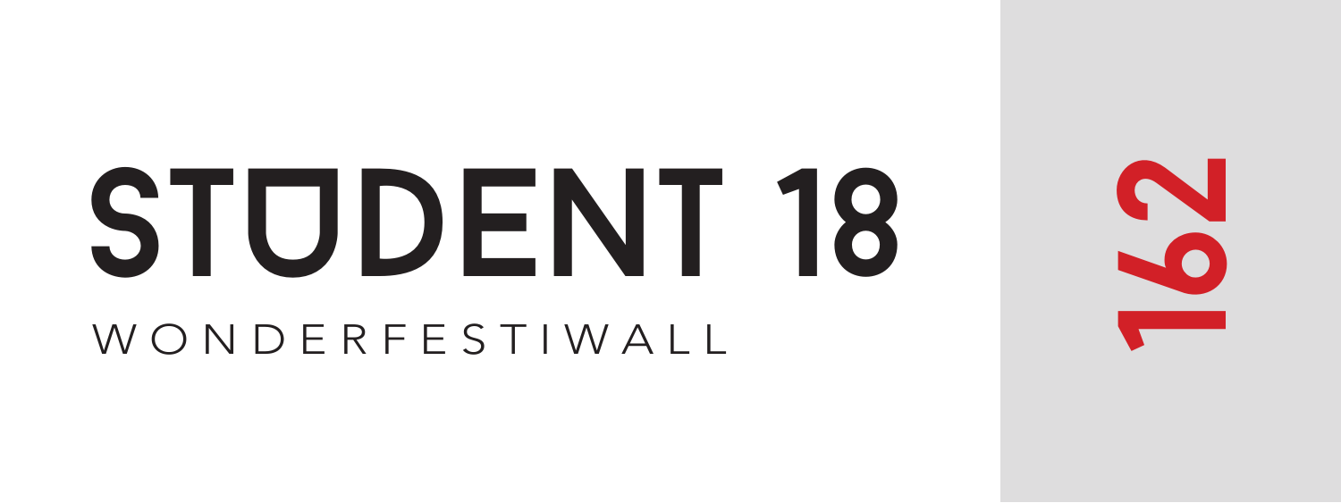# STUDENT 18

WONDERFESTIWALL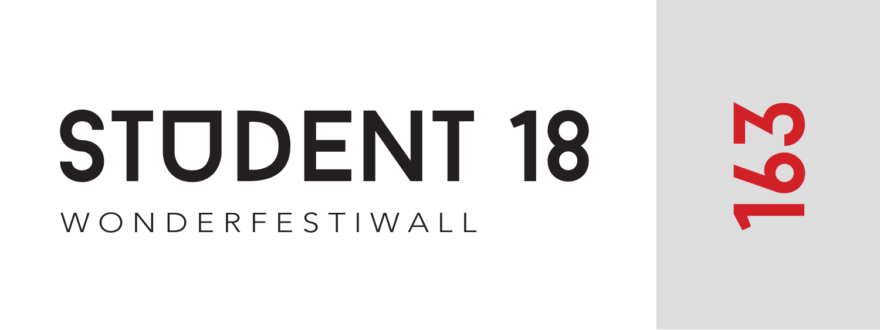# STUDENT 18

WONDERFESTIWALL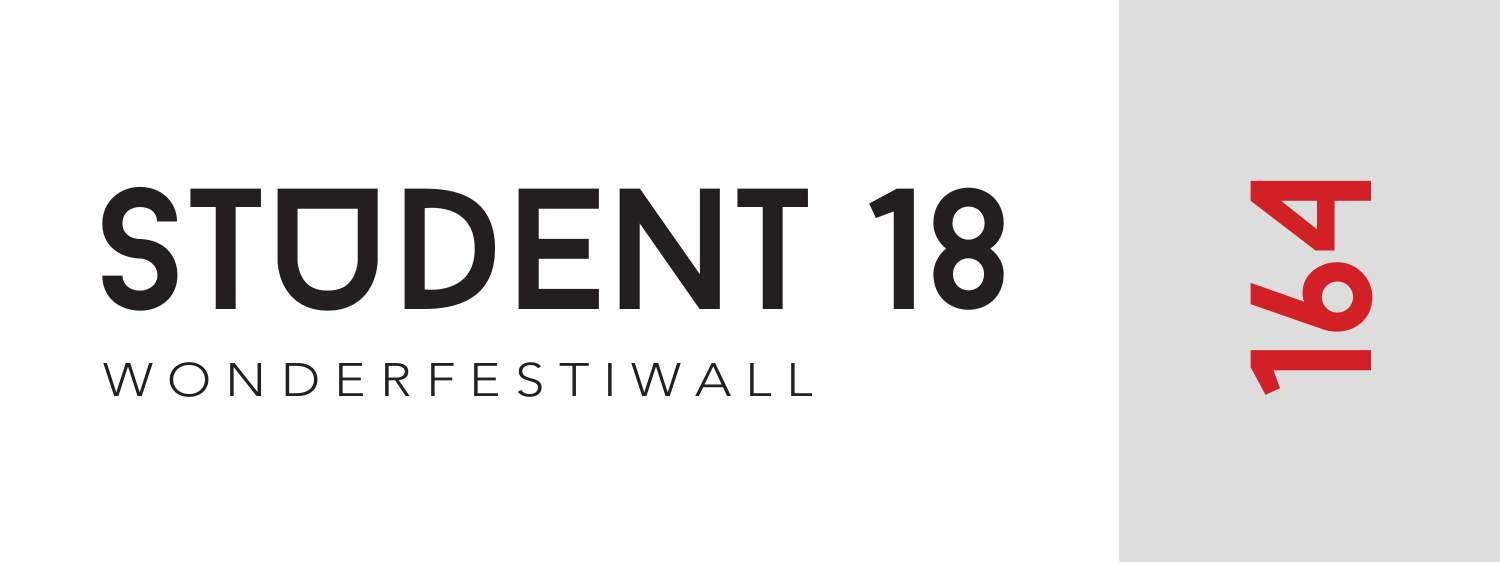# STUDENT 18

WONDERFESTIWALL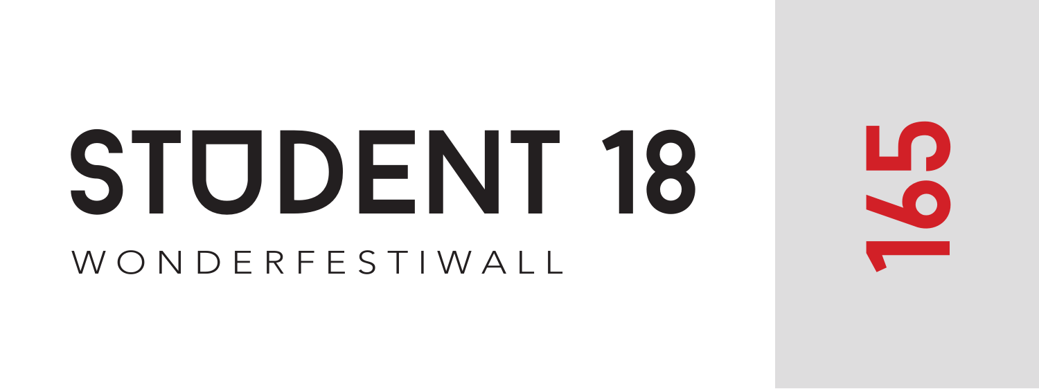# STUDENT 18

WONDERFESTIWALL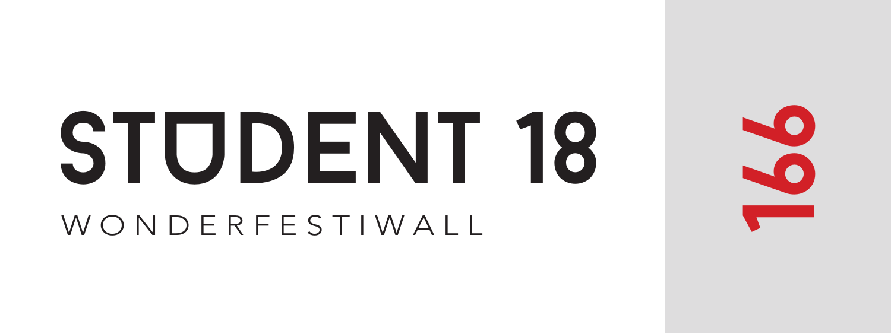# STUDENT 18

WONDERFESTIWALL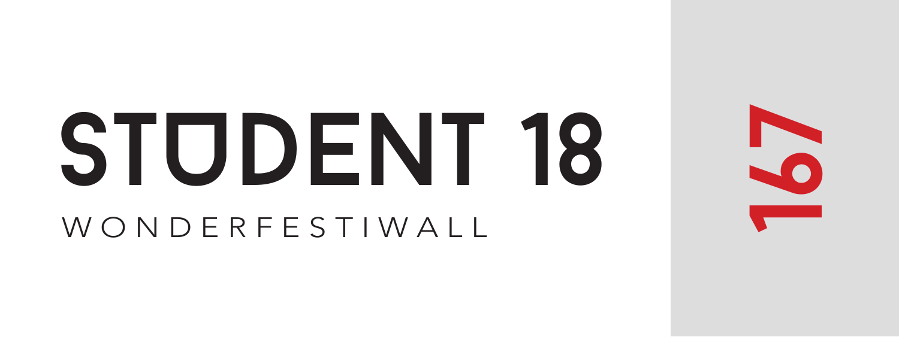# STUDENT 18

WONDERFESTIWALL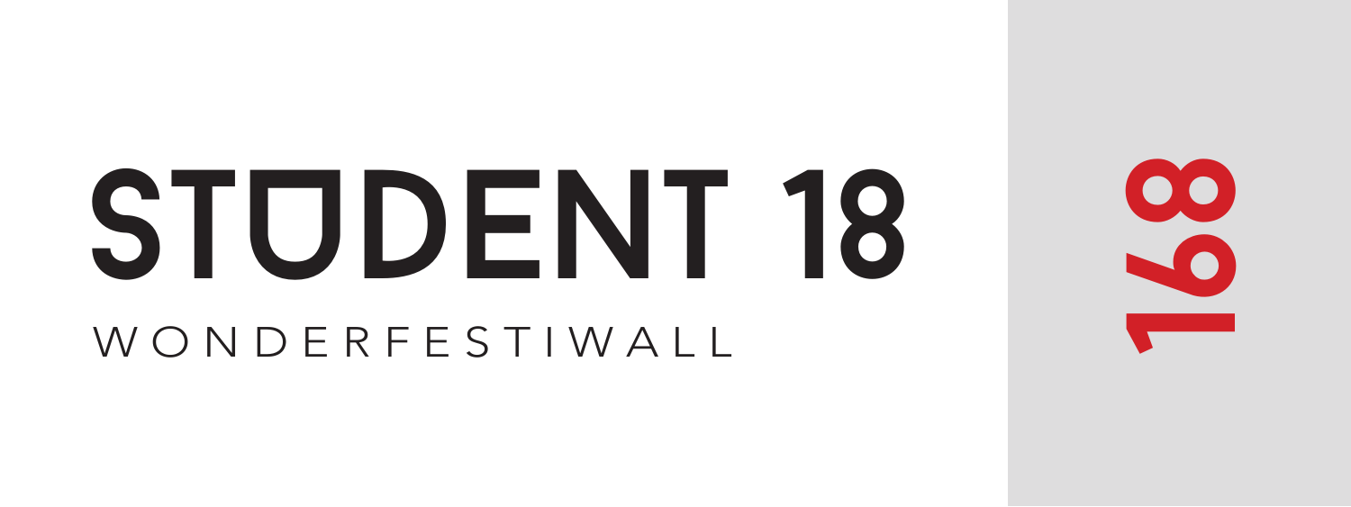# STUDENT 18

WONDERFESTIWALL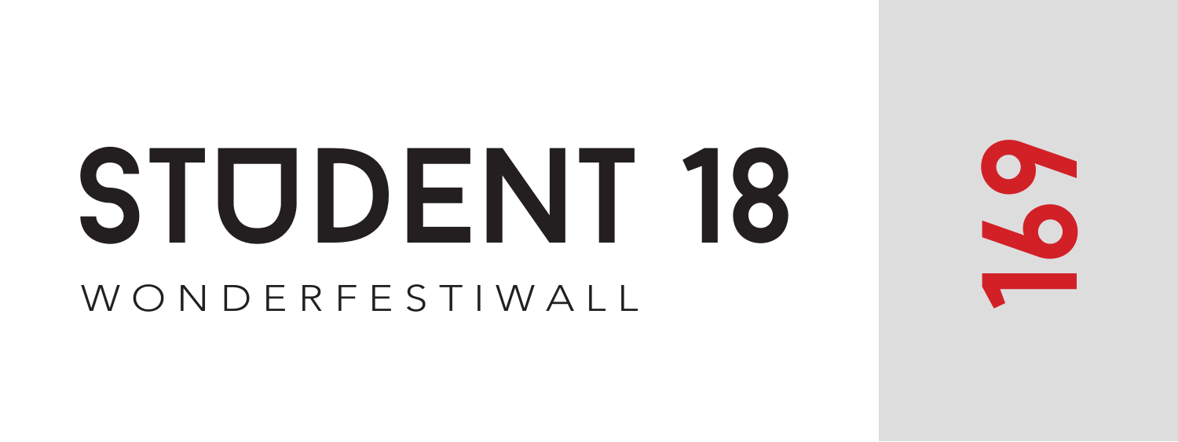# STUDENT 18

WONDERFESTIWALL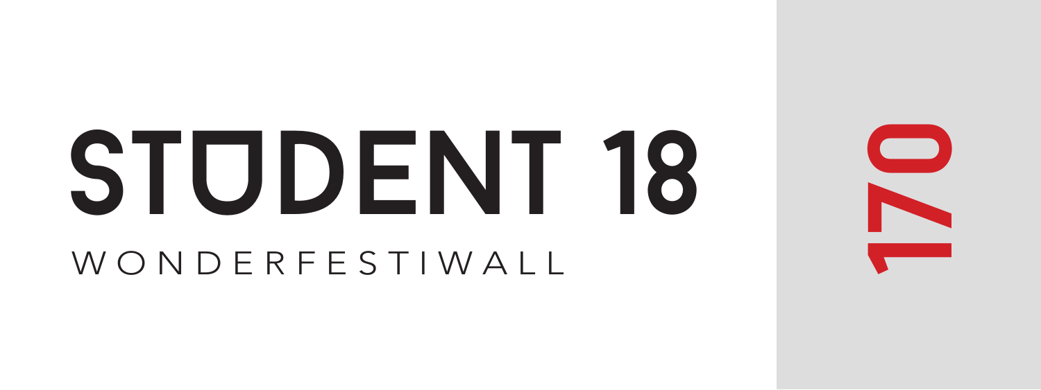# STUDENT 18

WONDERFESTIWALL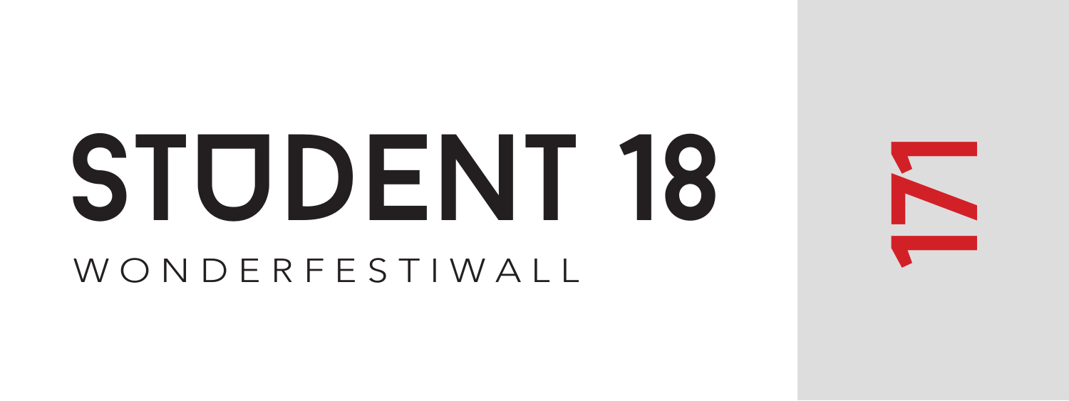# STUDENT 18

WONDERFESTIWALL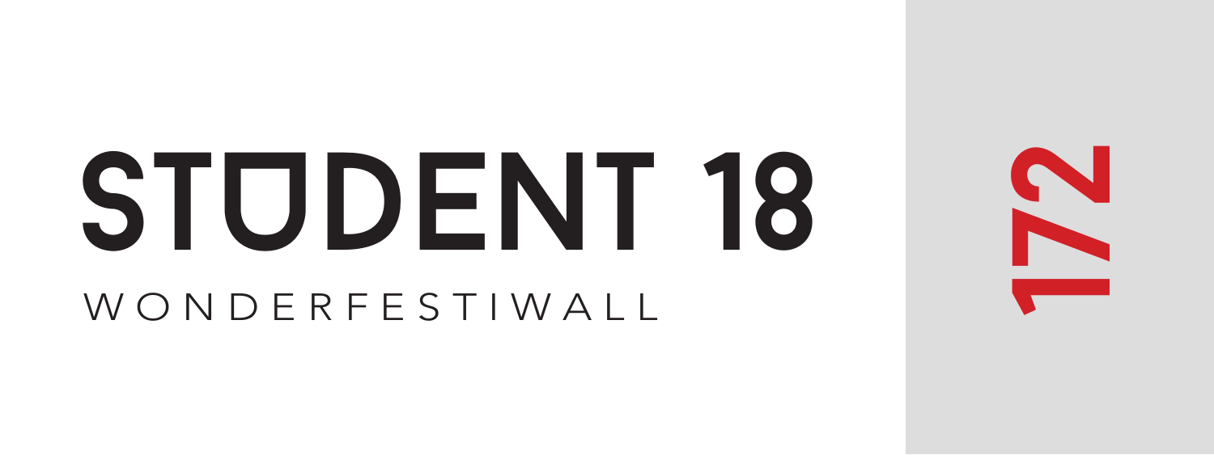# STUDENT 18

WONDERFESTIWALL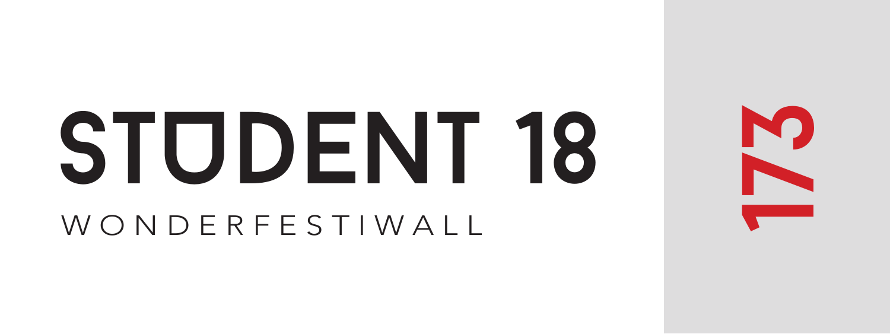# STUDENT 18

WONDERFESTIWALL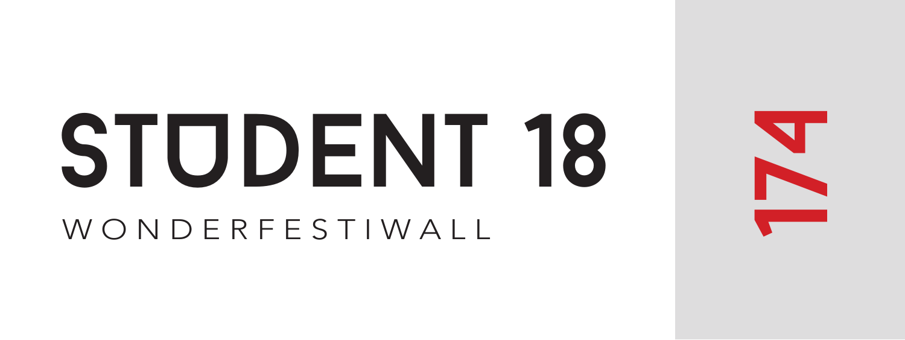# STUDENT 18

WONDERFESTIWALL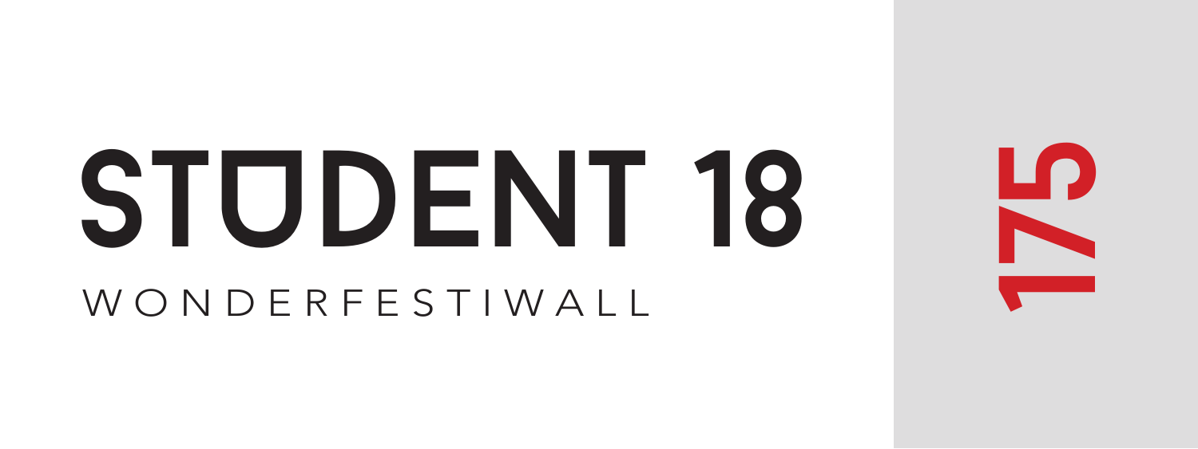# STUDENT 18

WONDERFESTIWALL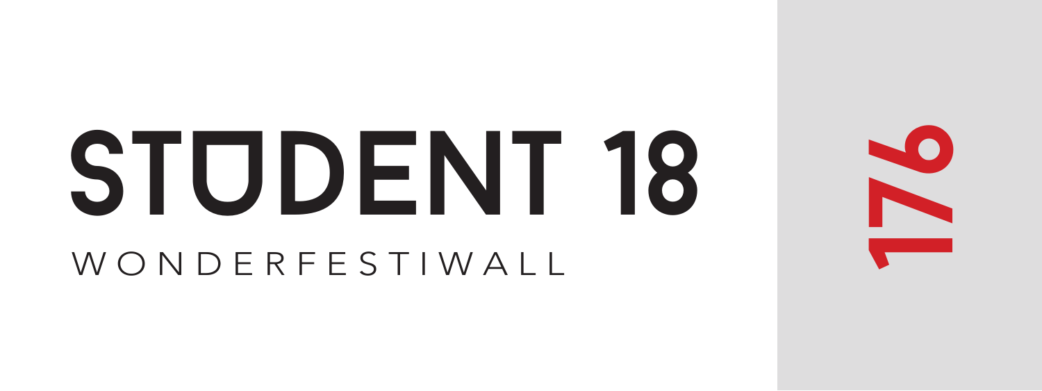# STUDENT 18

WONDERFESTIWALL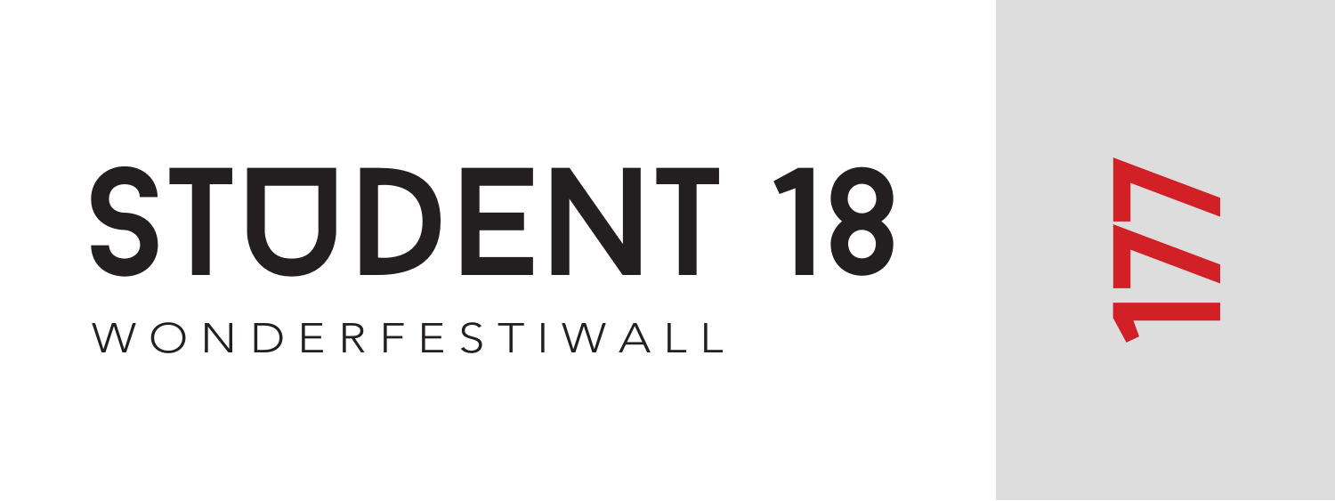# STUDENT 18

WONDERFESTIWALL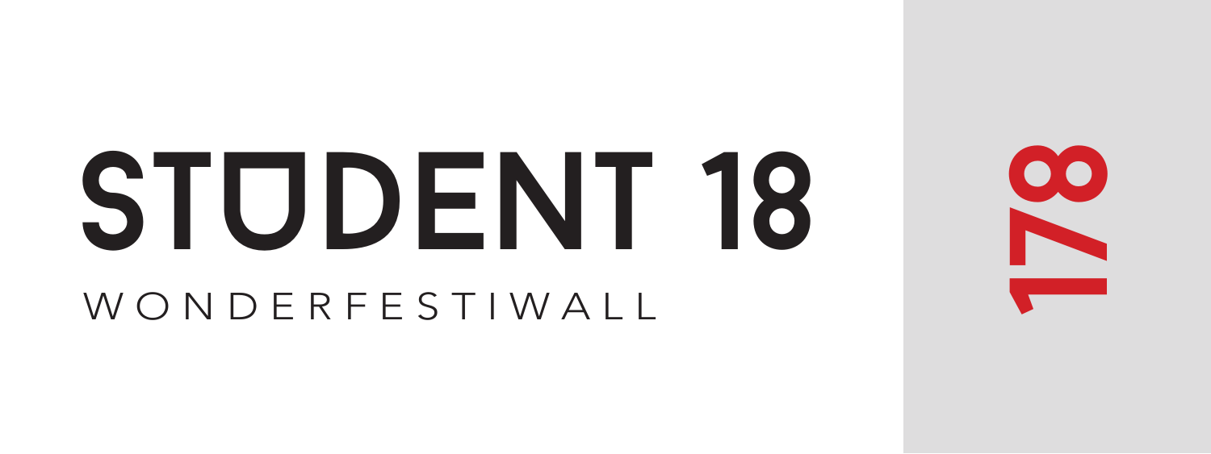# STUDENT 18

WONDERFESTIWALL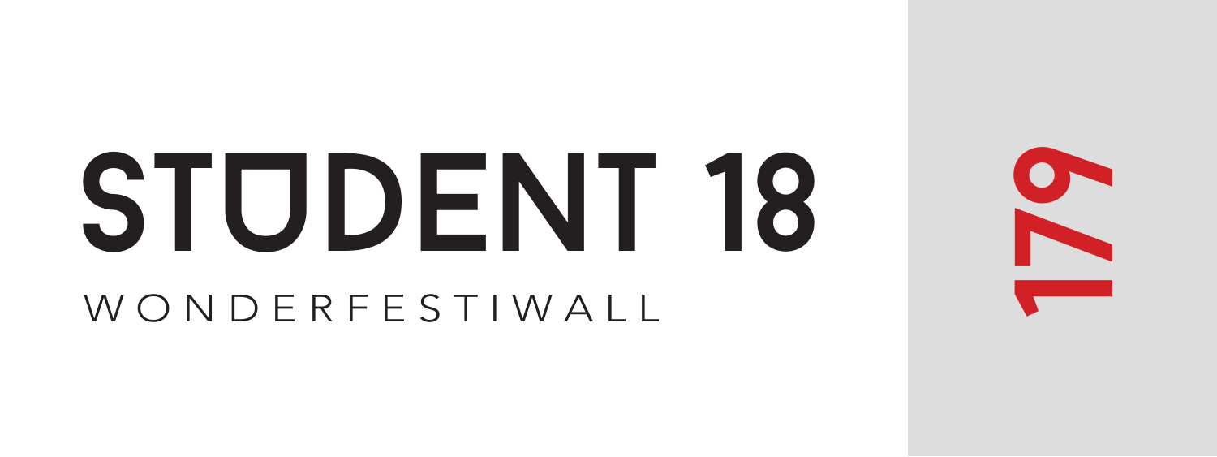# STUDENT 18

WONDERFESTIWALL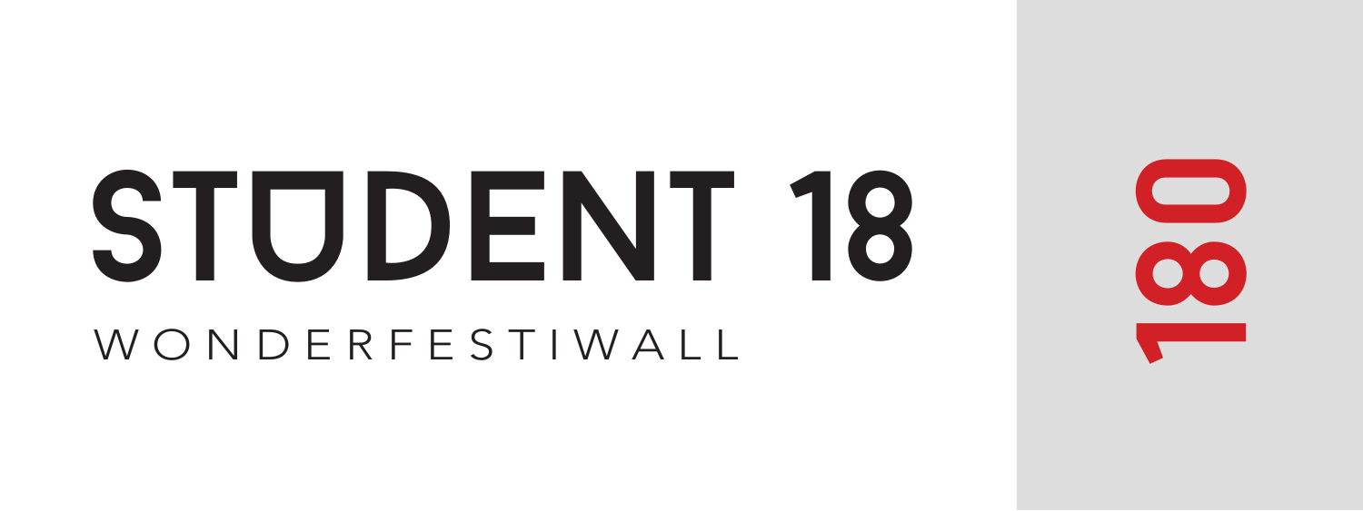# STUDENT 18

WONDERFESTIWALL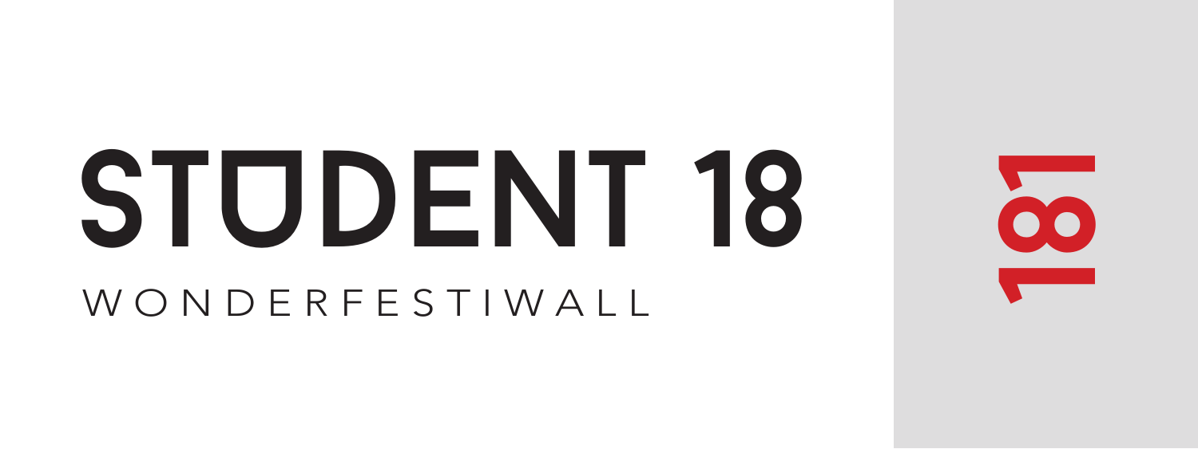# STUDENT 18

WONDERFESTIWALL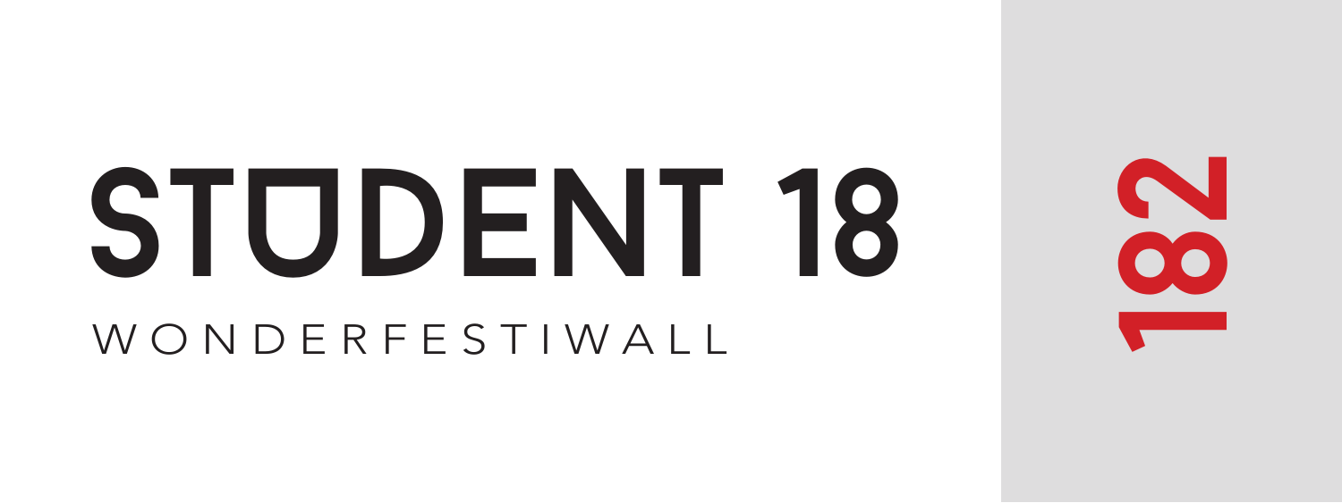# STUDENT 18

WONDERFESTIWALL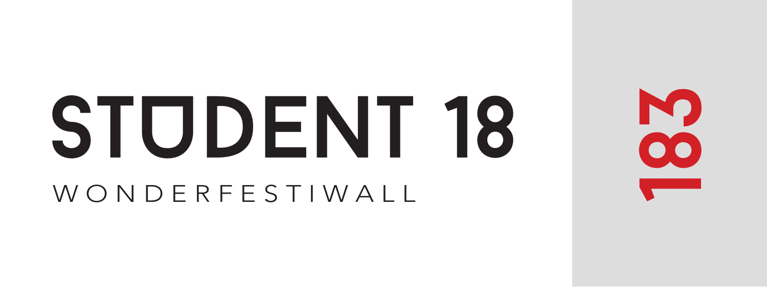# STUDENT 18

WONDERFESTIWALL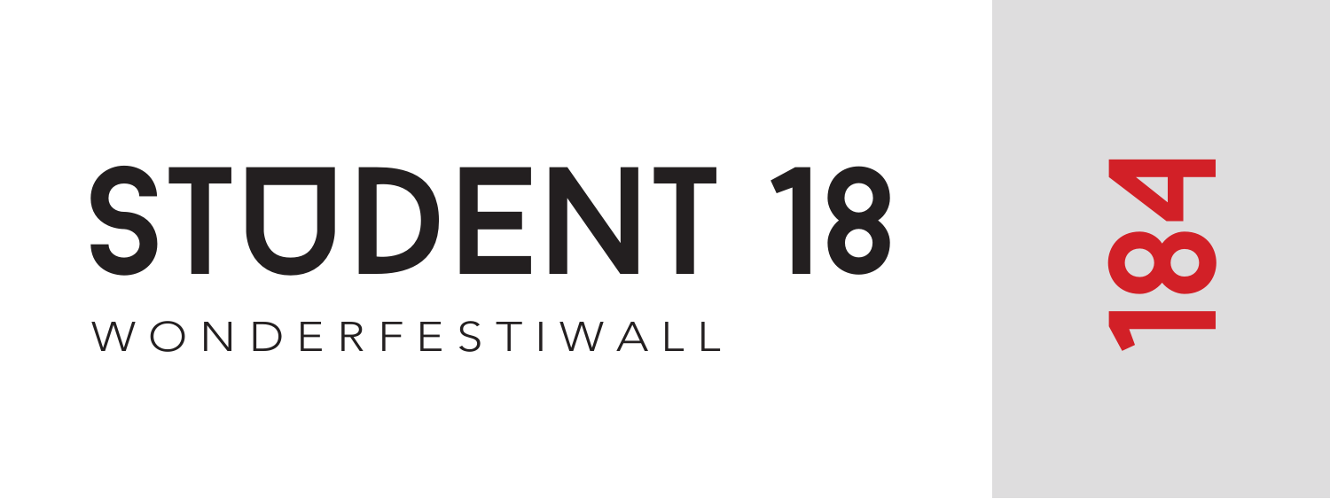# STUDENT 18

WONDERFESTIWALL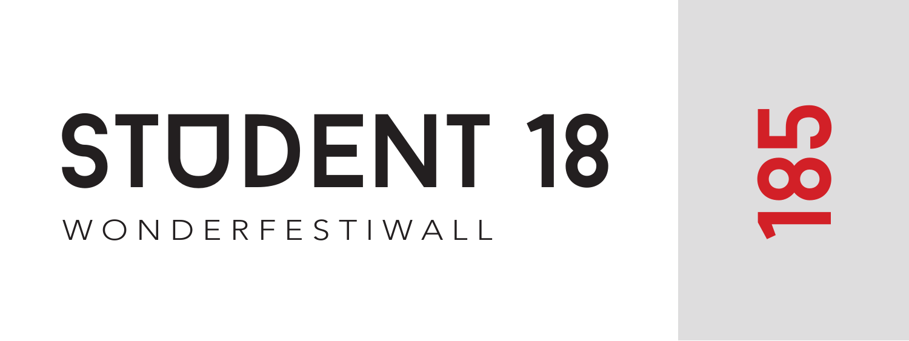# STUDENT 18

WONDERFESTIWALL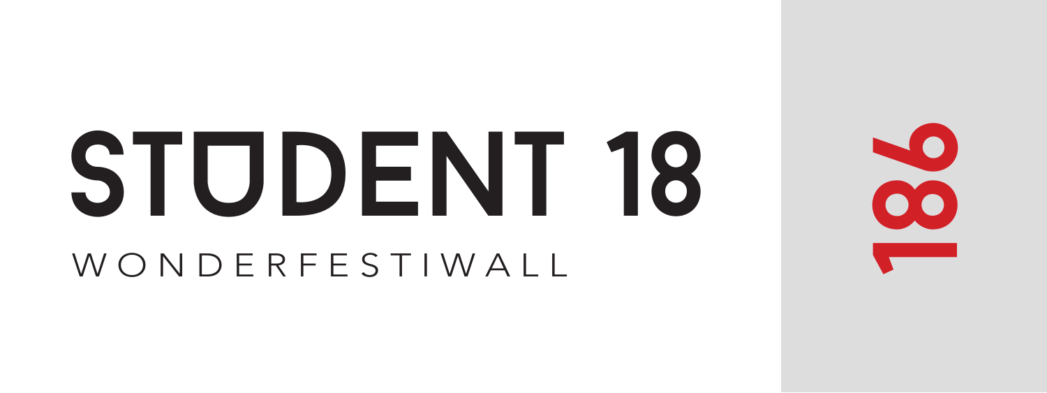# STUDENT 18

WONDERFESTIWALL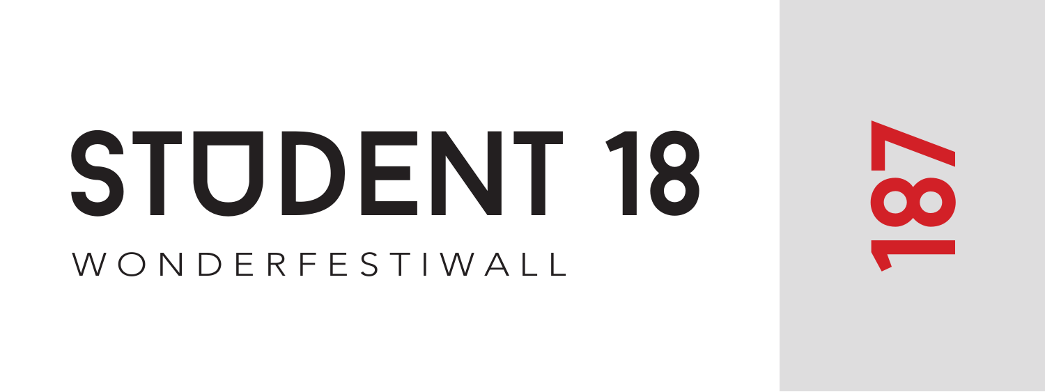# STUDENT 18

WONDERFESTIWALL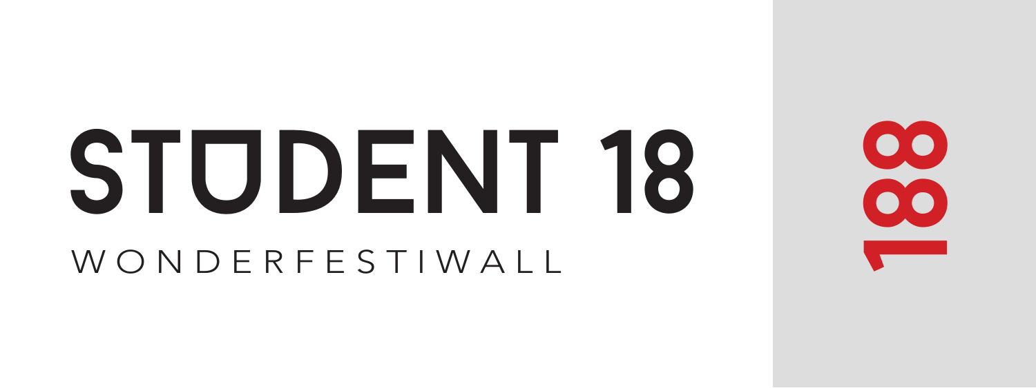# STUDENT 18

WONDERFESTIWALL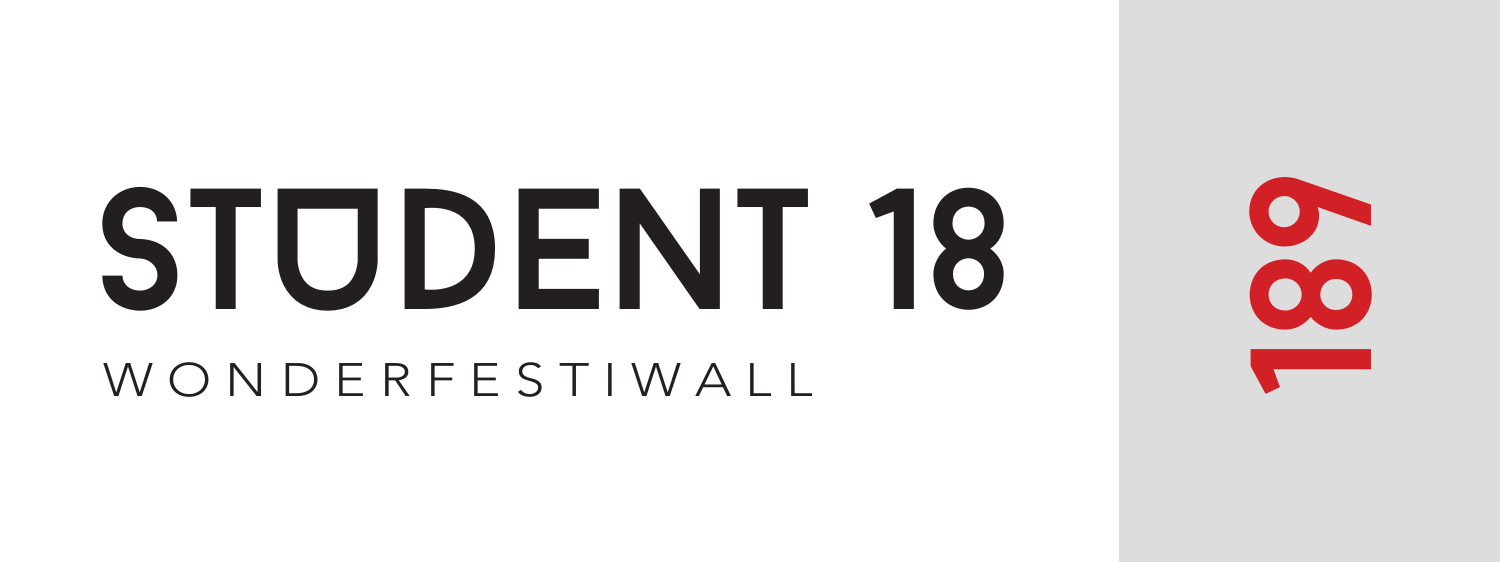# STUDENT 18

WONDERFESTIWALL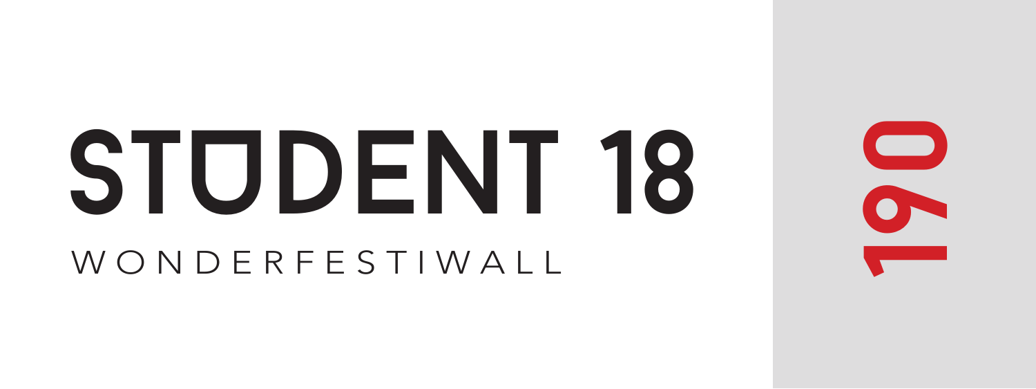# STUDENT 18

WONDERFESTIWALL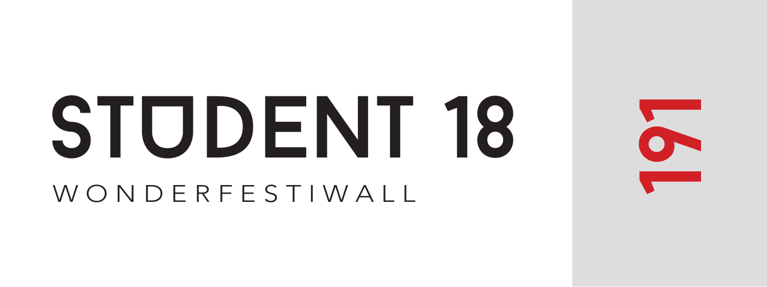# STUDENT 18

WONDERFESTIWALL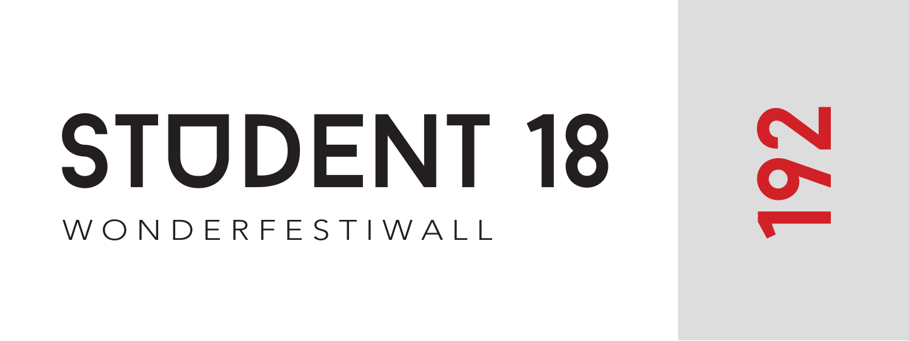# STUDENT 18

WONDERFESTIWALL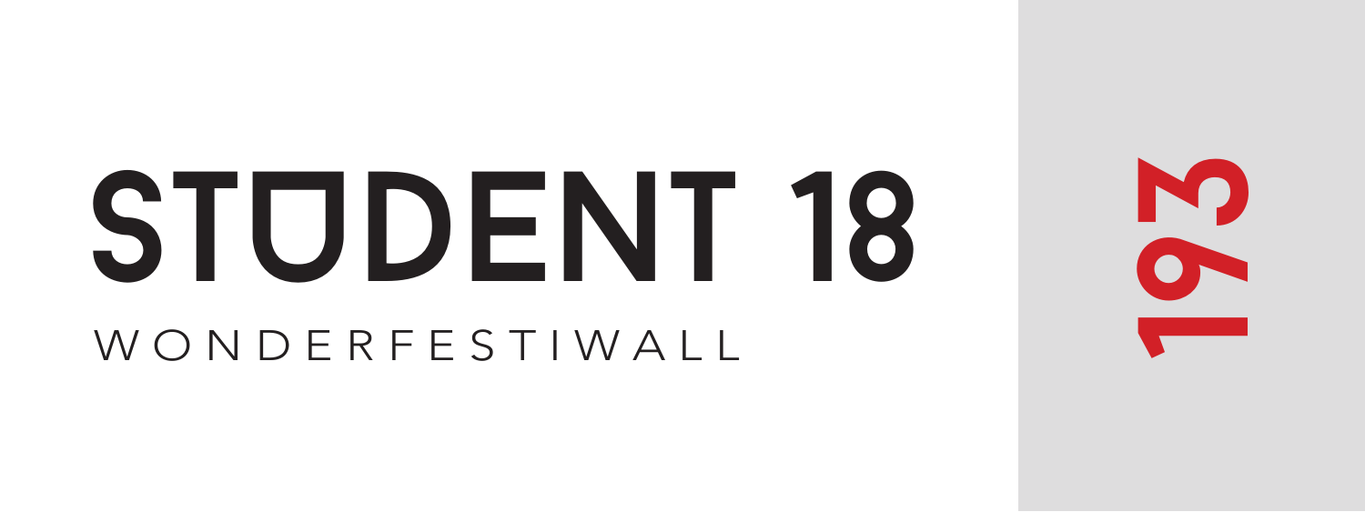# STUDENT 18

WONDERFESTIWALL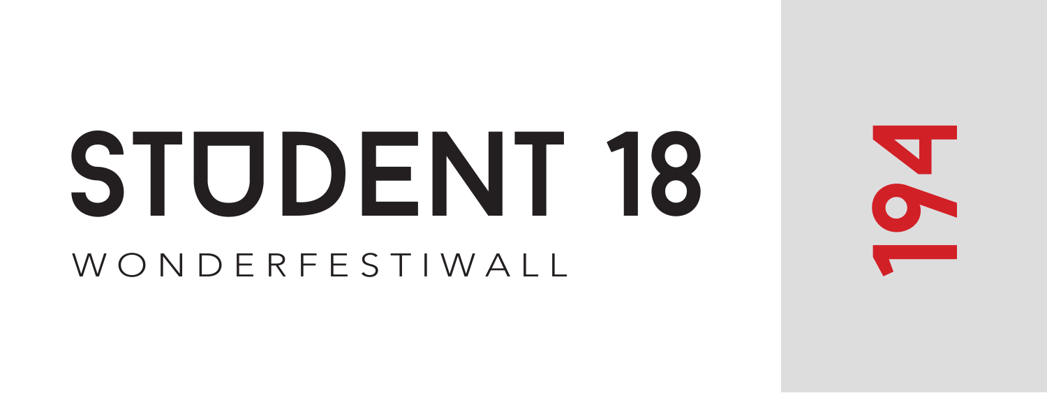# STUDENT 18

WONDERFESTIWALL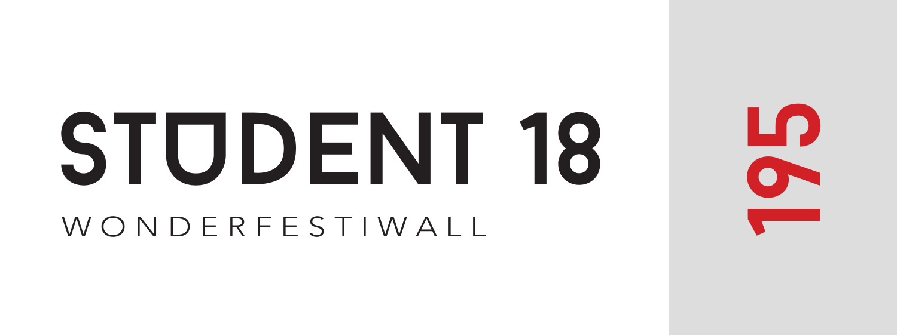# STUDENT 18

WONDERFESTIWALL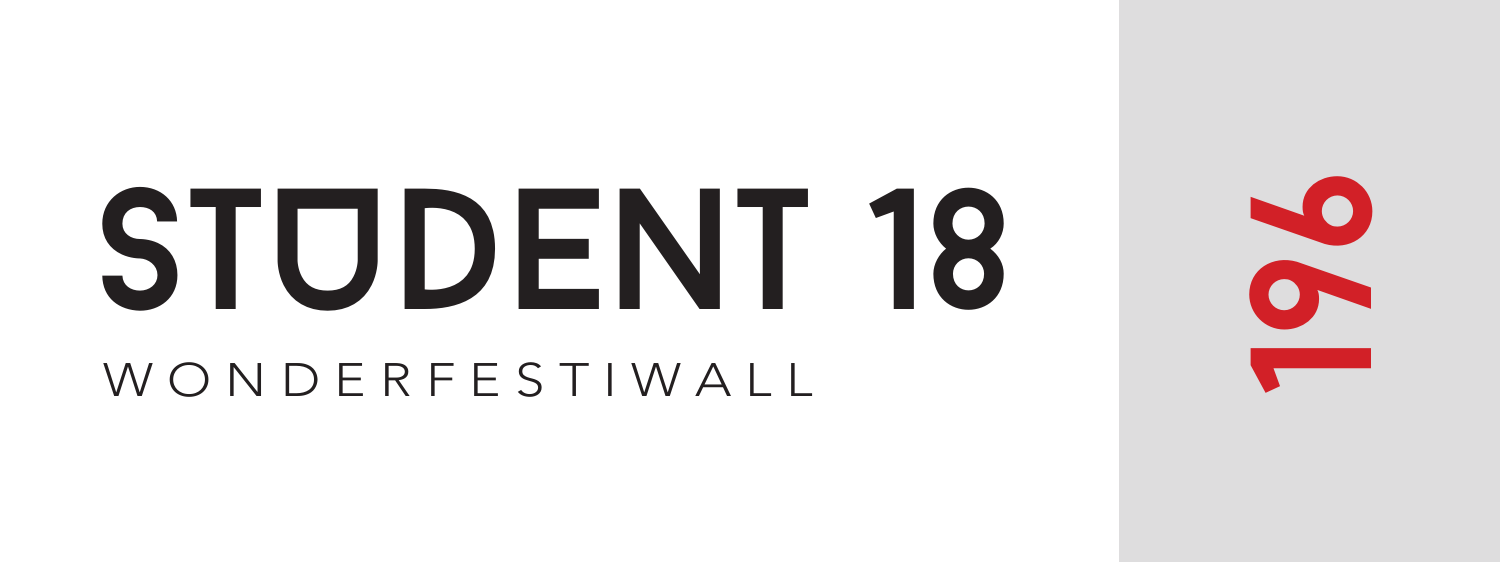# STUDENT 18

WONDERFESTIWALL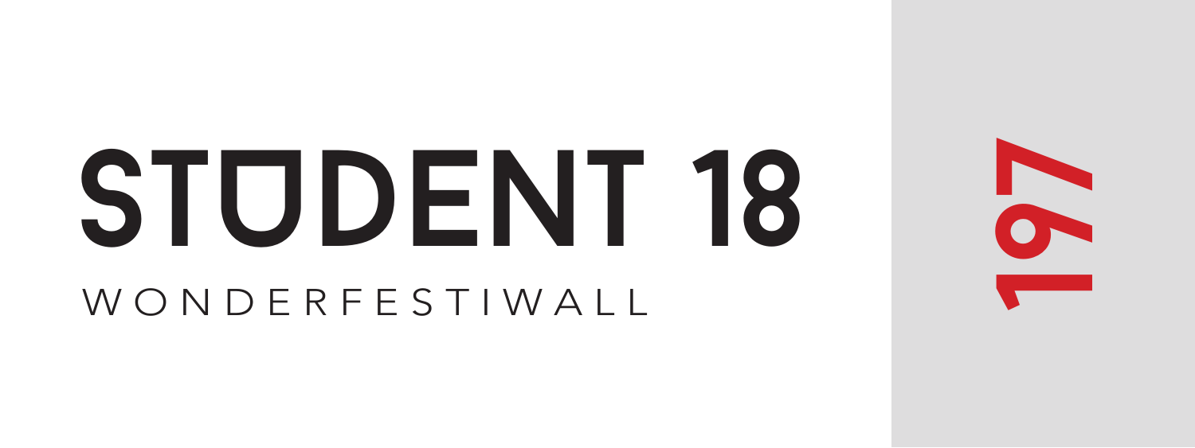# STUDENT 18

WONDERFESTIWALL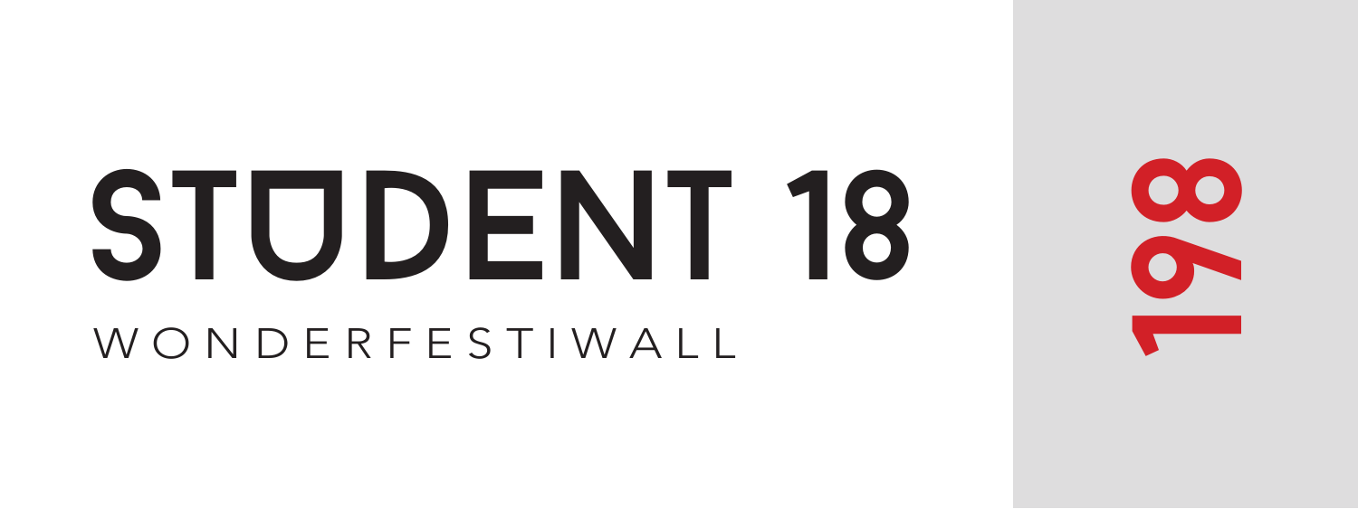# STUDENT 18

WONDERFESTIWALL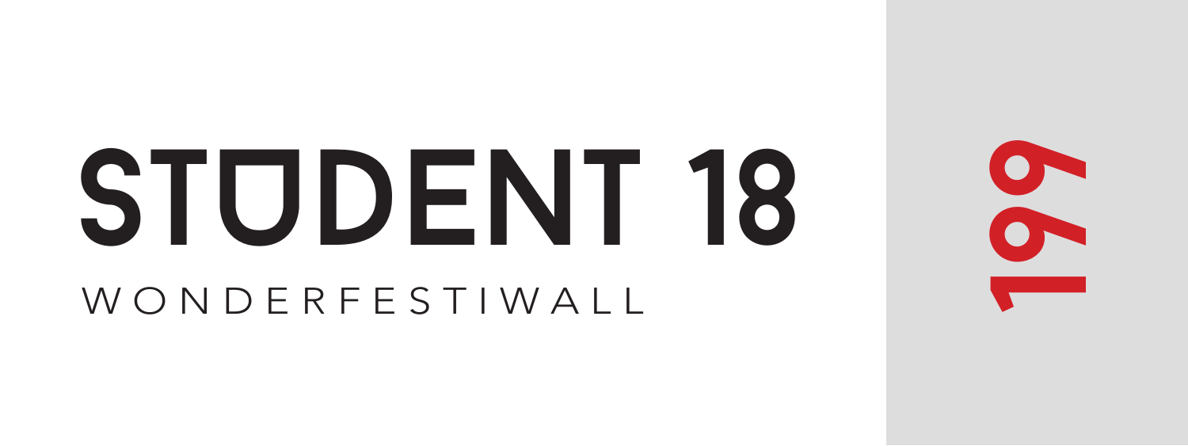# STUDENT 18

WONDERFESTIWALL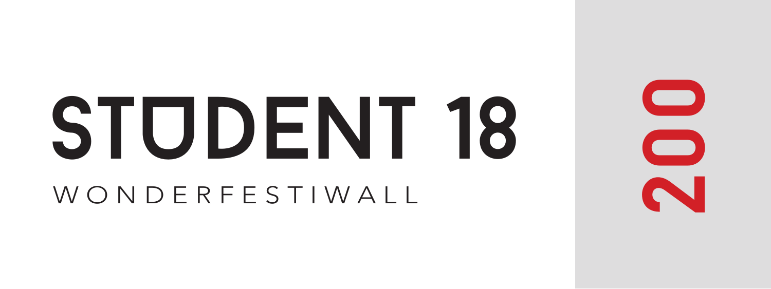# STUDENT 18

WONDERFESTIWALL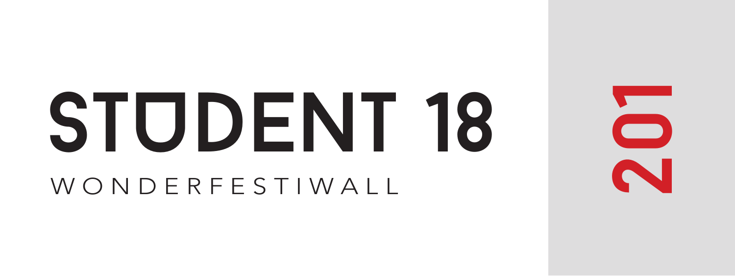# STUDENT 18

WONDERFESTIWALL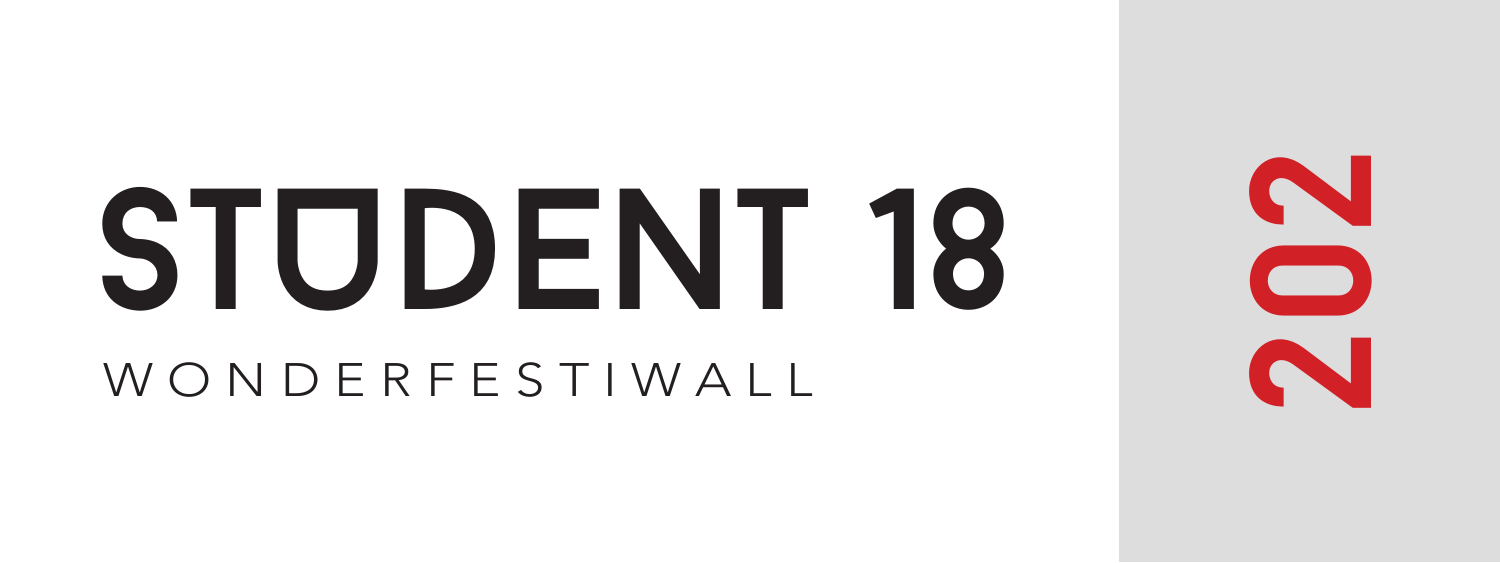# STUDENT 18

WONDERFESTIWALL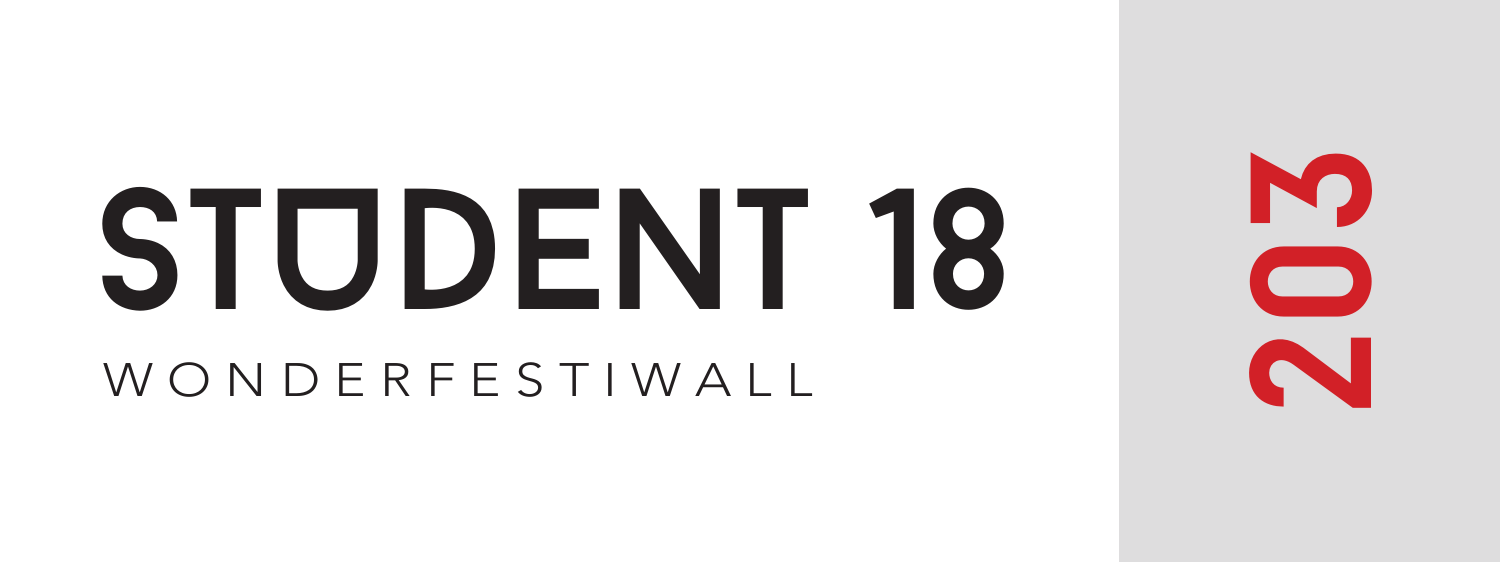# STUDENT 18

WONDERFESTIWALL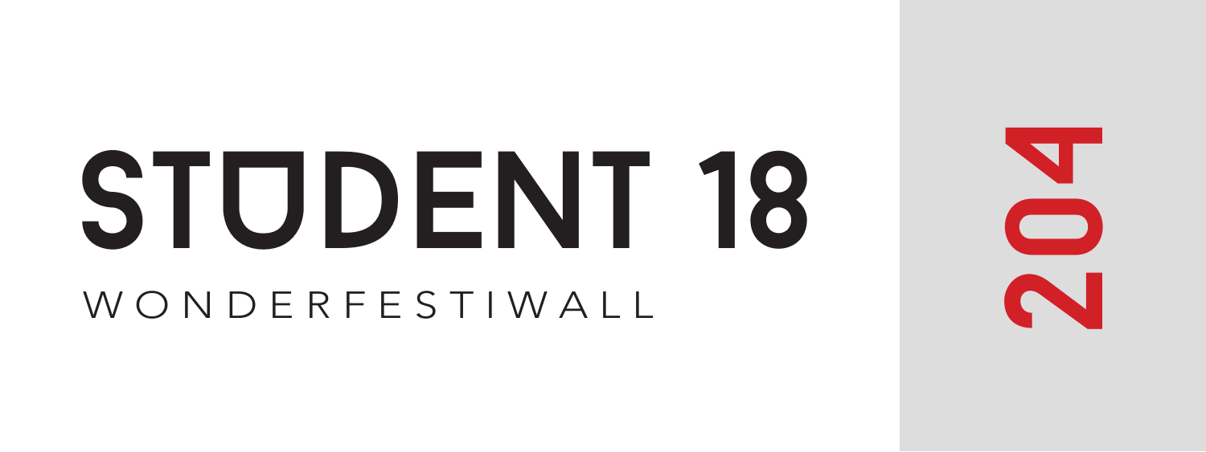# STUDENT 18

WONDERFESTIWALL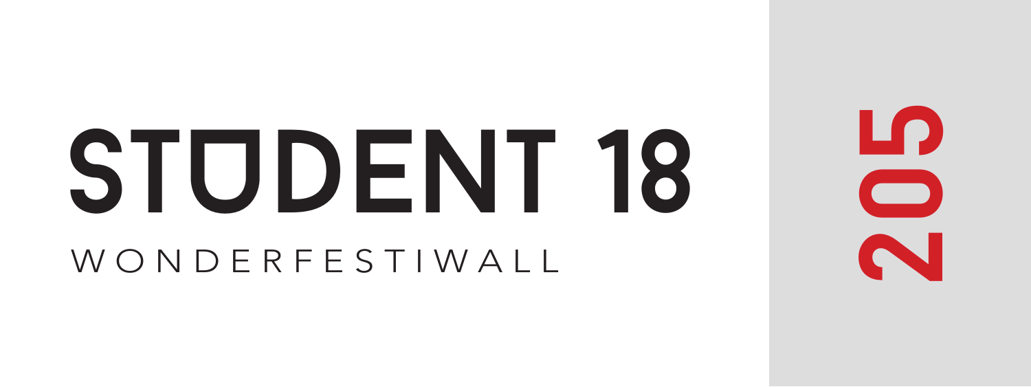# STUDENT 18

WONDERFESTIWALL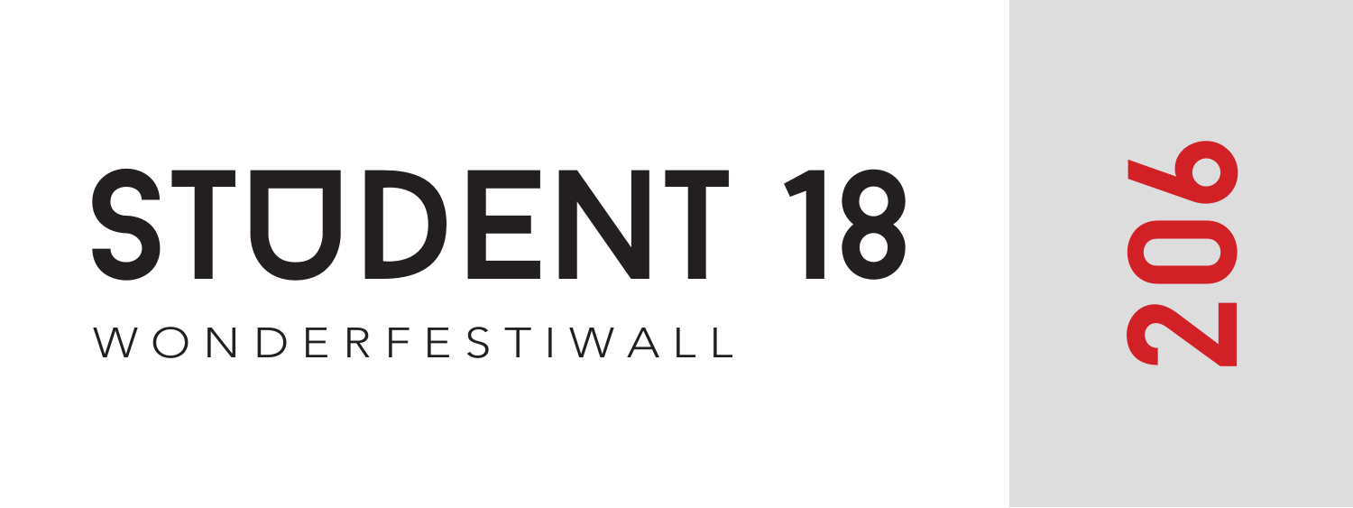# STUDENT 18

WONDERFESTIWALL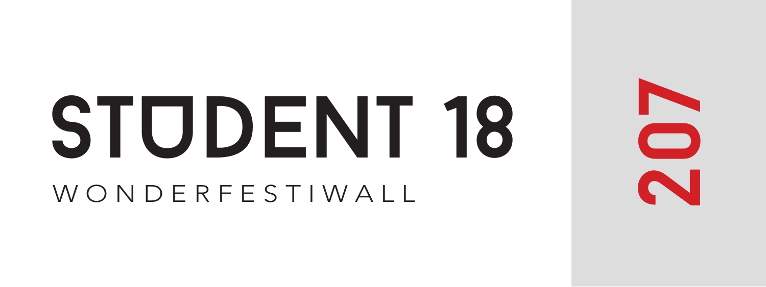# STUDENT 18

WONDERFESTIWALL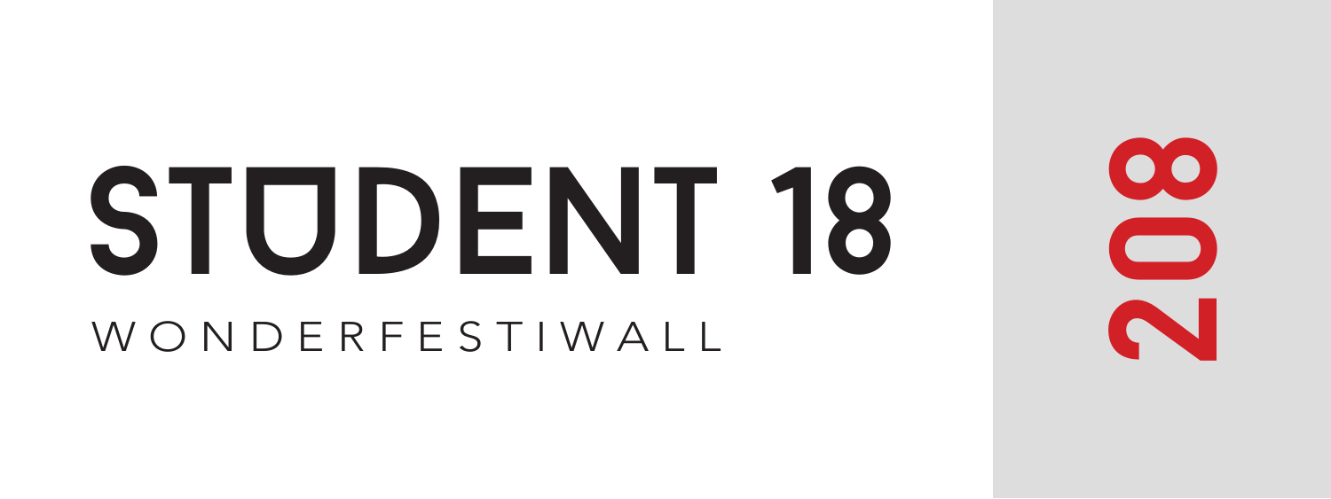# STUDENT 18

WONDERFESTIWALL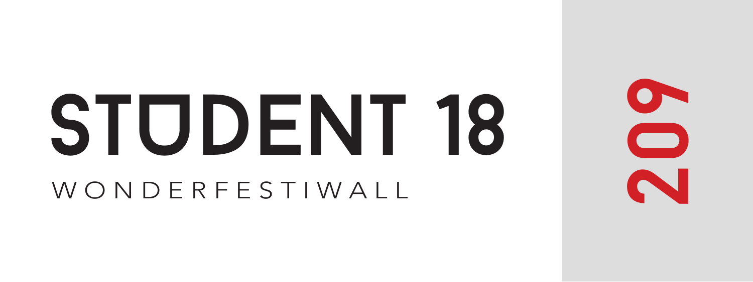# STUDENT 18

WONDERFESTIWALL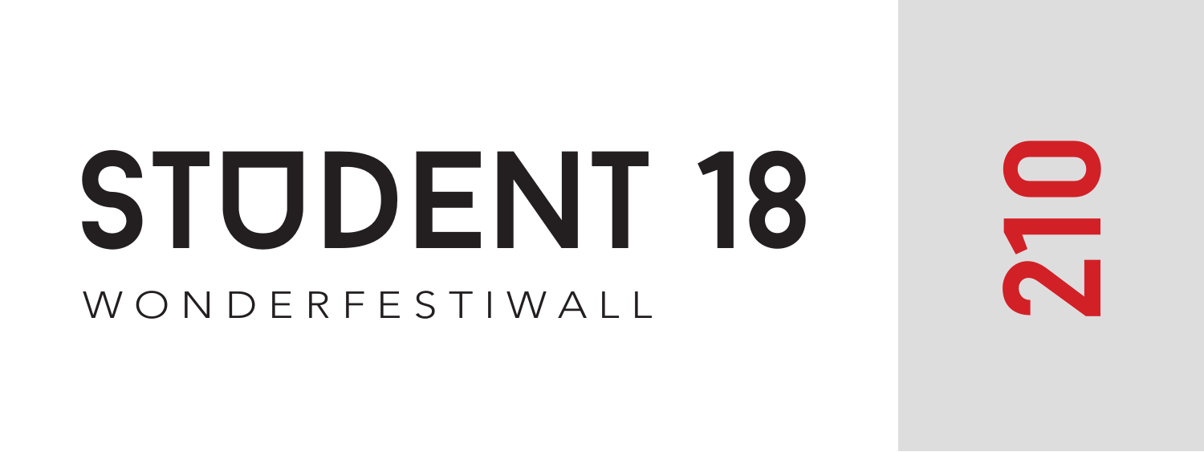# STUDENT 18

WONDERFESTIWALL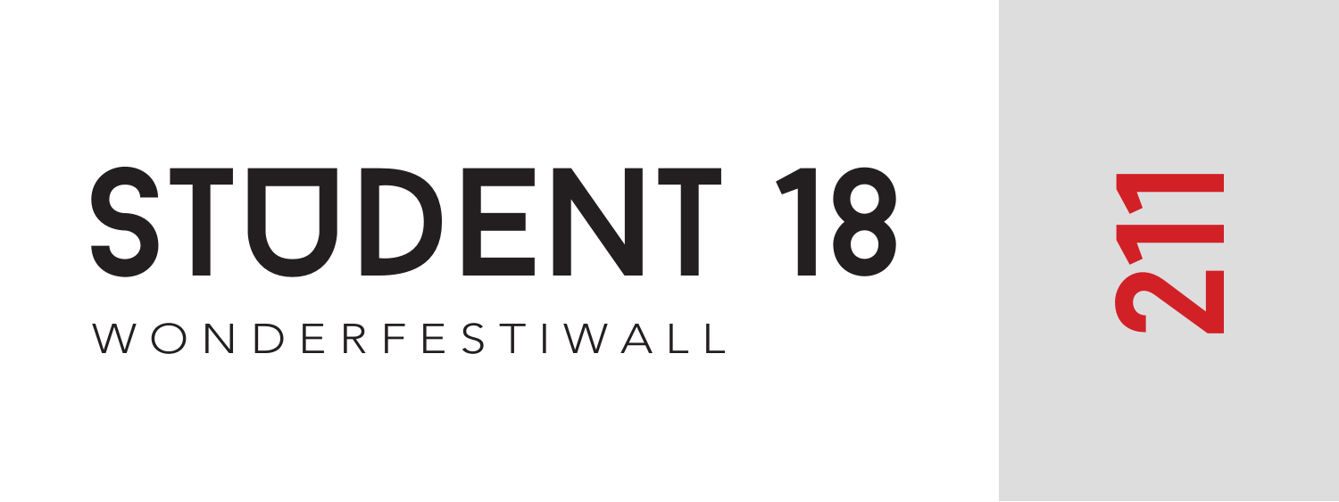# STUDENT 18

WONDERFESTIWALL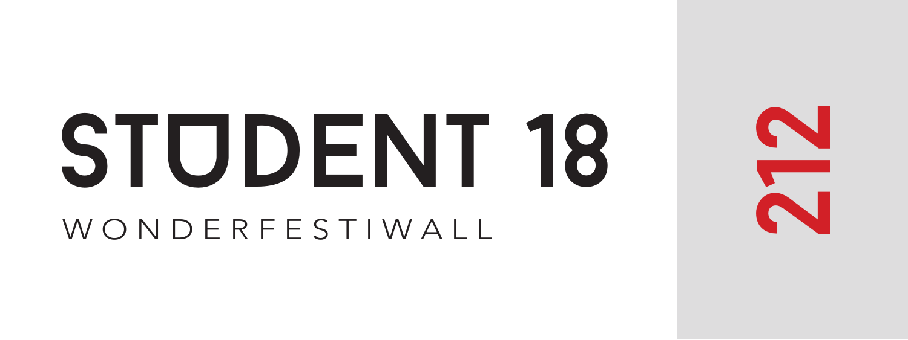# STUDENT 18

WONDERFESTIWALL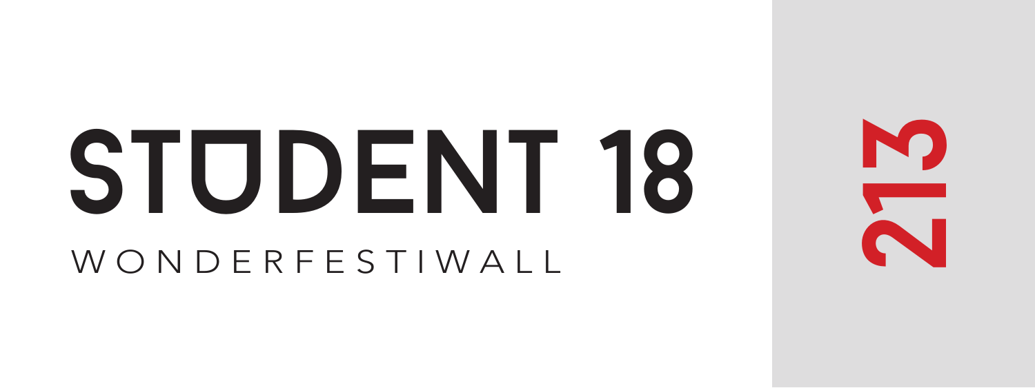# STUDENT 18

WONDERFESTIWALL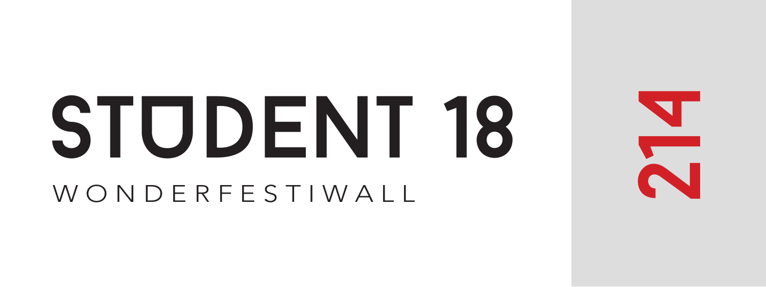# STUDENT 18

WONDERFESTIWALL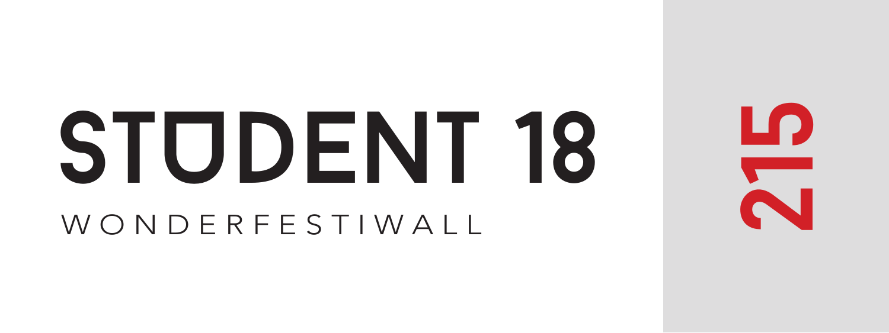# STUDENT 18

WONDERFESTIWALL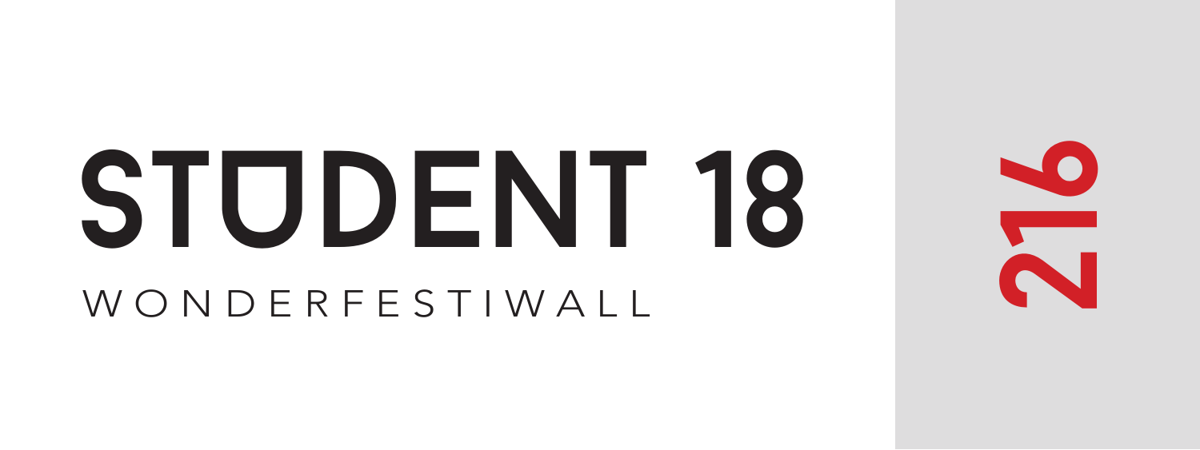# STUDENT 18

WONDERFESTIWALL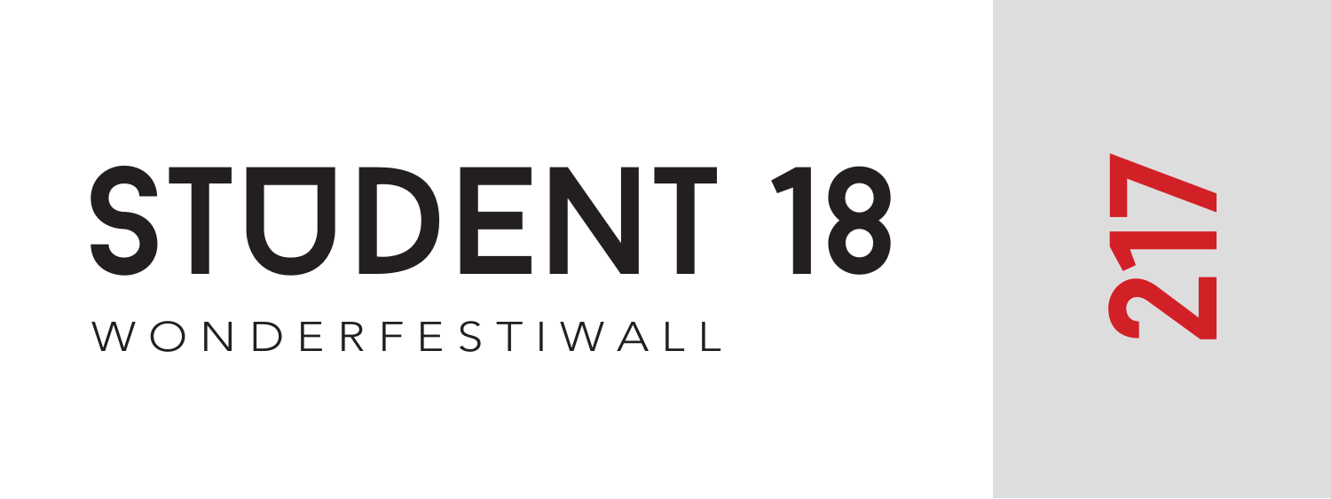# STUDENT 18

WONDERFESTIWALL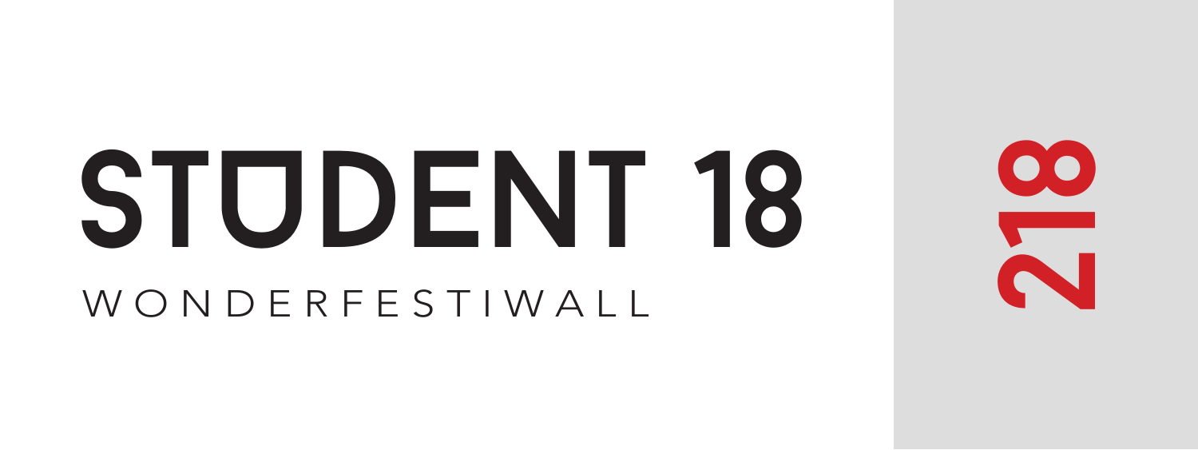# STUDENT 18

WONDERFESTIWALL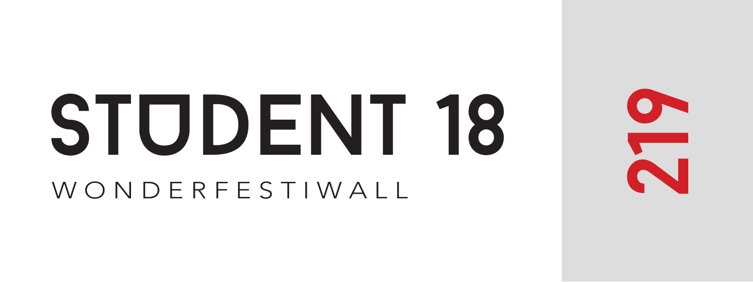# STUDENT 18

WONDERFESTIWALL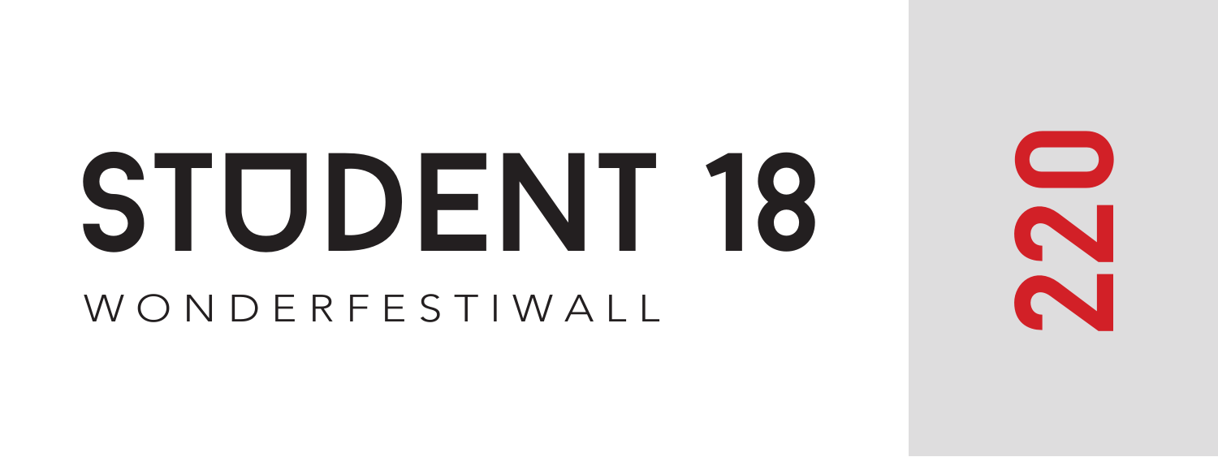# STUDENT 18

WONDERFESTIWALL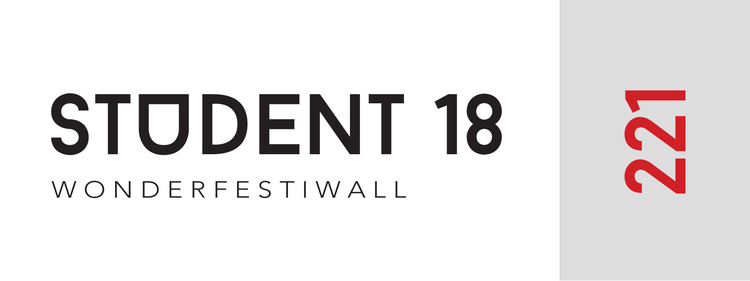# STUDENT 18

WONDERFESTIWALL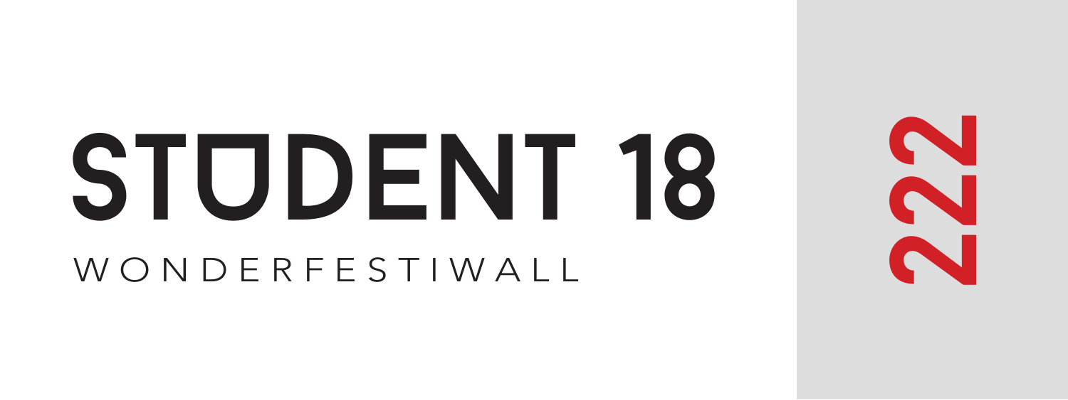# STUDENT 18

WONDERFESTIWALL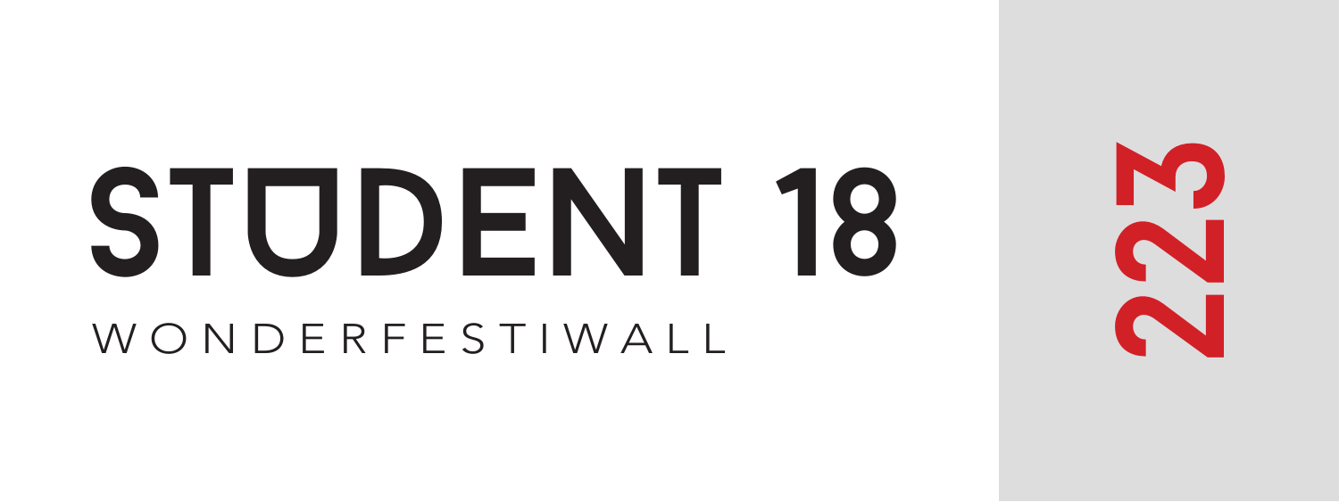# STUDENT 18

WONDERFESTIWALL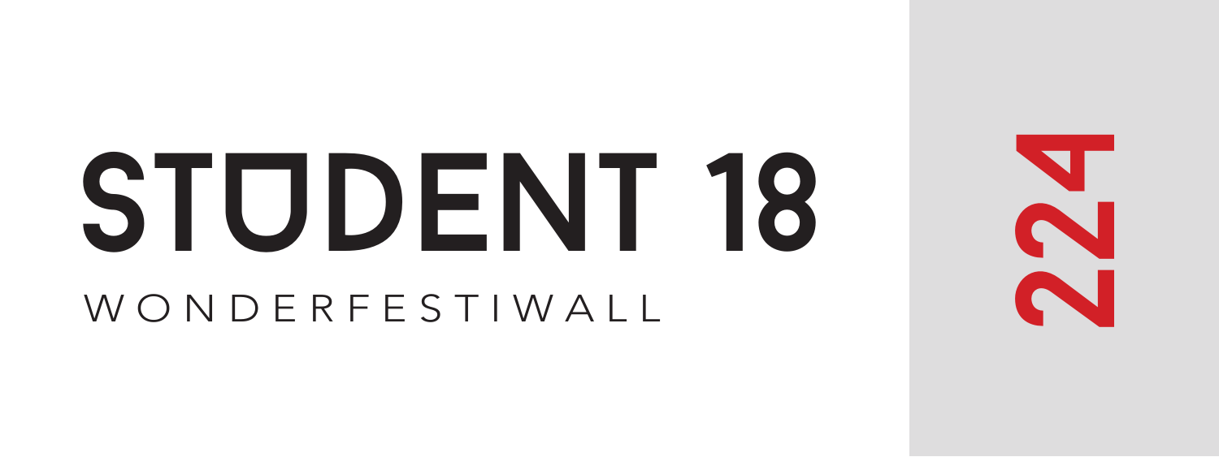# STUDENT 18

WONDERFESTIWALL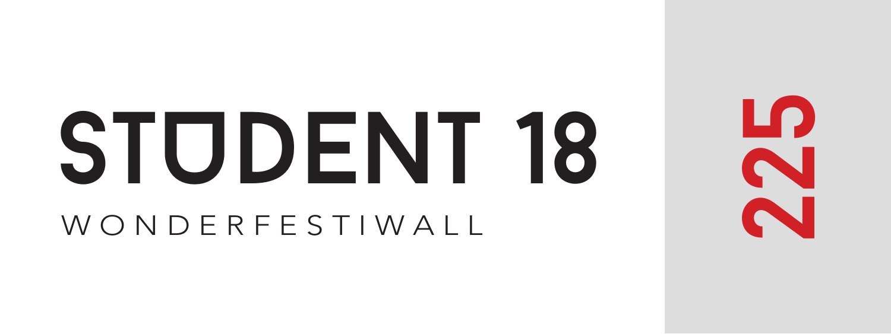# STUDENT 18

WONDERFESTIWALL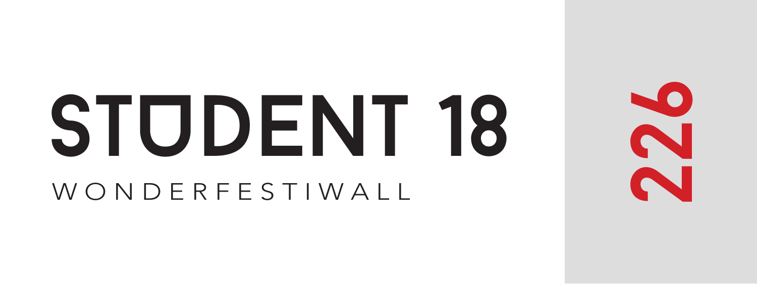# STUDENT 18

WONDERFESTIWALL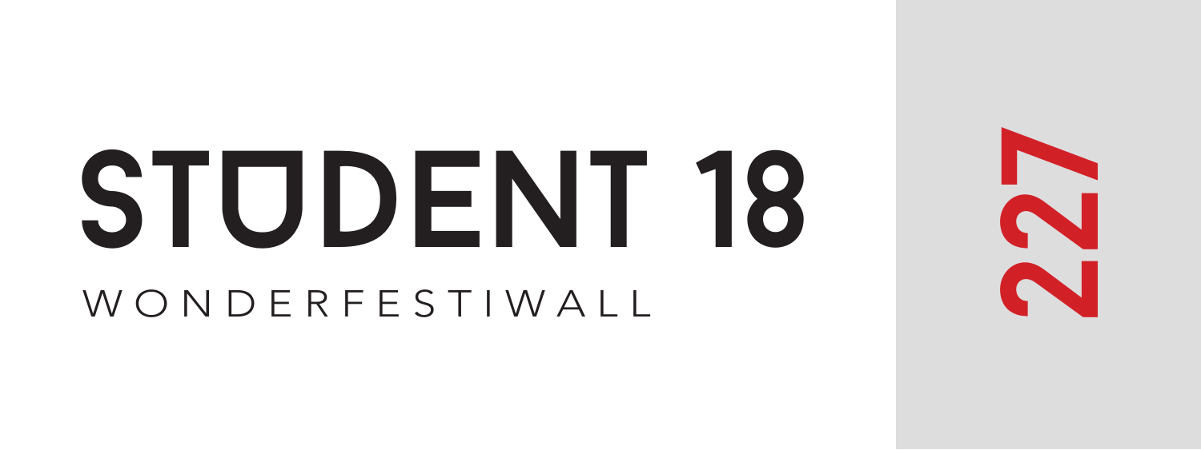# STUDENT 18

WONDERFESTIWALL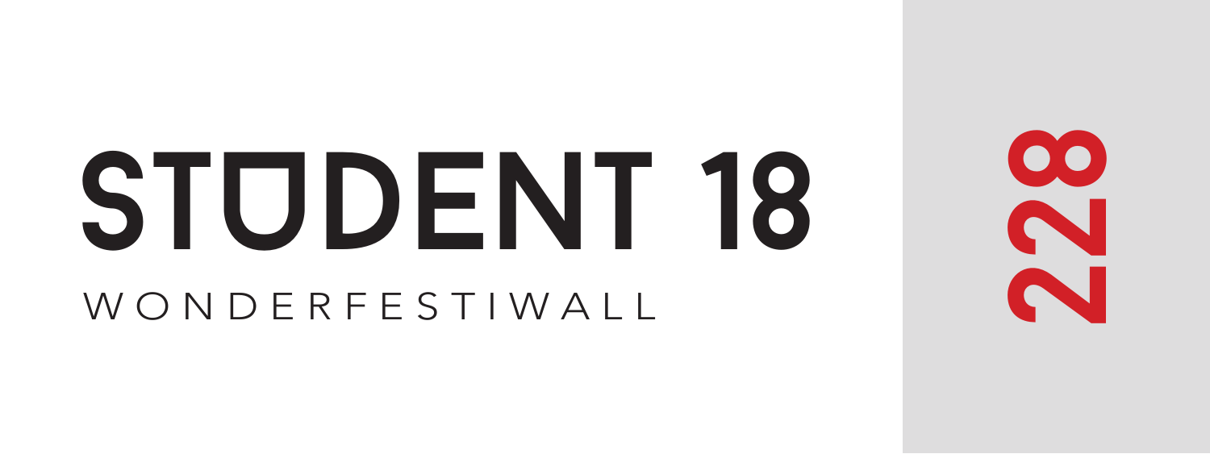# STUDENT 18

WONDERFESTIWALL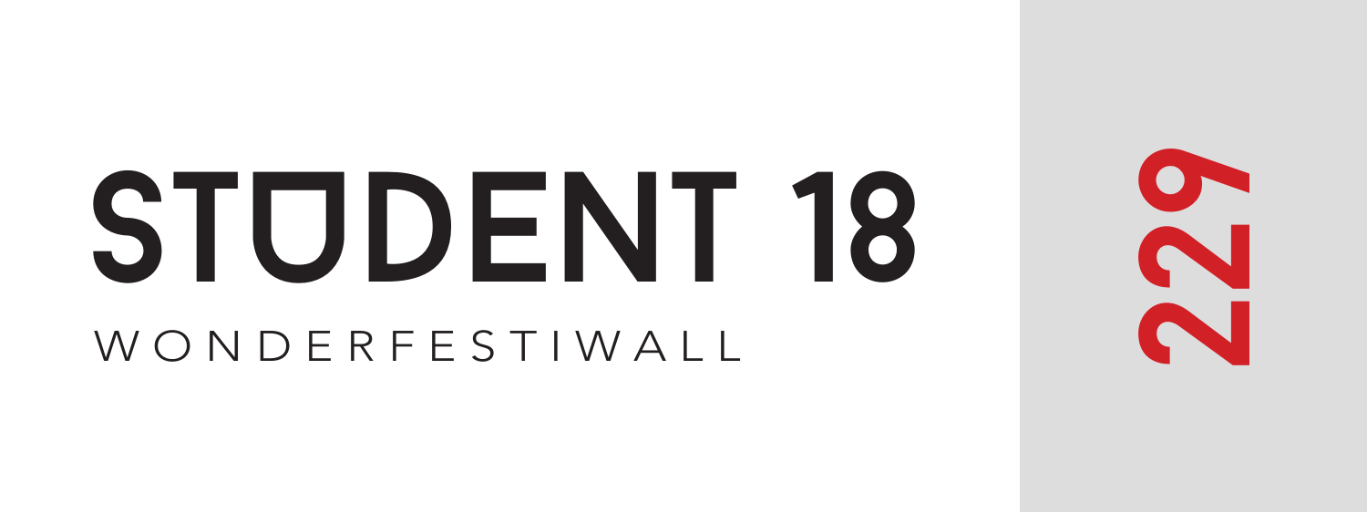# STUDENT 18

WONDERFESTIWALL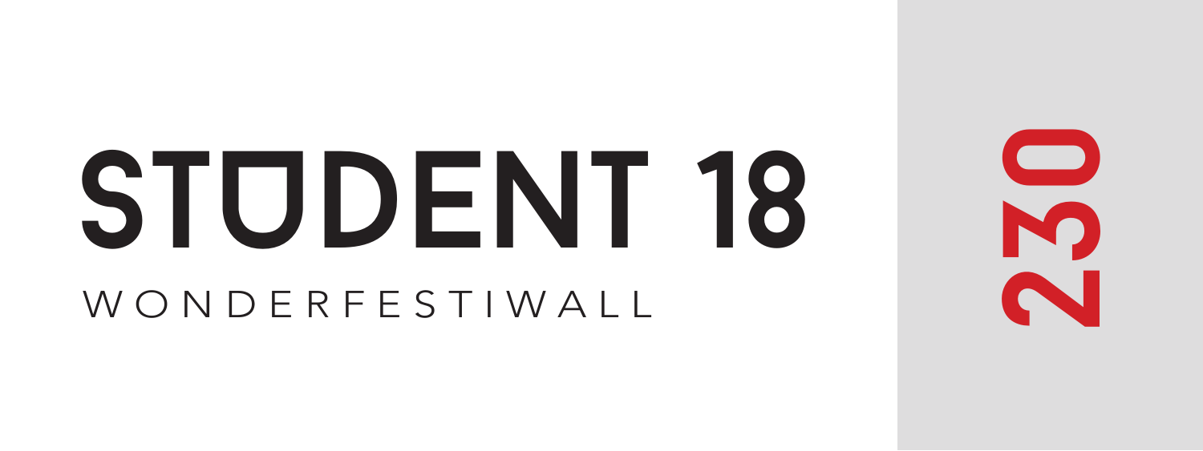# STUDENT 18

WONDERFESTIWALL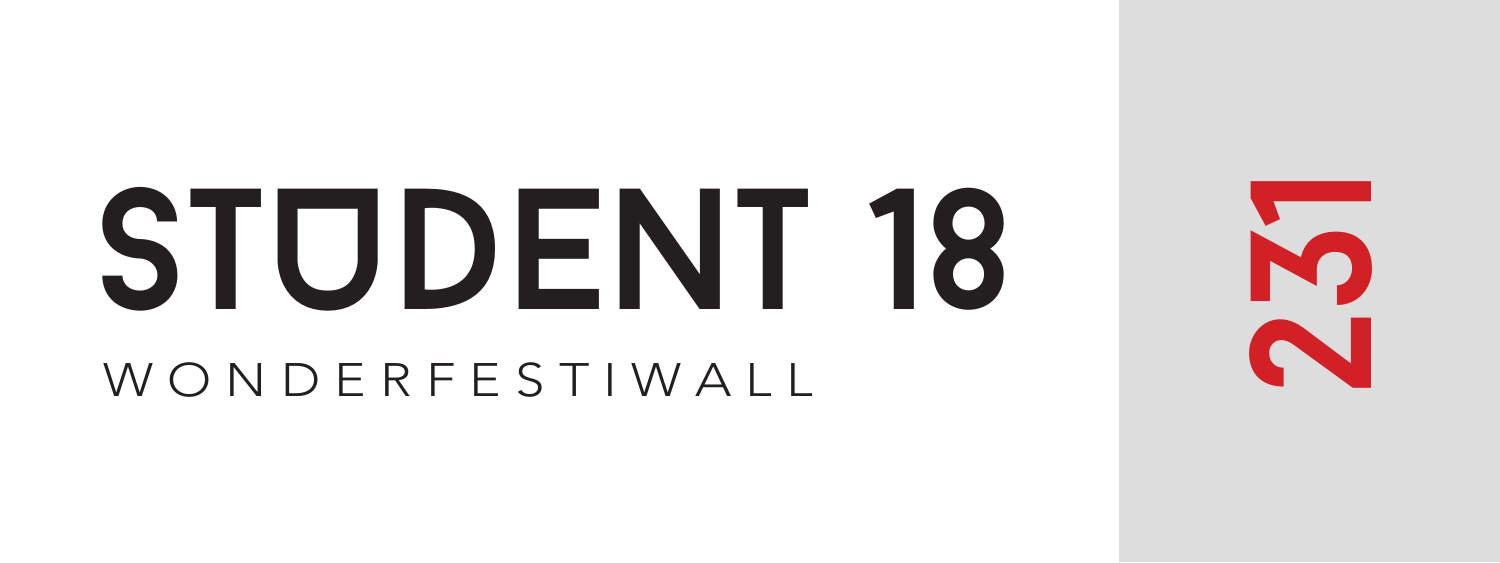# STUDENT 18

WONDERFESTIWALL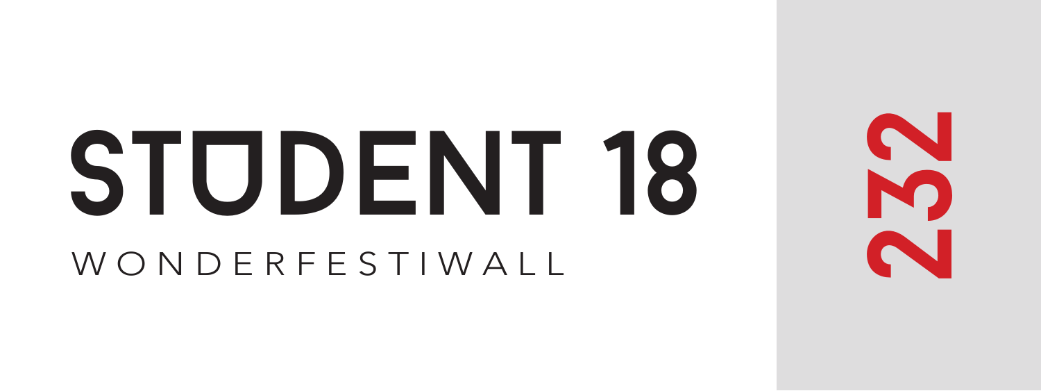# STUDENT 18

WONDERFESTIWALL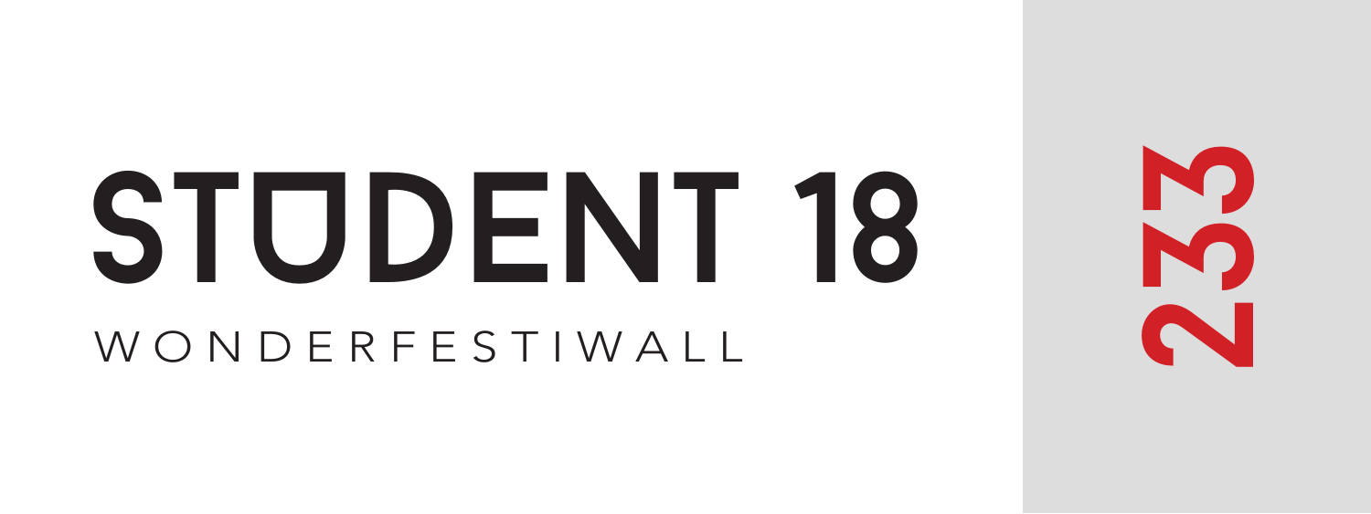# STUDENT 18

WONDERFESTIWALL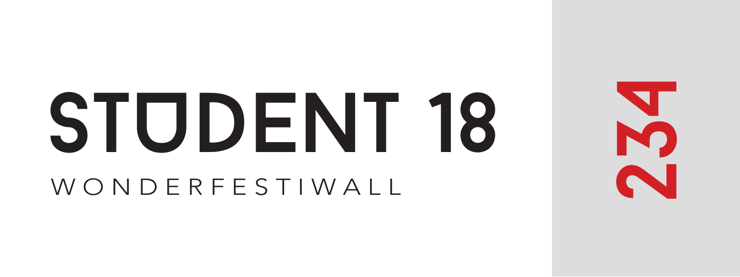# STUDENT 18

WONDERFESTIWALL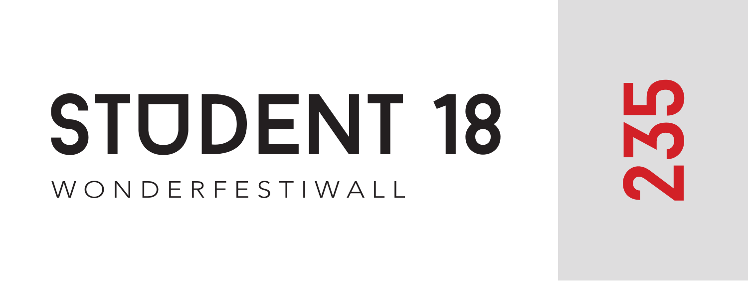# STUDENT 18

WONDERFESTIWALL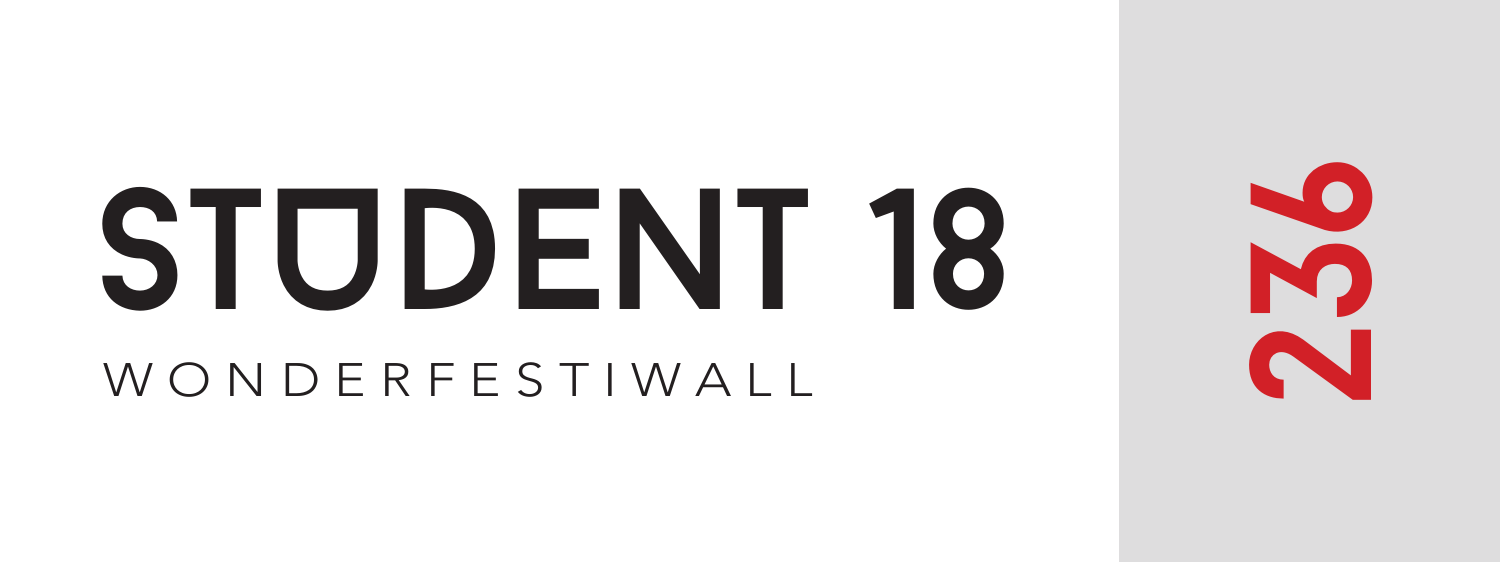# STUDENT 18

WONDERFESTIWALL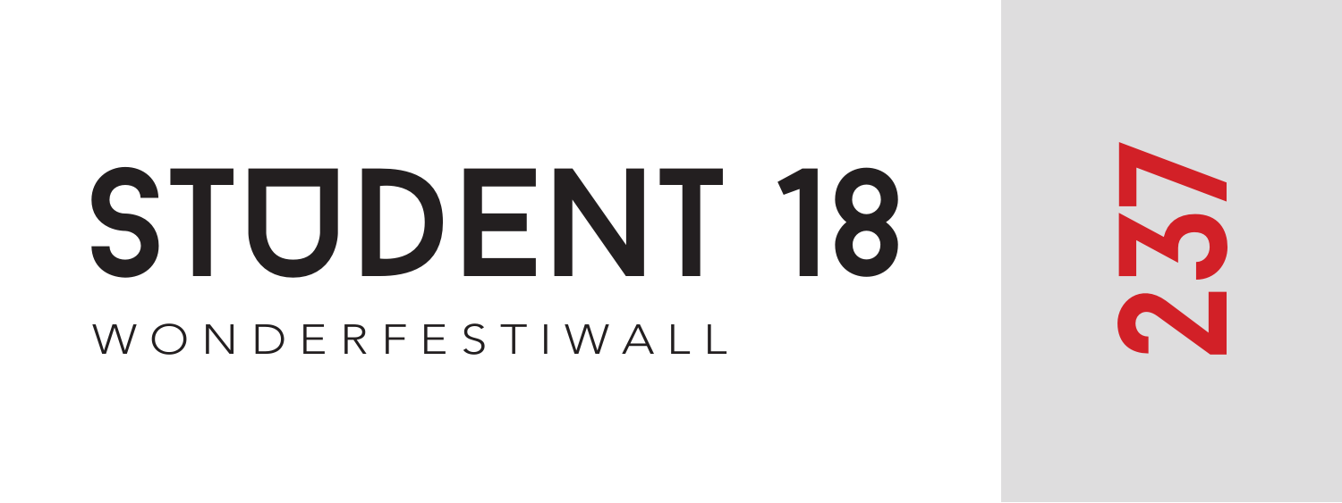# STUDENT 18

WONDERFESTIWALL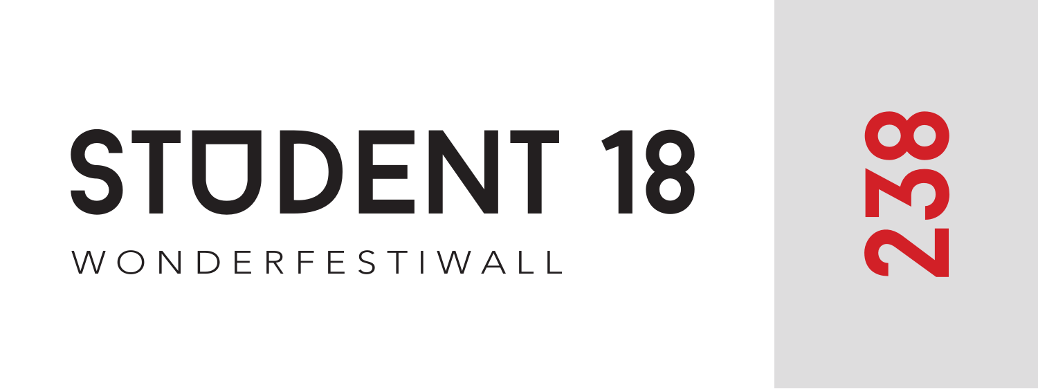# STUDENT 18

WONDERFESTIWALL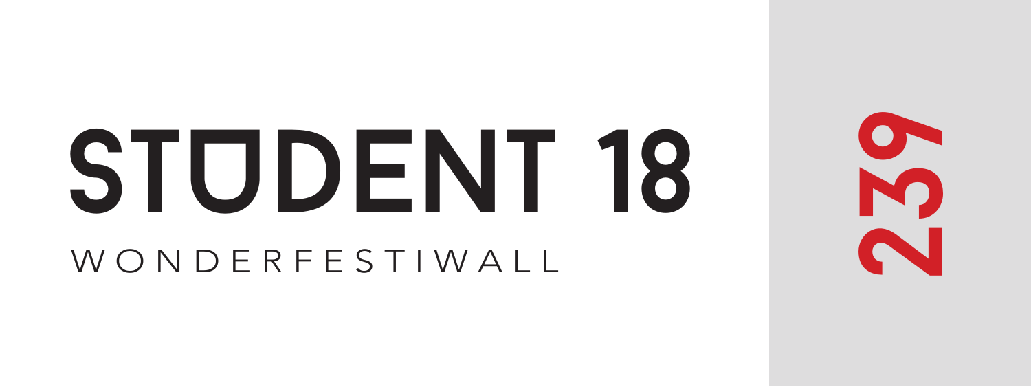# STUDENT 18

WONDERFESTIWALL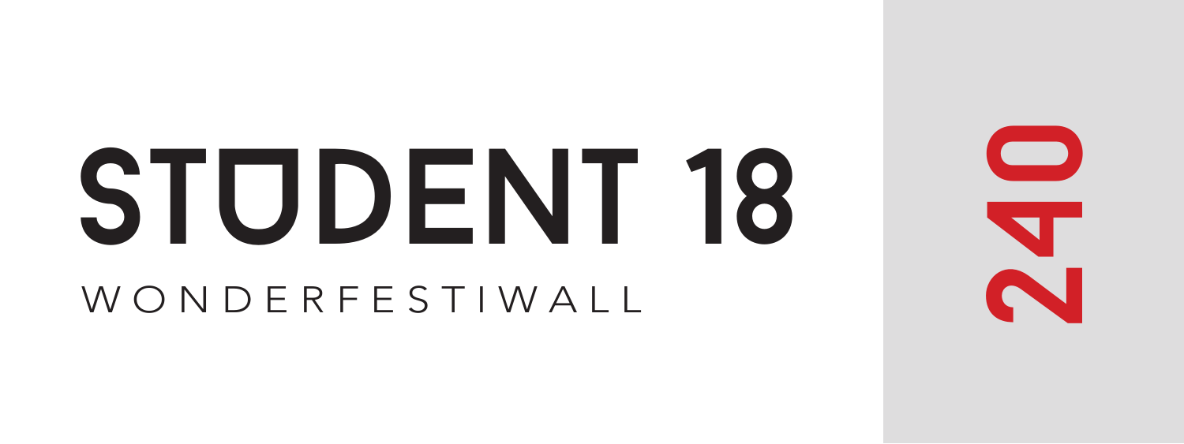# STUDENT 18

WONDERFESTIWALL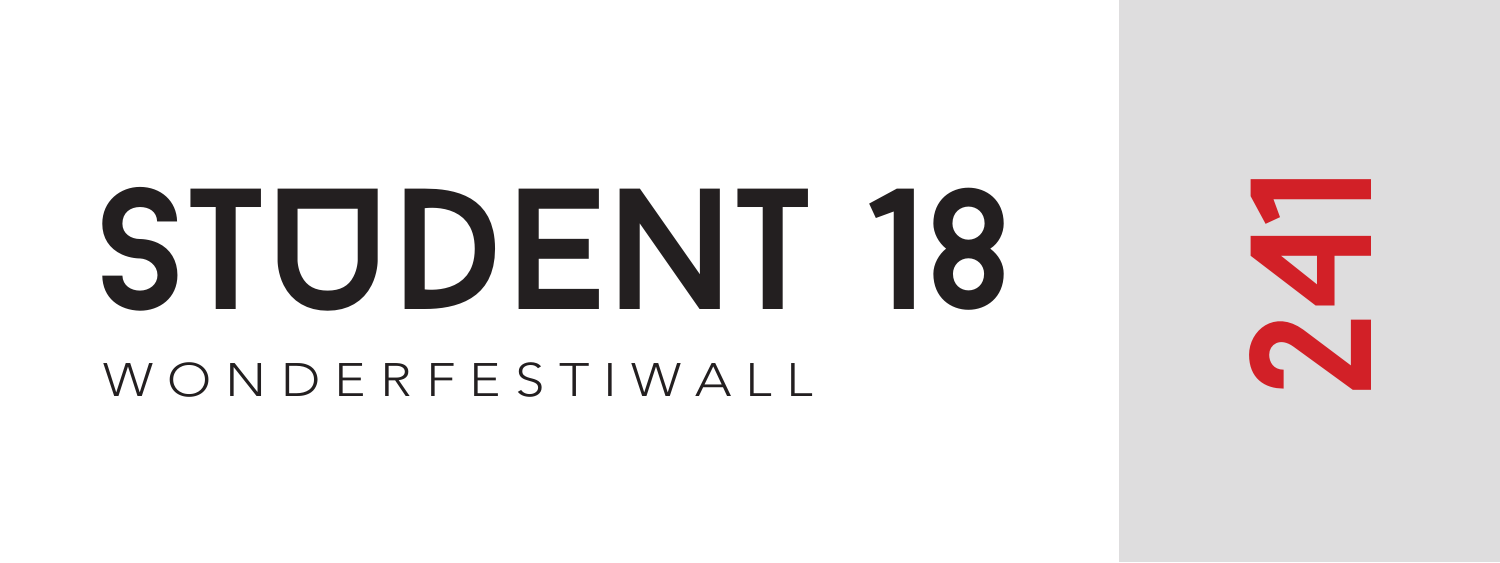# STUDENT 18

WONDERFESTIWALL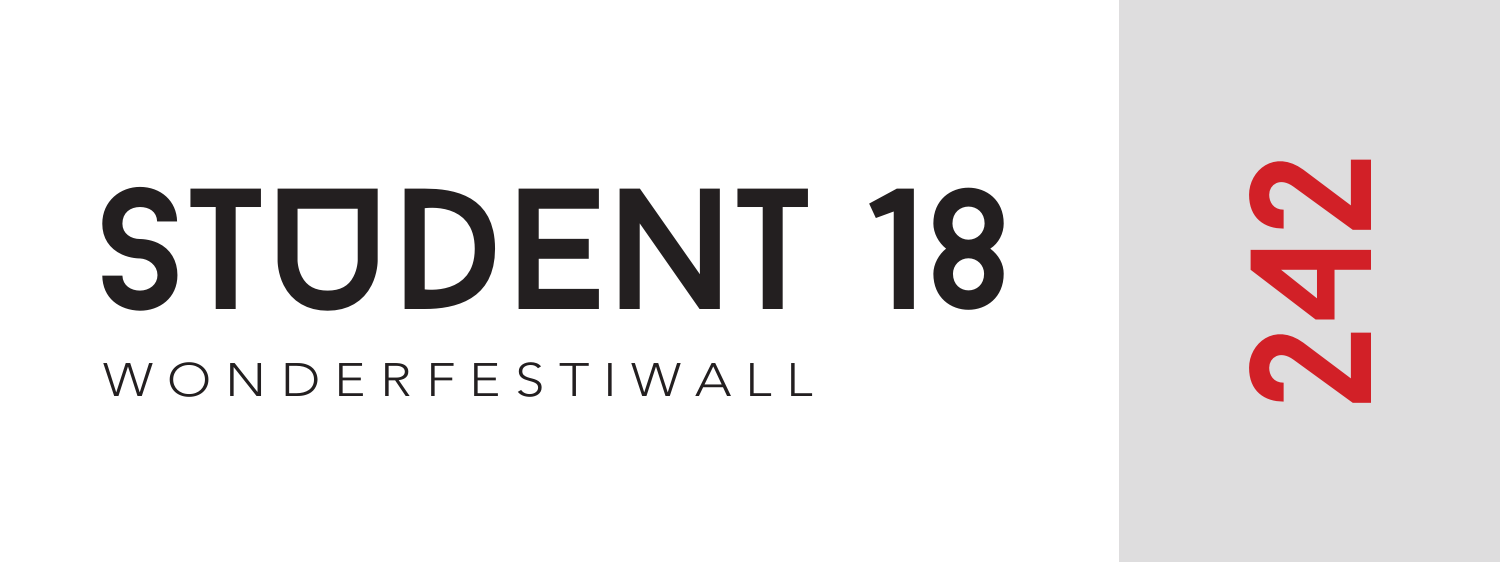# STUDENT 18

WONDERFESTIWALL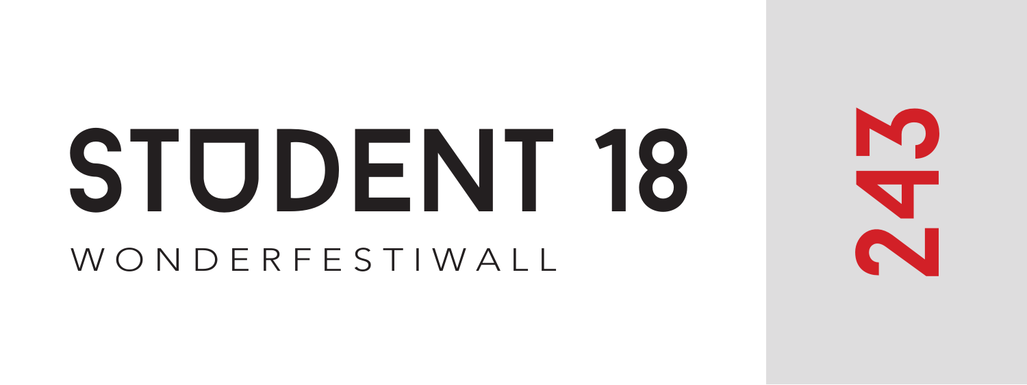# STUDENT 18

WONDERFESTIWALL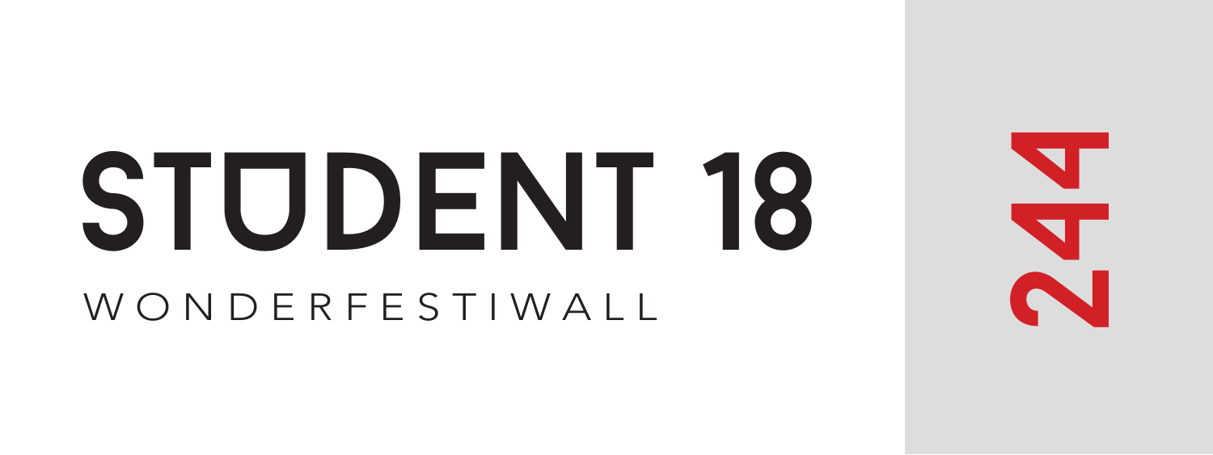# STUDENT 18

WONDERFESTIWALL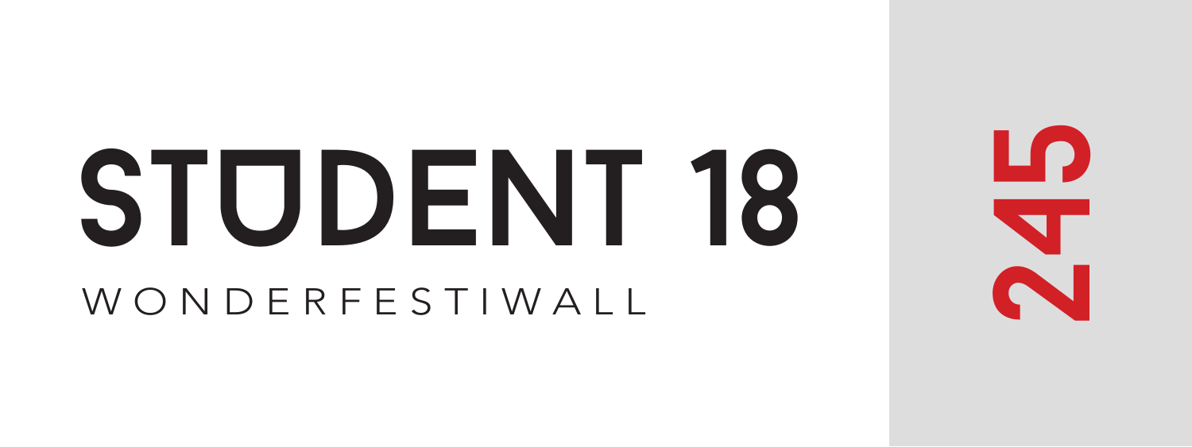# STUDENT 18

WONDERFESTIWALL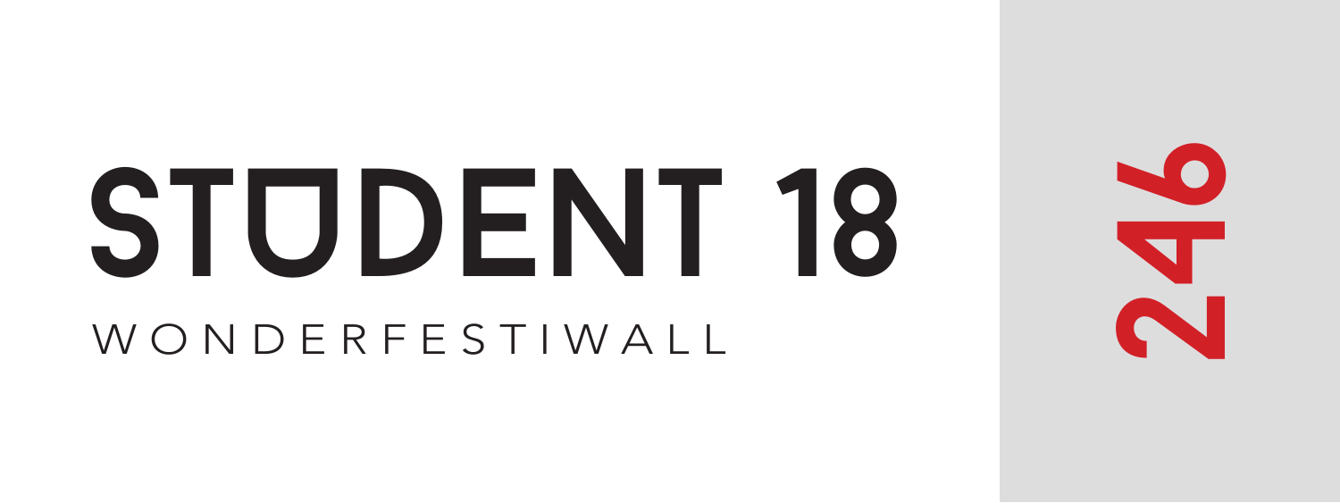# STUDENT 18

WONDERFESTIWALL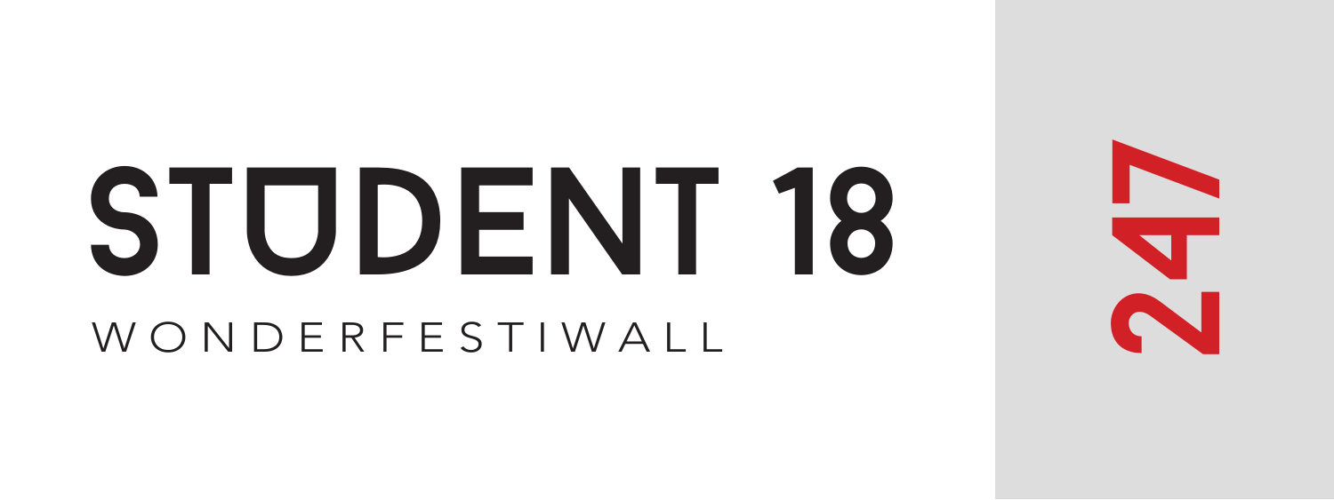# STUDENT 18

WONDERFESTIWALL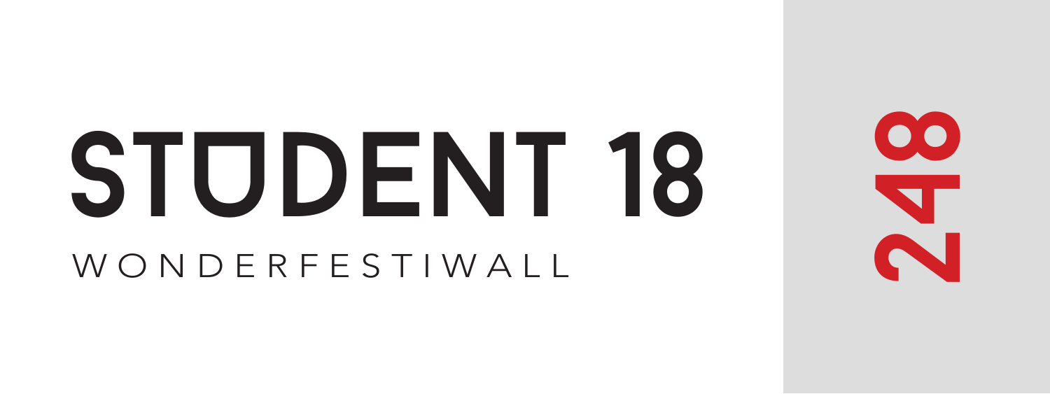# STUDENT 18

WONDERFESTIWALL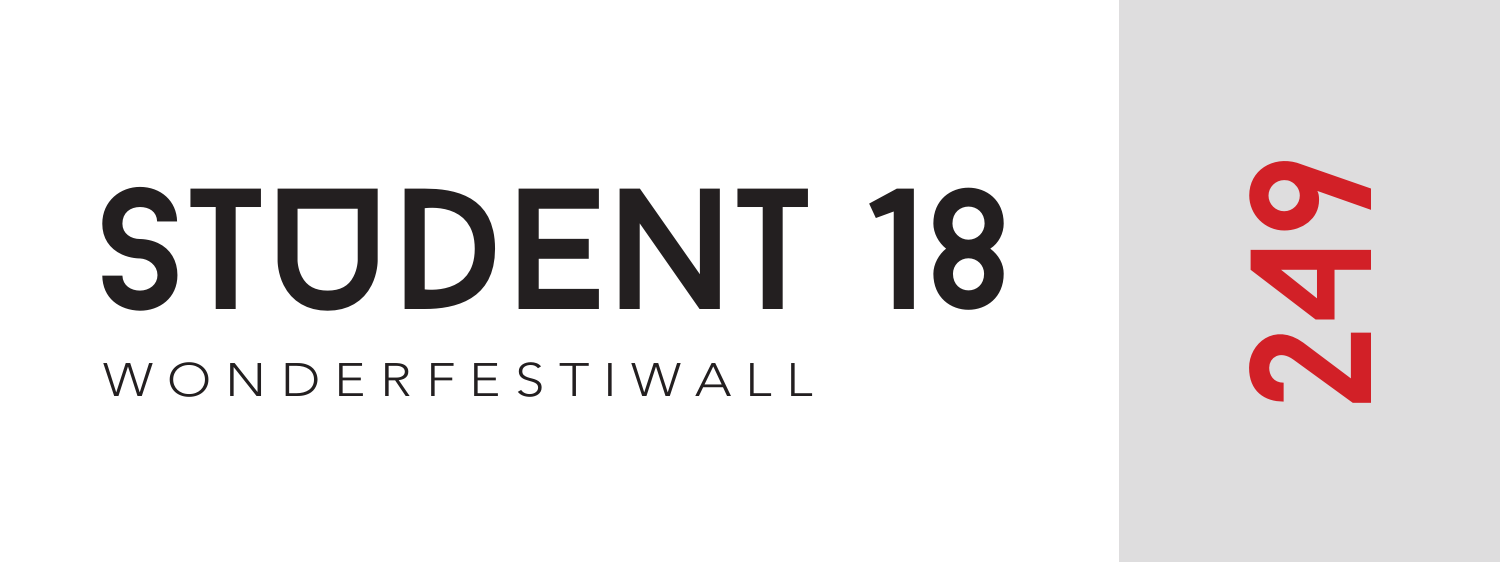# STUDENT 18

WONDERFESTIWALL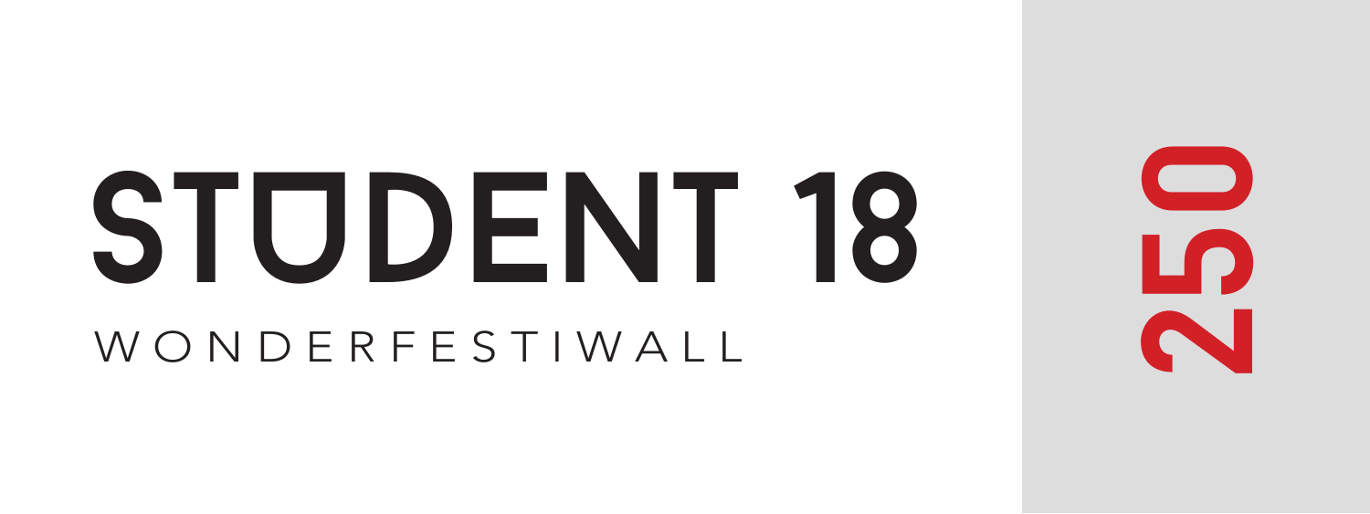# STUDENT 18

WONDERFESTIWALL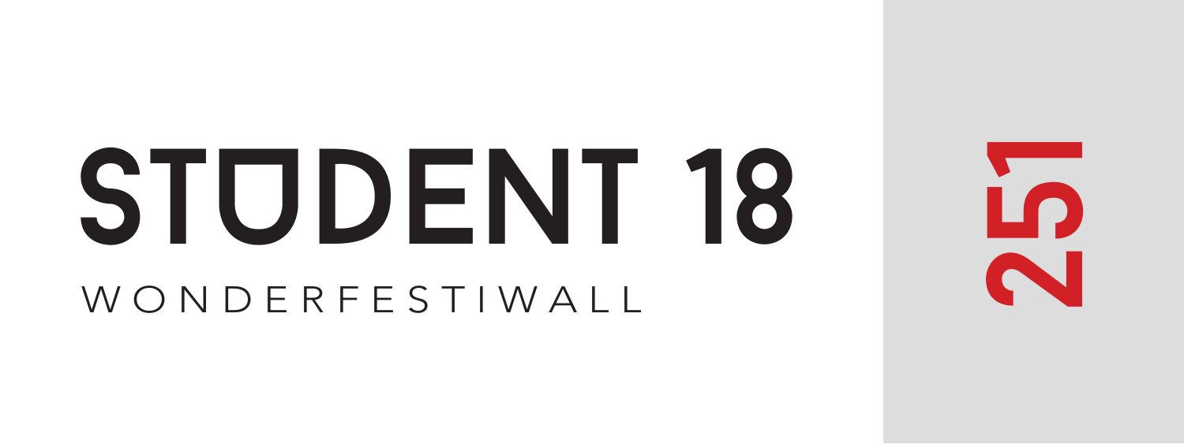# STUDENT 18

WONDERFESTIWALL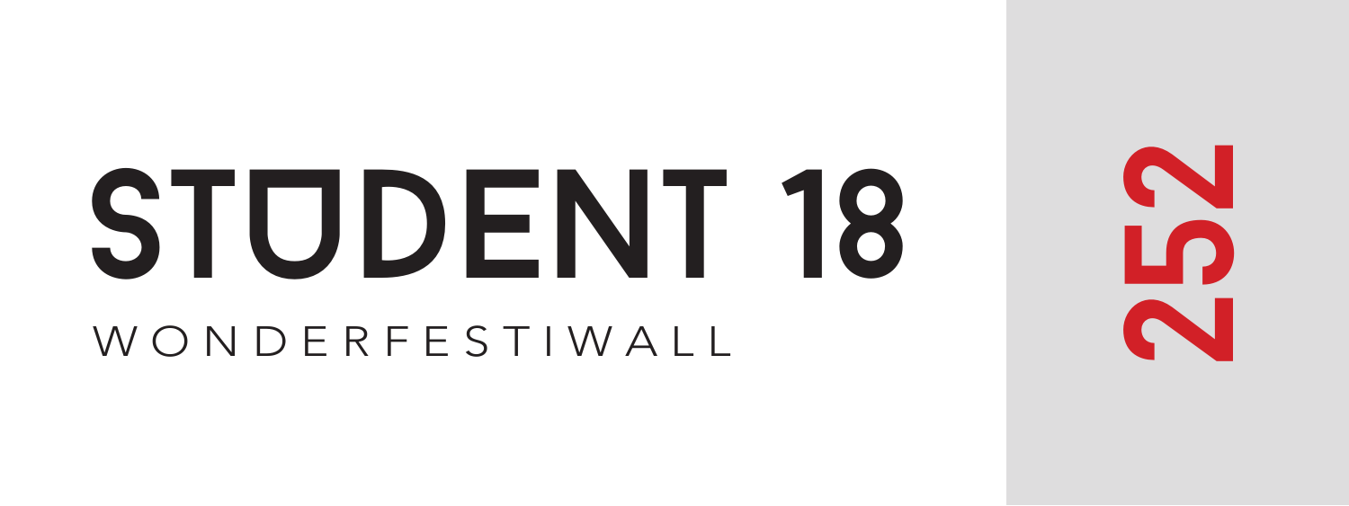# STUDENT 18

WONDERFESTIWALL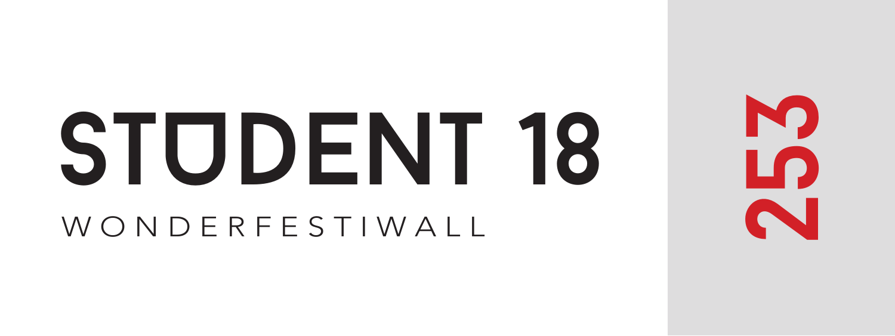# STUDENT 18

WONDERFESTIWALL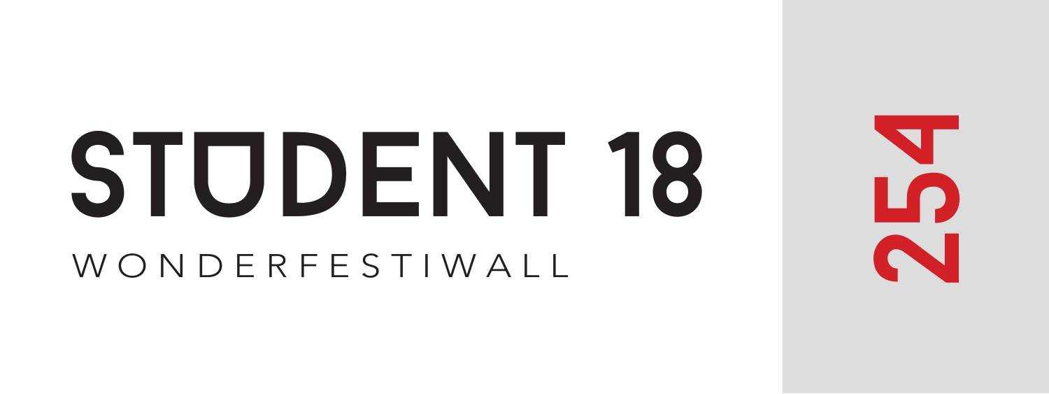# STUDENT 18

WONDERFESTIWALL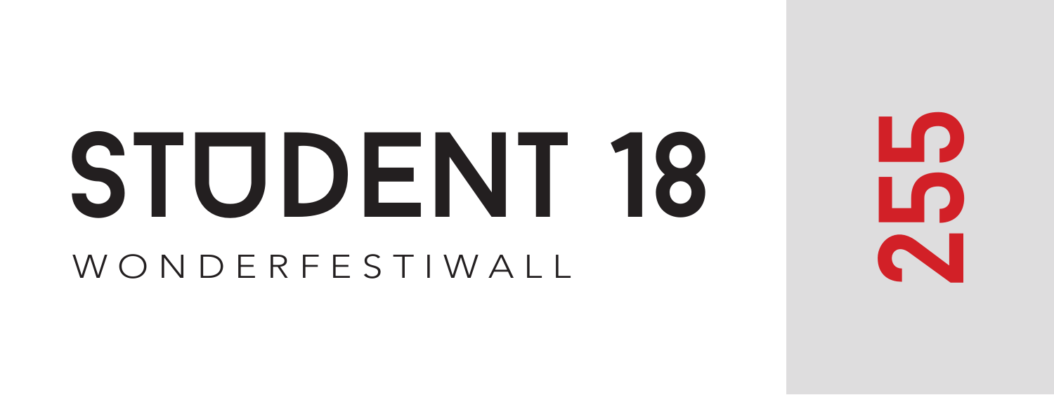# STUDENT 18

WONDERFESTIWALL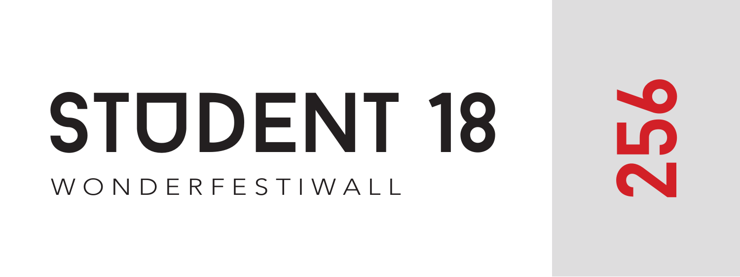# STUDENT 18

WONDERFESTIWALL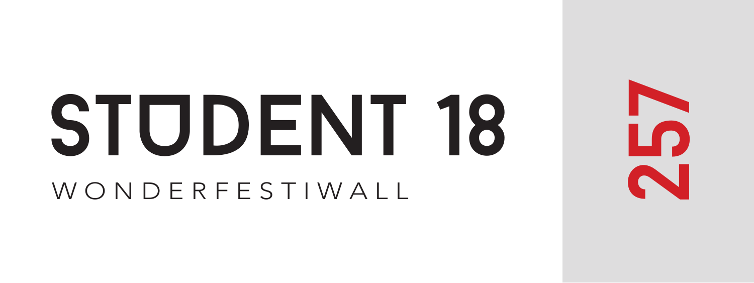# STUDENT 18

WONDERFESTIWALL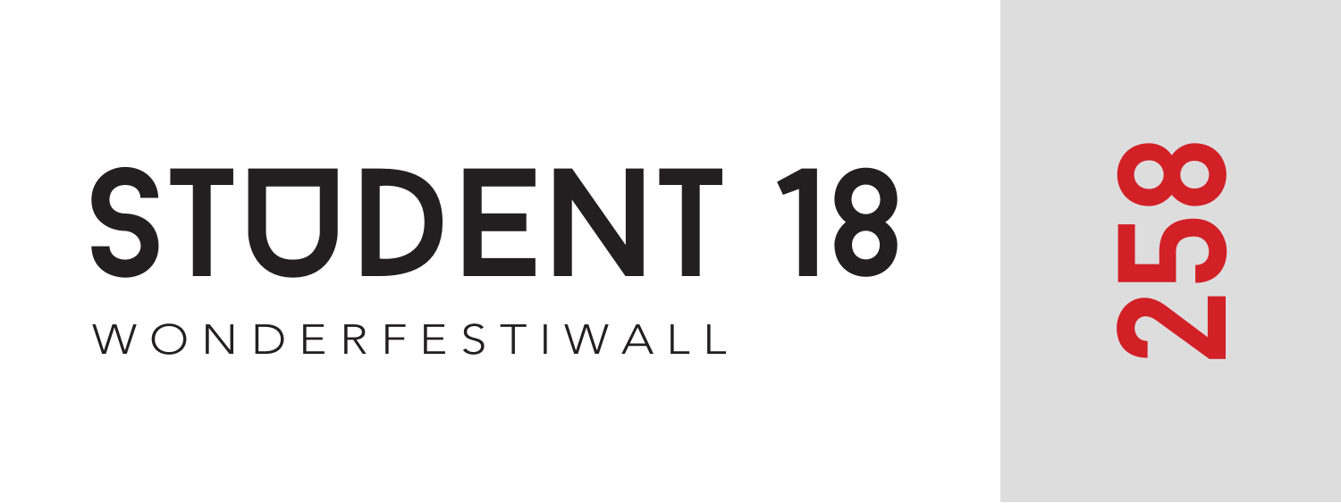# STUDENT 18

WONDERFESTIWALL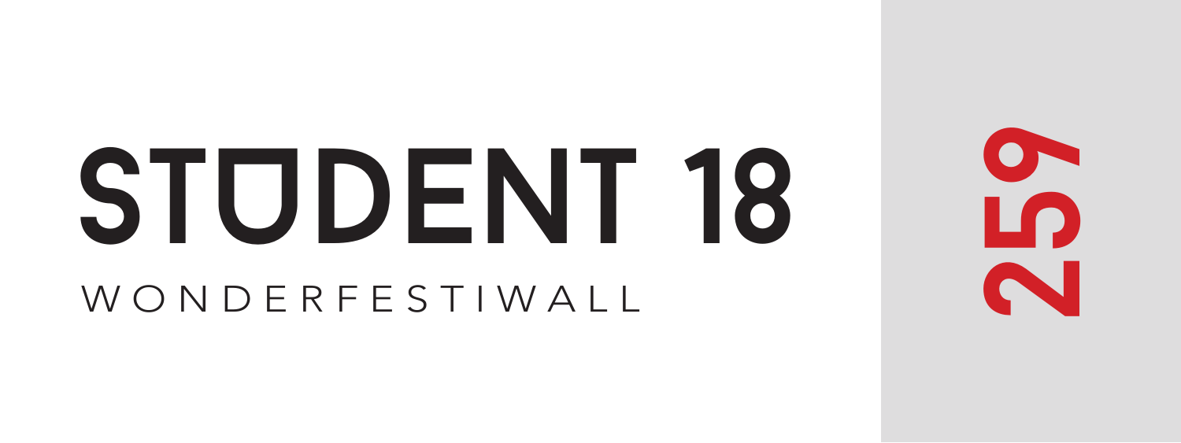# STUDENT 18

WONDERFESTIWALL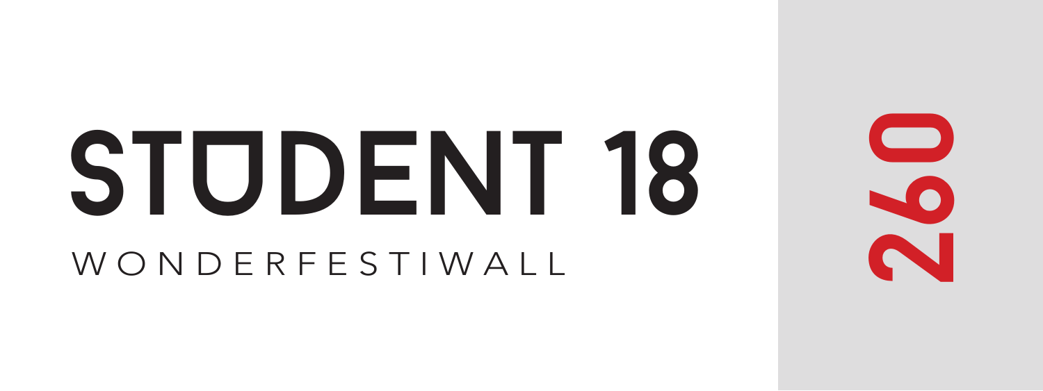# STUDENT 18

WONDERFESTIWALL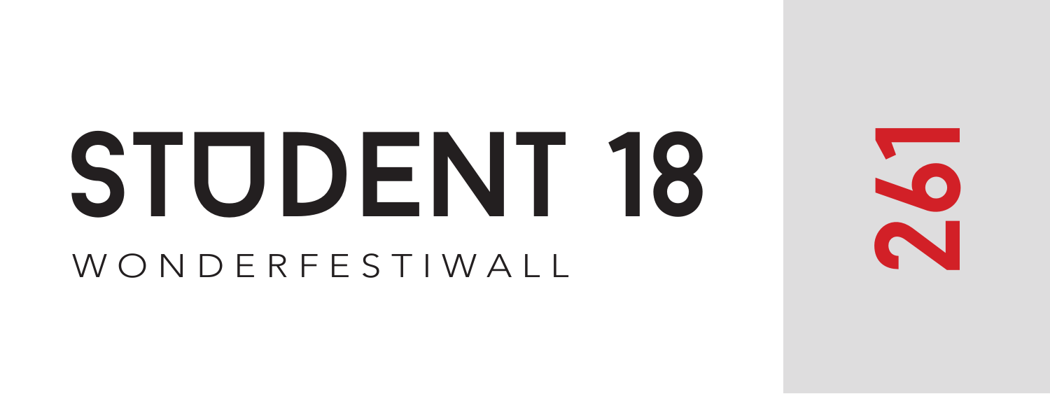# STUDENT 18

WONDERFESTIWALL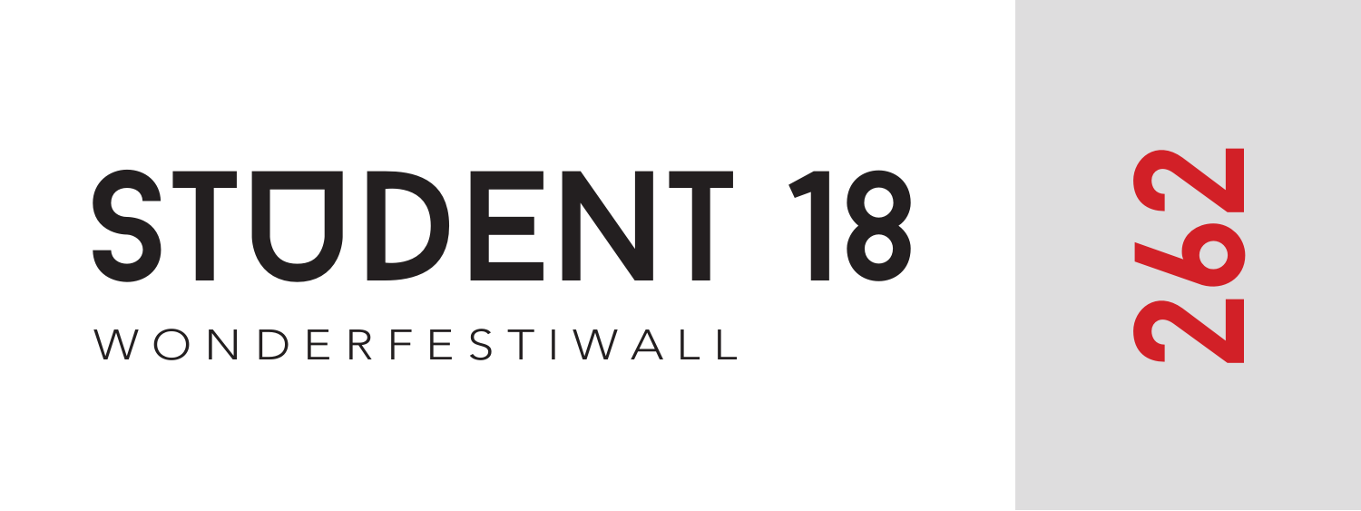# STUDENT 18

WONDERFESTIWALL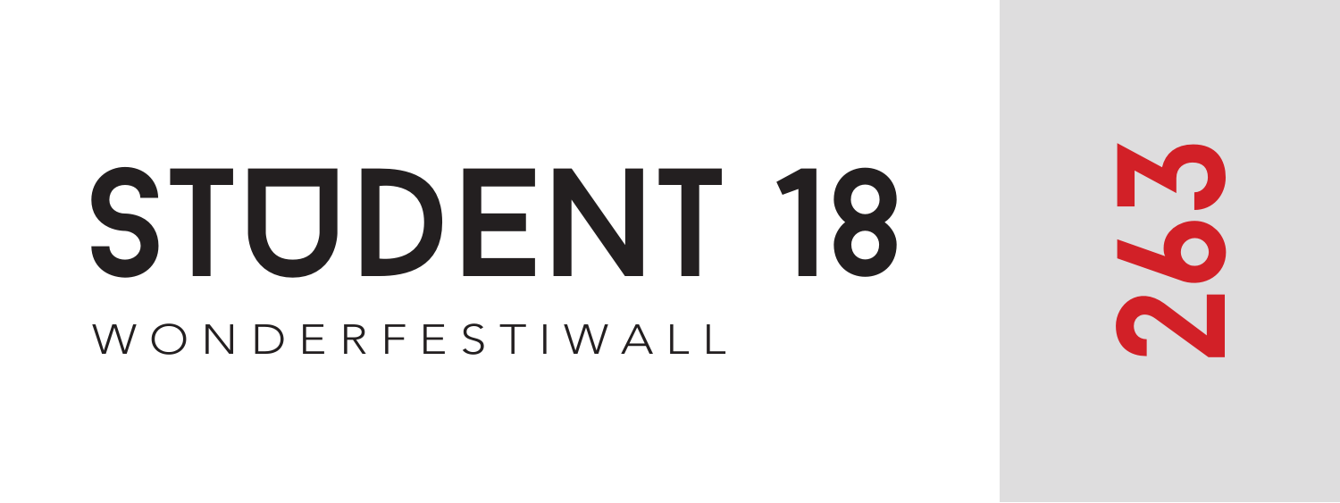# STUDENT 18

WONDERFESTIWALL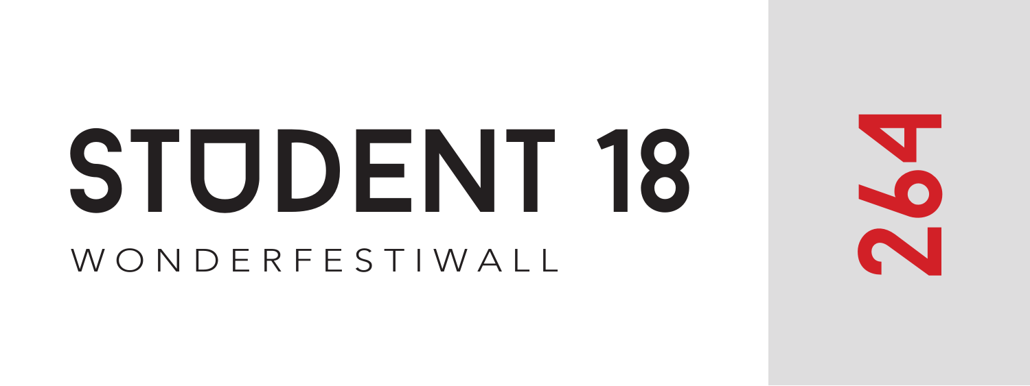# STUDENT 18

WONDERFESTIWALL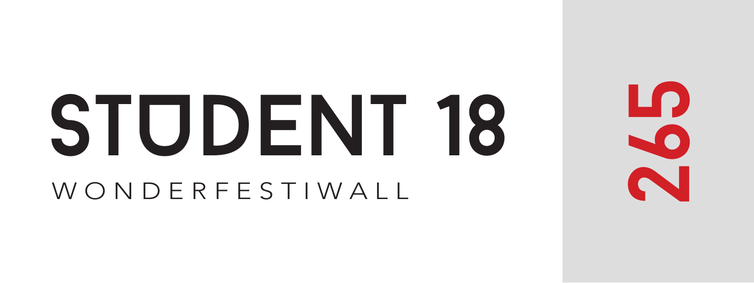# STUDENT 18

WONDERFESTIWALL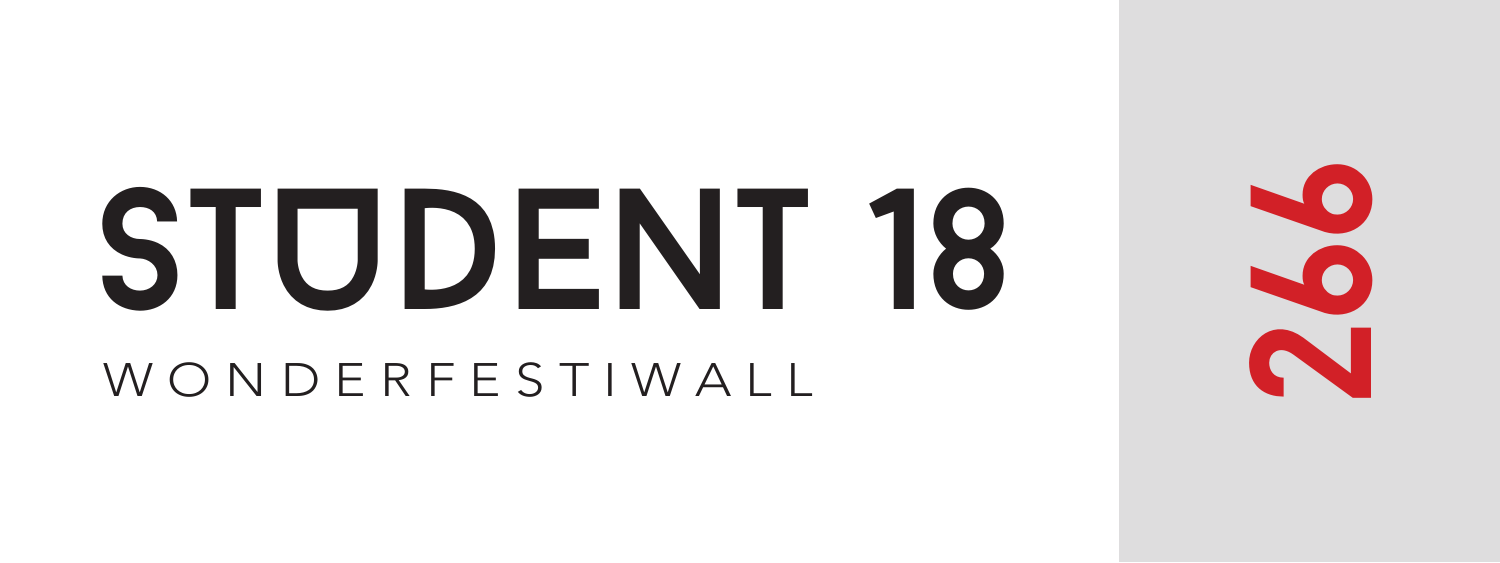# STUDENT 18

WONDERFESTIWALL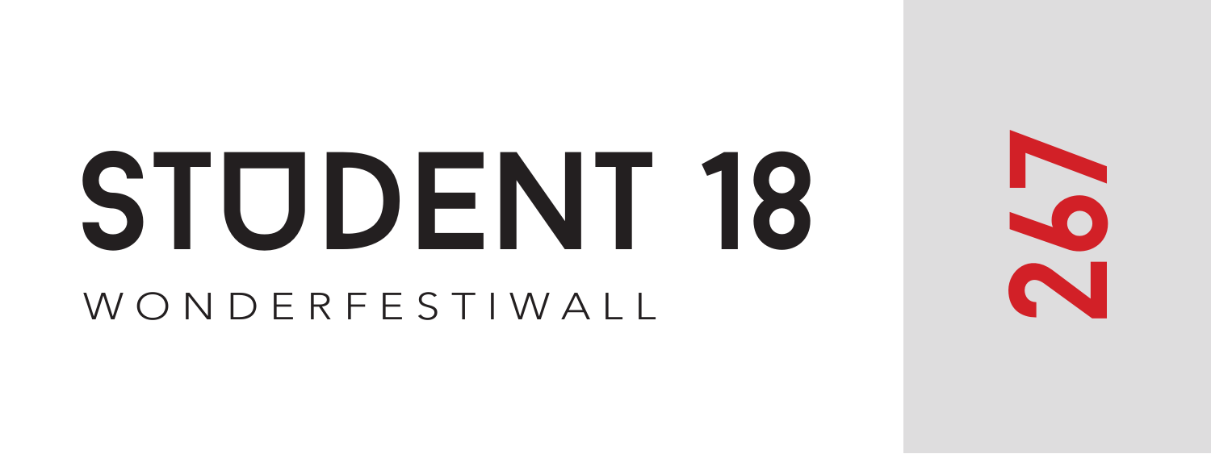# STUDENT 18

WONDERFESTIWALL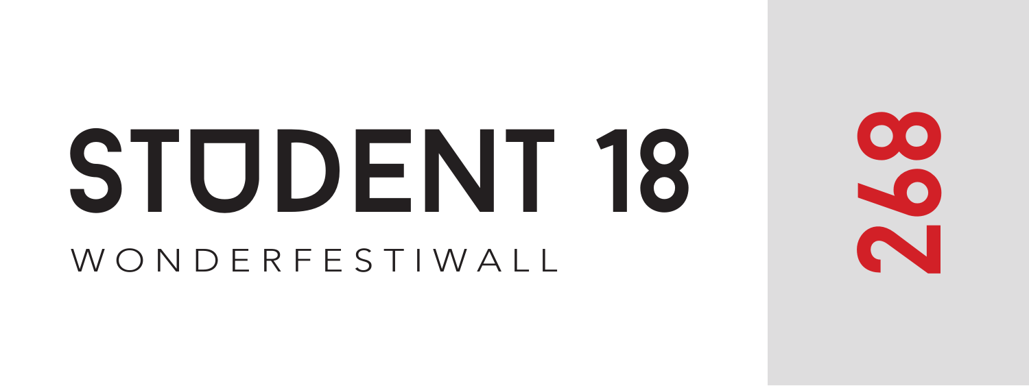# STUDENT 18

WONDERFESTIWALL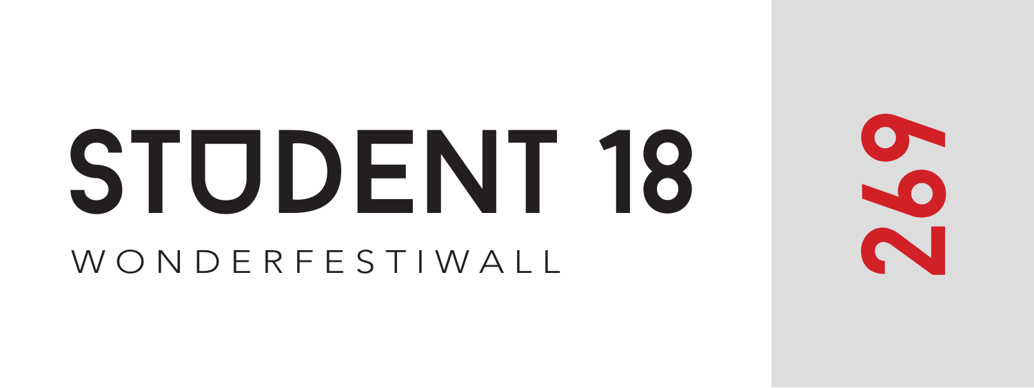# STUDENT 18

WONDERFESTIWALL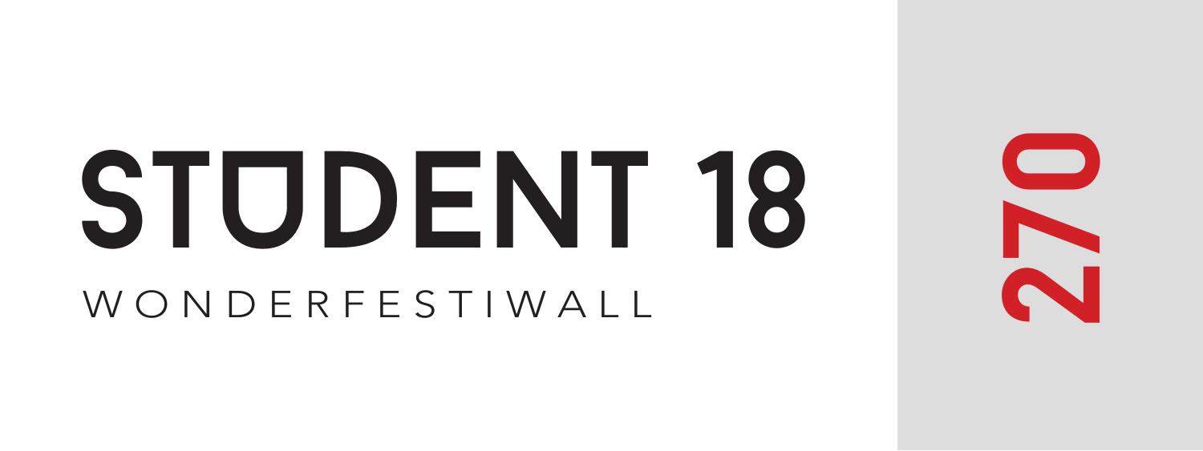# STUDENT 18

WONDERFESTIWALL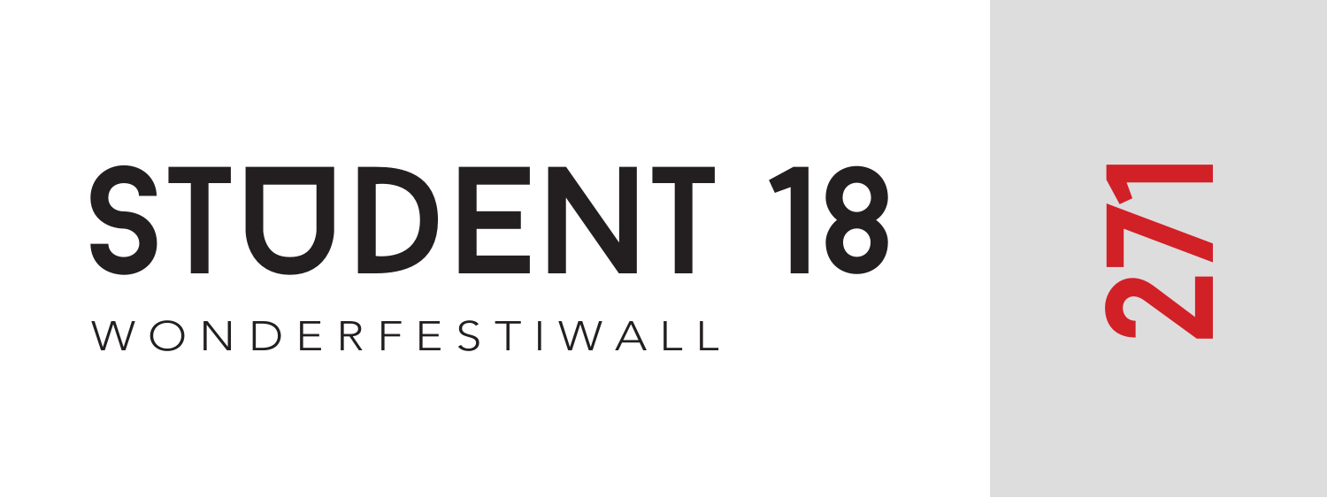# STUDENT 18

WONDERFESTIWALL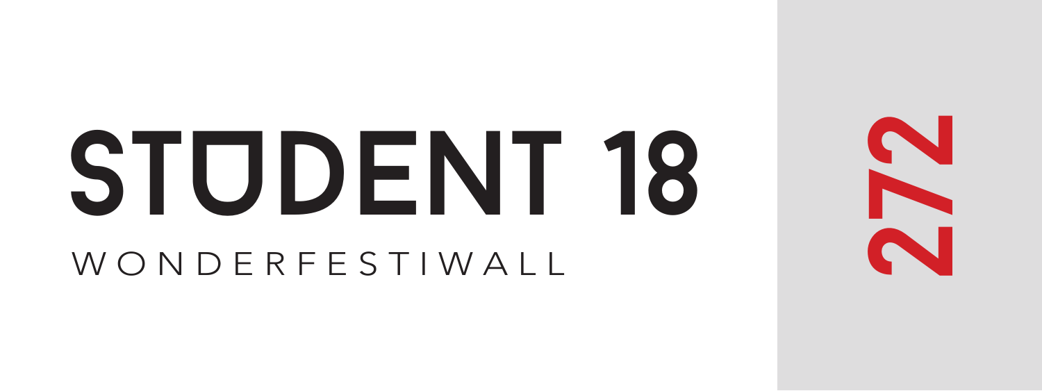# STUDENT 18

WONDERFESTIWALL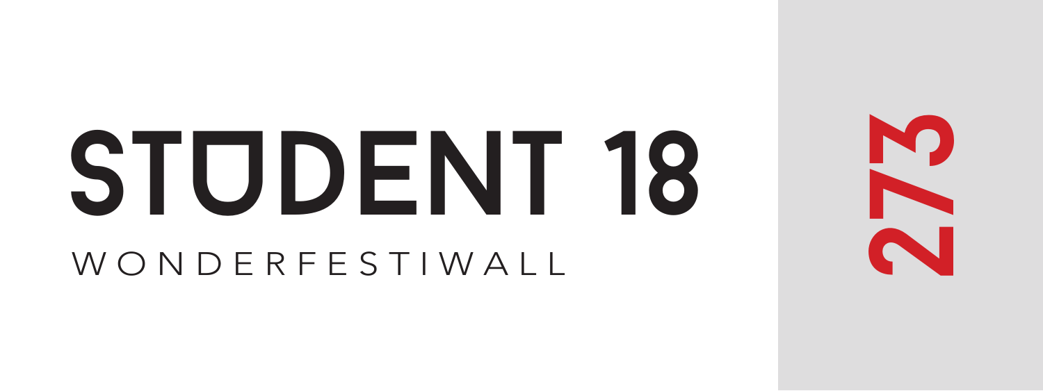# STUDENT 18

WONDERFESTIWALL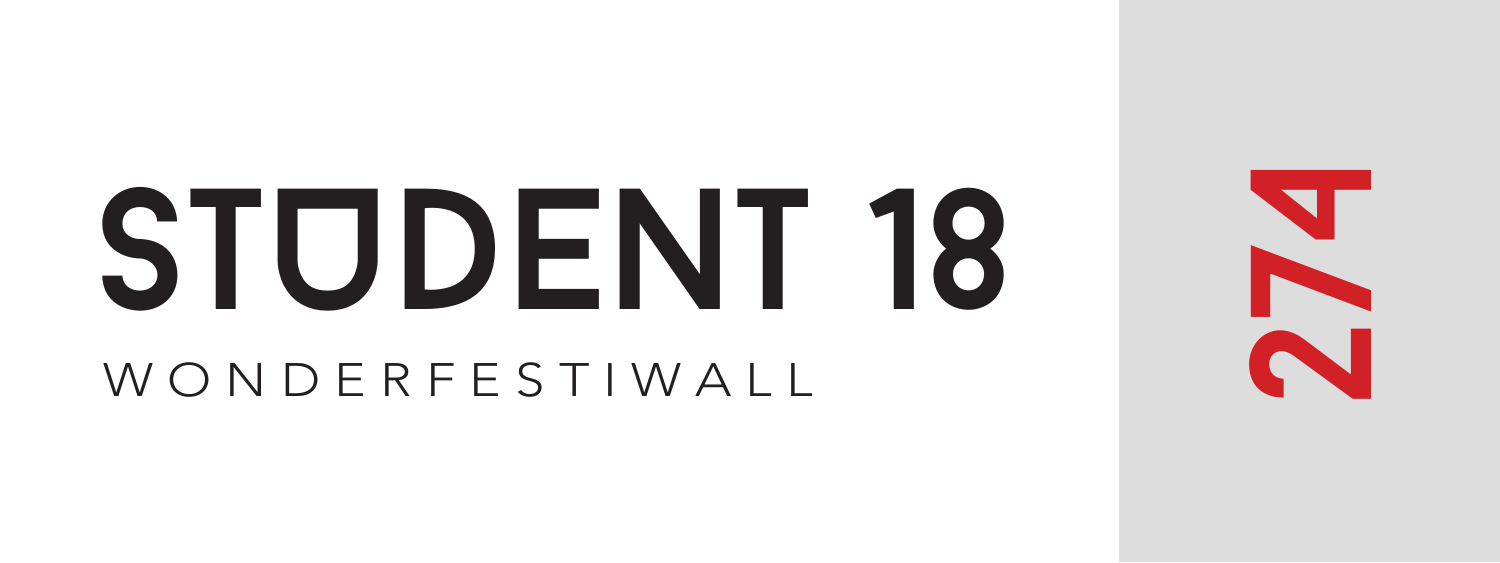# STUDENT 18

WONDERFESTIWALL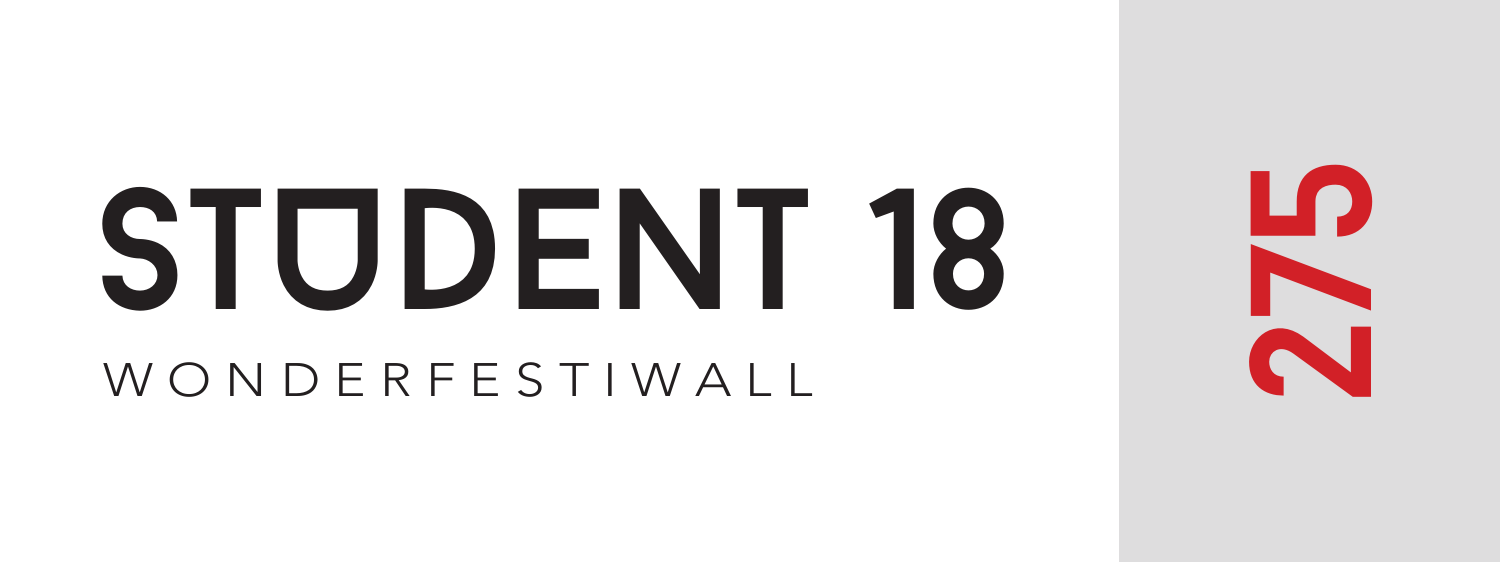# STUDENT 18

WONDERFESTIWALL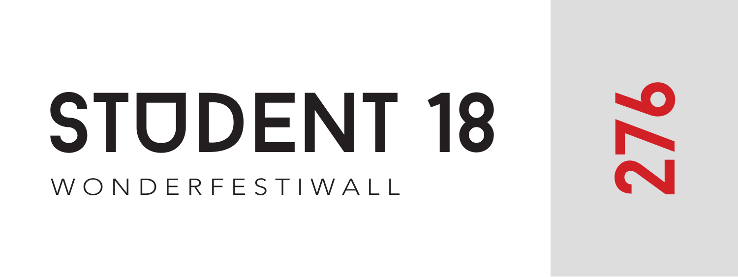# STUDENT 18

WONDERFESTIWALL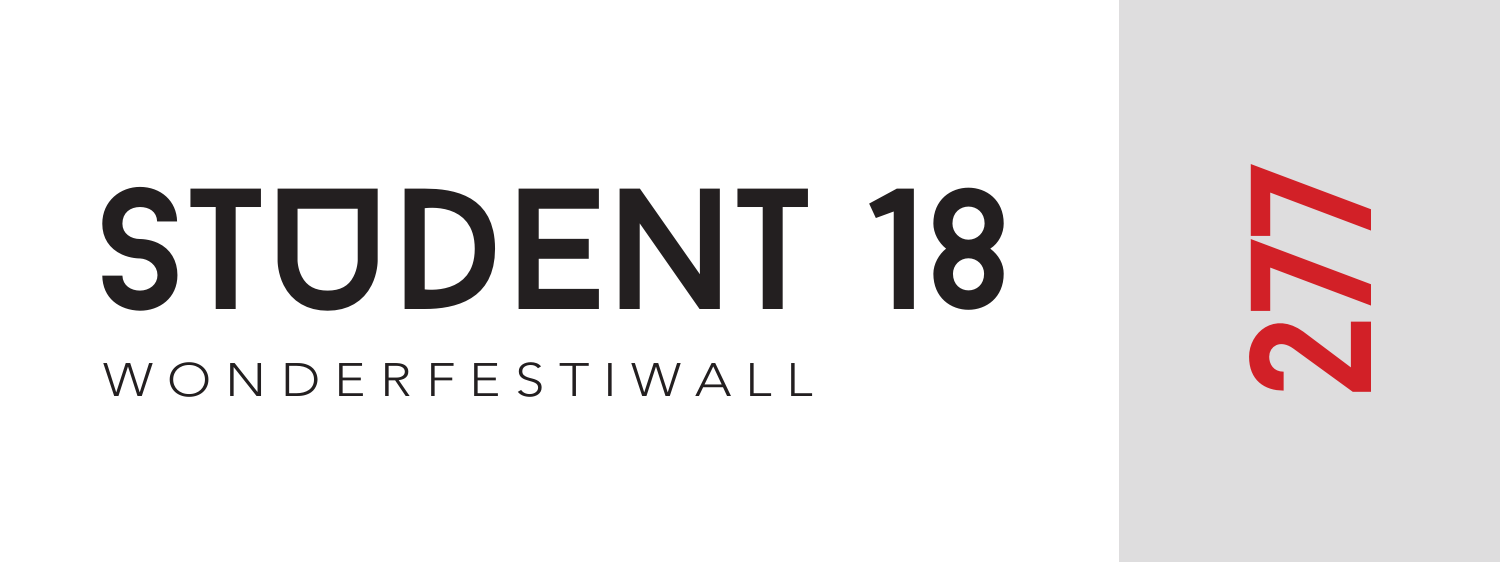# STUDENT 18

WONDERFESTIWALL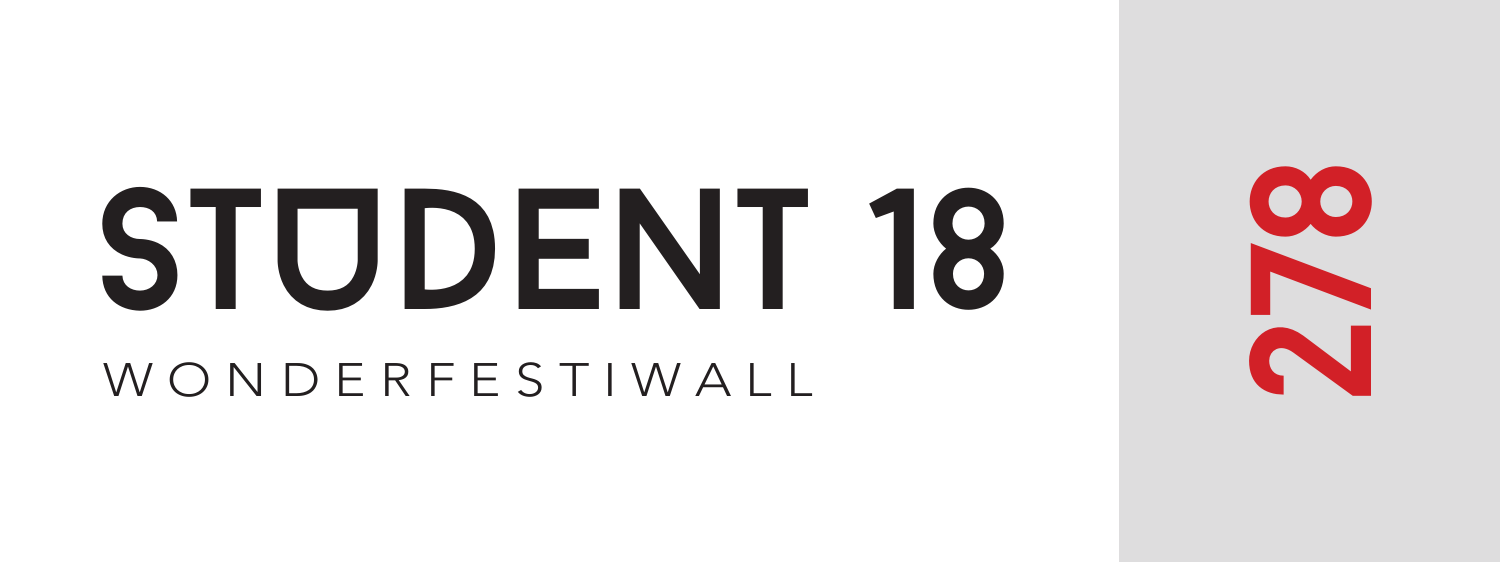# STUDENT 18

WONDERFESTIWALL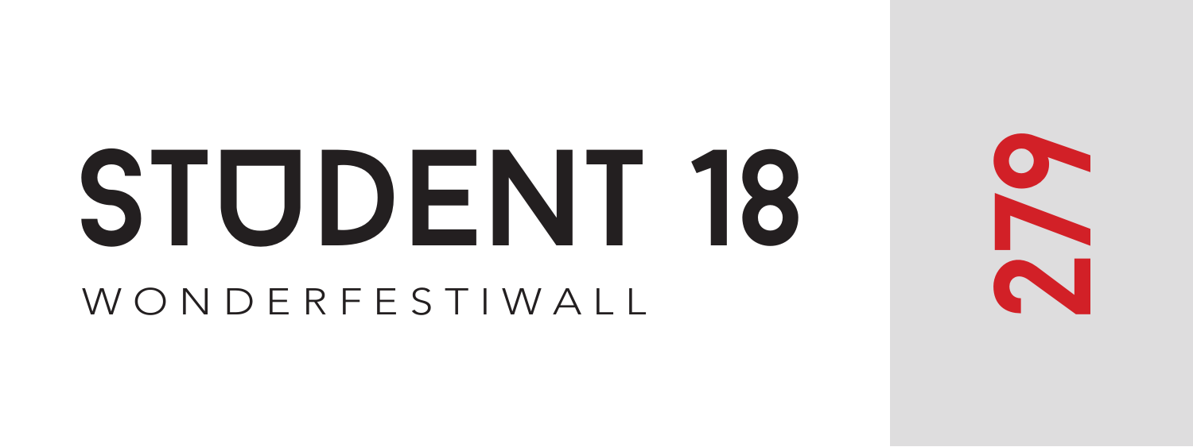# STUDENT 18

WONDERFESTIWALL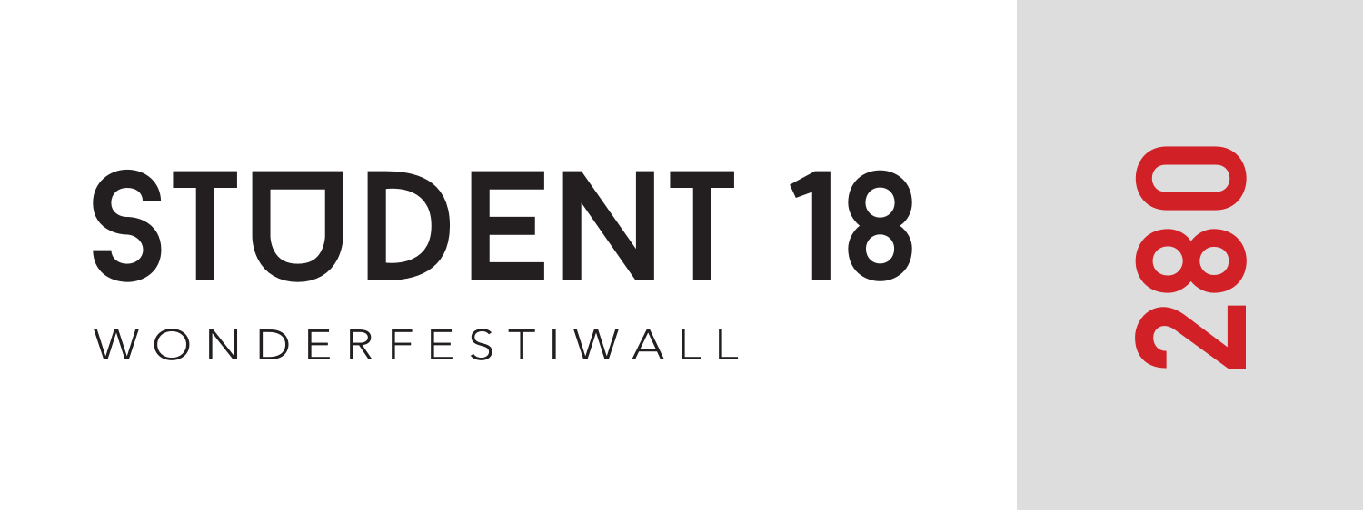# STUDENT 18

WONDERFESTIWALL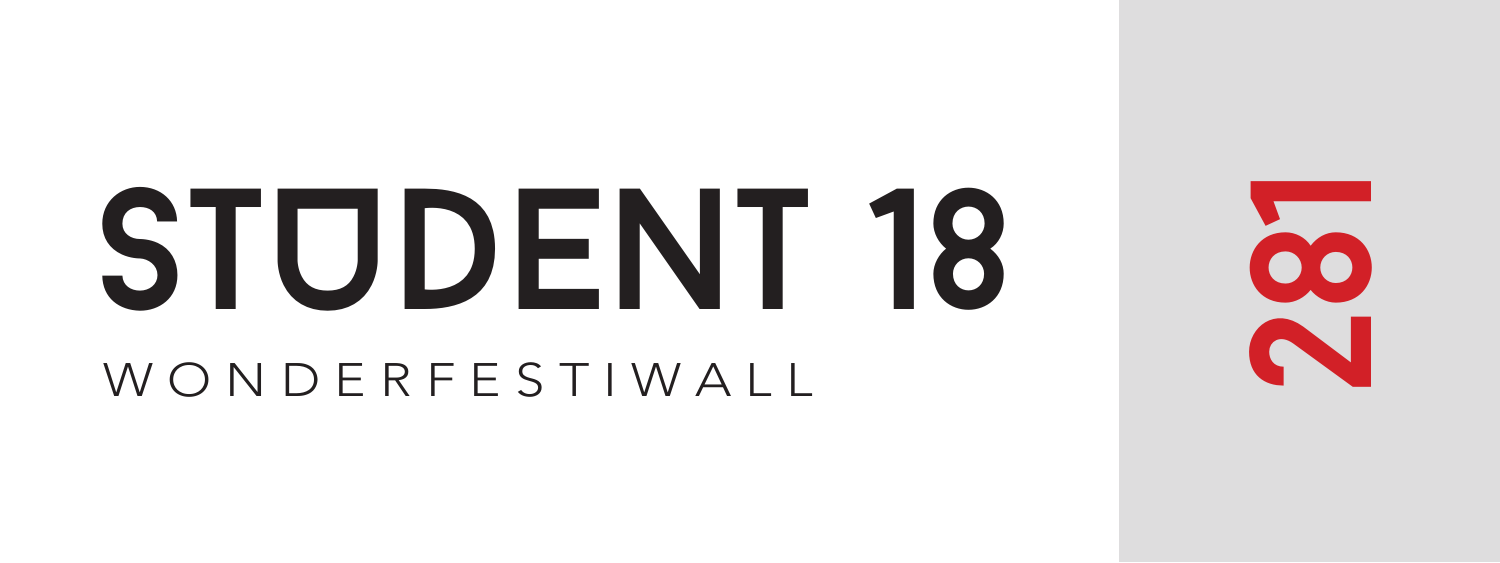# STUDENT 18

WONDERFESTIWALL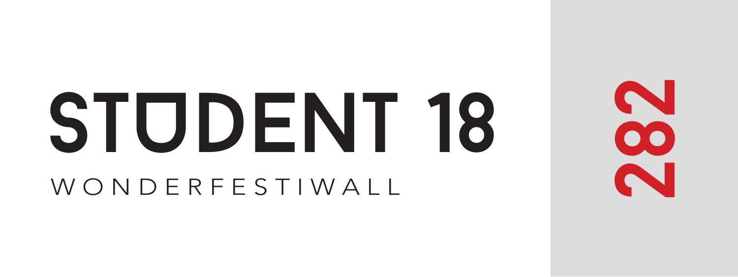# STUDENT 18

WONDERFESTIWALL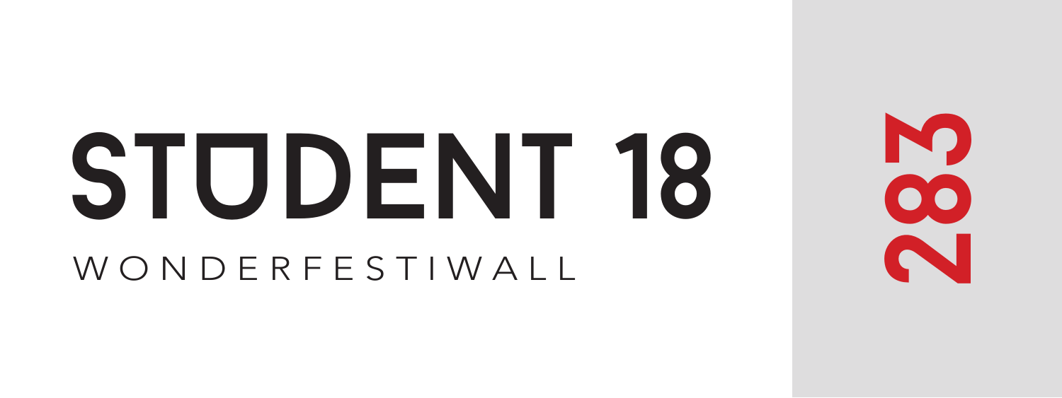# STUDENT 18

WONDERFESTIWALL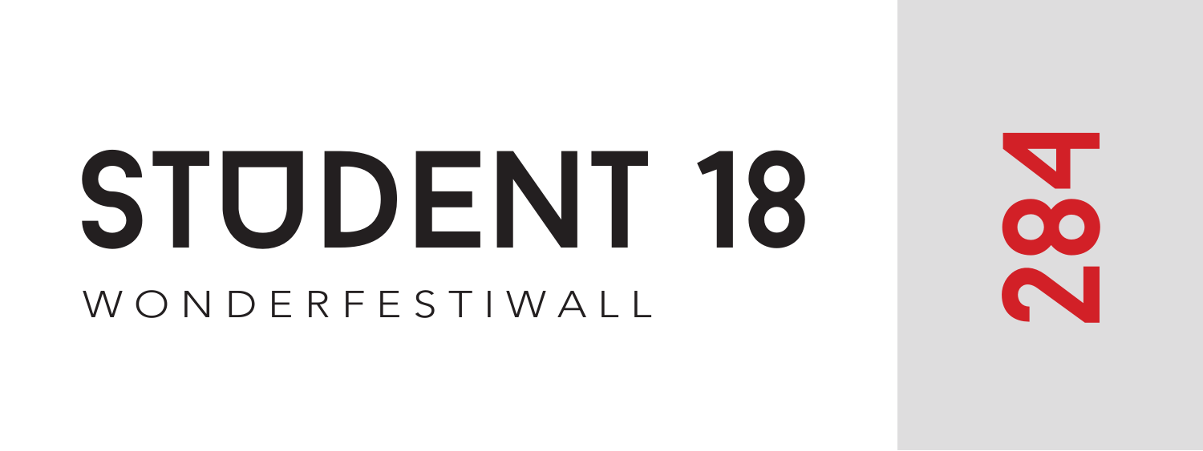# STUDENT 18

WONDERFESTIWALL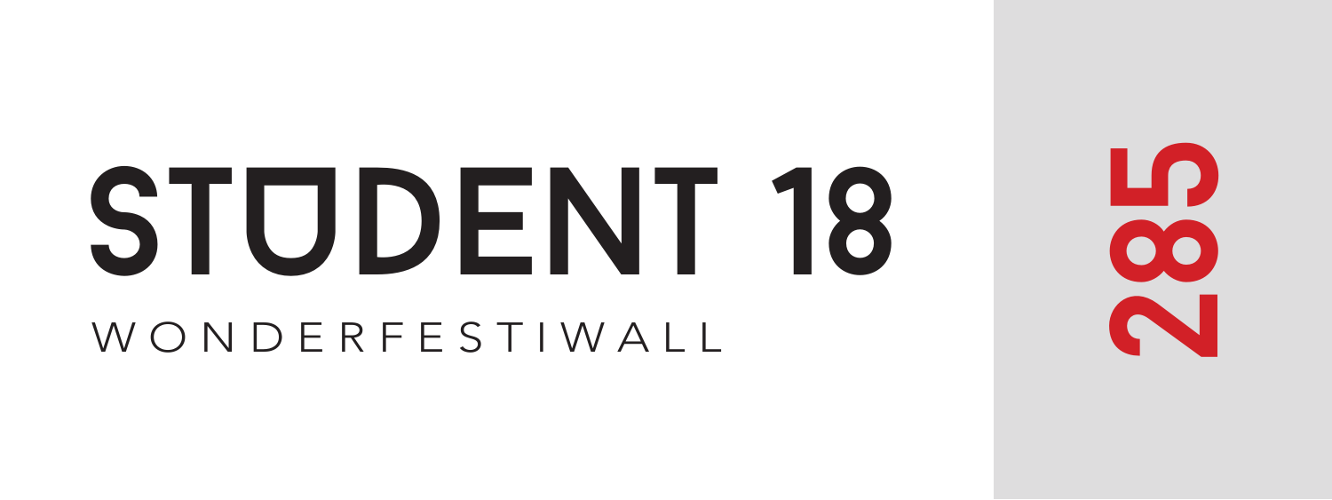# STUDENT 18

WONDERFESTIWALL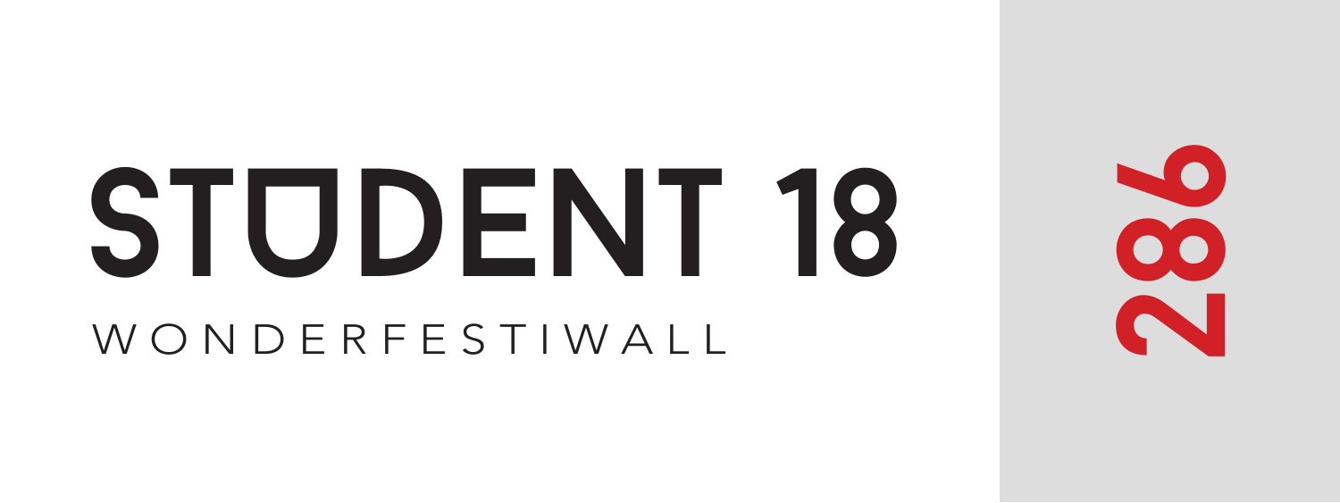# STUDENT 18

WONDERFESTIWALL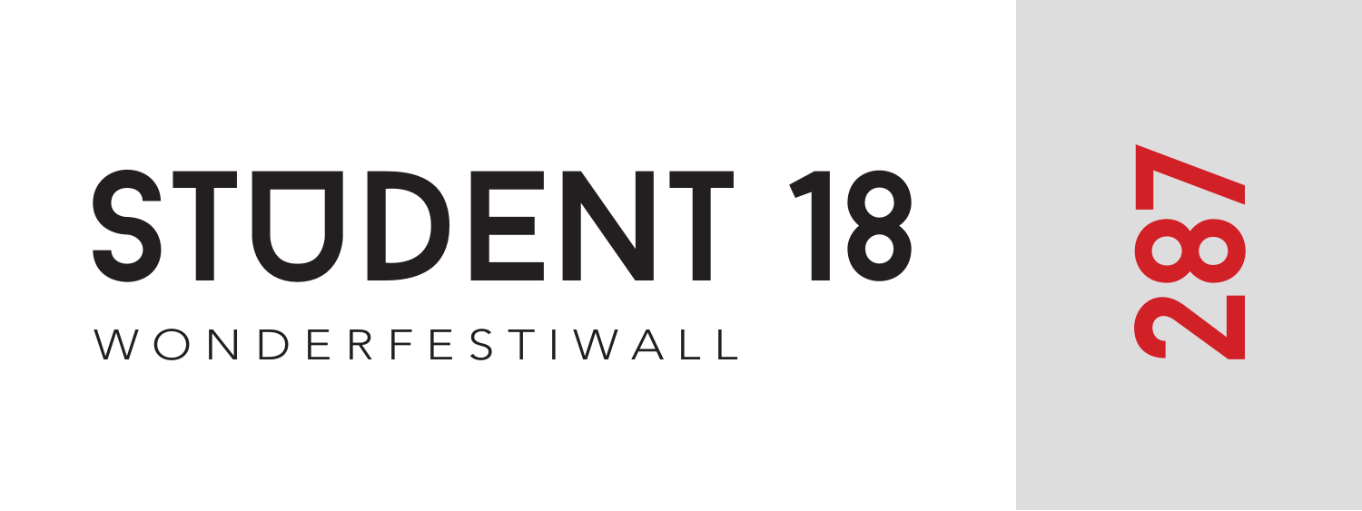# STUDENT 18

WONDERFESTIWALL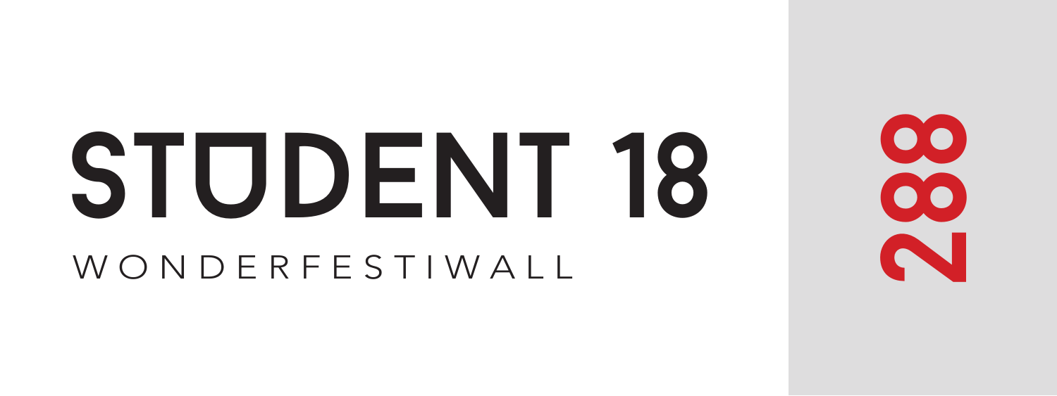# STUDENT 18

WONDERFESTIWALL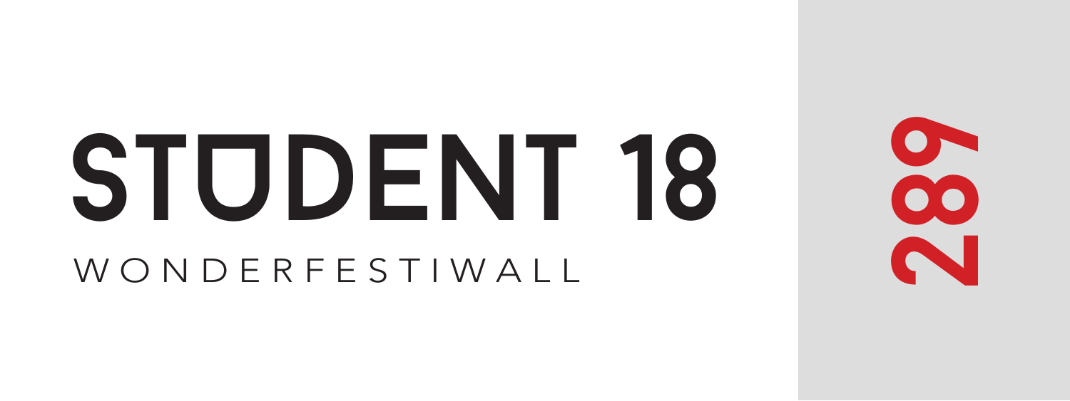# STUDENT 18

WONDERFESTIWALL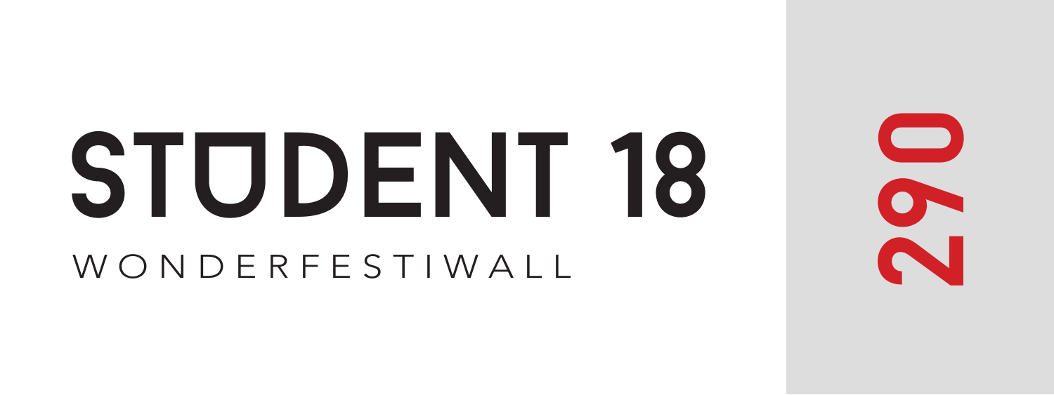# STUDENT 18

WONDERFESTIWALL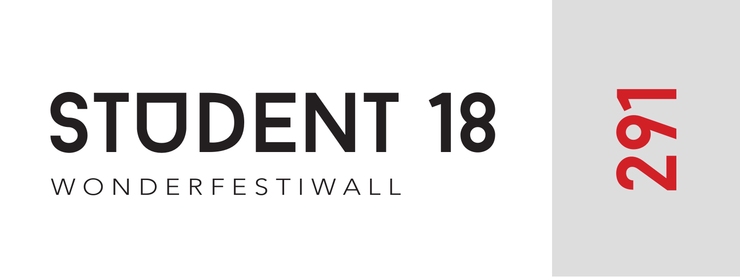# STUDENT 18

WONDERFESTIWALL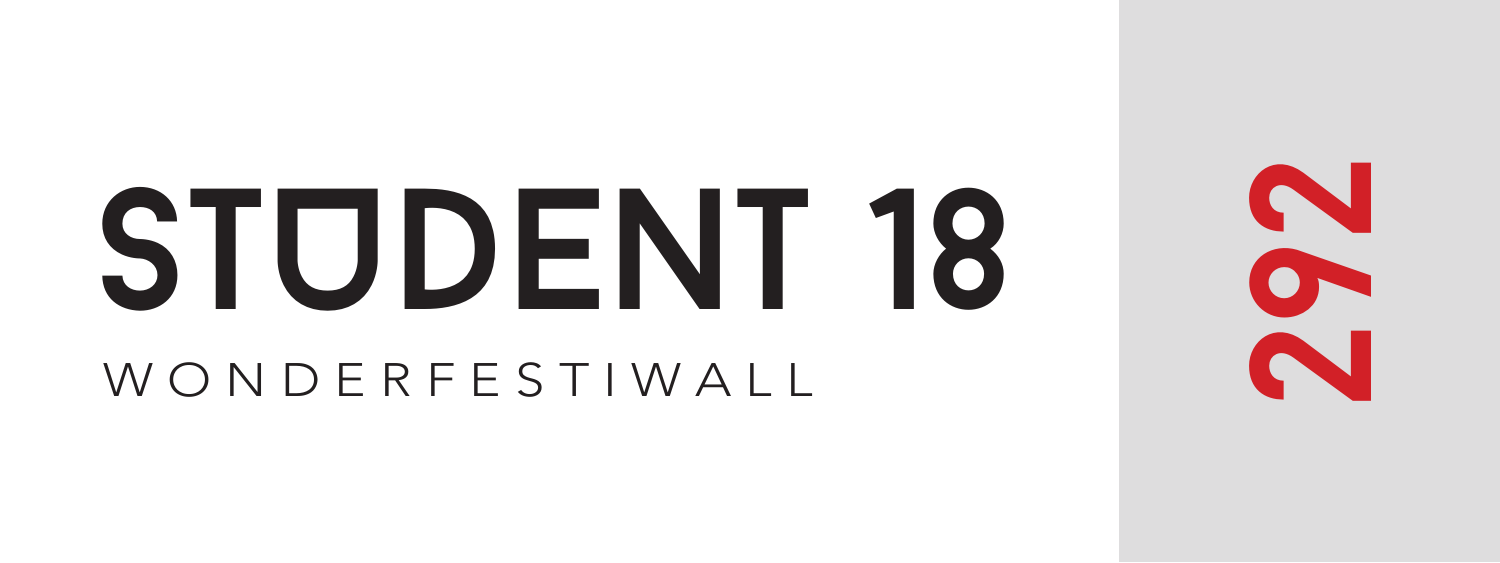# STUDENT 18

WONDERFESTIWALL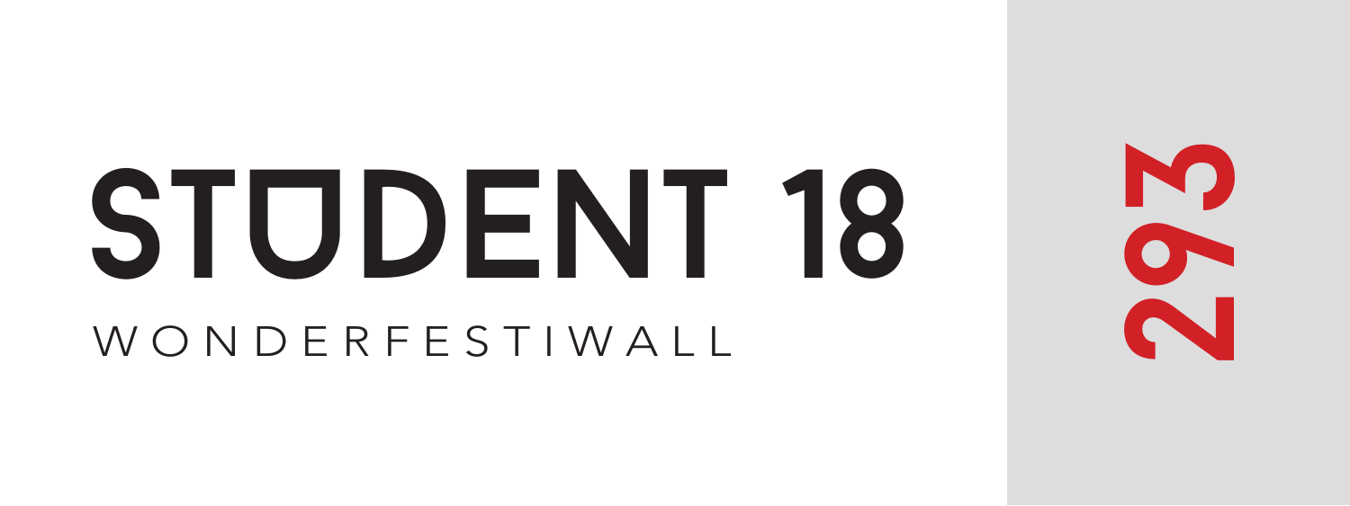# STUDENT 18

WONDERFESTIWALL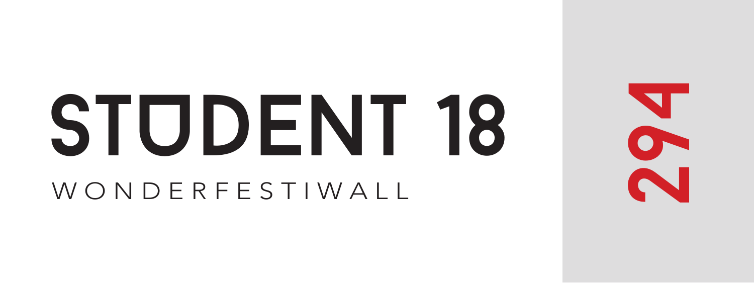# STUDENT 18

WONDERFESTIWALL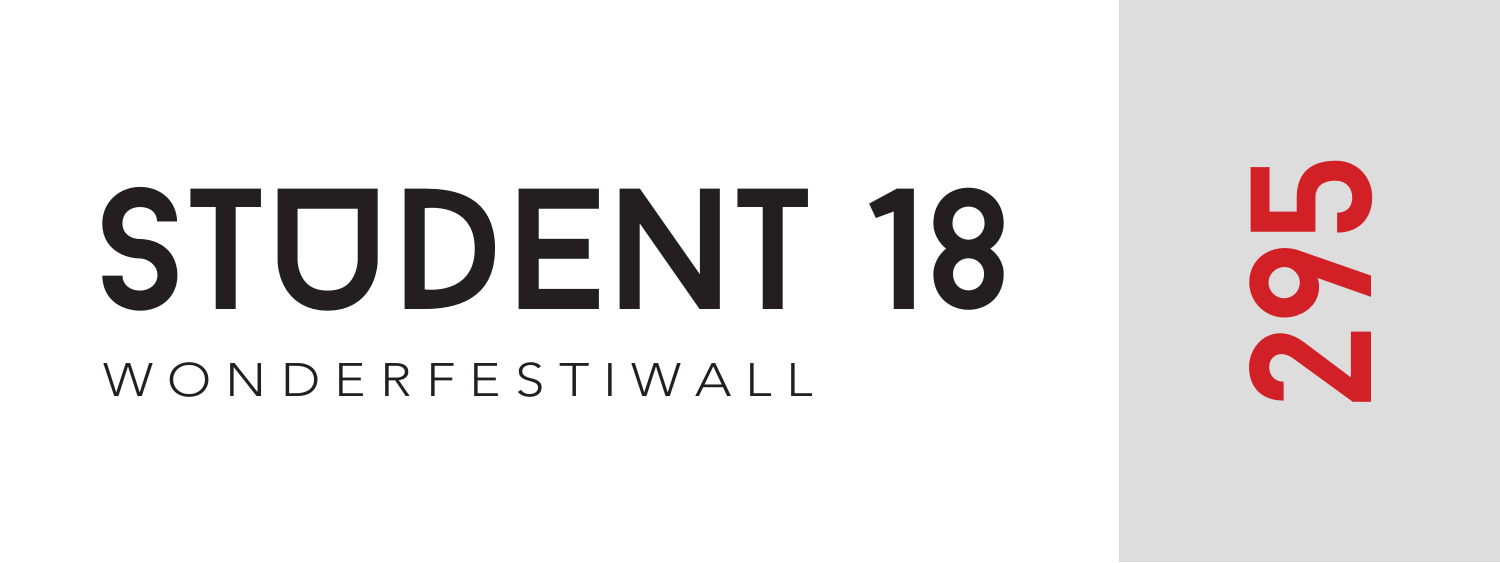# STUDENT 18

WONDERFESTIWALL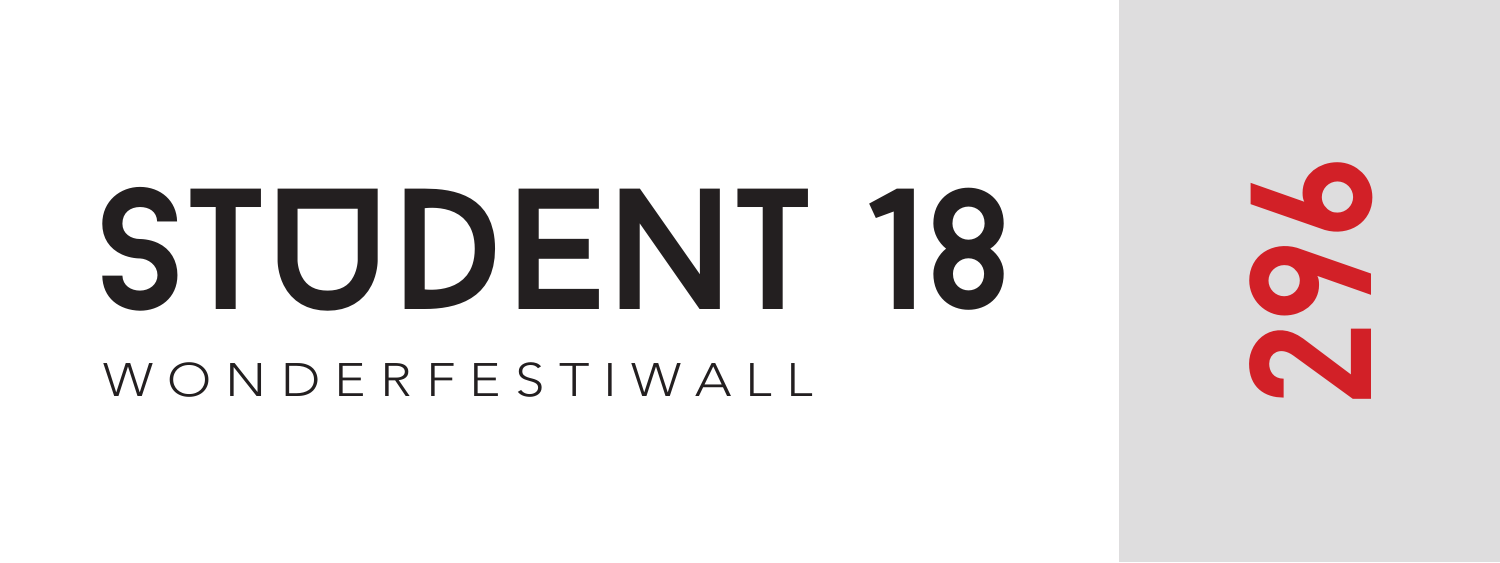# STUDENT 18

WONDERFESTIWALL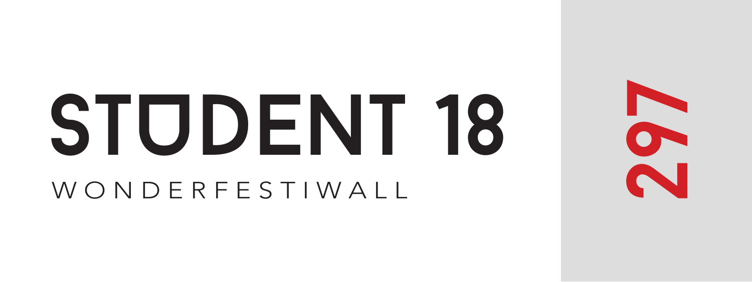# STUDENT 18

WONDERFESTIWALL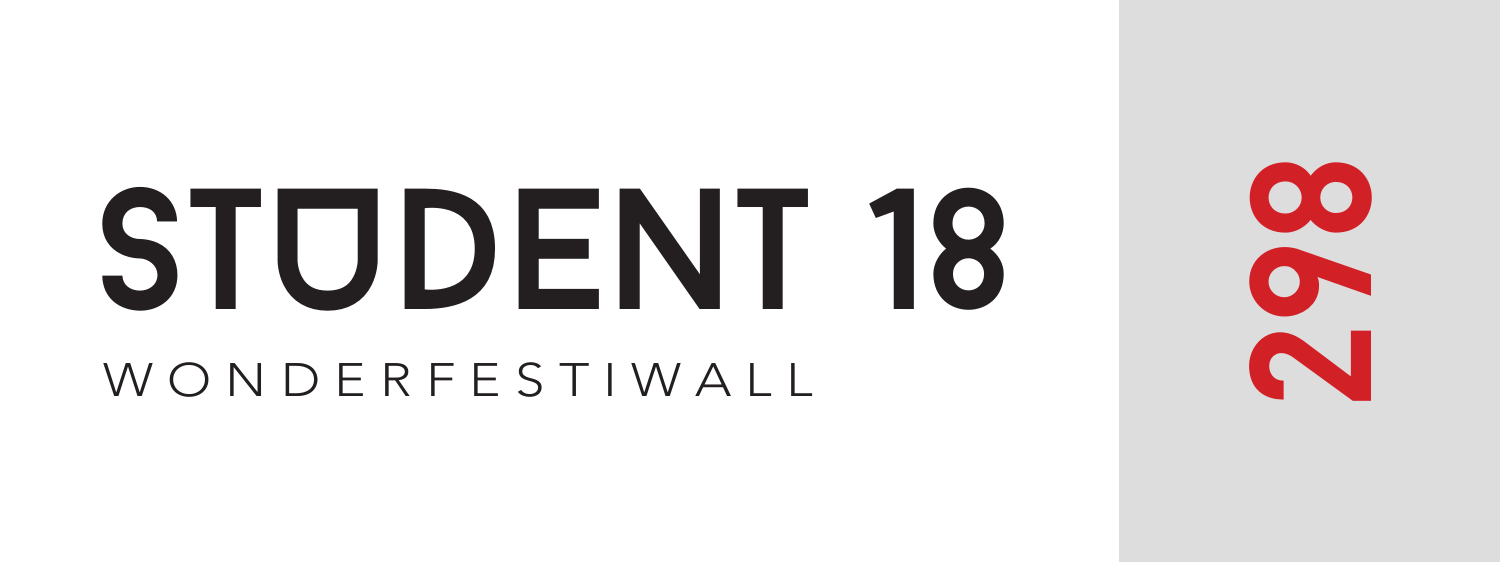# STUDENT 18

WONDERFESTIWALL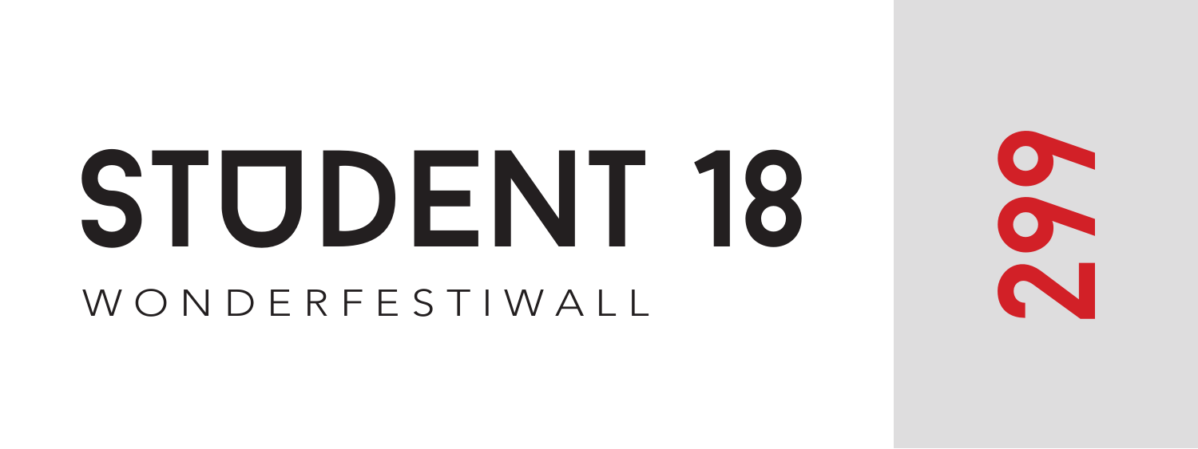# STUDENT 18

WONDERFESTIWALL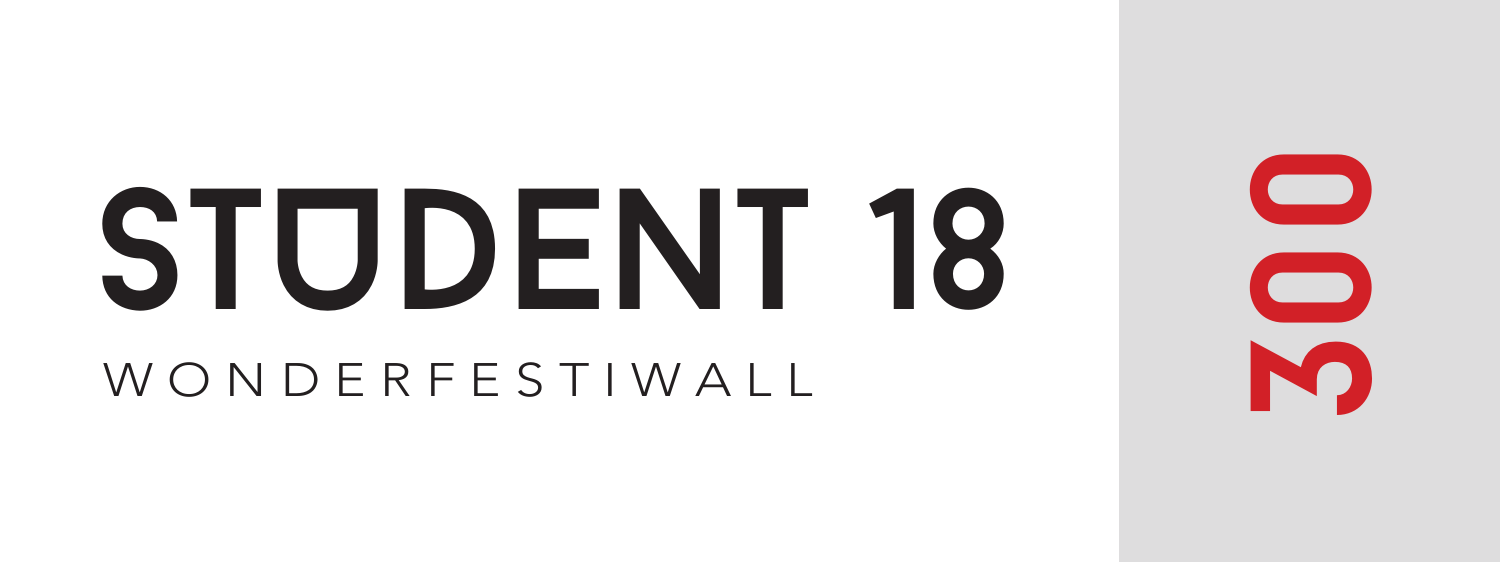# STUDENT 18

WONDERFESTIWALL